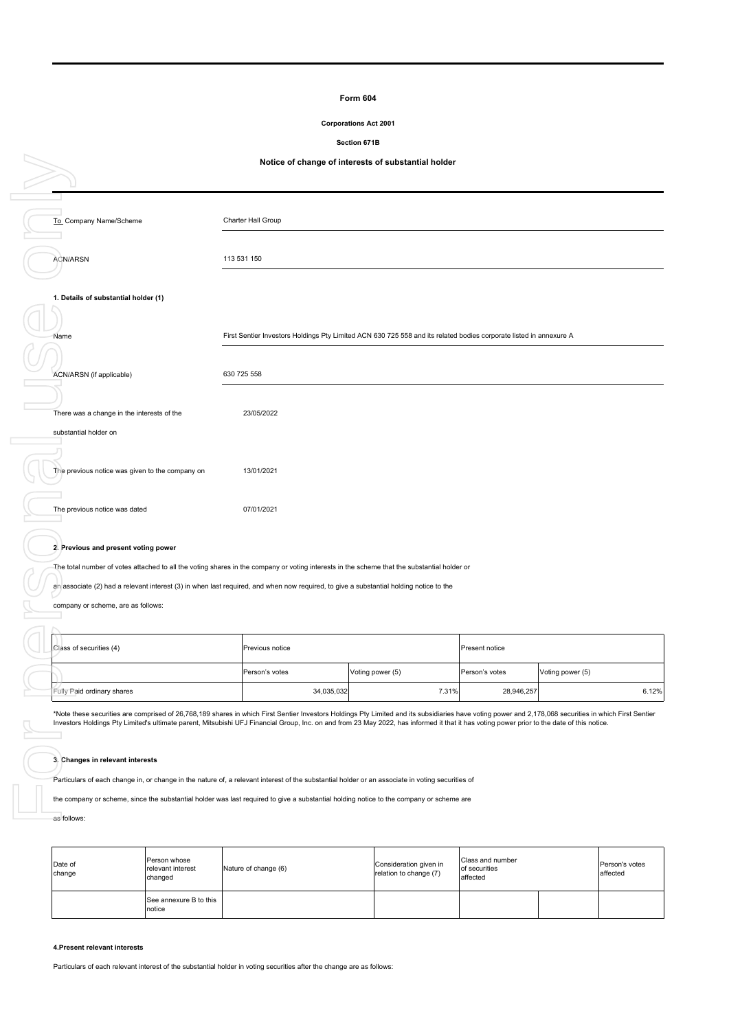# Form 604

**Corporations Act 2001**

**Section 671B**

**Notice of change of interests of substantial holder**

| | |
|---|---|
| To Company Name/Scheme | Charter Hall Group |
| ACN/ARSN | 113 531 150 |

**1. Details of substantial holder (1)**

| | |
|---|---|
| Name | First Sentier Investors Holdings Pty Limited ACN 630 725 558 and its related bodies corporate listed in annexure A |
| ACN/ARSN (if applicable) | 630 725 558 |

There was a change in the interests of the substantial holder on 23/05/2022

The previous notice was given to the company on 13/01/2021

The previous notice was dated 07/01/2021

**2. Previous and present voting power**

The total number of votes attached to all the voting shares in the company or voting interests in the scheme that the substantial holder or an associate (2) had a relevant interest (3) in when last required, and when now required, to give a substantial holding notice to the company or scheme, are as follows:

| Class of securities (4) | Previous notice | | Present notice | |
|---|---|---|---|---|
| | Person's votes | Voting power (5) | Person's votes | Voting power (5) |
| Fully Paid ordinary shares | 34,035,032 | 7.31% | 28,946,257 | 6.12% |

*Note these securities are comprised of 26,768,189 shares in which First Sentier Investors Holdings Pty Limited and its subsidiaries have voting power and 2,178,068 securities in which First Sentier Investors Holdings Pty Limited's ultimate parent, Mitsubishi UFJ Financial Group, Inc. on and from 23 May 2022, has informed it that it has voting power prior to the date of this notice.

**3. Changes in relevant interests**

Particulars of each change in, or change in the nature of, a relevant interest of the substantial holder or an associate in voting securities of the company or scheme, since the substantial holder was last required to give a substantial holding notice to the company or scheme are as follows:

| Date of change | Person whose relevant interest changed | Nature of change (6) | Consideration given in relation to change (7) | Class and number of securities affected | | Person's votes affected |
|---|---|---|---|---|---|---|
| | See annexure B to this notice | | | | | |

**4. Present relevant interests**

Particulars of each relevant interest of the substantial holder in voting securities after the change are as follows: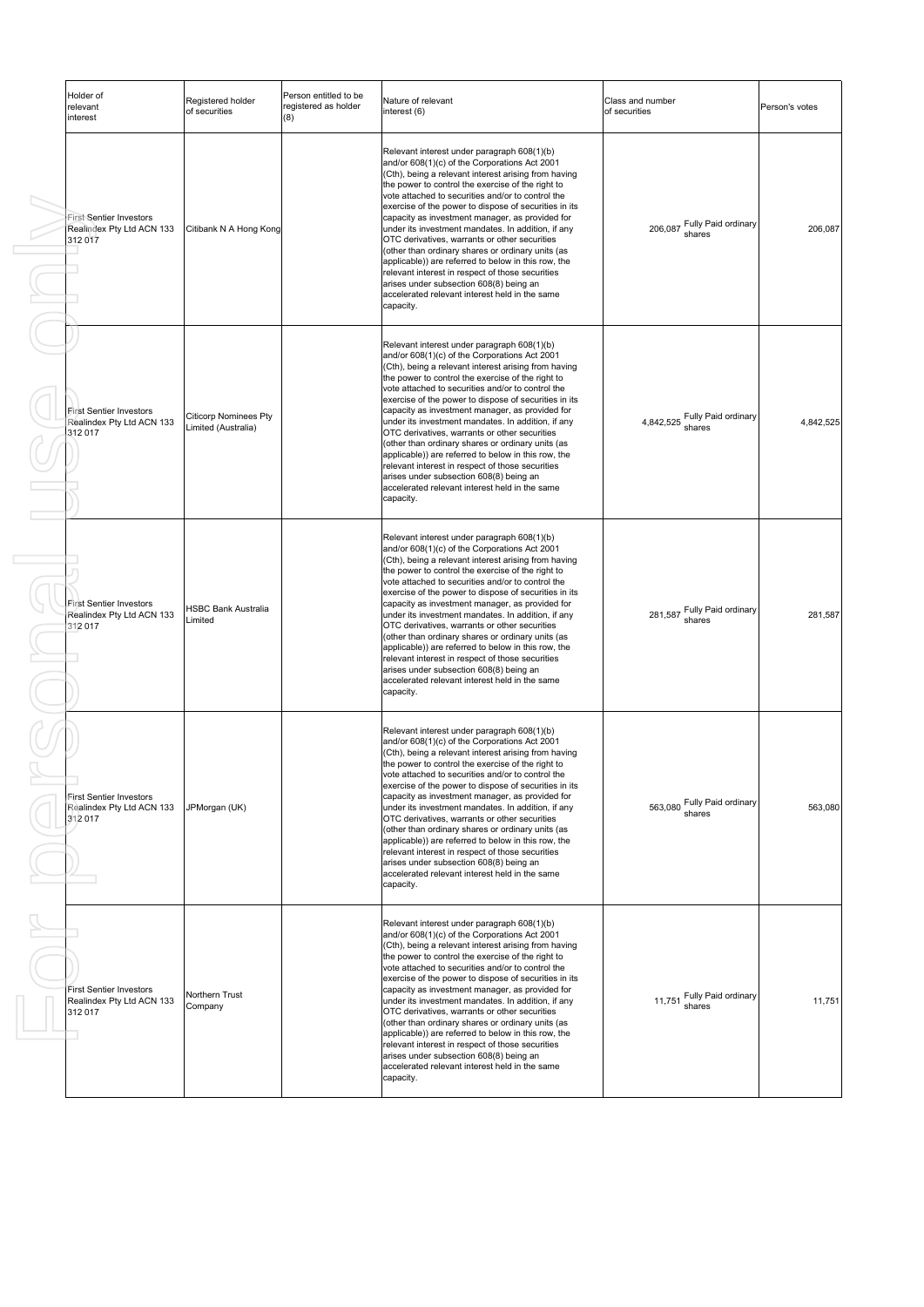| Holder of relevant interest | Registered holder of securities | Person entitled to be registered as holder (8) | Nature of relevant interest (6) | Class and number of securities | Person's votes |
|---|---|---|---|---|---|
| First Sentier Investors Realindex Pty Ltd ACN 133 312 017 | Citibank N A Hong Kong | | Relevant interest under paragraph 608(1)(b) and/or 608(1)(c) of the Corporations Act 2001 (Cth), being a relevant interest arising from having the power to control the exercise of the right to vote attached to securities and/or to control the exercise of the power to dispose of securities in its capacity as investment manager, as provided for under its investment mandates. In addition, if any OTC derivatives, warrants or other securities (other than ordinary shares or ordinary units (as applicable)) are referred to below in this row, the relevant interest in respect of those securities arises under subsection 608(8) being an accelerated relevant interest held in the same capacity. | 206,087 Fully Paid ordinary shares | 206,087 |
| First Sentier Investors Realindex Pty Ltd ACN 133 312 017 | Citicorp Nominees Pty Limited (Australia) | | Relevant interest under paragraph 608(1)(b) and/or 608(1)(c) of the Corporations Act 2001 (Cth), being a relevant interest arising from having the power to control the exercise of the right to vote attached to securities and/or to control the exercise of the power to dispose of securities in its capacity as investment manager, as provided for under its investment mandates. In addition, if any OTC derivatives, warrants or other securities (other than ordinary shares or ordinary units (as applicable)) are referred to below in this row, the relevant interest in respect of those securities arises under subsection 608(8) being an accelerated relevant interest held in the same capacity. | 4,842,525 Fully Paid ordinary shares | 4,842,525 |
| First Sentier Investors Realindex Pty Ltd ACN 133 312 017 | HSBC Bank Australia Limited | | Relevant interest under paragraph 608(1)(b) and/or 608(1)(c) of the Corporations Act 2001 (Cth), being a relevant interest arising from having the power to control the exercise of the right to vote attached to securities and/or to control the exercise of the power to dispose of securities in its capacity as investment manager, as provided for under its investment mandates. In addition, if any OTC derivatives, warrants or other securities (other than ordinary shares or ordinary units (as applicable)) are referred to below in this row, the relevant interest in respect of those securities arises under subsection 608(8) being an accelerated relevant interest held in the same capacity. | 281,587 Fully Paid ordinary shares | 281,587 |
| First Sentier Investors Realindex Pty Ltd ACN 133 312 017 | JPMorgan (UK) | | Relevant interest under paragraph 608(1)(b) and/or 608(1)(c) of the Corporations Act 2001 (Cth), being a relevant interest arising from having the power to control the exercise of the right to vote attached to securities and/or to control the exercise of the power to dispose of securities in its capacity as investment manager, as provided for under its investment mandates. In addition, if any OTC derivatives, warrants or other securities (other than ordinary shares or ordinary units (as applicable)) are referred to below in this row, the relevant interest in respect of those securities arises under subsection 608(8) being an accelerated relevant interest held in the same capacity. | 563,080 Fully Paid ordinary shares | 563,080 |
| First Sentier Investors Realindex Pty Ltd ACN 133 312 017 | Northern Trust Company | | Relevant interest under paragraph 608(1)(b) and/or 608(1)(c) of the Corporations Act 2001 (Cth), being a relevant interest arising from having the power to control the exercise of the right to vote attached to securities and/or to control the exercise of the power to dispose of securities in its capacity as investment manager, as provided for under its investment mandates. In addition, if any OTC derivatives, warrants or other securities (other than ordinary shares or ordinary units (as applicable)) are referred to below in this row, the relevant interest in respect of those securities arises under subsection 608(8) being an accelerated relevant interest held in the same capacity. | 11,751 Fully Paid ordinary shares | 11,751 |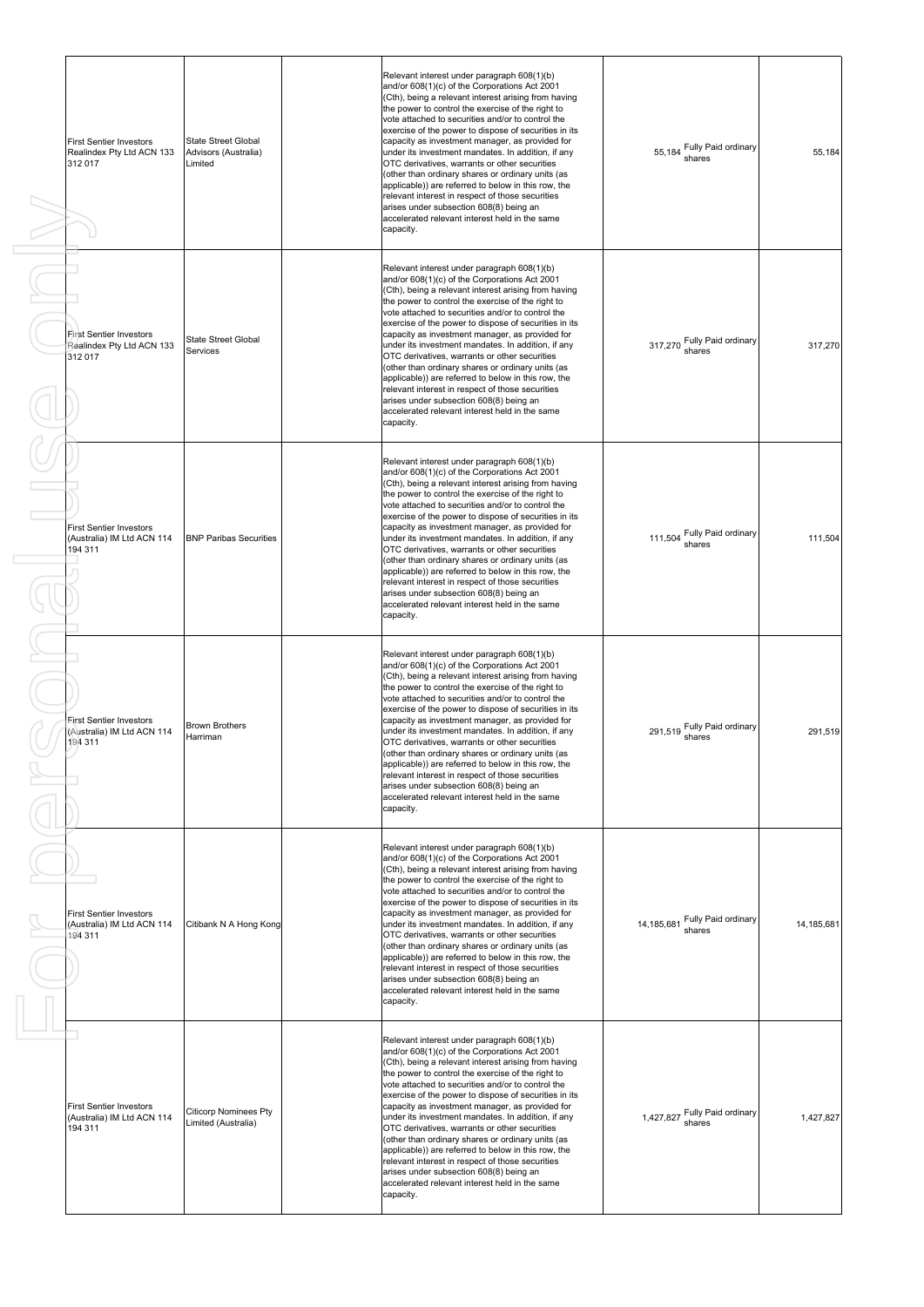| | | | | | |
|---|---|---|---|---|---|
| First Sentier Investors Realindex Pty Ltd ACN 133 312 017 | State Street Global Advisors (Australia) Limited | | Relevant interest under paragraph 608(1)(b) and/or 608(1)(c) of the Corporations Act 2001 (Cth), being a relevant interest arising from having the power to control the exercise of the right to vote attached to securities and/or to control the exercise of the power to dispose of securities in its capacity as investment manager, as provided for under its investment mandates. In addition, if any OTC derivatives, warrants or other securities (other than ordinary shares or ordinary units (as applicable)) are referred to below in this row, the relevant interest in respect of those securities arises under subsection 608(8) being an accelerated relevant interest held in the same capacity. | 55,184 Fully Paid ordinary shares | 55,184 |
| First Sentier Investors Realindex Pty Ltd ACN 133 312 017 | State Street Global Services | | Relevant interest under paragraph 608(1)(b) and/or 608(1)(c) of the Corporations Act 2001 (Cth), being a relevant interest arising from having the power to control the exercise of the right to vote attached to securities and/or to control the exercise of the power to dispose of securities in its capacity as investment manager, as provided for under its investment mandates. In addition, if any OTC derivatives, warrants or other securities (other than ordinary shares or ordinary units (as applicable)) are referred to below in this row, the relevant interest in respect of those securities arises under subsection 608(8) being an accelerated relevant interest held in the same capacity. | 317,270 Fully Paid ordinary shares | 317,270 |
| First Sentier Investors (Australia) IM Ltd ACN 114 194 311 | BNP Paribas Securities | | Relevant interest under paragraph 608(1)(b) and/or 608(1)(c) of the Corporations Act 2001 (Cth), being a relevant interest arising from having the power to control the exercise of the right to vote attached to securities and/or to control the exercise of the power to dispose of securities in its capacity as investment manager, as provided for under its investment mandates. In addition, if any OTC derivatives, warrants or other securities (other than ordinary shares or ordinary units (as applicable)) are referred to below in this row, the relevant interest in respect of those securities arises under subsection 608(8) being an accelerated relevant interest held in the same capacity. | 111,504 Fully Paid ordinary shares | 111,504 |
| First Sentier Investors (Australia) IM Ltd ACN 114 194 311 | Brown Brothers Harriman | | Relevant interest under paragraph 608(1)(b) and/or 608(1)(c) of the Corporations Act 2001 (Cth), being a relevant interest arising from having the power to control the exercise of the right to vote attached to securities and/or to control the exercise of the power to dispose of securities in its capacity as investment manager, as provided for under its investment mandates. In addition, if any OTC derivatives, warrants or other securities (other than ordinary shares or ordinary units (as applicable)) are referred to below in this row, the relevant interest in respect of those securities arises under subsection 608(8) being an accelerated relevant interest held in the same capacity. | 291,519 Fully Paid ordinary shares | 291,519 |
| First Sentier Investors (Australia) IM Ltd ACN 114 194 311 | Citibank N A Hong Kong | | Relevant interest under paragraph 608(1)(b) and/or 608(1)(c) of the Corporations Act 2001 (Cth), being a relevant interest arising from having the power to control the exercise of the right to vote attached to securities and/or to control the exercise of the power to dispose of securities in its capacity as investment manager, as provided for under its investment mandates. In addition, if any OTC derivatives, warrants or other securities (other than ordinary shares or ordinary units (as applicable)) are referred to below in this row, the relevant interest in respect of those securities arises under subsection 608(8) being an accelerated relevant interest held in the same capacity. | 14,185,681 Fully Paid ordinary shares | 14,185,681 |
| First Sentier Investors (Australia) IM Ltd ACN 114 194 311 | Citicorp Nominees Pty Limited (Australia) | | Relevant interest under paragraph 608(1)(b) and/or 608(1)(c) of the Corporations Act 2001 (Cth), being a relevant interest arising from having the power to control the exercise of the right to vote attached to securities and/or to control the exercise of the power to dispose of securities in its capacity as investment manager, as provided for under its investment mandates. In addition, if any OTC derivatives, warrants or other securities (other than ordinary shares or ordinary units (as applicable)) are referred to below in this row, the relevant interest in respect of those securities arises under subsection 608(8) being an accelerated relevant interest held in the same capacity. | 1,427,827 Fully Paid ordinary shares | 1,427,827 |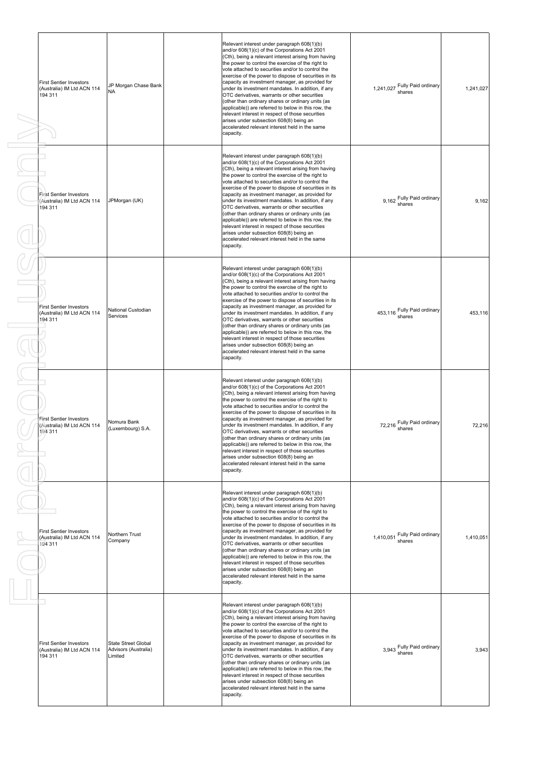| | | | | | |
|---|---|---|---|---|---|
| First Sentier Investors (Australia) IM Ltd ACN 114 194 311 | JP Morgan Chase Bank NA | | Relevant interest under paragraph 608(1)(b) and/or 608(1)(c) of the Corporations Act 2001 (Cth), being a relevant interest arising from having the power to control the exercise of the right to vote attached to securities and/or to control the exercise of the power to dispose of securities in its capacity as investment manager, as provided for under its investment mandates. In addition, if any OTC derivatives, warrants or other securities (other than ordinary shares or ordinary units (as applicable)) are referred to below in this row, the relevant interest in respect of those securities arises under subsection 608(8) being an accelerated relevant interest held in the same capacity. | 1,241,027 Fully Paid ordinary shares | 1,241,027 |
| First Sentier Investors (Australia) IM Ltd ACN 114 194 311 | JPMorgan (UK) | | Relevant interest under paragraph 608(1)(b) and/or 608(1)(c) of the Corporations Act 2001 (Cth), being a relevant interest arising from having the power to control the exercise of the right to vote attached to securities and/or to control the exercise of the power to dispose of securities in its capacity as investment manager, as provided for under its investment mandates. In addition, if any OTC derivatives, warrants or other securities (other than ordinary shares or ordinary units (as applicable)) are referred to below in this row, the relevant interest in respect of those securities arises under subsection 608(8) being an accelerated relevant interest held in the same capacity. | 9,162 Fully Paid ordinary shares | 9,162 |
| First Sentier Investors (Australia) IM Ltd ACN 114 194 311 | National Custodian Services | | Relevant interest under paragraph 608(1)(b) and/or 608(1)(c) of the Corporations Act 2001 (Cth), being a relevant interest arising from having the power to control the exercise of the right to vote attached to securities and/or to control the exercise of the power to dispose of securities in its capacity as investment manager, as provided for under its investment mandates. In addition, if any OTC derivatives, warrants or other securities (other than ordinary shares or ordinary units (as applicable)) are referred to below in this row, the relevant interest in respect of those securities arises under subsection 608(8) being an accelerated relevant interest held in the same capacity. | 453,116 Fully Paid ordinary shares | 453,116 |
| First Sentier Investors (Australia) IM Ltd ACN 114 194 311 | Nomura Bank (Luxembourg) S.A. | | Relevant interest under paragraph 608(1)(b) and/or 608(1)(c) of the Corporations Act 2001 (Cth), being a relevant interest arising from having the power to control the exercise of the right to vote attached to securities and/or to control the exercise of the power to dispose of securities in its capacity as investment manager, as provided for under its investment mandates. In addition, if any OTC derivatives, warrants or other securities (other than ordinary shares or ordinary units (as applicable)) are referred to below in this row, the relevant interest in respect of those securities arises under subsection 608(8) being an accelerated relevant interest held in the same capacity. | 72,216 Fully Paid ordinary shares | 72,216 |
| First Sentier Investors (Australia) IM Ltd ACN 114 194 311 | Northern Trust Company | | Relevant interest under paragraph 608(1)(b) and/or 608(1)(c) of the Corporations Act 2001 (Cth), being a relevant interest arising from having the power to control the exercise of the right to vote attached to securities and/or to control the exercise of the power to dispose of securities in its capacity as investment manager, as provided for under its investment mandates. In addition, if any OTC derivatives, warrants or other securities (other than ordinary shares or ordinary units (as applicable)) are referred to below in this row, the relevant interest in respect of those securities arises under subsection 608(8) being an accelerated relevant interest held in the same capacity. | 1,410,051 Fully Paid ordinary shares | 1,410,051 |
| First Sentier Investors (Australia) IM Ltd ACN 114 194 311 | State Street Global Advisors (Australia) Limited | | Relevant interest under paragraph 608(1)(b) and/or 608(1)(c) of the Corporations Act 2001 (Cth), being a relevant interest arising from having the power to control the exercise of the right to vote attached to securities and/or to control the exercise of the power to dispose of securities in its capacity as investment manager, as provided for under its investment mandates. In addition, if any OTC derivatives, warrants or other securities (other than ordinary shares or ordinary units (as applicable)) are referred to below in this row, the relevant interest in respect of those securities arises under subsection 608(8) being an accelerated relevant interest held in the same capacity. | 3,943 Fully Paid ordinary shares | 3,943 |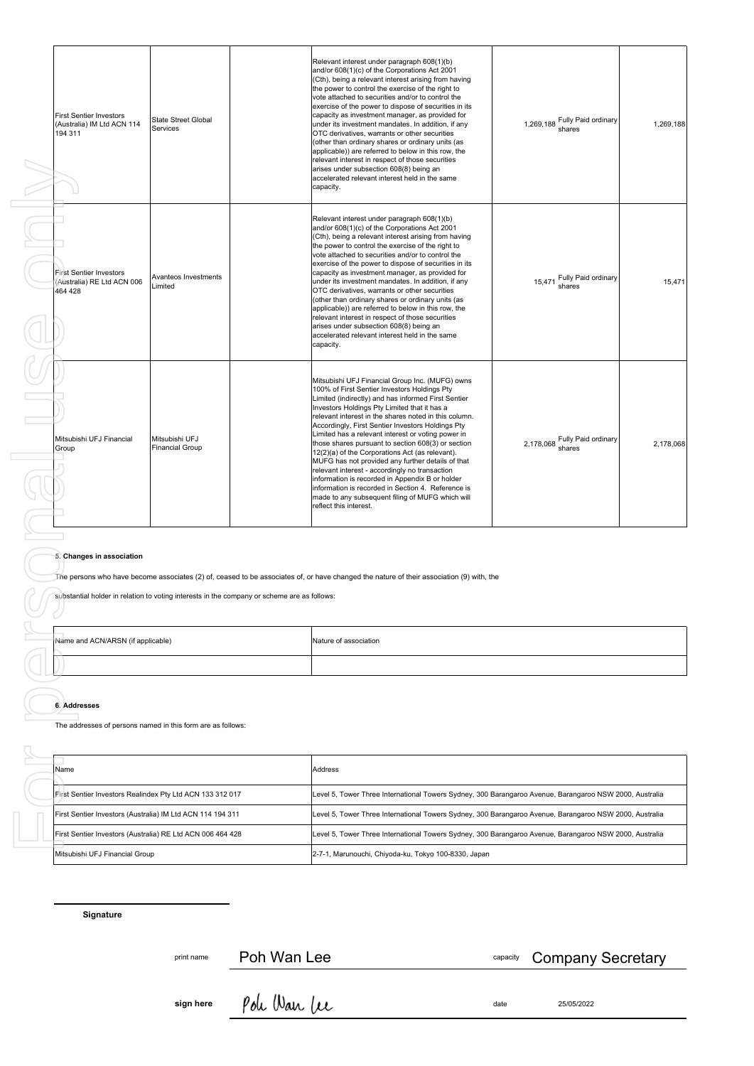| | | | | | |
|---|---|---|---|---|---|
| First Sentier Investors (Australia) IM Ltd ACN 114 194 311 | State Street Global Services | | Relevant interest under paragraph 608(1)(b) and/or 608(1)(c) of the Corporations Act 2001 (Cth), being a relevant interest arising from having the power to control the exercise of the right to vote attached to securities and/or to control the exercise of the power to dispose of securities in its capacity as investment manager, as provided for under its investment mandates. In addition, if any OTC derivatives, warrants or other securities (other than ordinary shares or ordinary units (as applicable)) are referred to below in this row, the relevant interest in respect of those securities arises under subsection 608(8) being an accelerated relevant interest held in the same capacity. | 1,269,188 Fully Paid ordinary shares | 1,269,188 |
| First Sentier Investors (Australia) RE Ltd ACN 006 464 428 | Avanteos Investments Limited | | Relevant interest under paragraph 608(1)(b) and/or 608(1)(c) of the Corporations Act 2001 (Cth), being a relevant interest arising from having the power to control the exercise of the right to vote attached to securities and/or to control the exercise of the power to dispose of securities in its capacity as investment manager, as provided for under its investment mandates. In addition, if any OTC derivatives, warrants or other securities (other than ordinary shares or ordinary units (as applicable)) are referred to below in this row, the relevant interest in respect of those securities arises under subsection 608(8) being an accelerated relevant interest held in the same capacity. | 15,471 Fully Paid ordinary shares | 15,471 |
| Mitsubishi UFJ Financial Group | Mitsubishi UFJ Financial Group | | Mitsubishi UFJ Financial Group Inc. (MUFG) owns 100% of First Sentier Investors Holdings Pty Limited (indirectly) and has informed First Sentier Investors Holdings Pty Limited that it has a relevant interest in the shares noted in this column. Accordingly, First Sentier Investors Holdings Pty Limited has a relevant interest or voting power in those shares pursuant to section 608(3) or section 12(2)(a) of the Corporations Act (as relevant). MUFG has not provided any further details of that relevant interest - accordingly no transaction information is recorded in Appendix B or holder information is recorded in Section 4. Reference is made to any subsequent filing of MUFG which will reflect this interest. | 2,178,068 Fully Paid ordinary shares | 2,178,068 |

**5. Changes in association**

The persons who have become associates (2) of, ceased to be associates of, or have changed the nature of their association (9) with, the substantial holder in relation to voting interests in the company or scheme are as follows:

| Name and ACN/ARSN (if applicable) | Nature of association |
|---|---|
| | |

**6. Addresses**

The addresses of persons named in this form are as follows:

| Name | Address |
|---|---|
| First Sentier Investors Realindex Pty Ltd ACN 133 312 017 | Level 5, Tower Three International Towers Sydney, 300 Barangaroo Avenue, Barangaroo NSW 2000, Australia |
| First Sentier Investors (Australia) IM Ltd ACN 114 194 311 | Level 5, Tower Three International Towers Sydney, 300 Barangaroo Avenue, Barangaroo NSW 2000, Australia |
| First Sentier Investors (Australia) RE Ltd ACN 006 464 428 | Level 5, Tower Three International Towers Sydney, 300 Barangaroo Avenue, Barangaroo NSW 2000, Australia |
| Mitsubishi UFJ Financial Group | 2-7-1, Marunouchi, Chiyoda-ku, Tokyo 100-8330, Japan |

**Signature**

print name Poh Wan Lee capacity Company Secretary

sign here Poh Wan Lee date 25/05/2022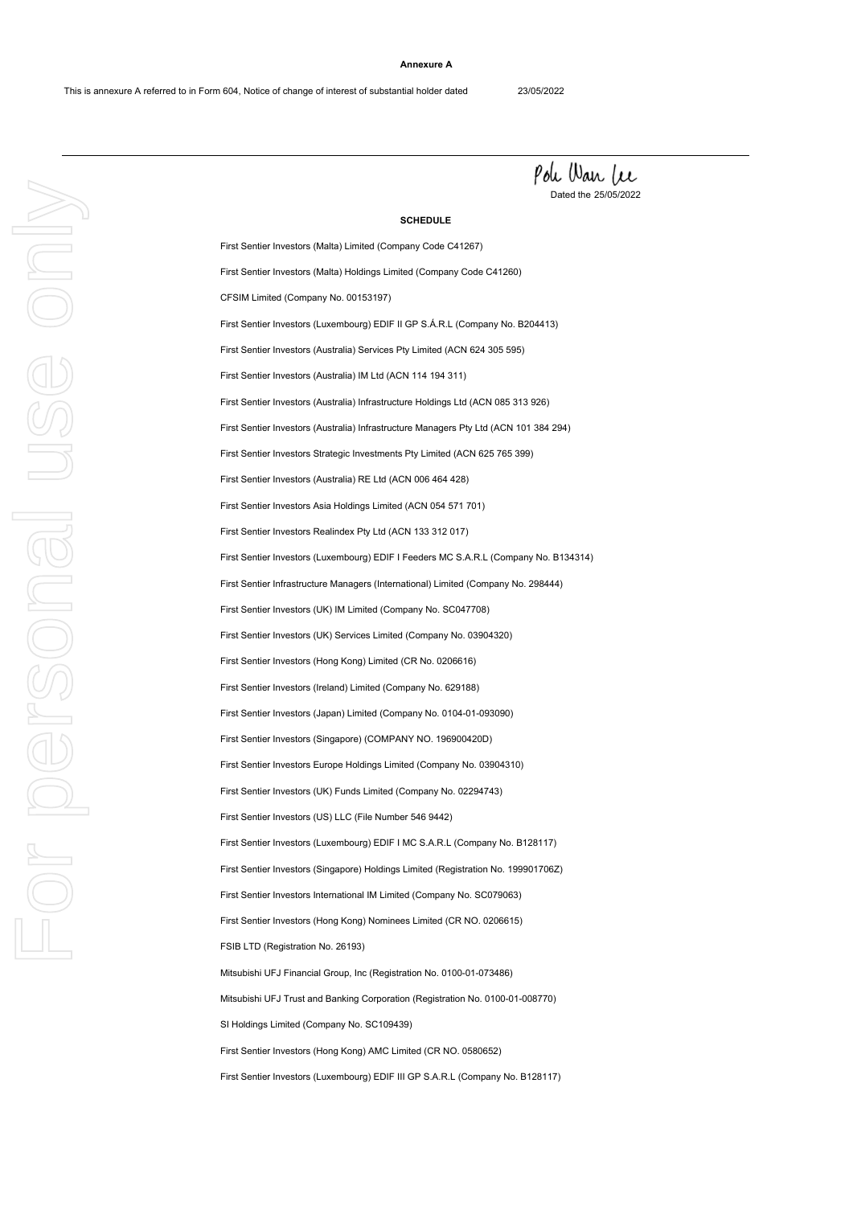**Annexure A**

This is annexure A referred to in Form 604, Notice of change of interest of substantial holder dated 23/05/2022

Poh Wan Lee

Dated the 25/05/2022

**SCHEDULE**

First Sentier Investors (Malta) Limited (Company Code C41267)

First Sentier Investors (Malta) Holdings Limited (Company Code C41260)

CFSIM Limited (Company No. 00153197)

First Sentier Investors (Luxembourg) EDIF II GP S.Á.R.L (Company No. B204413)

First Sentier Investors (Australia) Services Pty Limited (ACN 624 305 595)

First Sentier Investors (Australia) IM Ltd (ACN 114 194 311)

First Sentier Investors (Australia) Infrastructure Holdings Ltd (ACN 085 313 926)

First Sentier Investors (Australia) Infrastructure Managers Pty Ltd (ACN 101 384 294)

First Sentier Investors Strategic Investments Pty Limited (ACN 625 765 399)

First Sentier Investors (Australia) RE Ltd (ACN 006 464 428)

First Sentier Investors Asia Holdings Limited (ACN 054 571 701)

First Sentier Investors Realindex Pty Ltd (ACN 133 312 017)

First Sentier Investors (Luxembourg) EDIF I Feeders MC S.A.R.L (Company No. B134314)

First Sentier Infrastructure Managers (International) Limited (Company No. 298444)

First Sentier Investors (UK) IM Limited (Company No. SC047708)

First Sentier Investors (UK) Services Limited (Company No. 03904320)

First Sentier Investors (Hong Kong) Limited (CR No. 0206616)

First Sentier Investors (Ireland) Limited (Company No. 629188)

First Sentier Investors (Japan) Limited (Company No. 0104-01-093090)

First Sentier Investors (Singapore) (COMPANY NO. 196900420D)

First Sentier Investors Europe Holdings Limited (Company No. 03904310)

First Sentier Investors (UK) Funds Limited (Company No. 02294743)

First Sentier Investors (US) LLC (File Number 546 9442)

First Sentier Investors (Luxembourg) EDIF I MC S.A.R.L (Company No. B128117)

First Sentier Investors (Singapore) Holdings Limited (Registration No. 199901706Z)

First Sentier Investors International IM Limited (Company No. SC079063)

First Sentier Investors (Hong Kong) Nominees Limited (CR NO. 0206615)

FSIB LTD (Registration No. 26193)

Mitsubishi UFJ Financial Group, Inc (Registration No. 0100-01-073486)

Mitsubishi UFJ Trust and Banking Corporation (Registration No. 0100-01-008770)

SI Holdings Limited (Company No. SC109439)

First Sentier Investors (Hong Kong) AMC Limited (CR NO. 0580652)

First Sentier Investors (Luxembourg) EDIF III GP S.A.R.L (Company No. B128117)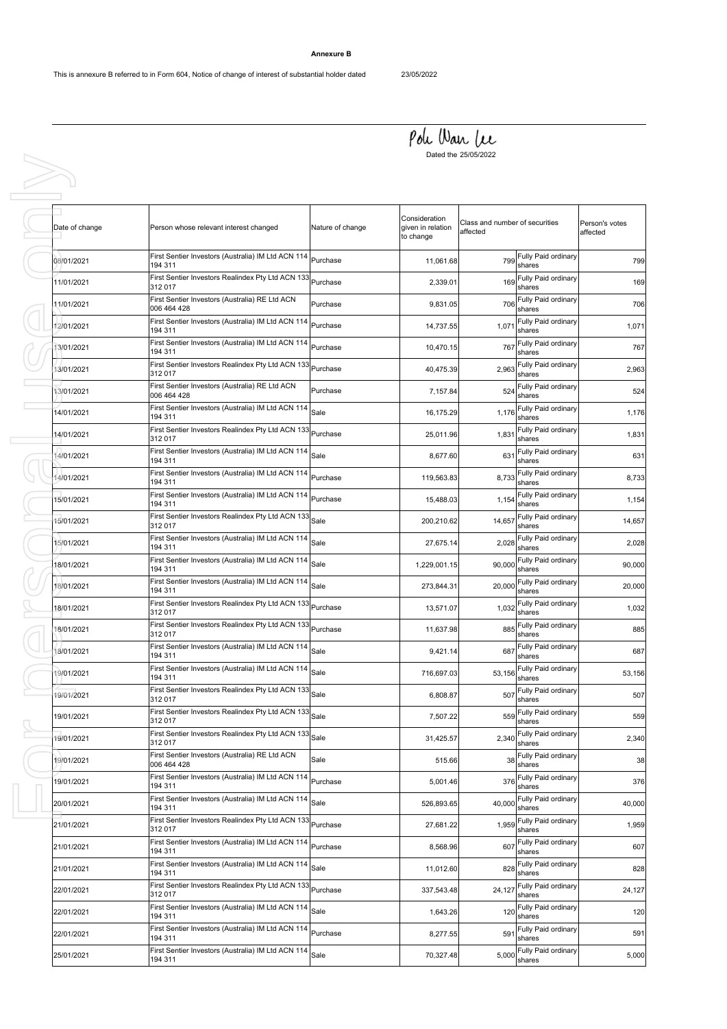**Annexure B**

This is annexure B referred to in Form 604, Notice of change of interest of substantial holder dated 23/05/2022

Poh Wan Lee

Dated the 25/05/2022

| Date of change | Person whose relevant interest changed | Nature of change | Consideration given in relation to change | Class and number of securities affected | | Person's votes affected |
|---|---|---|---|---|---|---|
| 08/01/2021 | First Sentier Investors (Australia) IM Ltd ACN 114 194 311 | Purchase | 11,061.68 | 799 | Fully Paid ordinary shares | 799 |
| 11/01/2021 | First Sentier Investors Realindex Pty Ltd ACN 133 312 017 | Purchase | 2,339.01 | 169 | Fully Paid ordinary shares | 169 |
| 11/01/2021 | First Sentier Investors (Australia) RE Ltd ACN 006 464 428 | Purchase | 9,831.05 | 706 | Fully Paid ordinary shares | 706 |
| 12/01/2021 | First Sentier Investors (Australia) IM Ltd ACN 114 194 311 | Purchase | 14,737.55 | 1,071 | Fully Paid ordinary shares | 1,071 |
| 13/01/2021 | First Sentier Investors (Australia) IM Ltd ACN 114 194 311 | Purchase | 10,470.15 | 767 | Fully Paid ordinary shares | 767 |
| 13/01/2021 | First Sentier Investors Realindex Pty Ltd ACN 133 312 017 | Purchase | 40,475.39 | 2,963 | Fully Paid ordinary shares | 2,963 |
| 13/01/2021 | First Sentier Investors (Australia) RE Ltd ACN 006 464 428 | Purchase | 7,157.84 | 524 | Fully Paid ordinary shares | 524 |
| 14/01/2021 | First Sentier Investors (Australia) IM Ltd ACN 114 194 311 | Sale | 16,175.29 | 1,176 | Fully Paid ordinary shares | 1,176 |
| 14/01/2021 | First Sentier Investors Realindex Pty Ltd ACN 133 312 017 | Purchase | 25,011.96 | 1,831 | Fully Paid ordinary shares | 1,831 |
| 14/01/2021 | First Sentier Investors (Australia) IM Ltd ACN 114 194 311 | Sale | 8,677.60 | 631 | Fully Paid ordinary shares | 631 |
| 14/01/2021 | First Sentier Investors (Australia) IM Ltd ACN 114 194 311 | Purchase | 119,563.83 | 8,733 | Fully Paid ordinary shares | 8,733 |
| 15/01/2021 | First Sentier Investors (Australia) IM Ltd ACN 114 194 311 | Purchase | 15,488.03 | 1,154 | Fully Paid ordinary shares | 1,154 |
| 15/01/2021 | First Sentier Investors Realindex Pty Ltd ACN 133 312 017 | Sale | 200,210.62 | 14,657 | Fully Paid ordinary shares | 14,657 |
| 15/01/2021 | First Sentier Investors (Australia) IM Ltd ACN 114 194 311 | Sale | 27,675.14 | 2,028 | Fully Paid ordinary shares | 2,028 |
| 18/01/2021 | First Sentier Investors (Australia) IM Ltd ACN 114 194 311 | Sale | 1,229,001.15 | 90,000 | Fully Paid ordinary shares | 90,000 |
| 18/01/2021 | First Sentier Investors (Australia) IM Ltd ACN 114 194 311 | Sale | 273,844.31 | 20,000 | Fully Paid ordinary shares | 20,000 |
| 18/01/2021 | First Sentier Investors Realindex Pty Ltd ACN 133 312 017 | Purchase | 13,571.07 | 1,032 | Fully Paid ordinary shares | 1,032 |
| 18/01/2021 | First Sentier Investors Realindex Pty Ltd ACN 133 312 017 | Purchase | 11,637.98 | 885 | Fully Paid ordinary shares | 885 |
| 18/01/2021 | First Sentier Investors (Australia) IM Ltd ACN 114 194 311 | Sale | 9,421.14 | 687 | Fully Paid ordinary shares | 687 |
| 19/01/2021 | First Sentier Investors (Australia) IM Ltd ACN 114 194 311 | Sale | 716,697.03 | 53,156 | Fully Paid ordinary shares | 53,156 |
| 19/01/2021 | First Sentier Investors Realindex Pty Ltd ACN 133 312 017 | Sale | 6,808.87 | 507 | Fully Paid ordinary shares | 507 |
| 19/01/2021 | First Sentier Investors Realindex Pty Ltd ACN 133 312 017 | Sale | 7,507.22 | 559 | Fully Paid ordinary shares | 559 |
| 19/01/2021 | First Sentier Investors Realindex Pty Ltd ACN 133 312 017 | Sale | 31,425.57 | 2,340 | Fully Paid ordinary shares | 2,340 |
| 19/01/2021 | First Sentier Investors (Australia) RE Ltd ACN 006 464 428 | Sale | 515.66 | 38 | Fully Paid ordinary shares | 38 |
| 19/01/2021 | First Sentier Investors (Australia) IM Ltd ACN 114 194 311 | Purchase | 5,001.46 | 376 | Fully Paid ordinary shares | 376 |
| 20/01/2021 | First Sentier Investors (Australia) IM Ltd ACN 114 194 311 | Sale | 526,893.65 | 40,000 | Fully Paid ordinary shares | 40,000 |
| 21/01/2021 | First Sentier Investors Realindex Pty Ltd ACN 133 312 017 | Purchase | 27,681.22 | 1,959 | Fully Paid ordinary shares | 1,959 |
| 21/01/2021 | First Sentier Investors (Australia) IM Ltd ACN 114 194 311 | Purchase | 8,568.96 | 607 | Fully Paid ordinary shares | 607 |
| 21/01/2021 | First Sentier Investors (Australia) IM Ltd ACN 114 194 311 | Sale | 11,012.60 | 828 | Fully Paid ordinary shares | 828 |
| 22/01/2021 | First Sentier Investors Realindex Pty Ltd ACN 133 312 017 | Purchase | 337,543.48 | 24,127 | Fully Paid ordinary shares | 24,127 |
| 22/01/2021 | First Sentier Investors (Australia) IM Ltd ACN 114 194 311 | Sale | 1,643.26 | 120 | Fully Paid ordinary shares | 120 |
| 22/01/2021 | First Sentier Investors (Australia) IM Ltd ACN 114 194 311 | Purchase | 8,277.55 | 591 | Fully Paid ordinary shares | 591 |
| 25/01/2021 | First Sentier Investors (Australia) IM Ltd ACN 114 194 311 | Sale | 70,327.48 | 5,000 | Fully Paid ordinary shares | 5,000 |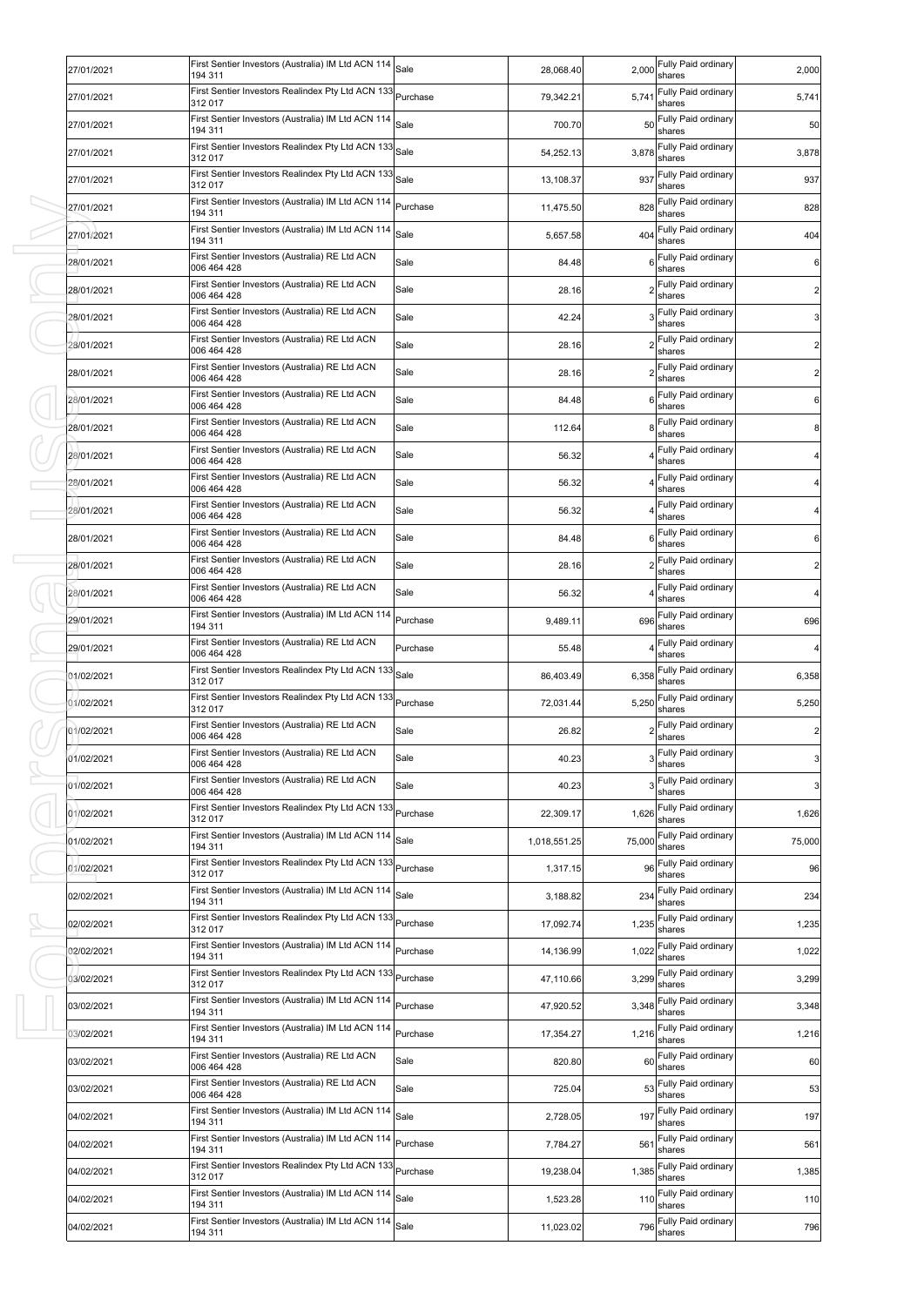| | | | | | | |
|---|---|---|---|---|---|---|
| 27/01/2021 | First Sentier Investors (Australia) IM Ltd ACN 114 194 311 | Sale | 28,068.40 | 2,000 | Fully Paid ordinary shares | 2,000 |
| 27/01/2021 | First Sentier Investors Realindex Pty Ltd ACN 133 312 017 | Purchase | 79,342.21 | 5,741 | Fully Paid ordinary shares | 5,741 |
| 27/01/2021 | First Sentier Investors (Australia) IM Ltd ACN 114 194 311 | Sale | 700.70 | 50 | Fully Paid ordinary shares | 50 |
| 27/01/2021 | First Sentier Investors Realindex Pty Ltd ACN 133 312 017 | Sale | 54,252.13 | 3,878 | Fully Paid ordinary shares | 3,878 |
| 27/01/2021 | First Sentier Investors Realindex Pty Ltd ACN 133 312 017 | Sale | 13,108.37 | 937 | Fully Paid ordinary shares | 937 |
| 27/01/2021 | First Sentier Investors (Australia) IM Ltd ACN 114 194 311 | Purchase | 11,475.50 | 828 | Fully Paid ordinary shares | 828 |
| 27/01/2021 | First Sentier Investors (Australia) IM Ltd ACN 114 194 311 | Sale | 5,657.58 | 404 | Fully Paid ordinary shares | 404 |
| 28/01/2021 | First Sentier Investors (Australia) RE Ltd ACN 006 464 428 | Sale | 84.48 | 6 | Fully Paid ordinary shares | 6 |
| 28/01/2021 | First Sentier Investors (Australia) RE Ltd ACN 006 464 428 | Sale | 28.16 | 2 | Fully Paid ordinary shares | 2 |
| 28/01/2021 | First Sentier Investors (Australia) RE Ltd ACN 006 464 428 | Sale | 42.24 | 3 | Fully Paid ordinary shares | 3 |
| 28/01/2021 | First Sentier Investors (Australia) RE Ltd ACN 006 464 428 | Sale | 28.16 | 2 | Fully Paid ordinary shares | 2 |
| 28/01/2021 | First Sentier Investors (Australia) RE Ltd ACN 006 464 428 | Sale | 28.16 | 2 | Fully Paid ordinary shares | 2 |
| 28/01/2021 | First Sentier Investors (Australia) RE Ltd ACN 006 464 428 | Sale | 84.48 | 6 | Fully Paid ordinary shares | 6 |
| 28/01/2021 | First Sentier Investors (Australia) RE Ltd ACN 006 464 428 | Sale | 112.64 | 8 | Fully Paid ordinary shares | 8 |
| 28/01/2021 | First Sentier Investors (Australia) RE Ltd ACN 006 464 428 | Sale | 56.32 | 4 | Fully Paid ordinary shares | 4 |
| 28/01/2021 | First Sentier Investors (Australia) RE Ltd ACN 006 464 428 | Sale | 56.32 | 4 | Fully Paid ordinary shares | 4 |
| 28/01/2021 | First Sentier Investors (Australia) RE Ltd ACN 006 464 428 | Sale | 56.32 | 4 | Fully Paid ordinary shares | 4 |
| 28/01/2021 | First Sentier Investors (Australia) RE Ltd ACN 006 464 428 | Sale | 84.48 | 6 | Fully Paid ordinary shares | 6 |
| 28/01/2021 | First Sentier Investors (Australia) RE Ltd ACN 006 464 428 | Sale | 28.16 | 2 | Fully Paid ordinary shares | 2 |
| 28/01/2021 | First Sentier Investors (Australia) RE Ltd ACN 006 464 428 | Sale | 56.32 | 4 | Fully Paid ordinary shares | 4 |
| 29/01/2021 | First Sentier Investors (Australia) IM Ltd ACN 114 194 311 | Purchase | 9,489.11 | 696 | Fully Paid ordinary shares | 696 |
| 29/01/2021 | First Sentier Investors (Australia) RE Ltd ACN 006 464 428 | Purchase | 55.48 | 4 | Fully Paid ordinary shares | 4 |
| 01/02/2021 | First Sentier Investors Realindex Pty Ltd ACN 133 312 017 | Sale | 86,403.49 | 6,358 | Fully Paid ordinary shares | 6,358 |
| 01/02/2021 | First Sentier Investors Realindex Pty Ltd ACN 133 312 017 | Purchase | 72,031.44 | 5,250 | Fully Paid ordinary shares | 5,250 |
| 01/02/2021 | First Sentier Investors (Australia) RE Ltd ACN 006 464 428 | Sale | 26.82 | 2 | Fully Paid ordinary shares | 2 |
| 01/02/2021 | First Sentier Investors (Australia) RE Ltd ACN 006 464 428 | Sale | 40.23 | 3 | Fully Paid ordinary shares | 3 |
| 01/02/2021 | First Sentier Investors (Australia) RE Ltd ACN 006 464 428 | Sale | 40.23 | 3 | Fully Paid ordinary shares | 3 |
| 01/02/2021 | First Sentier Investors Realindex Pty Ltd ACN 133 312 017 | Purchase | 22,309.17 | 1,626 | Fully Paid ordinary shares | 1,626 |
| 01/02/2021 | First Sentier Investors (Australia) IM Ltd ACN 114 194 311 | Sale | 1,018,551.25 | 75,000 | Fully Paid ordinary shares | 75,000 |
| 01/02/2021 | First Sentier Investors Realindex Pty Ltd ACN 133 312 017 | Purchase | 1,317.15 | 96 | Fully Paid ordinary shares | 96 |
| 02/02/2021 | First Sentier Investors (Australia) IM Ltd ACN 114 194 311 | Sale | 3,188.82 | 234 | Fully Paid ordinary shares | 234 |
| 02/02/2021 | First Sentier Investors Realindex Pty Ltd ACN 133 312 017 | Purchase | 17,092.74 | 1,235 | Fully Paid ordinary shares | 1,235 |
| 02/02/2021 | First Sentier Investors (Australia) IM Ltd ACN 114 194 311 | Purchase | 14,136.99 | 1,022 | Fully Paid ordinary shares | 1,022 |
| 03/02/2021 | First Sentier Investors Realindex Pty Ltd ACN 133 312 017 | Purchase | 47,110.66 | 3,299 | Fully Paid ordinary shares | 3,299 |
| 03/02/2021 | First Sentier Investors (Australia) IM Ltd ACN 114 194 311 | Purchase | 47,920.52 | 3,348 | Fully Paid ordinary shares | 3,348 |
| 03/02/2021 | First Sentier Investors (Australia) IM Ltd ACN 114 194 311 | Purchase | 17,354.27 | 1,216 | Fully Paid ordinary shares | 1,216 |
| 03/02/2021 | First Sentier Investors (Australia) RE Ltd ACN 006 464 428 | Sale | 820.80 | 60 | Fully Paid ordinary shares | 60 |
| 03/02/2021 | First Sentier Investors (Australia) RE Ltd ACN 006 464 428 | Sale | 725.04 | 53 | Fully Paid ordinary shares | 53 |
| 04/02/2021 | First Sentier Investors (Australia) IM Ltd ACN 114 194 311 | Sale | 2,728.05 | 197 | Fully Paid ordinary shares | 197 |
| 04/02/2021 | First Sentier Investors (Australia) IM Ltd ACN 114 194 311 | Purchase | 7,784.27 | 561 | Fully Paid ordinary shares | 561 |
| 04/02/2021 | First Sentier Investors Realindex Pty Ltd ACN 133 312 017 | Purchase | 19,238.04 | 1,385 | Fully Paid ordinary shares | 1,385 |
| 04/02/2021 | First Sentier Investors (Australia) IM Ltd ACN 114 194 311 | Sale | 1,523.28 | 110 | Fully Paid ordinary shares | 110 |
| 04/02/2021 | First Sentier Investors (Australia) IM Ltd ACN 114 194 311 | Sale | 11,023.02 | 796 | Fully Paid ordinary shares | 796 |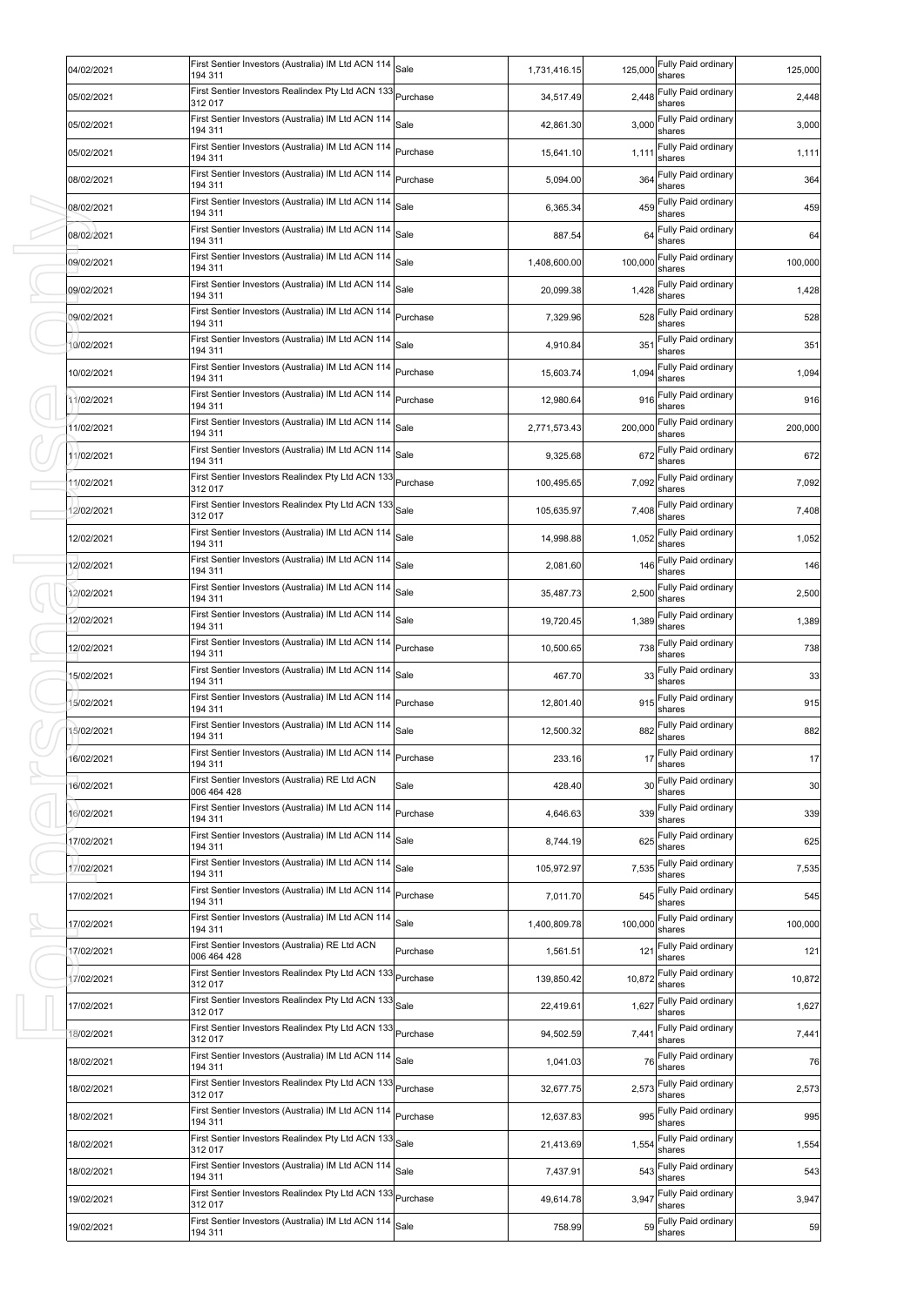| | | | | | | |
|---|---|---|---|---|---|---|
| 04/02/2021 | First Sentier Investors (Australia) IM Ltd ACN 114 194 311 | Sale | 1,731,416.15 | 125,000 | Fully Paid ordinary shares | 125,000 |
| 05/02/2021 | First Sentier Investors Realindex Pty Ltd ACN 133 312 017 | Purchase | 34,517.49 | 2,448 | Fully Paid ordinary shares | 2,448 |
| 05/02/2021 | First Sentier Investors (Australia) IM Ltd ACN 114 194 311 | Sale | 42,861.30 | 3,000 | Fully Paid ordinary shares | 3,000 |
| 05/02/2021 | First Sentier Investors (Australia) IM Ltd ACN 114 194 311 | Purchase | 15,641.10 | 1,111 | Fully Paid ordinary shares | 1,111 |
| 08/02/2021 | First Sentier Investors (Australia) IM Ltd ACN 114 194 311 | Purchase | 5,094.00 | 364 | Fully Paid ordinary shares | 364 |
| 08/02/2021 | First Sentier Investors (Australia) IM Ltd ACN 114 194 311 | Sale | 6,365.34 | 459 | Fully Paid ordinary shares | 459 |
| 08/02/2021 | First Sentier Investors (Australia) IM Ltd ACN 114 194 311 | Sale | 887.54 | 64 | Fully Paid ordinary shares | 64 |
| 09/02/2021 | First Sentier Investors (Australia) IM Ltd ACN 114 194 311 | Sale | 1,408,600.00 | 100,000 | Fully Paid ordinary shares | 100,000 |
| 09/02/2021 | First Sentier Investors (Australia) IM Ltd ACN 114 194 311 | Sale | 20,099.38 | 1,428 | Fully Paid ordinary shares | 1,428 |
| 09/02/2021 | First Sentier Investors (Australia) IM Ltd ACN 114 194 311 | Purchase | 7,329.96 | 528 | Fully Paid ordinary shares | 528 |
| 10/02/2021 | First Sentier Investors (Australia) IM Ltd ACN 114 194 311 | Sale | 4,910.84 | 351 | Fully Paid ordinary shares | 351 |
| 10/02/2021 | First Sentier Investors (Australia) IM Ltd ACN 114 194 311 | Purchase | 15,603.74 | 1,094 | Fully Paid ordinary shares | 1,094 |
| 11/02/2021 | First Sentier Investors (Australia) IM Ltd ACN 114 194 311 | Purchase | 12,980.64 | 916 | Fully Paid ordinary shares | 916 |
| 11/02/2021 | First Sentier Investors (Australia) IM Ltd ACN 114 194 311 | Sale | 2,771,573.43 | 200,000 | Fully Paid ordinary shares | 200,000 |
| 11/02/2021 | First Sentier Investors (Australia) IM Ltd ACN 114 194 311 | Sale | 9,325.68 | 672 | Fully Paid ordinary shares | 672 |
| 11/02/2021 | First Sentier Investors Realindex Pty Ltd ACN 133 312 017 | Purchase | 100,495.65 | 7,092 | Fully Paid ordinary shares | 7,092 |
| 12/02/2021 | First Sentier Investors Realindex Pty Ltd ACN 133 312 017 | Sale | 105,635.97 | 7,408 | Fully Paid ordinary shares | 7,408 |
| 12/02/2021 | First Sentier Investors (Australia) IM Ltd ACN 114 194 311 | Sale | 14,998.88 | 1,052 | Fully Paid ordinary shares | 1,052 |
| 12/02/2021 | First Sentier Investors (Australia) IM Ltd ACN 114 194 311 | Sale | 2,081.60 | 146 | Fully Paid ordinary shares | 146 |
| 12/02/2021 | First Sentier Investors (Australia) IM Ltd ACN 114 194 311 | Sale | 35,487.73 | 2,500 | Fully Paid ordinary shares | 2,500 |
| 12/02/2021 | First Sentier Investors (Australia) IM Ltd ACN 114 194 311 | Sale | 19,720.45 | 1,389 | Fully Paid ordinary shares | 1,389 |
| 12/02/2021 | First Sentier Investors (Australia) IM Ltd ACN 114 194 311 | Purchase | 10,500.65 | 738 | Fully Paid ordinary shares | 738 |
| 15/02/2021 | First Sentier Investors (Australia) IM Ltd ACN 114 194 311 | Sale | 467.70 | 33 | Fully Paid ordinary shares | 33 |
| 15/02/2021 | First Sentier Investors (Australia) IM Ltd ACN 114 194 311 | Purchase | 12,801.40 | 915 | Fully Paid ordinary shares | 915 |
| 15/02/2021 | First Sentier Investors (Australia) IM Ltd ACN 114 194 311 | Sale | 12,500.32 | 882 | Fully Paid ordinary shares | 882 |
| 16/02/2021 | First Sentier Investors (Australia) IM Ltd ACN 114 194 311 | Purchase | 233.16 | 17 | Fully Paid ordinary shares | 17 |
| 16/02/2021 | First Sentier Investors (Australia) RE Ltd ACN 006 464 428 | Sale | 428.40 | 30 | Fully Paid ordinary shares | 30 |
| 16/02/2021 | First Sentier Investors (Australia) IM Ltd ACN 114 194 311 | Purchase | 4,646.63 | 339 | Fully Paid ordinary shares | 339 |
| 17/02/2021 | First Sentier Investors (Australia) IM Ltd ACN 114 194 311 | Sale | 8,744.19 | 625 | Fully Paid ordinary shares | 625 |
| 17/02/2021 | First Sentier Investors (Australia) IM Ltd ACN 114 194 311 | Sale | 105,972.97 | 7,535 | Fully Paid ordinary shares | 7,535 |
| 17/02/2021 | First Sentier Investors (Australia) IM Ltd ACN 114 194 311 | Purchase | 7,011.70 | 545 | Fully Paid ordinary shares | 545 |
| 17/02/2021 | First Sentier Investors (Australia) IM Ltd ACN 114 194 311 | Sale | 1,400,809.78 | 100,000 | Fully Paid ordinary shares | 100,000 |
| 17/02/2021 | First Sentier Investors (Australia) RE Ltd ACN 006 464 428 | Purchase | 1,561.51 | 121 | Fully Paid ordinary shares | 121 |
| 17/02/2021 | First Sentier Investors Realindex Pty Ltd ACN 133 312 017 | Purchase | 139,850.42 | 10,872 | Fully Paid ordinary shares | 10,872 |
| 17/02/2021 | First Sentier Investors Realindex Pty Ltd ACN 133 312 017 | Sale | 22,419.61 | 1,627 | Fully Paid ordinary shares | 1,627 |
| 18/02/2021 | First Sentier Investors Realindex Pty Ltd ACN 133 312 017 | Purchase | 94,502.59 | 7,441 | Fully Paid ordinary shares | 7,441 |
| 18/02/2021 | First Sentier Investors (Australia) IM Ltd ACN 114 194 311 | Sale | 1,041.03 | 76 | Fully Paid ordinary shares | 76 |
| 18/02/2021 | First Sentier Investors Realindex Pty Ltd ACN 133 312 017 | Purchase | 32,677.75 | 2,573 | Fully Paid ordinary shares | 2,573 |
| 18/02/2021 | First Sentier Investors (Australia) IM Ltd ACN 114 194 311 | Purchase | 12,637.83 | 995 | Fully Paid ordinary shares | 995 |
| 18/02/2021 | First Sentier Investors Realindex Pty Ltd ACN 133 312 017 | Sale | 21,413.69 | 1,554 | Fully Paid ordinary shares | 1,554 |
| 18/02/2021 | First Sentier Investors (Australia) IM Ltd ACN 114 194 311 | Sale | 7,437.91 | 543 | Fully Paid ordinary shares | 543 |
| 19/02/2021 | First Sentier Investors Realindex Pty Ltd ACN 133 312 017 | Purchase | 49,614.78 | 3,947 | Fully Paid ordinary shares | 3,947 |
| 19/02/2021 | First Sentier Investors (Australia) IM Ltd ACN 114 194 311 | Sale | 758.99 | 59 | Fully Paid ordinary shares | 59 |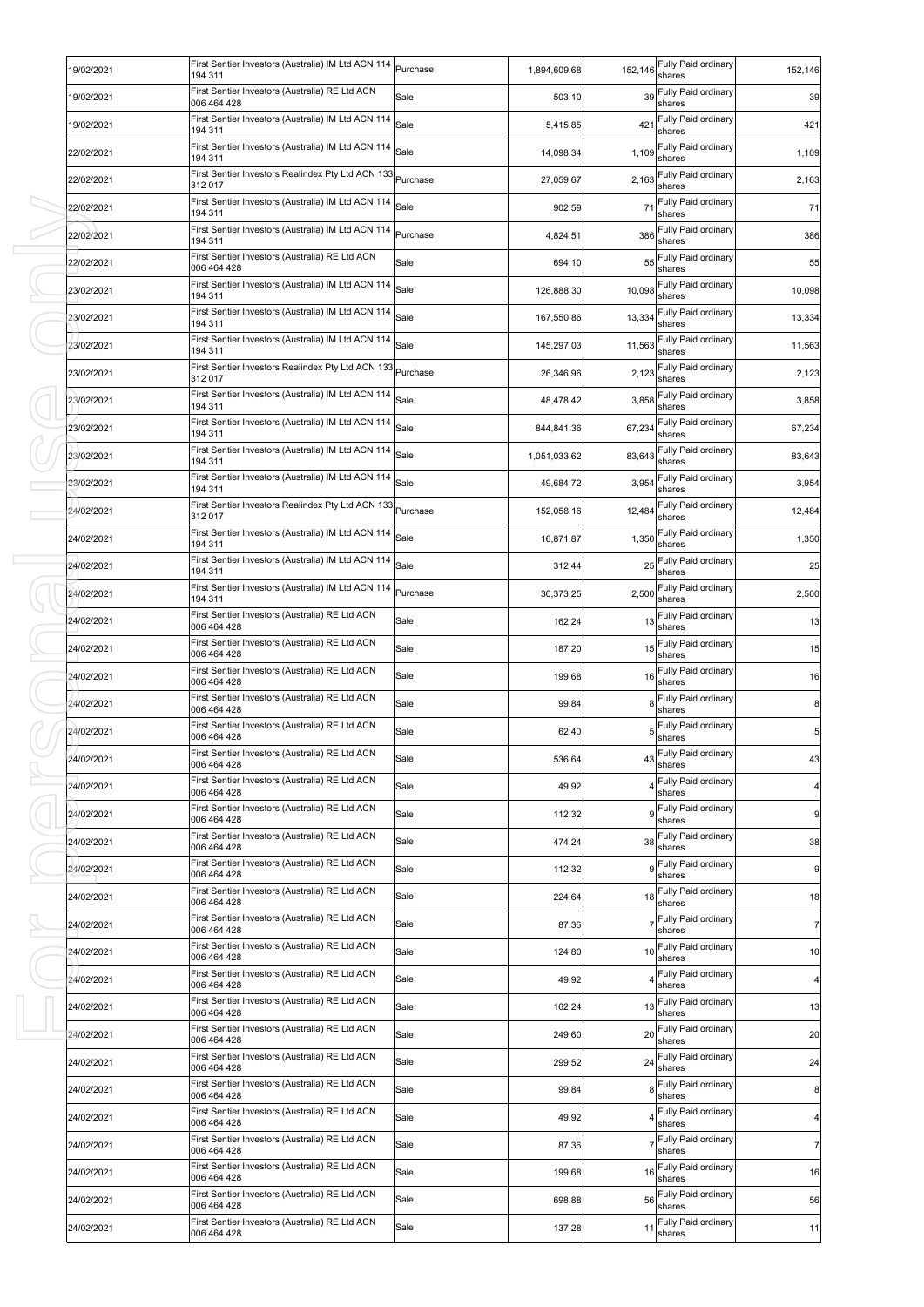| | | | | | | |
|---|---|---|---|---|---|---|
| 19/02/2021 | First Sentier Investors (Australia) IM Ltd ACN 114 194 311 | Purchase | 1,894,609.68 | 152,146 | Fully Paid ordinary shares | 152,146 |
| 19/02/2021 | First Sentier Investors (Australia) RE Ltd ACN 006 464 428 | Sale | 503.10 | 39 | Fully Paid ordinary shares | 39 |
| 19/02/2021 | First Sentier Investors (Australia) IM Ltd ACN 114 194 311 | Sale | 5,415.85 | 421 | Fully Paid ordinary shares | 421 |
| 22/02/2021 | First Sentier Investors (Australia) IM Ltd ACN 114 194 311 | Sale | 14,098.34 | 1,109 | Fully Paid ordinary shares | 1,109 |
| 22/02/2021 | First Sentier Investors Realindex Pty Ltd ACN 133 312 017 | Purchase | 27,059.67 | 2,163 | Fully Paid ordinary shares | 2,163 |
| 22/02/2021 | First Sentier Investors (Australia) IM Ltd ACN 114 194 311 | Sale | 902.59 | 71 | Fully Paid ordinary shares | 71 |
| 22/02/2021 | First Sentier Investors (Australia) IM Ltd ACN 114 194 311 | Purchase | 4,824.51 | 386 | Fully Paid ordinary shares | 386 |
| 22/02/2021 | First Sentier Investors (Australia) RE Ltd ACN 006 464 428 | Sale | 694.10 | 55 | Fully Paid ordinary shares | 55 |
| 23/02/2021 | First Sentier Investors (Australia) IM Ltd ACN 114 194 311 | Sale | 126,888.30 | 10,098 | Fully Paid ordinary shares | 10,098 |
| 23/02/2021 | First Sentier Investors (Australia) IM Ltd ACN 114 194 311 | Sale | 167,550.86 | 13,334 | Fully Paid ordinary shares | 13,334 |
| 23/02/2021 | First Sentier Investors (Australia) IM Ltd ACN 114 194 311 | Sale | 145,297.03 | 11,563 | Fully Paid ordinary shares | 11,563 |
| 23/02/2021 | First Sentier Investors Realindex Pty Ltd ACN 133 312 017 | Purchase | 26,346.96 | 2,123 | Fully Paid ordinary shares | 2,123 |
| 23/02/2021 | First Sentier Investors (Australia) IM Ltd ACN 114 194 311 | Sale | 48,478.42 | 3,858 | Fully Paid ordinary shares | 3,858 |
| 23/02/2021 | First Sentier Investors (Australia) IM Ltd ACN 114 194 311 | Sale | 844,841.36 | 67,234 | Fully Paid ordinary shares | 67,234 |
| 23/02/2021 | First Sentier Investors (Australia) IM Ltd ACN 114 194 311 | Sale | 1,051,033.62 | 83,643 | Fully Paid ordinary shares | 83,643 |
| 23/02/2021 | First Sentier Investors (Australia) IM Ltd ACN 114 194 311 | Sale | 49,684.72 | 3,954 | Fully Paid ordinary shares | 3,954 |
| 24/02/2021 | First Sentier Investors Realindex Pty Ltd ACN 133 312 017 | Purchase | 152,058.16 | 12,484 | Fully Paid ordinary shares | 12,484 |
| 24/02/2021 | First Sentier Investors (Australia) IM Ltd ACN 114 194 311 | Sale | 16,871.87 | 1,350 | Fully Paid ordinary shares | 1,350 |
| 24/02/2021 | First Sentier Investors (Australia) IM Ltd ACN 114 194 311 | Sale | 312.44 | 25 | Fully Paid ordinary shares | 25 |
| 24/02/2021 | First Sentier Investors (Australia) IM Ltd ACN 114 194 311 | Purchase | 30,373.25 | 2,500 | Fully Paid ordinary shares | 2,500 |
| 24/02/2021 | First Sentier Investors (Australia) RE Ltd ACN 006 464 428 | Sale | 162.24 | 13 | Fully Paid ordinary shares | 13 |
| 24/02/2021 | First Sentier Investors (Australia) RE Ltd ACN 006 464 428 | Sale | 187.20 | 15 | Fully Paid ordinary shares | 15 |
| 24/02/2021 | First Sentier Investors (Australia) RE Ltd ACN 006 464 428 | Sale | 199.68 | 16 | Fully Paid ordinary shares | 16 |
| 24/02/2021 | First Sentier Investors (Australia) RE Ltd ACN 006 464 428 | Sale | 99.84 | 8 | Fully Paid ordinary shares | 8 |
| 24/02/2021 | First Sentier Investors (Australia) RE Ltd ACN 006 464 428 | Sale | 62.40 | 5 | Fully Paid ordinary shares | 5 |
| 24/02/2021 | First Sentier Investors (Australia) RE Ltd ACN 006 464 428 | Sale | 536.64 | 43 | Fully Paid ordinary shares | 43 |
| 24/02/2021 | First Sentier Investors (Australia) RE Ltd ACN 006 464 428 | Sale | 49.92 | 4 | Fully Paid ordinary shares | 4 |
| 24/02/2021 | First Sentier Investors (Australia) RE Ltd ACN 006 464 428 | Sale | 112.32 | 9 | Fully Paid ordinary shares | 9 |
| 24/02/2021 | First Sentier Investors (Australia) RE Ltd ACN 006 464 428 | Sale | 474.24 | 38 | Fully Paid ordinary shares | 38 |
| 24/02/2021 | First Sentier Investors (Australia) RE Ltd ACN 006 464 428 | Sale | 112.32 | 9 | Fully Paid ordinary shares | 9 |
| 24/02/2021 | First Sentier Investors (Australia) RE Ltd ACN 006 464 428 | Sale | 224.64 | 18 | Fully Paid ordinary shares | 18 |
| 24/02/2021 | First Sentier Investors (Australia) RE Ltd ACN 006 464 428 | Sale | 87.36 | 7 | Fully Paid ordinary shares | 7 |
| 24/02/2021 | First Sentier Investors (Australia) RE Ltd ACN 006 464 428 | Sale | 124.80 | 10 | Fully Paid ordinary shares | 10 |
| 24/02/2021 | First Sentier Investors (Australia) RE Ltd ACN 006 464 428 | Sale | 49.92 | 4 | Fully Paid ordinary shares | 4 |
| 24/02/2021 | First Sentier Investors (Australia) RE Ltd ACN 006 464 428 | Sale | 162.24 | 13 | Fully Paid ordinary shares | 13 |
| 24/02/2021 | First Sentier Investors (Australia) RE Ltd ACN 006 464 428 | Sale | 249.60 | 20 | Fully Paid ordinary shares | 20 |
| 24/02/2021 | First Sentier Investors (Australia) RE Ltd ACN 006 464 428 | Sale | 299.52 | 24 | Fully Paid ordinary shares | 24 |
| 24/02/2021 | First Sentier Investors (Australia) RE Ltd ACN 006 464 428 | Sale | 99.84 | 8 | Fully Paid ordinary shares | 8 |
| 24/02/2021 | First Sentier Investors (Australia) RE Ltd ACN 006 464 428 | Sale | 49.92 | 4 | Fully Paid ordinary shares | 4 |
| 24/02/2021 | First Sentier Investors (Australia) RE Ltd ACN 006 464 428 | Sale | 87.36 | 7 | Fully Paid ordinary shares | 7 |
| 24/02/2021 | First Sentier Investors (Australia) RE Ltd ACN 006 464 428 | Sale | 199.68 | 16 | Fully Paid ordinary shares | 16 |
| 24/02/2021 | First Sentier Investors (Australia) RE Ltd ACN 006 464 428 | Sale | 698.88 | 56 | Fully Paid ordinary shares | 56 |
| 24/02/2021 | First Sentier Investors (Australia) RE Ltd ACN 006 464 428 | Sale | 137.28 | 11 | Fully Paid ordinary shares | 11 |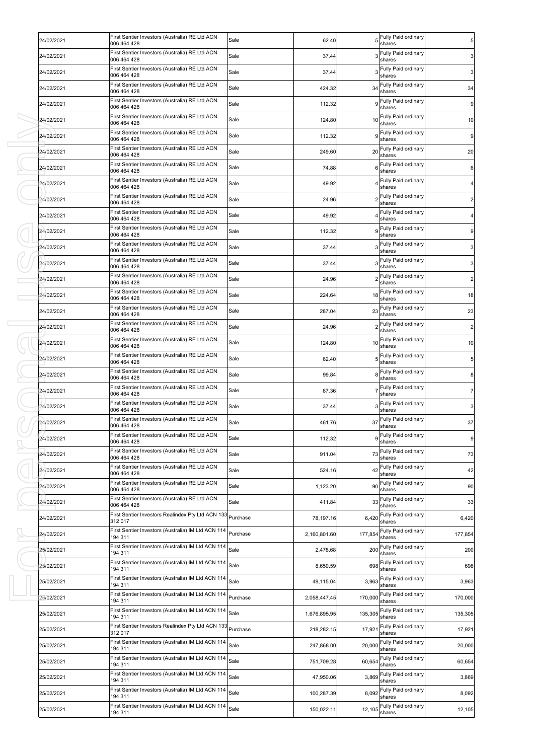| | | | | | | |
|---|---|---|---|---|---|---|
| 24/02/2021 | First Sentier Investors (Australia) RE Ltd ACN 006 464 428 | Sale | 62.40 | 5 | Fully Paid ordinary shares | 5 |
| 24/02/2021 | First Sentier Investors (Australia) RE Ltd ACN 006 464 428 | Sale | 37.44 | 3 | Fully Paid ordinary shares | 3 |
| 24/02/2021 | First Sentier Investors (Australia) RE Ltd ACN 006 464 428 | Sale | 37.44 | 3 | Fully Paid ordinary shares | 3 |
| 24/02/2021 | First Sentier Investors (Australia) RE Ltd ACN 006 464 428 | Sale | 424.32 | 34 | Fully Paid ordinary shares | 34 |
| 24/02/2021 | First Sentier Investors (Australia) RE Ltd ACN 006 464 428 | Sale | 112.32 | 9 | Fully Paid ordinary shares | 9 |
| 24/02/2021 | First Sentier Investors (Australia) RE Ltd ACN 006 464 428 | Sale | 124.80 | 10 | Fully Paid ordinary shares | 10 |
| 24/02/2021 | First Sentier Investors (Australia) RE Ltd ACN 006 464 428 | Sale | 112.32 | 9 | Fully Paid ordinary shares | 9 |
| 24/02/2021 | First Sentier Investors (Australia) RE Ltd ACN 006 464 428 | Sale | 249.60 | 20 | Fully Paid ordinary shares | 20 |
| 24/02/2021 | First Sentier Investors (Australia) RE Ltd ACN 006 464 428 | Sale | 74.88 | 6 | Fully Paid ordinary shares | 6 |
| 24/02/2021 | First Sentier Investors (Australia) RE Ltd ACN 006 464 428 | Sale | 49.92 | 4 | Fully Paid ordinary shares | 4 |
| 24/02/2021 | First Sentier Investors (Australia) RE Ltd ACN 006 464 428 | Sale | 24.96 | 2 | Fully Paid ordinary shares | 2 |
| 24/02/2021 | First Sentier Investors (Australia) RE Ltd ACN 006 464 428 | Sale | 49.92 | 4 | Fully Paid ordinary shares | 4 |
| 24/02/2021 | First Sentier Investors (Australia) RE Ltd ACN 006 464 428 | Sale | 112.32 | 9 | Fully Paid ordinary shares | 9 |
| 24/02/2021 | First Sentier Investors (Australia) RE Ltd ACN 006 464 428 | Sale | 37.44 | 3 | Fully Paid ordinary shares | 3 |
| 24/02/2021 | First Sentier Investors (Australia) RE Ltd ACN 006 464 428 | Sale | 37.44 | 3 | Fully Paid ordinary shares | 3 |
| 24/02/2021 | First Sentier Investors (Australia) RE Ltd ACN 006 464 428 | Sale | 24.96 | 2 | Fully Paid ordinary shares | 2 |
| 24/02/2021 | First Sentier Investors (Australia) RE Ltd ACN 006 464 428 | Sale | 224.64 | 18 | Fully Paid ordinary shares | 18 |
| 24/02/2021 | First Sentier Investors (Australia) RE Ltd ACN 006 464 428 | Sale | 287.04 | 23 | Fully Paid ordinary shares | 23 |
| 24/02/2021 | First Sentier Investors (Australia) RE Ltd ACN 006 464 428 | Sale | 24.96 | 2 | Fully Paid ordinary shares | 2 |
| 24/02/2021 | First Sentier Investors (Australia) RE Ltd ACN 006 464 428 | Sale | 124.80 | 10 | Fully Paid ordinary shares | 10 |
| 24/02/2021 | First Sentier Investors (Australia) RE Ltd ACN 006 464 428 | Sale | 62.40 | 5 | Fully Paid ordinary shares | 5 |
| 24/02/2021 | First Sentier Investors (Australia) RE Ltd ACN 006 464 428 | Sale | 99.84 | 8 | Fully Paid ordinary shares | 8 |
| 24/02/2021 | First Sentier Investors (Australia) RE Ltd ACN 006 464 428 | Sale | 87.36 | 7 | Fully Paid ordinary shares | 7 |
| 24/02/2021 | First Sentier Investors (Australia) RE Ltd ACN 006 464 428 | Sale | 37.44 | 3 | Fully Paid ordinary shares | 3 |
| 24/02/2021 | First Sentier Investors (Australia) RE Ltd ACN 006 464 428 | Sale | 461.76 | 37 | Fully Paid ordinary shares | 37 |
| 24/02/2021 | First Sentier Investors (Australia) RE Ltd ACN 006 464 428 | Sale | 112.32 | 9 | Fully Paid ordinary shares | 9 |
| 24/02/2021 | First Sentier Investors (Australia) RE Ltd ACN 006 464 428 | Sale | 911.04 | 73 | Fully Paid ordinary shares | 73 |
| 24/02/2021 | First Sentier Investors (Australia) RE Ltd ACN 006 464 428 | Sale | 524.16 | 42 | Fully Paid ordinary shares | 42 |
| 24/02/2021 | First Sentier Investors (Australia) RE Ltd ACN 006 464 428 | Sale | 1,123.20 | 90 | Fully Paid ordinary shares | 90 |
| 24/02/2021 | First Sentier Investors (Australia) RE Ltd ACN 006 464 428 | Sale | 411.84 | 33 | Fully Paid ordinary shares | 33 |
| 24/02/2021 | First Sentier Investors Realindex Pty Ltd ACN 133 312 017 | Purchase | 78,197.16 | 6,420 | Fully Paid ordinary shares | 6,420 |
| 24/02/2021 | First Sentier Investors (Australia) IM Ltd ACN 114 194 311 | Purchase | 2,160,801.60 | 177,854 | Fully Paid ordinary shares | 177,854 |
| 25/02/2021 | First Sentier Investors (Australia) IM Ltd ACN 114 194 311 | Sale | 2,478.68 | 200 | Fully Paid ordinary shares | 200 |
| 25/02/2021 | First Sentier Investors (Australia) IM Ltd ACN 114 194 311 | Sale | 8,650.59 | 698 | Fully Paid ordinary shares | 698 |
| 25/02/2021 | First Sentier Investors (Australia) IM Ltd ACN 114 194 311 | Sale | 49,115.04 | 3,963 | Fully Paid ordinary shares | 3,963 |
| 25/02/2021 | First Sentier Investors (Australia) IM Ltd ACN 114 194 311 | Purchase | 2,058,447.45 | 170,000 | Fully Paid ordinary shares | 170,000 |
| 25/02/2021 | First Sentier Investors (Australia) IM Ltd ACN 114 194 311 | Sale | 1,676,895.95 | 135,305 | Fully Paid ordinary shares | 135,305 |
| 25/02/2021 | First Sentier Investors Realindex Pty Ltd ACN 133 312 017 | Purchase | 218,282.15 | 17,921 | Fully Paid ordinary shares | 17,921 |
| 25/02/2021 | First Sentier Investors (Australia) IM Ltd ACN 114 194 311 | Sale | 247,868.00 | 20,000 | Fully Paid ordinary shares | 20,000 |
| 25/02/2021 | First Sentier Investors (Australia) IM Ltd ACN 114 194 311 | Sale | 751,709.28 | 60,654 | Fully Paid ordinary shares | 60,654 |
| 25/02/2021 | First Sentier Investors (Australia) IM Ltd ACN 114 194 311 | Sale | 47,950.06 | 3,869 | Fully Paid ordinary shares | 3,869 |
| 25/02/2021 | First Sentier Investors (Australia) IM Ltd ACN 114 194 311 | Sale | 100,287.39 | 8,092 | Fully Paid ordinary shares | 8,092 |
| 25/02/2021 | First Sentier Investors (Australia) IM Ltd ACN 114 194 311 | Sale | 150,022.11 | 12,105 | Fully Paid ordinary shares | 12,105 |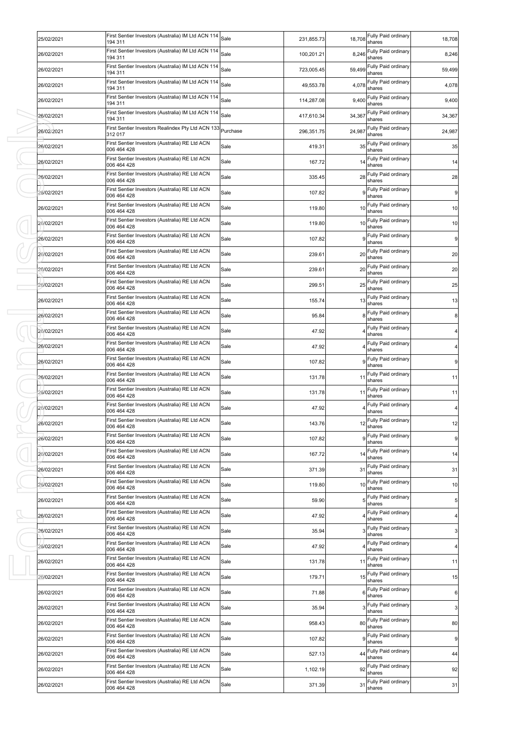| | | | | | | |
|---|---|---|---|---|---|---|
| 25/02/2021 | First Sentier Investors (Australia) IM Ltd ACN 114 194 311 | Sale | 231,855.73 | 18,708 | Fully Paid ordinary shares | 18,708 |
| 26/02/2021 | First Sentier Investors (Australia) IM Ltd ACN 114 194 311 | Sale | 100,201.21 | 8,246 | Fully Paid ordinary shares | 8,246 |
| 26/02/2021 | First Sentier Investors (Australia) IM Ltd ACN 114 194 311 | Sale | 723,005.45 | 59,499 | Fully Paid ordinary shares | 59,499 |
| 26/02/2021 | First Sentier Investors (Australia) IM Ltd ACN 114 194 311 | Sale | 49,553.78 | 4,078 | Fully Paid ordinary shares | 4,078 |
| 26/02/2021 | First Sentier Investors (Australia) IM Ltd ACN 114 194 311 | Sale | 114,287.08 | 9,400 | Fully Paid ordinary shares | 9,400 |
| 26/02/2021 | First Sentier Investors (Australia) IM Ltd ACN 114 194 311 | Sale | 417,610.34 | 34,367 | Fully Paid ordinary shares | 34,367 |
| 26/02/2021 | First Sentier Investors Realindex Pty Ltd ACN 133 312 017 | Purchase | 296,351.75 | 24,987 | Fully Paid ordinary shares | 24,987 |
| 26/02/2021 | First Sentier Investors (Australia) RE Ltd ACN 006 464 428 | Sale | 419.31 | 35 | Fully Paid ordinary shares | 35 |
| 26/02/2021 | First Sentier Investors (Australia) RE Ltd ACN 006 464 428 | Sale | 167.72 | 14 | Fully Paid ordinary shares | 14 |
| 26/02/2021 | First Sentier Investors (Australia) RE Ltd ACN 006 464 428 | Sale | 335.45 | 28 | Fully Paid ordinary shares | 28 |
| 26/02/2021 | First Sentier Investors (Australia) RE Ltd ACN 006 464 428 | Sale | 107.82 | 9 | Fully Paid ordinary shares | 9 |
| 26/02/2021 | First Sentier Investors (Australia) RE Ltd ACN 006 464 428 | Sale | 119.80 | 10 | Fully Paid ordinary shares | 10 |
| 26/02/2021 | First Sentier Investors (Australia) RE Ltd ACN 006 464 428 | Sale | 119.80 | 10 | Fully Paid ordinary shares | 10 |
| 26/02/2021 | First Sentier Investors (Australia) RE Ltd ACN 006 464 428 | Sale | 107.82 | 9 | Fully Paid ordinary shares | 9 |
| 26/02/2021 | First Sentier Investors (Australia) RE Ltd ACN 006 464 428 | Sale | 239.61 | 20 | Fully Paid ordinary shares | 20 |
| 26/02/2021 | First Sentier Investors (Australia) RE Ltd ACN 006 464 428 | Sale | 239.61 | 20 | Fully Paid ordinary shares | 20 |
| 26/02/2021 | First Sentier Investors (Australia) RE Ltd ACN 006 464 428 | Sale | 299.51 | 25 | Fully Paid ordinary shares | 25 |
| 26/02/2021 | First Sentier Investors (Australia) RE Ltd ACN 006 464 428 | Sale | 155.74 | 13 | Fully Paid ordinary shares | 13 |
| 26/02/2021 | First Sentier Investors (Australia) RE Ltd ACN 006 464 428 | Sale | 95.84 | 8 | Fully Paid ordinary shares | 8 |
| 26/02/2021 | First Sentier Investors (Australia) RE Ltd ACN 006 464 428 | Sale | 47.92 | 4 | Fully Paid ordinary shares | 4 |
| 26/02/2021 | First Sentier Investors (Australia) RE Ltd ACN 006 464 428 | Sale | 47.92 | 4 | Fully Paid ordinary shares | 4 |
| 26/02/2021 | First Sentier Investors (Australia) RE Ltd ACN 006 464 428 | Sale | 107.82 | 9 | Fully Paid ordinary shares | 9 |
| 26/02/2021 | First Sentier Investors (Australia) RE Ltd ACN 006 464 428 | Sale | 131.78 | 11 | Fully Paid ordinary shares | 11 |
| 26/02/2021 | First Sentier Investors (Australia) RE Ltd ACN 006 464 428 | Sale | 131.78 | 11 | Fully Paid ordinary shares | 11 |
| 26/02/2021 | First Sentier Investors (Australia) RE Ltd ACN 006 464 428 | Sale | 47.92 | 4 | Fully Paid ordinary shares | 4 |
| 26/02/2021 | First Sentier Investors (Australia) RE Ltd ACN 006 464 428 | Sale | 143.76 | 12 | Fully Paid ordinary shares | 12 |
| 26/02/2021 | First Sentier Investors (Australia) RE Ltd ACN 006 464 428 | Sale | 107.82 | 9 | Fully Paid ordinary shares | 9 |
| 26/02/2021 | First Sentier Investors (Australia) RE Ltd ACN 006 464 428 | Sale | 167.72 | 14 | Fully Paid ordinary shares | 14 |
| 26/02/2021 | First Sentier Investors (Australia) RE Ltd ACN 006 464 428 | Sale | 371.39 | 31 | Fully Paid ordinary shares | 31 |
| 26/02/2021 | First Sentier Investors (Australia) RE Ltd ACN 006 464 428 | Sale | 119.80 | 10 | Fully Paid ordinary shares | 10 |
| 26/02/2021 | First Sentier Investors (Australia) RE Ltd ACN 006 464 428 | Sale | 59.90 | 5 | Fully Paid ordinary shares | 5 |
| 26/02/2021 | First Sentier Investors (Australia) RE Ltd ACN 006 464 428 | Sale | 47.92 | 4 | Fully Paid ordinary shares | 4 |
| 26/02/2021 | First Sentier Investors (Australia) RE Ltd ACN 006 464 428 | Sale | 35.94 | 3 | Fully Paid ordinary shares | 3 |
| 26/02/2021 | First Sentier Investors (Australia) RE Ltd ACN 006 464 428 | Sale | 47.92 | 4 | Fully Paid ordinary shares | 4 |
| 26/02/2021 | First Sentier Investors (Australia) RE Ltd ACN 006 464 428 | Sale | 131.78 | 11 | Fully Paid ordinary shares | 11 |
| 26/02/2021 | First Sentier Investors (Australia) RE Ltd ACN 006 464 428 | Sale | 179.71 | 15 | Fully Paid ordinary shares | 15 |
| 26/02/2021 | First Sentier Investors (Australia) RE Ltd ACN 006 464 428 | Sale | 71.88 | 6 | Fully Paid ordinary shares | 6 |
| 26/02/2021 | First Sentier Investors (Australia) RE Ltd ACN 006 464 428 | Sale | 35.94 | 3 | Fully Paid ordinary shares | 3 |
| 26/02/2021 | First Sentier Investors (Australia) RE Ltd ACN 006 464 428 | Sale | 958.43 | 80 | Fully Paid ordinary shares | 80 |
| 26/02/2021 | First Sentier Investors (Australia) RE Ltd ACN 006 464 428 | Sale | 107.82 | 9 | Fully Paid ordinary shares | 9 |
| 26/02/2021 | First Sentier Investors (Australia) RE Ltd ACN 006 464 428 | Sale | 527.13 | 44 | Fully Paid ordinary shares | 44 |
| 26/02/2021 | First Sentier Investors (Australia) RE Ltd ACN 006 464 428 | Sale | 1,102.19 | 92 | Fully Paid ordinary shares | 92 |
| 26/02/2021 | First Sentier Investors (Australia) RE Ltd ACN 006 464 428 | Sale | 371.39 | 31 | Fully Paid ordinary shares | 31 |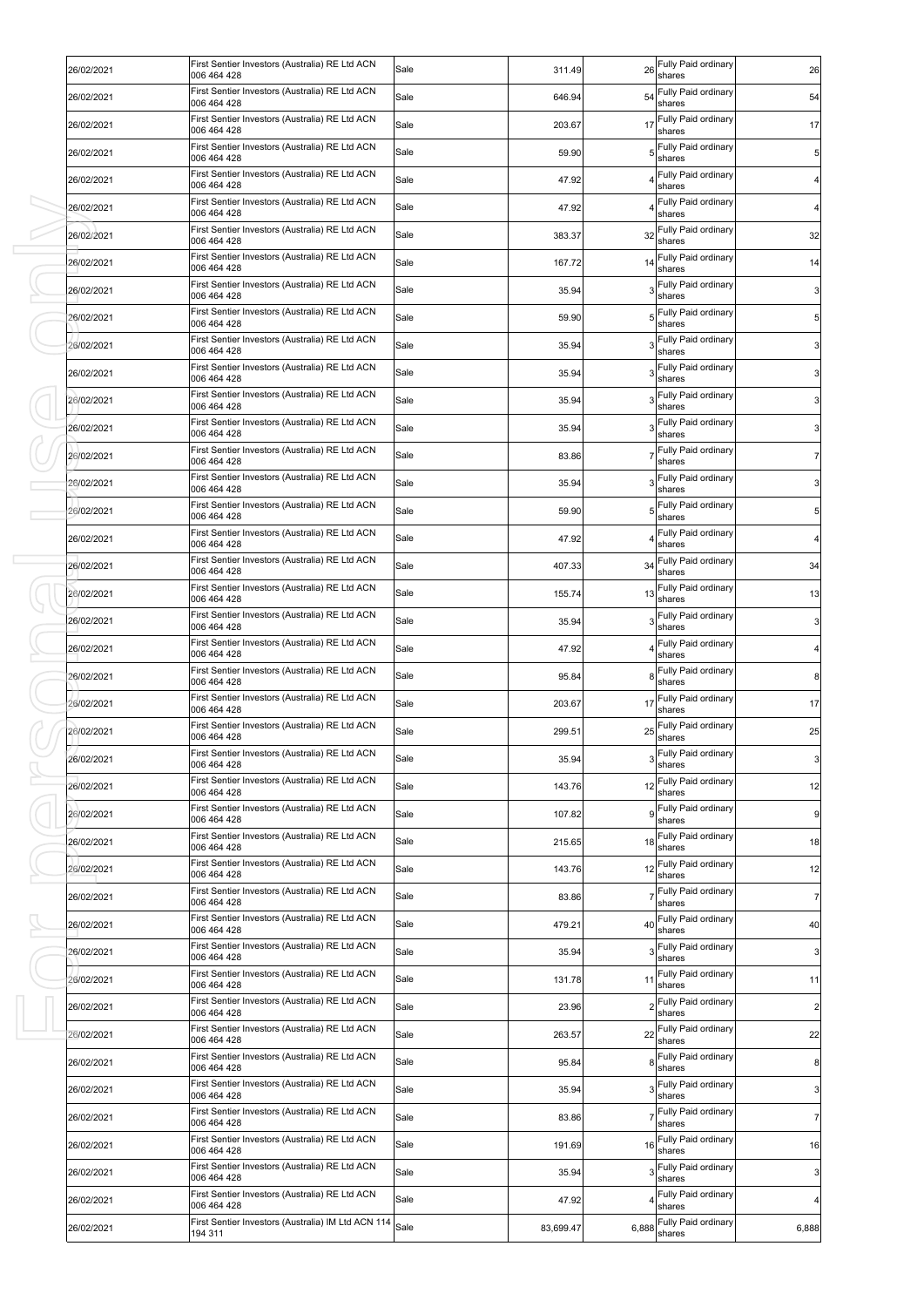| | | | | | | |
|---|---|---|---|---|---|---|
| 26/02/2021 | First Sentier Investors (Australia) RE Ltd ACN 006 464 428 | Sale | 311.49 | 26 | Fully Paid ordinary shares | 26 |
| 26/02/2021 | First Sentier Investors (Australia) RE Ltd ACN 006 464 428 | Sale | 646.94 | 54 | Fully Paid ordinary shares | 54 |
| 26/02/2021 | First Sentier Investors (Australia) RE Ltd ACN 006 464 428 | Sale | 203.67 | 17 | Fully Paid ordinary shares | 17 |
| 26/02/2021 | First Sentier Investors (Australia) RE Ltd ACN 006 464 428 | Sale | 59.90 | 5 | Fully Paid ordinary shares | 5 |
| 26/02/2021 | First Sentier Investors (Australia) RE Ltd ACN 006 464 428 | Sale | 47.92 | 4 | Fully Paid ordinary shares | 4 |
| 26/02/2021 | First Sentier Investors (Australia) RE Ltd ACN 006 464 428 | Sale | 47.92 | 4 | Fully Paid ordinary shares | 4 |
| 26/02/2021 | First Sentier Investors (Australia) RE Ltd ACN 006 464 428 | Sale | 383.37 | 32 | Fully Paid ordinary shares | 32 |
| 26/02/2021 | First Sentier Investors (Australia) RE Ltd ACN 006 464 428 | Sale | 167.72 | 14 | Fully Paid ordinary shares | 14 |
| 26/02/2021 | First Sentier Investors (Australia) RE Ltd ACN 006 464 428 | Sale | 35.94 | 3 | Fully Paid ordinary shares | 3 |
| 26/02/2021 | First Sentier Investors (Australia) RE Ltd ACN 006 464 428 | Sale | 59.90 | 5 | Fully Paid ordinary shares | 5 |
| 26/02/2021 | First Sentier Investors (Australia) RE Ltd ACN 006 464 428 | Sale | 35.94 | 3 | Fully Paid ordinary shares | 3 |
| 26/02/2021 | First Sentier Investors (Australia) RE Ltd ACN 006 464 428 | Sale | 35.94 | 3 | Fully Paid ordinary shares | 3 |
| 26/02/2021 | First Sentier Investors (Australia) RE Ltd ACN 006 464 428 | Sale | 35.94 | 3 | Fully Paid ordinary shares | 3 |
| 26/02/2021 | First Sentier Investors (Australia) RE Ltd ACN 006 464 428 | Sale | 35.94 | 3 | Fully Paid ordinary shares | 3 |
| 26/02/2021 | First Sentier Investors (Australia) RE Ltd ACN 006 464 428 | Sale | 83.86 | 7 | Fully Paid ordinary shares | 7 |
| 26/02/2021 | First Sentier Investors (Australia) RE Ltd ACN 006 464 428 | Sale | 35.94 | 3 | Fully Paid ordinary shares | 3 |
| 26/02/2021 | First Sentier Investors (Australia) RE Ltd ACN 006 464 428 | Sale | 59.90 | 5 | Fully Paid ordinary shares | 5 |
| 26/02/2021 | First Sentier Investors (Australia) RE Ltd ACN 006 464 428 | Sale | 47.92 | 4 | Fully Paid ordinary shares | 4 |
| 26/02/2021 | First Sentier Investors (Australia) RE Ltd ACN 006 464 428 | Sale | 407.33 | 34 | Fully Paid ordinary shares | 34 |
| 26/02/2021 | First Sentier Investors (Australia) RE Ltd ACN 006 464 428 | Sale | 155.74 | 13 | Fully Paid ordinary shares | 13 |
| 26/02/2021 | First Sentier Investors (Australia) RE Ltd ACN 006 464 428 | Sale | 35.94 | 3 | Fully Paid ordinary shares | 3 |
| 26/02/2021 | First Sentier Investors (Australia) RE Ltd ACN 006 464 428 | Sale | 47.92 | 4 | Fully Paid ordinary shares | 4 |
| 26/02/2021 | First Sentier Investors (Australia) RE Ltd ACN 006 464 428 | Sale | 95.84 | 8 | Fully Paid ordinary shares | 8 |
| 26/02/2021 | First Sentier Investors (Australia) RE Ltd ACN 006 464 428 | Sale | 203.67 | 17 | Fully Paid ordinary shares | 17 |
| 26/02/2021 | First Sentier Investors (Australia) RE Ltd ACN 006 464 428 | Sale | 299.51 | 25 | Fully Paid ordinary shares | 25 |
| 26/02/2021 | First Sentier Investors (Australia) RE Ltd ACN 006 464 428 | Sale | 35.94 | 3 | Fully Paid ordinary shares | 3 |
| 26/02/2021 | First Sentier Investors (Australia) RE Ltd ACN 006 464 428 | Sale | 143.76 | 12 | Fully Paid ordinary shares | 12 |
| 26/02/2021 | First Sentier Investors (Australia) RE Ltd ACN 006 464 428 | Sale | 107.82 | 9 | Fully Paid ordinary shares | 9 |
| 26/02/2021 | First Sentier Investors (Australia) RE Ltd ACN 006 464 428 | Sale | 215.65 | 18 | Fully Paid ordinary shares | 18 |
| 26/02/2021 | First Sentier Investors (Australia) RE Ltd ACN 006 464 428 | Sale | 143.76 | 12 | Fully Paid ordinary shares | 12 |
| 26/02/2021 | First Sentier Investors (Australia) RE Ltd ACN 006 464 428 | Sale | 83.86 | 7 | Fully Paid ordinary shares | 7 |
| 26/02/2021 | First Sentier Investors (Australia) RE Ltd ACN 006 464 428 | Sale | 479.21 | 40 | Fully Paid ordinary shares | 40 |
| 26/02/2021 | First Sentier Investors (Australia) RE Ltd ACN 006 464 428 | Sale | 35.94 | 3 | Fully Paid ordinary shares | 3 |
| 26/02/2021 | First Sentier Investors (Australia) RE Ltd ACN 006 464 428 | Sale | 131.78 | 11 | Fully Paid ordinary shares | 11 |
| 26/02/2021 | First Sentier Investors (Australia) RE Ltd ACN 006 464 428 | Sale | 23.96 | 2 | Fully Paid ordinary shares | 2 |
| 26/02/2021 | First Sentier Investors (Australia) RE Ltd ACN 006 464 428 | Sale | 263.57 | 22 | Fully Paid ordinary shares | 22 |
| 26/02/2021 | First Sentier Investors (Australia) RE Ltd ACN 006 464 428 | Sale | 95.84 | 8 | Fully Paid ordinary shares | 8 |
| 26/02/2021 | First Sentier Investors (Australia) RE Ltd ACN 006 464 428 | Sale | 35.94 | 3 | Fully Paid ordinary shares | 3 |
| 26/02/2021 | First Sentier Investors (Australia) RE Ltd ACN 006 464 428 | Sale | 83.86 | 7 | Fully Paid ordinary shares | 7 |
| 26/02/2021 | First Sentier Investors (Australia) RE Ltd ACN 006 464 428 | Sale | 191.69 | 16 | Fully Paid ordinary shares | 16 |
| 26/02/2021 | First Sentier Investors (Australia) RE Ltd ACN 006 464 428 | Sale | 35.94 | 3 | Fully Paid ordinary shares | 3 |
| 26/02/2021 | First Sentier Investors (Australia) RE Ltd ACN 006 464 428 | Sale | 47.92 | 4 | Fully Paid ordinary shares | 4 |
| 26/02/2021 | First Sentier Investors (Australia) IM Ltd ACN 114 194 311 | Sale | 83,699.47 | 6,888 | Fully Paid ordinary shares | 6,888 |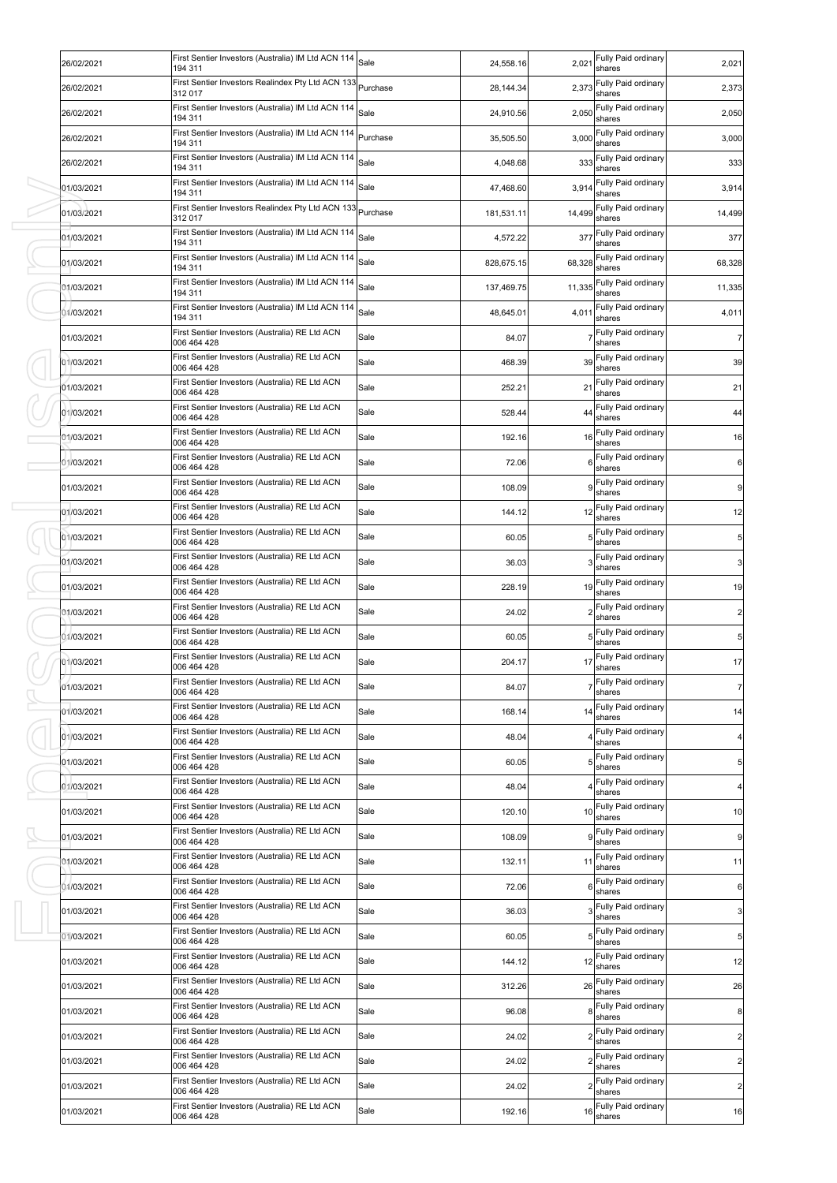| | | | | | | |
|---|---|---|---|---|---|---|
| 26/02/2021 | First Sentier Investors (Australia) IM Ltd ACN 114 194 311 | Sale | 24,558.16 | 2,021 | Fully Paid ordinary shares | 2,021 |
| 26/02/2021 | First Sentier Investors Realindex Pty Ltd ACN 133 312 017 | Purchase | 28,144.34 | 2,373 | Fully Paid ordinary shares | 2,373 |
| 26/02/2021 | First Sentier Investors (Australia) IM Ltd ACN 114 194 311 | Sale | 24,910.56 | 2,050 | Fully Paid ordinary shares | 2,050 |
| 26/02/2021 | First Sentier Investors (Australia) IM Ltd ACN 114 194 311 | Purchase | 35,505.50 | 3,000 | Fully Paid ordinary shares | 3,000 |
| 26/02/2021 | First Sentier Investors (Australia) IM Ltd ACN 114 194 311 | Sale | 4,048.68 | 333 | Fully Paid ordinary shares | 333 |
| 01/03/2021 | First Sentier Investors (Australia) IM Ltd ACN 114 194 311 | Sale | 47,468.60 | 3,914 | Fully Paid ordinary shares | 3,914 |
| 01/03/2021 | First Sentier Investors Realindex Pty Ltd ACN 133 312 017 | Purchase | 181,531.11 | 14,499 | Fully Paid ordinary shares | 14,499 |
| 01/03/2021 | First Sentier Investors (Australia) IM Ltd ACN 114 194 311 | Sale | 4,572.22 | 377 | Fully Paid ordinary shares | 377 |
| 01/03/2021 | First Sentier Investors (Australia) IM Ltd ACN 114 194 311 | Sale | 828,675.15 | 68,328 | Fully Paid ordinary shares | 68,328 |
| 01/03/2021 | First Sentier Investors (Australia) IM Ltd ACN 114 194 311 | Sale | 137,469.75 | 11,335 | Fully Paid ordinary shares | 11,335 |
| 01/03/2021 | First Sentier Investors (Australia) IM Ltd ACN 114 194 311 | Sale | 48,645.01 | 4,011 | Fully Paid ordinary shares | 4,011 |
| 01/03/2021 | First Sentier Investors (Australia) RE Ltd ACN 006 464 428 | Sale | 84.07 | 7 | Fully Paid ordinary shares | 7 |
| 01/03/2021 | First Sentier Investors (Australia) RE Ltd ACN 006 464 428 | Sale | 468.39 | 39 | Fully Paid ordinary shares | 39 |
| 01/03/2021 | First Sentier Investors (Australia) RE Ltd ACN 006 464 428 | Sale | 252.21 | 21 | Fully Paid ordinary shares | 21 |
| 01/03/2021 | First Sentier Investors (Australia) RE Ltd ACN 006 464 428 | Sale | 528.44 | 44 | Fully Paid ordinary shares | 44 |
| 01/03/2021 | First Sentier Investors (Australia) RE Ltd ACN 006 464 428 | Sale | 192.16 | 16 | Fully Paid ordinary shares | 16 |
| 01/03/2021 | First Sentier Investors (Australia) RE Ltd ACN 006 464 428 | Sale | 72.06 | 6 | Fully Paid ordinary shares | 6 |
| 01/03/2021 | First Sentier Investors (Australia) RE Ltd ACN 006 464 428 | Sale | 108.09 | 9 | Fully Paid ordinary shares | 9 |
| 01/03/2021 | First Sentier Investors (Australia) RE Ltd ACN 006 464 428 | Sale | 144.12 | 12 | Fully Paid ordinary shares | 12 |
| 01/03/2021 | First Sentier Investors (Australia) RE Ltd ACN 006 464 428 | Sale | 60.05 | 5 | Fully Paid ordinary shares | 5 |
| 01/03/2021 | First Sentier Investors (Australia) RE Ltd ACN 006 464 428 | Sale | 36.03 | 3 | Fully Paid ordinary shares | 3 |
| 01/03/2021 | First Sentier Investors (Australia) RE Ltd ACN 006 464 428 | Sale | 228.19 | 19 | Fully Paid ordinary shares | 19 |
| 01/03/2021 | First Sentier Investors (Australia) RE Ltd ACN 006 464 428 | Sale | 24.02 | 2 | Fully Paid ordinary shares | 2 |
| 01/03/2021 | First Sentier Investors (Australia) RE Ltd ACN 006 464 428 | Sale | 60.05 | 5 | Fully Paid ordinary shares | 5 |
| 01/03/2021 | First Sentier Investors (Australia) RE Ltd ACN 006 464 428 | Sale | 204.17 | 17 | Fully Paid ordinary shares | 17 |
| 01/03/2021 | First Sentier Investors (Australia) RE Ltd ACN 006 464 428 | Sale | 84.07 | 7 | Fully Paid ordinary shares | 7 |
| 01/03/2021 | First Sentier Investors (Australia) RE Ltd ACN 006 464 428 | Sale | 168.14 | 14 | Fully Paid ordinary shares | 14 |
| 01/03/2021 | First Sentier Investors (Australia) RE Ltd ACN 006 464 428 | Sale | 48.04 | 4 | Fully Paid ordinary shares | 4 |
| 01/03/2021 | First Sentier Investors (Australia) RE Ltd ACN 006 464 428 | Sale | 60.05 | 5 | Fully Paid ordinary shares | 5 |
| 01/03/2021 | First Sentier Investors (Australia) RE Ltd ACN 006 464 428 | Sale | 48.04 | 4 | Fully Paid ordinary shares | 4 |
| 01/03/2021 | First Sentier Investors (Australia) RE Ltd ACN 006 464 428 | Sale | 120.10 | 10 | Fully Paid ordinary shares | 10 |
| 01/03/2021 | First Sentier Investors (Australia) RE Ltd ACN 006 464 428 | Sale | 108.09 | 9 | Fully Paid ordinary shares | 9 |
| 01/03/2021 | First Sentier Investors (Australia) RE Ltd ACN 006 464 428 | Sale | 132.11 | 11 | Fully Paid ordinary shares | 11 |
| 01/03/2021 | First Sentier Investors (Australia) RE Ltd ACN 006 464 428 | Sale | 72.06 | 6 | Fully Paid ordinary shares | 6 |
| 01/03/2021 | First Sentier Investors (Australia) RE Ltd ACN 006 464 428 | Sale | 36.03 | 3 | Fully Paid ordinary shares | 3 |
| 01/03/2021 | First Sentier Investors (Australia) RE Ltd ACN 006 464 428 | Sale | 60.05 | 5 | Fully Paid ordinary shares | 5 |
| 01/03/2021 | First Sentier Investors (Australia) RE Ltd ACN 006 464 428 | Sale | 144.12 | 12 | Fully Paid ordinary shares | 12 |
| 01/03/2021 | First Sentier Investors (Australia) RE Ltd ACN 006 464 428 | Sale | 312.26 | 26 | Fully Paid ordinary shares | 26 |
| 01/03/2021 | First Sentier Investors (Australia) RE Ltd ACN 006 464 428 | Sale | 96.08 | 8 | Fully Paid ordinary shares | 8 |
| 01/03/2021 | First Sentier Investors (Australia) RE Ltd ACN 006 464 428 | Sale | 24.02 | 2 | Fully Paid ordinary shares | 2 |
| 01/03/2021 | First Sentier Investors (Australia) RE Ltd ACN 006 464 428 | Sale | 24.02 | 2 | Fully Paid ordinary shares | 2 |
| 01/03/2021 | First Sentier Investors (Australia) RE Ltd ACN 006 464 428 | Sale | 24.02 | 2 | Fully Paid ordinary shares | 2 |
| 01/03/2021 | First Sentier Investors (Australia) RE Ltd ACN 006 464 428 | Sale | 192.16 | 16 | Fully Paid ordinary shares | 16 |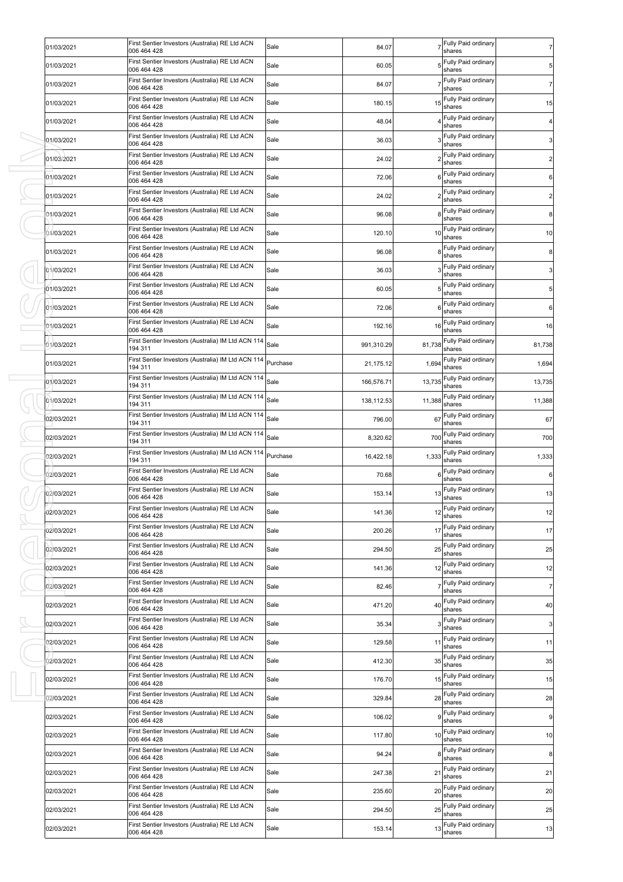| | | | | | | |
|---|---|---|---|---|---|---|
| 01/03/2021 | First Sentier Investors (Australia) RE Ltd ACN 006 464 428 | Sale | 84.07 | 7 | Fully Paid ordinary shares | 7 |
| 01/03/2021 | First Sentier Investors (Australia) RE Ltd ACN 006 464 428 | Sale | 60.05 | 5 | Fully Paid ordinary shares | 5 |
| 01/03/2021 | First Sentier Investors (Australia) RE Ltd ACN 006 464 428 | Sale | 84.07 | 7 | Fully Paid ordinary shares | 7 |
| 01/03/2021 | First Sentier Investors (Australia) RE Ltd ACN 006 464 428 | Sale | 180.15 | 15 | Fully Paid ordinary shares | 15 |
| 01/03/2021 | First Sentier Investors (Australia) RE Ltd ACN 006 464 428 | Sale | 48.04 | 4 | Fully Paid ordinary shares | 4 |
| 01/03/2021 | First Sentier Investors (Australia) RE Ltd ACN 006 464 428 | Sale | 36.03 | 3 | Fully Paid ordinary shares | 3 |
| 01/03/2021 | First Sentier Investors (Australia) RE Ltd ACN 006 464 428 | Sale | 24.02 | 2 | Fully Paid ordinary shares | 2 |
| 01/03/2021 | First Sentier Investors (Australia) RE Ltd ACN 006 464 428 | Sale | 72.06 | 6 | Fully Paid ordinary shares | 6 |
| 01/03/2021 | First Sentier Investors (Australia) RE Ltd ACN 006 464 428 | Sale | 24.02 | 2 | Fully Paid ordinary shares | 2 |
| 01/03/2021 | First Sentier Investors (Australia) RE Ltd ACN 006 464 428 | Sale | 96.08 | 8 | Fully Paid ordinary shares | 8 |
| 01/03/2021 | First Sentier Investors (Australia) RE Ltd ACN 006 464 428 | Sale | 120.10 | 10 | Fully Paid ordinary shares | 10 |
| 01/03/2021 | First Sentier Investors (Australia) RE Ltd ACN 006 464 428 | Sale | 96.08 | 8 | Fully Paid ordinary shares | 8 |
| 01/03/2021 | First Sentier Investors (Australia) RE Ltd ACN 006 464 428 | Sale | 36.03 | 3 | Fully Paid ordinary shares | 3 |
| 01/03/2021 | First Sentier Investors (Australia) RE Ltd ACN 006 464 428 | Sale | 60.05 | 5 | Fully Paid ordinary shares | 5 |
| 01/03/2021 | First Sentier Investors (Australia) RE Ltd ACN 006 464 428 | Sale | 72.06 | 6 | Fully Paid ordinary shares | 6 |
| 01/03/2021 | First Sentier Investors (Australia) RE Ltd ACN 006 464 428 | Sale | 192.16 | 16 | Fully Paid ordinary shares | 16 |
| 01/03/2021 | First Sentier Investors (Australia) IM Ltd ACN 114 194 311 | Sale | 991,310.29 | 81,738 | Fully Paid ordinary shares | 81,738 |
| 01/03/2021 | First Sentier Investors (Australia) IM Ltd ACN 114 194 311 | Purchase | 21,175.12 | 1,694 | Fully Paid ordinary shares | 1,694 |
| 01/03/2021 | First Sentier Investors (Australia) IM Ltd ACN 114 194 311 | Sale | 166,576.71 | 13,735 | Fully Paid ordinary shares | 13,735 |
| 01/03/2021 | First Sentier Investors (Australia) IM Ltd ACN 114 194 311 | Sale | 138,112.53 | 11,388 | Fully Paid ordinary shares | 11,388 |
| 02/03/2021 | First Sentier Investors (Australia) IM Ltd ACN 114 194 311 | Sale | 796.00 | 67 | Fully Paid ordinary shares | 67 |
| 02/03/2021 | First Sentier Investors (Australia) IM Ltd ACN 114 194 311 | Sale | 8,320.62 | 700 | Fully Paid ordinary shares | 700 |
| 02/03/2021 | First Sentier Investors (Australia) IM Ltd ACN 114 194 311 | Purchase | 16,422.18 | 1,333 | Fully Paid ordinary shares | 1,333 |
| 02/03/2021 | First Sentier Investors (Australia) RE Ltd ACN 006 464 428 | Sale | 70.68 | 6 | Fully Paid ordinary shares | 6 |
| 02/03/2021 | First Sentier Investors (Australia) RE Ltd ACN 006 464 428 | Sale | 153.14 | 13 | Fully Paid ordinary shares | 13 |
| 02/03/2021 | First Sentier Investors (Australia) RE Ltd ACN 006 464 428 | Sale | 141.36 | 12 | Fully Paid ordinary shares | 12 |
| 02/03/2021 | First Sentier Investors (Australia) RE Ltd ACN 006 464 428 | Sale | 200.26 | 17 | Fully Paid ordinary shares | 17 |
| 02/03/2021 | First Sentier Investors (Australia) RE Ltd ACN 006 464 428 | Sale | 294.50 | 25 | Fully Paid ordinary shares | 25 |
| 02/03/2021 | First Sentier Investors (Australia) RE Ltd ACN 006 464 428 | Sale | 141.36 | 12 | Fully Paid ordinary shares | 12 |
| 02/03/2021 | First Sentier Investors (Australia) RE Ltd ACN 006 464 428 | Sale | 82.46 | 7 | Fully Paid ordinary shares | 7 |
| 02/03/2021 | First Sentier Investors (Australia) RE Ltd ACN 006 464 428 | Sale | 471.20 | 40 | Fully Paid ordinary shares | 40 |
| 02/03/2021 | First Sentier Investors (Australia) RE Ltd ACN 006 464 428 | Sale | 35.34 | 3 | Fully Paid ordinary shares | 3 |
| 02/03/2021 | First Sentier Investors (Australia) RE Ltd ACN 006 464 428 | Sale | 129.58 | 11 | Fully Paid ordinary shares | 11 |
| 02/03/2021 | First Sentier Investors (Australia) RE Ltd ACN 006 464 428 | Sale | 412.30 | 35 | Fully Paid ordinary shares | 35 |
| 02/03/2021 | First Sentier Investors (Australia) RE Ltd ACN 006 464 428 | Sale | 176.70 | 15 | Fully Paid ordinary shares | 15 |
| 02/03/2021 | First Sentier Investors (Australia) RE Ltd ACN 006 464 428 | Sale | 329.84 | 28 | Fully Paid ordinary shares | 28 |
| 02/03/2021 | First Sentier Investors (Australia) RE Ltd ACN 006 464 428 | Sale | 106.02 | 9 | Fully Paid ordinary shares | 9 |
| 02/03/2021 | First Sentier Investors (Australia) RE Ltd ACN 006 464 428 | Sale | 117.80 | 10 | Fully Paid ordinary shares | 10 |
| 02/03/2021 | First Sentier Investors (Australia) RE Ltd ACN 006 464 428 | Sale | 94.24 | 8 | Fully Paid ordinary shares | 8 |
| 02/03/2021 | First Sentier Investors (Australia) RE Ltd ACN 006 464 428 | Sale | 247.38 | 21 | Fully Paid ordinary shares | 21 |
| 02/03/2021 | First Sentier Investors (Australia) RE Ltd ACN 006 464 428 | Sale | 235.60 | 20 | Fully Paid ordinary shares | 20 |
| 02/03/2021 | First Sentier Investors (Australia) RE Ltd ACN 006 464 428 | Sale | 294.50 | 25 | Fully Paid ordinary shares | 25 |
| 02/03/2021 | First Sentier Investors (Australia) RE Ltd ACN 006 464 428 | Sale | 153.14 | 13 | Fully Paid ordinary shares | 13 |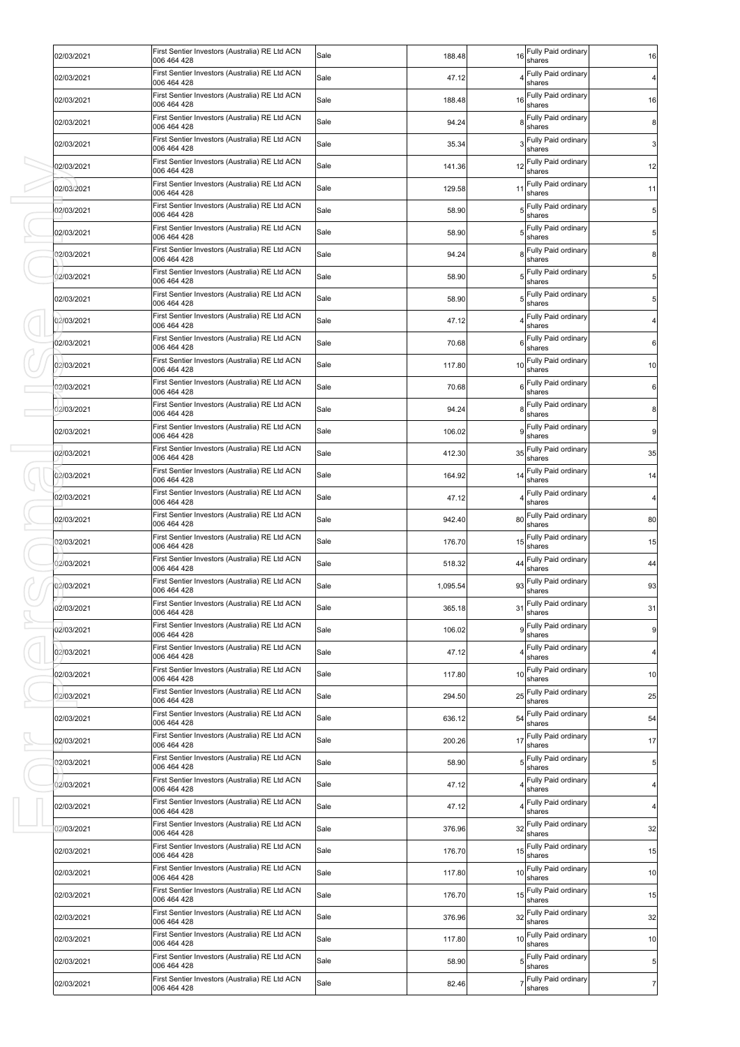| | | | | | | |
|---|---|---|---|---|---|---|
| 02/03/2021 | First Sentier Investors (Australia) RE Ltd ACN 006 464 428 | Sale | 188.48 | 16 | Fully Paid ordinary shares | 16 |
| 02/03/2021 | First Sentier Investors (Australia) RE Ltd ACN 006 464 428 | Sale | 47.12 | 4 | Fully Paid ordinary shares | 4 |
| 02/03/2021 | First Sentier Investors (Australia) RE Ltd ACN 006 464 428 | Sale | 188.48 | 16 | Fully Paid ordinary shares | 16 |
| 02/03/2021 | First Sentier Investors (Australia) RE Ltd ACN 006 464 428 | Sale | 94.24 | 8 | Fully Paid ordinary shares | 8 |
| 02/03/2021 | First Sentier Investors (Australia) RE Ltd ACN 006 464 428 | Sale | 35.34 | 3 | Fully Paid ordinary shares | 3 |
| 02/03/2021 | First Sentier Investors (Australia) RE Ltd ACN 006 464 428 | Sale | 141.36 | 12 | Fully Paid ordinary shares | 12 |
| 02/03/2021 | First Sentier Investors (Australia) RE Ltd ACN 006 464 428 | Sale | 129.58 | 11 | Fully Paid ordinary shares | 11 |
| 02/03/2021 | First Sentier Investors (Australia) RE Ltd ACN 006 464 428 | Sale | 58.90 | 5 | Fully Paid ordinary shares | 5 |
| 02/03/2021 | First Sentier Investors (Australia) RE Ltd ACN 006 464 428 | Sale | 58.90 | 5 | Fully Paid ordinary shares | 5 |
| 02/03/2021 | First Sentier Investors (Australia) RE Ltd ACN 006 464 428 | Sale | 94.24 | 8 | Fully Paid ordinary shares | 8 |
| 02/03/2021 | First Sentier Investors (Australia) RE Ltd ACN 006 464 428 | Sale | 58.90 | 5 | Fully Paid ordinary shares | 5 |
| 02/03/2021 | First Sentier Investors (Australia) RE Ltd ACN 006 464 428 | Sale | 58.90 | 5 | Fully Paid ordinary shares | 5 |
| 02/03/2021 | First Sentier Investors (Australia) RE Ltd ACN 006 464 428 | Sale | 47.12 | 4 | Fully Paid ordinary shares | 4 |
| 02/03/2021 | First Sentier Investors (Australia) RE Ltd ACN 006 464 428 | Sale | 70.68 | 6 | Fully Paid ordinary shares | 6 |
| 02/03/2021 | First Sentier Investors (Australia) RE Ltd ACN 006 464 428 | Sale | 117.80 | 10 | Fully Paid ordinary shares | 10 |
| 02/03/2021 | First Sentier Investors (Australia) RE Ltd ACN 006 464 428 | Sale | 70.68 | 6 | Fully Paid ordinary shares | 6 |
| 02/03/2021 | First Sentier Investors (Australia) RE Ltd ACN 006 464 428 | Sale | 94.24 | 8 | Fully Paid ordinary shares | 8 |
| 02/03/2021 | First Sentier Investors (Australia) RE Ltd ACN 006 464 428 | Sale | 106.02 | 9 | Fully Paid ordinary shares | 9 |
| 02/03/2021 | First Sentier Investors (Australia) RE Ltd ACN 006 464 428 | Sale | 412.30 | 35 | Fully Paid ordinary shares | 35 |
| 02/03/2021 | First Sentier Investors (Australia) RE Ltd ACN 006 464 428 | Sale | 164.92 | 14 | Fully Paid ordinary shares | 14 |
| 02/03/2021 | First Sentier Investors (Australia) RE Ltd ACN 006 464 428 | Sale | 47.12 | 4 | Fully Paid ordinary shares | 4 |
| 02/03/2021 | First Sentier Investors (Australia) RE Ltd ACN 006 464 428 | Sale | 942.40 | 80 | Fully Paid ordinary shares | 80 |
| 02/03/2021 | First Sentier Investors (Australia) RE Ltd ACN 006 464 428 | Sale | 176.70 | 15 | Fully Paid ordinary shares | 15 |
| 02/03/2021 | First Sentier Investors (Australia) RE Ltd ACN 006 464 428 | Sale | 518.32 | 44 | Fully Paid ordinary shares | 44 |
| 02/03/2021 | First Sentier Investors (Australia) RE Ltd ACN 006 464 428 | Sale | 1,095.54 | 93 | Fully Paid ordinary shares | 93 |
| 02/03/2021 | First Sentier Investors (Australia) RE Ltd ACN 006 464 428 | Sale | 365.18 | 31 | Fully Paid ordinary shares | 31 |
| 02/03/2021 | First Sentier Investors (Australia) RE Ltd ACN 006 464 428 | Sale | 106.02 | 9 | Fully Paid ordinary shares | 9 |
| 02/03/2021 | First Sentier Investors (Australia) RE Ltd ACN 006 464 428 | Sale | 47.12 | 4 | Fully Paid ordinary shares | 4 |
| 02/03/2021 | First Sentier Investors (Australia) RE Ltd ACN 006 464 428 | Sale | 117.80 | 10 | Fully Paid ordinary shares | 10 |
| 02/03/2021 | First Sentier Investors (Australia) RE Ltd ACN 006 464 428 | Sale | 294.50 | 25 | Fully Paid ordinary shares | 25 |
| 02/03/2021 | First Sentier Investors (Australia) RE Ltd ACN 006 464 428 | Sale | 636.12 | 54 | Fully Paid ordinary shares | 54 |
| 02/03/2021 | First Sentier Investors (Australia) RE Ltd ACN 006 464 428 | Sale | 200.26 | 17 | Fully Paid ordinary shares | 17 |
| 02/03/2021 | First Sentier Investors (Australia) RE Ltd ACN 006 464 428 | Sale | 58.90 | 5 | Fully Paid ordinary shares | 5 |
| 02/03/2021 | First Sentier Investors (Australia) RE Ltd ACN 006 464 428 | Sale | 47.12 | 4 | Fully Paid ordinary shares | 4 |
| 02/03/2021 | First Sentier Investors (Australia) RE Ltd ACN 006 464 428 | Sale | 47.12 | 4 | Fully Paid ordinary shares | 4 |
| 02/03/2021 | First Sentier Investors (Australia) RE Ltd ACN 006 464 428 | Sale | 376.96 | 32 | Fully Paid ordinary shares | 32 |
| 02/03/2021 | First Sentier Investors (Australia) RE Ltd ACN 006 464 428 | Sale | 176.70 | 15 | Fully Paid ordinary shares | 15 |
| 02/03/2021 | First Sentier Investors (Australia) RE Ltd ACN 006 464 428 | Sale | 117.80 | 10 | Fully Paid ordinary shares | 10 |
| 02/03/2021 | First Sentier Investors (Australia) RE Ltd ACN 006 464 428 | Sale | 176.70 | 15 | Fully Paid ordinary shares | 15 |
| 02/03/2021 | First Sentier Investors (Australia) RE Ltd ACN 006 464 428 | Sale | 376.96 | 32 | Fully Paid ordinary shares | 32 |
| 02/03/2021 | First Sentier Investors (Australia) RE Ltd ACN 006 464 428 | Sale | 117.80 | 10 | Fully Paid ordinary shares | 10 |
| 02/03/2021 | First Sentier Investors (Australia) RE Ltd ACN 006 464 428 | Sale | 58.90 | 5 | Fully Paid ordinary shares | 5 |
| 02/03/2021 | First Sentier Investors (Australia) RE Ltd ACN 006 464 428 | Sale | 82.46 | 7 | Fully Paid ordinary shares | 7 |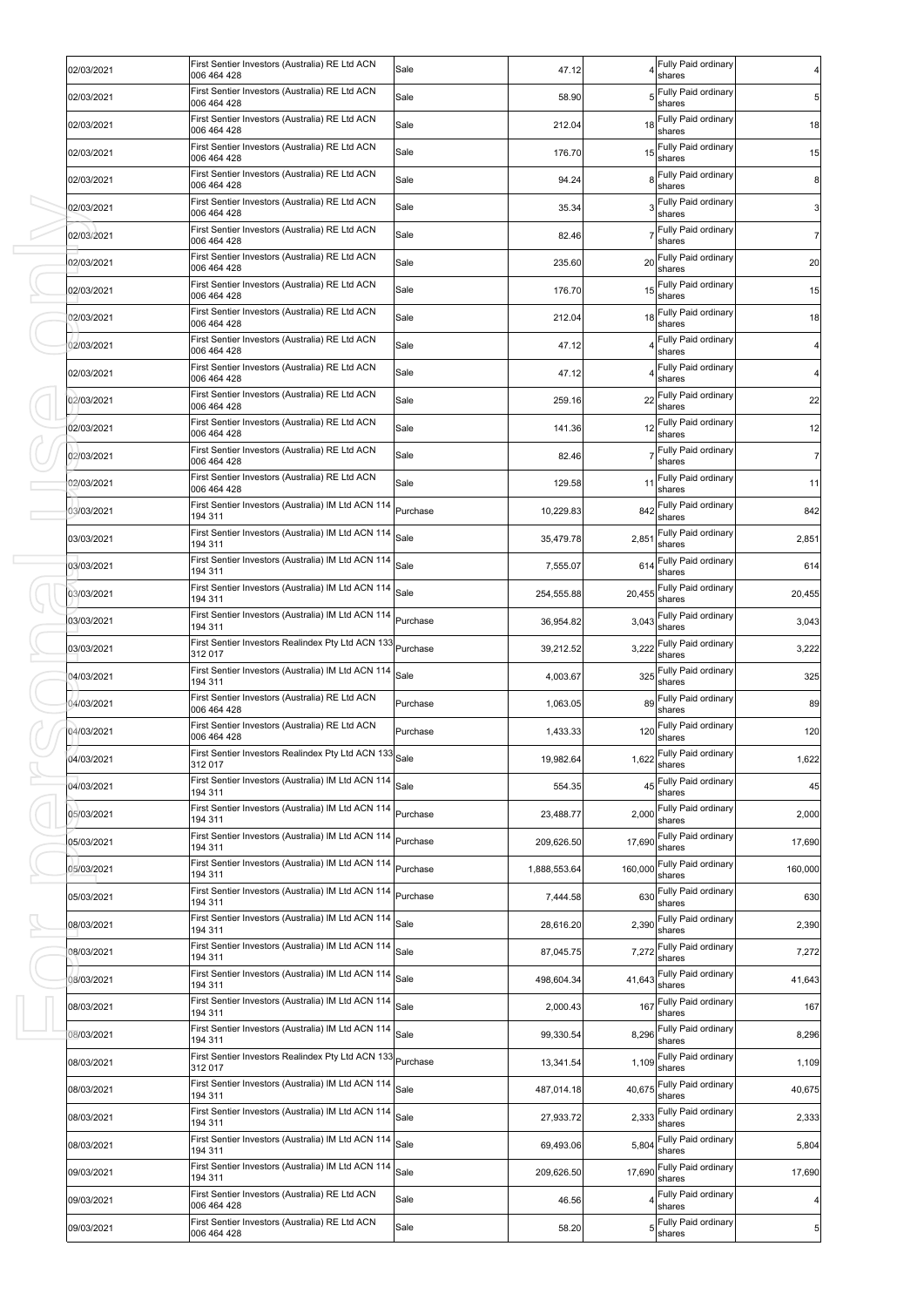| | | | | | | |
|---|---|---|---|---|---|---|
| 02/03/2021 | First Sentier Investors (Australia) RE Ltd ACN 006 464 428 | Sale | 47.12 | 4 | Fully Paid ordinary shares | 4 |
| 02/03/2021 | First Sentier Investors (Australia) RE Ltd ACN 006 464 428 | Sale | 58.90 | 5 | Fully Paid ordinary shares | 5 |
| 02/03/2021 | First Sentier Investors (Australia) RE Ltd ACN 006 464 428 | Sale | 212.04 | 18 | Fully Paid ordinary shares | 18 |
| 02/03/2021 | First Sentier Investors (Australia) RE Ltd ACN 006 464 428 | Sale | 176.70 | 15 | Fully Paid ordinary shares | 15 |
| 02/03/2021 | First Sentier Investors (Australia) RE Ltd ACN 006 464 428 | Sale | 94.24 | 8 | Fully Paid ordinary shares | 8 |
| 02/03/2021 | First Sentier Investors (Australia) RE Ltd ACN 006 464 428 | Sale | 35.34 | 3 | Fully Paid ordinary shares | 3 |
| 02/03/2021 | First Sentier Investors (Australia) RE Ltd ACN 006 464 428 | Sale | 82.46 | 7 | Fully Paid ordinary shares | 7 |
| 02/03/2021 | First Sentier Investors (Australia) RE Ltd ACN 006 464 428 | Sale | 235.60 | 20 | Fully Paid ordinary shares | 20 |
| 02/03/2021 | First Sentier Investors (Australia) RE Ltd ACN 006 464 428 | Sale | 176.70 | 15 | Fully Paid ordinary shares | 15 |
| 02/03/2021 | First Sentier Investors (Australia) RE Ltd ACN 006 464 428 | Sale | 212.04 | 18 | Fully Paid ordinary shares | 18 |
| 02/03/2021 | First Sentier Investors (Australia) RE Ltd ACN 006 464 428 | Sale | 47.12 | 4 | Fully Paid ordinary shares | 4 |
| 02/03/2021 | First Sentier Investors (Australia) RE Ltd ACN 006 464 428 | Sale | 47.12 | 4 | Fully Paid ordinary shares | 4 |
| 02/03/2021 | First Sentier Investors (Australia) RE Ltd ACN 006 464 428 | Sale | 259.16 | 22 | Fully Paid ordinary shares | 22 |
| 02/03/2021 | First Sentier Investors (Australia) RE Ltd ACN 006 464 428 | Sale | 141.36 | 12 | Fully Paid ordinary shares | 12 |
| 02/03/2021 | First Sentier Investors (Australia) RE Ltd ACN 006 464 428 | Sale | 82.46 | 7 | Fully Paid ordinary shares | 7 |
| 02/03/2021 | First Sentier Investors (Australia) RE Ltd ACN 006 464 428 | Sale | 129.58 | 11 | Fully Paid ordinary shares | 11 |
| 03/03/2021 | First Sentier Investors (Australia) IM Ltd ACN 114 194 311 | Purchase | 10,229.83 | 842 | Fully Paid ordinary shares | 842 |
| 03/03/2021 | First Sentier Investors (Australia) IM Ltd ACN 114 194 311 | Sale | 35,479.78 | 2,851 | Fully Paid ordinary shares | 2,851 |
| 03/03/2021 | First Sentier Investors (Australia) IM Ltd ACN 114 194 311 | Sale | 7,555.07 | 614 | Fully Paid ordinary shares | 614 |
| 03/03/2021 | First Sentier Investors (Australia) IM Ltd ACN 114 194 311 | Sale | 254,555.88 | 20,455 | Fully Paid ordinary shares | 20,455 |
| 03/03/2021 | First Sentier Investors (Australia) IM Ltd ACN 114 194 311 | Purchase | 36,954.82 | 3,043 | Fully Paid ordinary shares | 3,043 |
| 03/03/2021 | First Sentier Investors Realindex Pty Ltd ACN 133 312 017 | Purchase | 39,212.52 | 3,222 | Fully Paid ordinary shares | 3,222 |
| 04/03/2021 | First Sentier Investors (Australia) IM Ltd ACN 114 194 311 | Sale | 4,003.67 | 325 | Fully Paid ordinary shares | 325 |
| 04/03/2021 | First Sentier Investors (Australia) RE Ltd ACN 006 464 428 | Purchase | 1,063.05 | 89 | Fully Paid ordinary shares | 89 |
| 04/03/2021 | First Sentier Investors (Australia) RE Ltd ACN 006 464 428 | Purchase | 1,433.33 | 120 | Fully Paid ordinary shares | 120 |
| 04/03/2021 | First Sentier Investors Realindex Pty Ltd ACN 133 312 017 | Sale | 19,982.64 | 1,622 | Fully Paid ordinary shares | 1,622 |
| 04/03/2021 | First Sentier Investors (Australia) IM Ltd ACN 114 194 311 | Sale | 554.35 | 45 | Fully Paid ordinary shares | 45 |
| 05/03/2021 | First Sentier Investors (Australia) IM Ltd ACN 114 194 311 | Purchase | 23,488.77 | 2,000 | Fully Paid ordinary shares | 2,000 |
| 05/03/2021 | First Sentier Investors (Australia) IM Ltd ACN 114 194 311 | Purchase | 209,626.50 | 17,690 | Fully Paid ordinary shares | 17,690 |
| 05/03/2021 | First Sentier Investors (Australia) IM Ltd ACN 114 194 311 | Purchase | 1,888,553.64 | 160,000 | Fully Paid ordinary shares | 160,000 |
| 05/03/2021 | First Sentier Investors (Australia) IM Ltd ACN 114 194 311 | Purchase | 7,444.58 | 630 | Fully Paid ordinary shares | 630 |
| 08/03/2021 | First Sentier Investors (Australia) IM Ltd ACN 114 194 311 | Sale | 28,616.20 | 2,390 | Fully Paid ordinary shares | 2,390 |
| 08/03/2021 | First Sentier Investors (Australia) IM Ltd ACN 114 194 311 | Sale | 87,045.75 | 7,272 | Fully Paid ordinary shares | 7,272 |
| 08/03/2021 | First Sentier Investors (Australia) IM Ltd ACN 114 194 311 | Sale | 498,604.34 | 41,643 | Fully Paid ordinary shares | 41,643 |
| 08/03/2021 | First Sentier Investors (Australia) IM Ltd ACN 114 194 311 | Sale | 2,000.43 | 167 | Fully Paid ordinary shares | 167 |
| 08/03/2021 | First Sentier Investors (Australia) IM Ltd ACN 114 194 311 | Sale | 99,330.54 | 8,296 | Fully Paid ordinary shares | 8,296 |
| 08/03/2021 | First Sentier Investors Realindex Pty Ltd ACN 133 312 017 | Purchase | 13,341.54 | 1,109 | Fully Paid ordinary shares | 1,109 |
| 08/03/2021 | First Sentier Investors (Australia) IM Ltd ACN 114 194 311 | Sale | 487,014.18 | 40,675 | Fully Paid ordinary shares | 40,675 |
| 08/03/2021 | First Sentier Investors (Australia) IM Ltd ACN 114 194 311 | Sale | 27,933.72 | 2,333 | Fully Paid ordinary shares | 2,333 |
| 08/03/2021 | First Sentier Investors (Australia) IM Ltd ACN 114 194 311 | Sale | 69,493.06 | 5,804 | Fully Paid ordinary shares | 5,804 |
| 09/03/2021 | First Sentier Investors (Australia) IM Ltd ACN 114 194 311 | Sale | 209,626.50 | 17,690 | Fully Paid ordinary shares | 17,690 |
| 09/03/2021 | First Sentier Investors (Australia) RE Ltd ACN 006 464 428 | Sale | 46.56 | 4 | Fully Paid ordinary shares | 4 |
| 09/03/2021 | First Sentier Investors (Australia) RE Ltd ACN 006 464 428 | Sale | 58.20 | 5 | Fully Paid ordinary shares | 5 |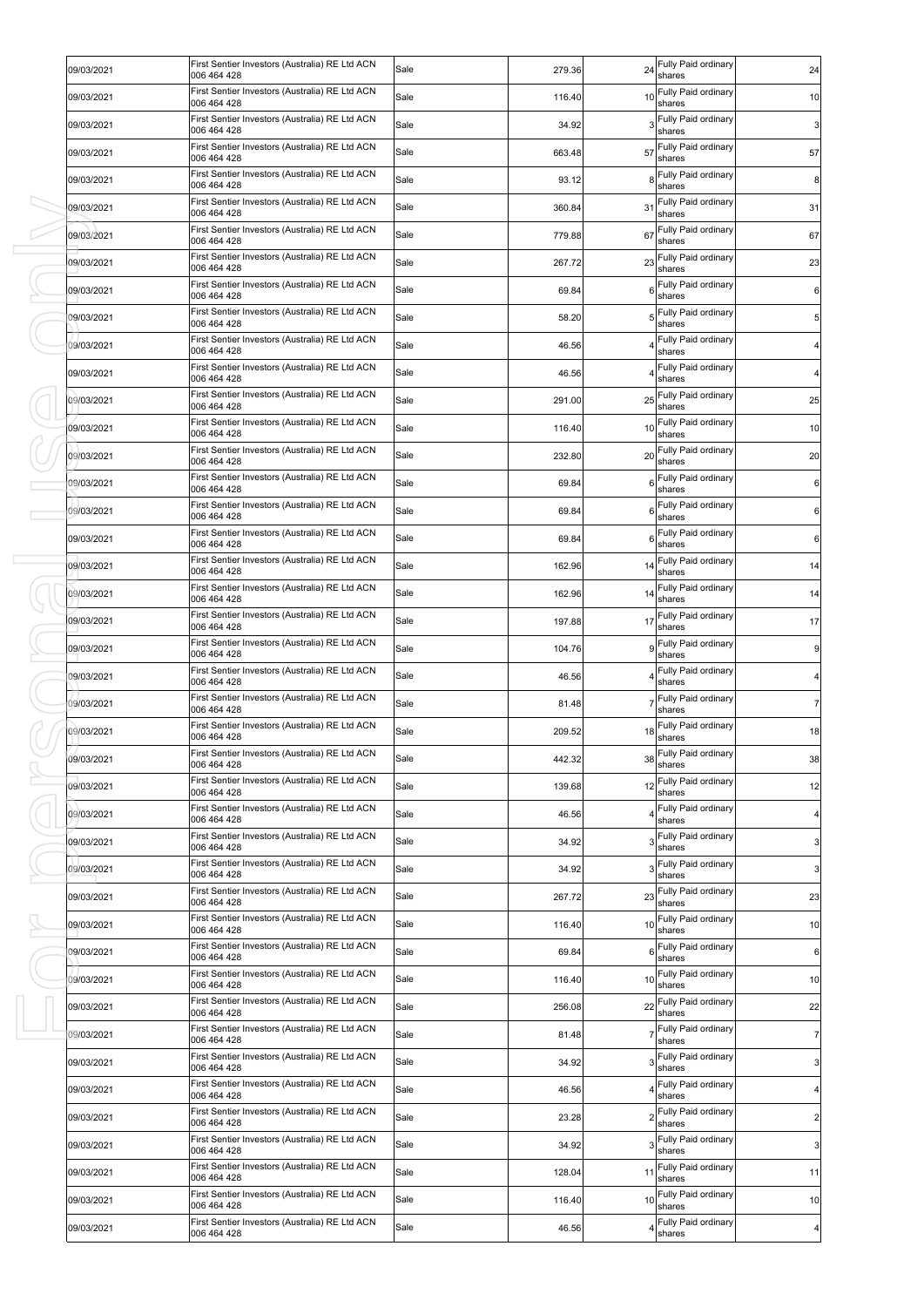| | | | | | | |
|---|---|---|---|---|---|---|
| 09/03/2021 | First Sentier Investors (Australia) RE Ltd ACN 006 464 428 | Sale | 279.36 | 24 | Fully Paid ordinary shares | 24 |
| 09/03/2021 | First Sentier Investors (Australia) RE Ltd ACN 006 464 428 | Sale | 116.40 | 10 | Fully Paid ordinary shares | 10 |
| 09/03/2021 | First Sentier Investors (Australia) RE Ltd ACN 006 464 428 | Sale | 34.92 | 3 | Fully Paid ordinary shares | 3 |
| 09/03/2021 | First Sentier Investors (Australia) RE Ltd ACN 006 464 428 | Sale | 663.48 | 57 | Fully Paid ordinary shares | 57 |
| 09/03/2021 | First Sentier Investors (Australia) RE Ltd ACN 006 464 428 | Sale | 93.12 | 8 | Fully Paid ordinary shares | 8 |
| 09/03/2021 | First Sentier Investors (Australia) RE Ltd ACN 006 464 428 | Sale | 360.84 | 31 | Fully Paid ordinary shares | 31 |
| 09/03/2021 | First Sentier Investors (Australia) RE Ltd ACN 006 464 428 | Sale | 779.88 | 67 | Fully Paid ordinary shares | 67 |
| 09/03/2021 | First Sentier Investors (Australia) RE Ltd ACN 006 464 428 | Sale | 267.72 | 23 | Fully Paid ordinary shares | 23 |
| 09/03/2021 | First Sentier Investors (Australia) RE Ltd ACN 006 464 428 | Sale | 69.84 | 6 | Fully Paid ordinary shares | 6 |
| 09/03/2021 | First Sentier Investors (Australia) RE Ltd ACN 006 464 428 | Sale | 58.20 | 5 | Fully Paid ordinary shares | 5 |
| 09/03/2021 | First Sentier Investors (Australia) RE Ltd ACN 006 464 428 | Sale | 46.56 | 4 | Fully Paid ordinary shares | 4 |
| 09/03/2021 | First Sentier Investors (Australia) RE Ltd ACN 006 464 428 | Sale | 46.56 | 4 | Fully Paid ordinary shares | 4 |
| 09/03/2021 | First Sentier Investors (Australia) RE Ltd ACN 006 464 428 | Sale | 291.00 | 25 | Fully Paid ordinary shares | 25 |
| 09/03/2021 | First Sentier Investors (Australia) RE Ltd ACN 006 464 428 | Sale | 116.40 | 10 | Fully Paid ordinary shares | 10 |
| 09/03/2021 | First Sentier Investors (Australia) RE Ltd ACN 006 464 428 | Sale | 232.80 | 20 | Fully Paid ordinary shares | 20 |
| 09/03/2021 | First Sentier Investors (Australia) RE Ltd ACN 006 464 428 | Sale | 69.84 | 6 | Fully Paid ordinary shares | 6 |
| 09/03/2021 | First Sentier Investors (Australia) RE Ltd ACN 006 464 428 | Sale | 69.84 | 6 | Fully Paid ordinary shares | 6 |
| 09/03/2021 | First Sentier Investors (Australia) RE Ltd ACN 006 464 428 | Sale | 69.84 | 6 | Fully Paid ordinary shares | 6 |
| 09/03/2021 | First Sentier Investors (Australia) RE Ltd ACN 006 464 428 | Sale | 162.96 | 14 | Fully Paid ordinary shares | 14 |
| 09/03/2021 | First Sentier Investors (Australia) RE Ltd ACN 006 464 428 | Sale | 162.96 | 14 | Fully Paid ordinary shares | 14 |
| 09/03/2021 | First Sentier Investors (Australia) RE Ltd ACN 006 464 428 | Sale | 197.88 | 17 | Fully Paid ordinary shares | 17 |
| 09/03/2021 | First Sentier Investors (Australia) RE Ltd ACN 006 464 428 | Sale | 104.76 | 9 | Fully Paid ordinary shares | 9 |
| 09/03/2021 | First Sentier Investors (Australia) RE Ltd ACN 006 464 428 | Sale | 46.56 | 4 | Fully Paid ordinary shares | 4 |
| 09/03/2021 | First Sentier Investors (Australia) RE Ltd ACN 006 464 428 | Sale | 81.48 | 7 | Fully Paid ordinary shares | 7 |
| 09/03/2021 | First Sentier Investors (Australia) RE Ltd ACN 006 464 428 | Sale | 209.52 | 18 | Fully Paid ordinary shares | 18 |
| 09/03/2021 | First Sentier Investors (Australia) RE Ltd ACN 006 464 428 | Sale | 442.32 | 38 | Fully Paid ordinary shares | 38 |
| 09/03/2021 | First Sentier Investors (Australia) RE Ltd ACN 006 464 428 | Sale | 139.68 | 12 | Fully Paid ordinary shares | 12 |
| 09/03/2021 | First Sentier Investors (Australia) RE Ltd ACN 006 464 428 | Sale | 46.56 | 4 | Fully Paid ordinary shares | 4 |
| 09/03/2021 | First Sentier Investors (Australia) RE Ltd ACN 006 464 428 | Sale | 34.92 | 3 | Fully Paid ordinary shares | 3 |
| 09/03/2021 | First Sentier Investors (Australia) RE Ltd ACN 006 464 428 | Sale | 34.92 | 3 | Fully Paid ordinary shares | 3 |
| 09/03/2021 | First Sentier Investors (Australia) RE Ltd ACN 006 464 428 | Sale | 267.72 | 23 | Fully Paid ordinary shares | 23 |
| 09/03/2021 | First Sentier Investors (Australia) RE Ltd ACN 006 464 428 | Sale | 116.40 | 10 | Fully Paid ordinary shares | 10 |
| 09/03/2021 | First Sentier Investors (Australia) RE Ltd ACN 006 464 428 | Sale | 69.84 | 6 | Fully Paid ordinary shares | 6 |
| 09/03/2021 | First Sentier Investors (Australia) RE Ltd ACN 006 464 428 | Sale | 116.40 | 10 | Fully Paid ordinary shares | 10 |
| 09/03/2021 | First Sentier Investors (Australia) RE Ltd ACN 006 464 428 | Sale | 256.08 | 22 | Fully Paid ordinary shares | 22 |
| 09/03/2021 | First Sentier Investors (Australia) RE Ltd ACN 006 464 428 | Sale | 81.48 | 7 | Fully Paid ordinary shares | 7 |
| 09/03/2021 | First Sentier Investors (Australia) RE Ltd ACN 006 464 428 | Sale | 34.92 | 3 | Fully Paid ordinary shares | 3 |
| 09/03/2021 | First Sentier Investors (Australia) RE Ltd ACN 006 464 428 | Sale | 46.56 | 4 | Fully Paid ordinary shares | 4 |
| 09/03/2021 | First Sentier Investors (Australia) RE Ltd ACN 006 464 428 | Sale | 23.28 | 2 | Fully Paid ordinary shares | 2 |
| 09/03/2021 | First Sentier Investors (Australia) RE Ltd ACN 006 464 428 | Sale | 34.92 | 3 | Fully Paid ordinary shares | 3 |
| 09/03/2021 | First Sentier Investors (Australia) RE Ltd ACN 006 464 428 | Sale | 128.04 | 11 | Fully Paid ordinary shares | 11 |
| 09/03/2021 | First Sentier Investors (Australia) RE Ltd ACN 006 464 428 | Sale | 116.40 | 10 | Fully Paid ordinary shares | 10 |
| 09/03/2021 | First Sentier Investors (Australia) RE Ltd ACN 006 464 428 | Sale | 46.56 | 4 | Fully Paid ordinary shares | 4 |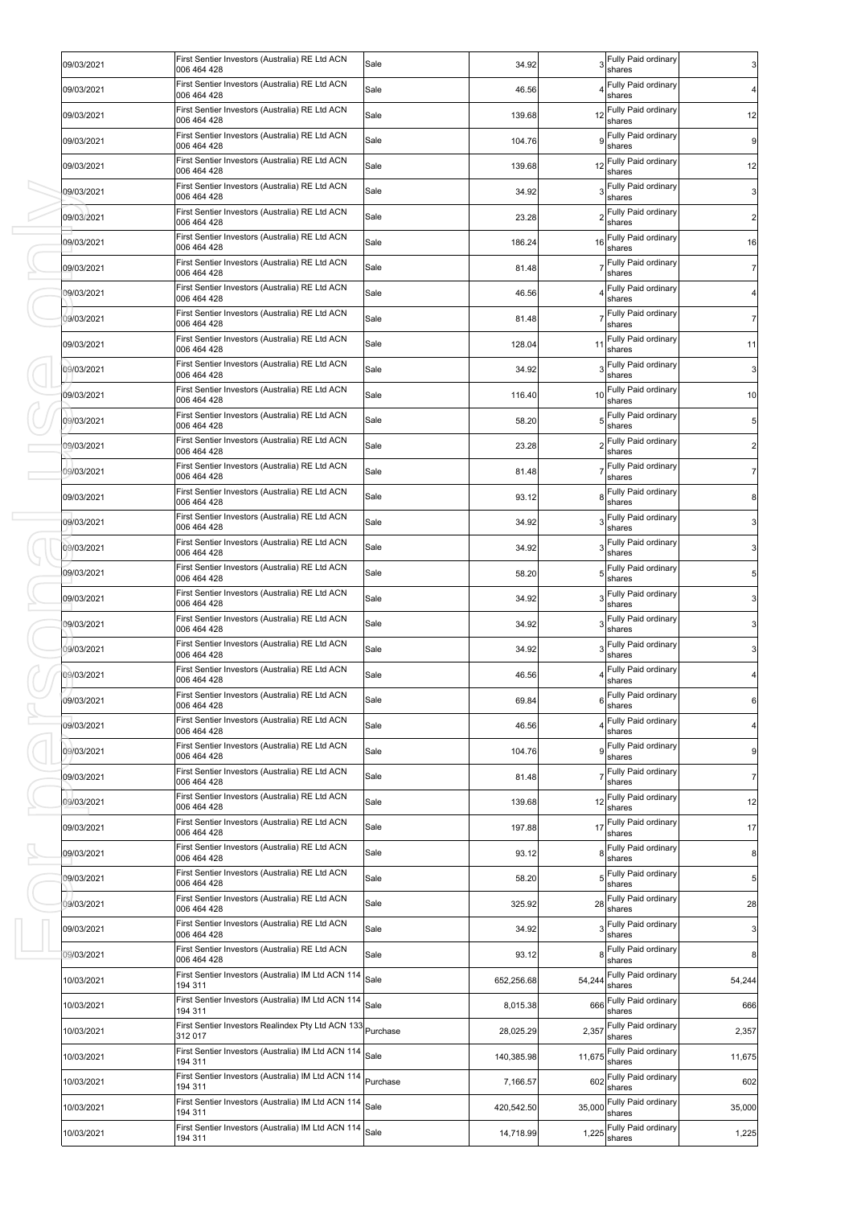| | | | | | | |
|---|---|---|---|---|---|---|
| 09/03/2021 | First Sentier Investors (Australia) RE Ltd ACN 006 464 428 | Sale | 34.92 | 3 | Fully Paid ordinary shares | 3 |
| 09/03/2021 | First Sentier Investors (Australia) RE Ltd ACN 006 464 428 | Sale | 46.56 | 4 | Fully Paid ordinary shares | 4 |
| 09/03/2021 | First Sentier Investors (Australia) RE Ltd ACN 006 464 428 | Sale | 139.68 | 12 | Fully Paid ordinary shares | 12 |
| 09/03/2021 | First Sentier Investors (Australia) RE Ltd ACN 006 464 428 | Sale | 104.76 | 9 | Fully Paid ordinary shares | 9 |
| 09/03/2021 | First Sentier Investors (Australia) RE Ltd ACN 006 464 428 | Sale | 139.68 | 12 | Fully Paid ordinary shares | 12 |
| 09/03/2021 | First Sentier Investors (Australia) RE Ltd ACN 006 464 428 | Sale | 34.92 | 3 | Fully Paid ordinary shares | 3 |
| 09/03/2021 | First Sentier Investors (Australia) RE Ltd ACN 006 464 428 | Sale | 23.28 | 2 | Fully Paid ordinary shares | 2 |
| 09/03/2021 | First Sentier Investors (Australia) RE Ltd ACN 006 464 428 | Sale | 186.24 | 16 | Fully Paid ordinary shares | 16 |
| 09/03/2021 | First Sentier Investors (Australia) RE Ltd ACN 006 464 428 | Sale | 81.48 | 7 | Fully Paid ordinary shares | 7 |
| 09/03/2021 | First Sentier Investors (Australia) RE Ltd ACN 006 464 428 | Sale | 46.56 | 4 | Fully Paid ordinary shares | 4 |
| 09/03/2021 | First Sentier Investors (Australia) RE Ltd ACN 006 464 428 | Sale | 81.48 | 7 | Fully Paid ordinary shares | 7 |
| 09/03/2021 | First Sentier Investors (Australia) RE Ltd ACN 006 464 428 | Sale | 128.04 | 11 | Fully Paid ordinary shares | 11 |
| 09/03/2021 | First Sentier Investors (Australia) RE Ltd ACN 006 464 428 | Sale | 34.92 | 3 | Fully Paid ordinary shares | 3 |
| 09/03/2021 | First Sentier Investors (Australia) RE Ltd ACN 006 464 428 | Sale | 116.40 | 10 | Fully Paid ordinary shares | 10 |
| 09/03/2021 | First Sentier Investors (Australia) RE Ltd ACN 006 464 428 | Sale | 58.20 | 5 | Fully Paid ordinary shares | 5 |
| 09/03/2021 | First Sentier Investors (Australia) RE Ltd ACN 006 464 428 | Sale | 23.28 | 2 | Fully Paid ordinary shares | 2 |
| 09/03/2021 | First Sentier Investors (Australia) RE Ltd ACN 006 464 428 | Sale | 81.48 | 7 | Fully Paid ordinary shares | 7 |
| 09/03/2021 | First Sentier Investors (Australia) RE Ltd ACN 006 464 428 | Sale | 93.12 | 8 | Fully Paid ordinary shares | 8 |
| 09/03/2021 | First Sentier Investors (Australia) RE Ltd ACN 006 464 428 | Sale | 34.92 | 3 | Fully Paid ordinary shares | 3 |
| 09/03/2021 | First Sentier Investors (Australia) RE Ltd ACN 006 464 428 | Sale | 34.92 | 3 | Fully Paid ordinary shares | 3 |
| 09/03/2021 | First Sentier Investors (Australia) RE Ltd ACN 006 464 428 | Sale | 58.20 | 5 | Fully Paid ordinary shares | 5 |
| 09/03/2021 | First Sentier Investors (Australia) RE Ltd ACN 006 464 428 | Sale | 34.92 | 3 | Fully Paid ordinary shares | 3 |
| 09/03/2021 | First Sentier Investors (Australia) RE Ltd ACN 006 464 428 | Sale | 34.92 | 3 | Fully Paid ordinary shares | 3 |
| 09/03/2021 | First Sentier Investors (Australia) RE Ltd ACN 006 464 428 | Sale | 34.92 | 3 | Fully Paid ordinary shares | 3 |
| 09/03/2021 | First Sentier Investors (Australia) RE Ltd ACN 006 464 428 | Sale | 46.56 | 4 | Fully Paid ordinary shares | 4 |
| 09/03/2021 | First Sentier Investors (Australia) RE Ltd ACN 006 464 428 | Sale | 69.84 | 6 | Fully Paid ordinary shares | 6 |
| 09/03/2021 | First Sentier Investors (Australia) RE Ltd ACN 006 464 428 | Sale | 46.56 | 4 | Fully Paid ordinary shares | 4 |
| 09/03/2021 | First Sentier Investors (Australia) RE Ltd ACN 006 464 428 | Sale | 104.76 | 9 | Fully Paid ordinary shares | 9 |
| 09/03/2021 | First Sentier Investors (Australia) RE Ltd ACN 006 464 428 | Sale | 81.48 | 7 | Fully Paid ordinary shares | 7 |
| 09/03/2021 | First Sentier Investors (Australia) RE Ltd ACN 006 464 428 | Sale | 139.68 | 12 | Fully Paid ordinary shares | 12 |
| 09/03/2021 | First Sentier Investors (Australia) RE Ltd ACN 006 464 428 | Sale | 197.88 | 17 | Fully Paid ordinary shares | 17 |
| 09/03/2021 | First Sentier Investors (Australia) RE Ltd ACN 006 464 428 | Sale | 93.12 | 8 | Fully Paid ordinary shares | 8 |
| 09/03/2021 | First Sentier Investors (Australia) RE Ltd ACN 006 464 428 | Sale | 58.20 | 5 | Fully Paid ordinary shares | 5 |
| 09/03/2021 | First Sentier Investors (Australia) RE Ltd ACN 006 464 428 | Sale | 325.92 | 28 | Fully Paid ordinary shares | 28 |
| 09/03/2021 | First Sentier Investors (Australia) RE Ltd ACN 006 464 428 | Sale | 34.92 | 3 | Fully Paid ordinary shares | 3 |
| 09/03/2021 | First Sentier Investors (Australia) RE Ltd ACN 006 464 428 | Sale | 93.12 | 8 | Fully Paid ordinary shares | 8 |
| 10/03/2021 | First Sentier Investors (Australia) IM Ltd ACN 114 194 311 | Sale | 652,256.68 | 54,244 | Fully Paid ordinary shares | 54,244 |
| 10/03/2021 | First Sentier Investors (Australia) IM Ltd ACN 114 194 311 | Sale | 8,015.38 | 666 | Fully Paid ordinary shares | 666 |
| 10/03/2021 | First Sentier Investors Realindex Pty Ltd ACN 133 312 017 | Purchase | 28,025.29 | 2,357 | Fully Paid ordinary shares | 2,357 |
| 10/03/2021 | First Sentier Investors (Australia) IM Ltd ACN 114 194 311 | Sale | 140,385.98 | 11,675 | Fully Paid ordinary shares | 11,675 |
| 10/03/2021 | First Sentier Investors (Australia) IM Ltd ACN 114 194 311 | Purchase | 7,166.57 | 602 | Fully Paid ordinary shares | 602 |
| 10/03/2021 | First Sentier Investors (Australia) IM Ltd ACN 114 194 311 | Sale | 420,542.50 | 35,000 | Fully Paid ordinary shares | 35,000 |
| 10/03/2021 | First Sentier Investors (Australia) IM Ltd ACN 114 194 311 | Sale | 14,718.99 | 1,225 | Fully Paid ordinary shares | 1,225 |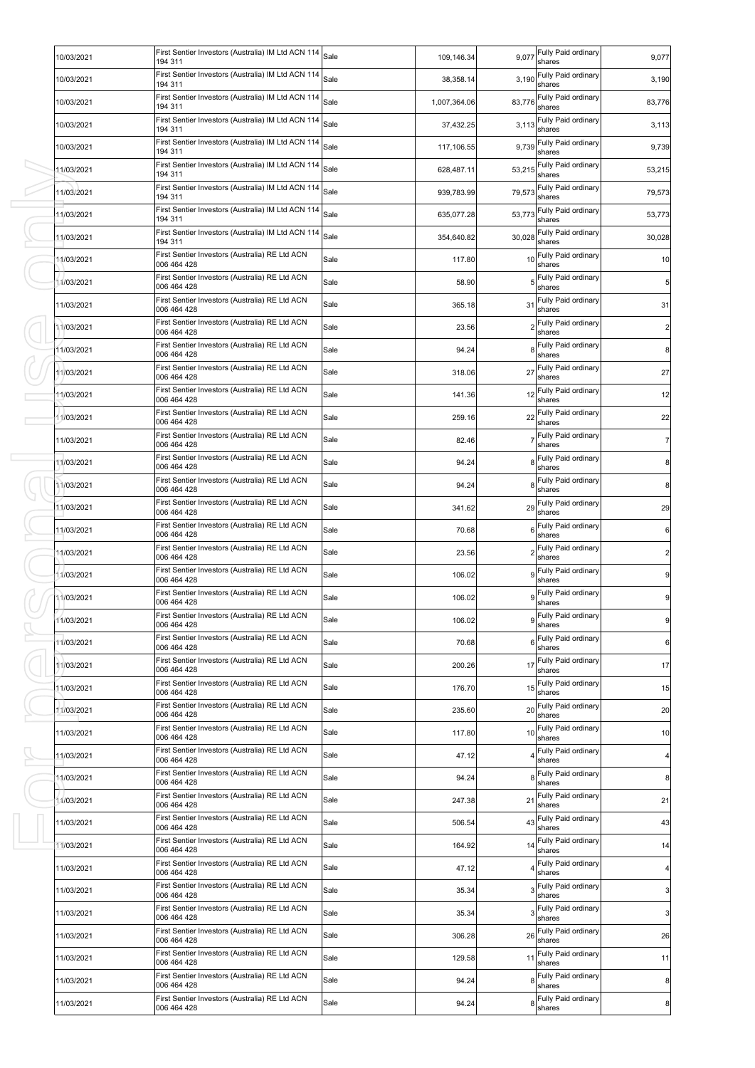| | | | | | | |
|---|---|---|---|---|---|---|
| 10/03/2021 | First Sentier Investors (Australia) IM Ltd ACN 114 194 311 | Sale | 109,146.34 | 9,077 | Fully Paid ordinary shares | 9,077 |
| 10/03/2021 | First Sentier Investors (Australia) IM Ltd ACN 114 194 311 | Sale | 38,358.14 | 3,190 | Fully Paid ordinary shares | 3,190 |
| 10/03/2021 | First Sentier Investors (Australia) IM Ltd ACN 114 194 311 | Sale | 1,007,364.06 | 83,776 | Fully Paid ordinary shares | 83,776 |
| 10/03/2021 | First Sentier Investors (Australia) IM Ltd ACN 114 194 311 | Sale | 37,432.25 | 3,113 | Fully Paid ordinary shares | 3,113 |
| 10/03/2021 | First Sentier Investors (Australia) IM Ltd ACN 114 194 311 | Sale | 117,106.55 | 9,739 | Fully Paid ordinary shares | 9,739 |
| 11/03/2021 | First Sentier Investors (Australia) IM Ltd ACN 114 194 311 | Sale | 628,487.11 | 53,215 | Fully Paid ordinary shares | 53,215 |
| 11/03/2021 | First Sentier Investors (Australia) IM Ltd ACN 114 194 311 | Sale | 939,783.99 | 79,573 | Fully Paid ordinary shares | 79,573 |
| 11/03/2021 | First Sentier Investors (Australia) IM Ltd ACN 114 194 311 | Sale | 635,077.28 | 53,773 | Fully Paid ordinary shares | 53,773 |
| 11/03/2021 | First Sentier Investors (Australia) IM Ltd ACN 114 194 311 | Sale | 354,640.82 | 30,028 | Fully Paid ordinary shares | 30,028 |
| 11/03/2021 | First Sentier Investors (Australia) RE Ltd ACN 006 464 428 | Sale | 117.80 | 10 | Fully Paid ordinary shares | 10 |
| 11/03/2021 | First Sentier Investors (Australia) RE Ltd ACN 006 464 428 | Sale | 58.90 | 5 | Fully Paid ordinary shares | 5 |
| 11/03/2021 | First Sentier Investors (Australia) RE Ltd ACN 006 464 428 | Sale | 365.18 | 31 | Fully Paid ordinary shares | 31 |
| 11/03/2021 | First Sentier Investors (Australia) RE Ltd ACN 006 464 428 | Sale | 23.56 | 2 | Fully Paid ordinary shares | 2 |
| 11/03/2021 | First Sentier Investors (Australia) RE Ltd ACN 006 464 428 | Sale | 94.24 | 8 | Fully Paid ordinary shares | 8 |
| 11/03/2021 | First Sentier Investors (Australia) RE Ltd ACN 006 464 428 | Sale | 318.06 | 27 | Fully Paid ordinary shares | 27 |
| 11/03/2021 | First Sentier Investors (Australia) RE Ltd ACN 006 464 428 | Sale | 141.36 | 12 | Fully Paid ordinary shares | 12 |
| 11/03/2021 | First Sentier Investors (Australia) RE Ltd ACN 006 464 428 | Sale | 259.16 | 22 | Fully Paid ordinary shares | 22 |
| 11/03/2021 | First Sentier Investors (Australia) RE Ltd ACN 006 464 428 | Sale | 82.46 | 7 | Fully Paid ordinary shares | 7 |
| 11/03/2021 | First Sentier Investors (Australia) RE Ltd ACN 006 464 428 | Sale | 94.24 | 8 | Fully Paid ordinary shares | 8 |
| 11/03/2021 | First Sentier Investors (Australia) RE Ltd ACN 006 464 428 | Sale | 94.24 | 8 | Fully Paid ordinary shares | 8 |
| 11/03/2021 | First Sentier Investors (Australia) RE Ltd ACN 006 464 428 | Sale | 341.62 | 29 | Fully Paid ordinary shares | 29 |
| 11/03/2021 | First Sentier Investors (Australia) RE Ltd ACN 006 464 428 | Sale | 70.68 | 6 | Fully Paid ordinary shares | 6 |
| 11/03/2021 | First Sentier Investors (Australia) RE Ltd ACN 006 464 428 | Sale | 23.56 | 2 | Fully Paid ordinary shares | 2 |
| 11/03/2021 | First Sentier Investors (Australia) RE Ltd ACN 006 464 428 | Sale | 106.02 | 9 | Fully Paid ordinary shares | 9 |
| 11/03/2021 | First Sentier Investors (Australia) RE Ltd ACN 006 464 428 | Sale | 106.02 | 9 | Fully Paid ordinary shares | 9 |
| 11/03/2021 | First Sentier Investors (Australia) RE Ltd ACN 006 464 428 | Sale | 106.02 | 9 | Fully Paid ordinary shares | 9 |
| 11/03/2021 | First Sentier Investors (Australia) RE Ltd ACN 006 464 428 | Sale | 70.68 | 6 | Fully Paid ordinary shares | 6 |
| 11/03/2021 | First Sentier Investors (Australia) RE Ltd ACN 006 464 428 | Sale | 200.26 | 17 | Fully Paid ordinary shares | 17 |
| 11/03/2021 | First Sentier Investors (Australia) RE Ltd ACN 006 464 428 | Sale | 176.70 | 15 | Fully Paid ordinary shares | 15 |
| 11/03/2021 | First Sentier Investors (Australia) RE Ltd ACN 006 464 428 | Sale | 235.60 | 20 | Fully Paid ordinary shares | 20 |
| 11/03/2021 | First Sentier Investors (Australia) RE Ltd ACN 006 464 428 | Sale | 117.80 | 10 | Fully Paid ordinary shares | 10 |
| 11/03/2021 | First Sentier Investors (Australia) RE Ltd ACN 006 464 428 | Sale | 47.12 | 4 | Fully Paid ordinary shares | 4 |
| 11/03/2021 | First Sentier Investors (Australia) RE Ltd ACN 006 464 428 | Sale | 94.24 | 8 | Fully Paid ordinary shares | 8 |
| 11/03/2021 | First Sentier Investors (Australia) RE Ltd ACN 006 464 428 | Sale | 247.38 | 21 | Fully Paid ordinary shares | 21 |
| 11/03/2021 | First Sentier Investors (Australia) RE Ltd ACN 006 464 428 | Sale | 506.54 | 43 | Fully Paid ordinary shares | 43 |
| 11/03/2021 | First Sentier Investors (Australia) RE Ltd ACN 006 464 428 | Sale | 164.92 | 14 | Fully Paid ordinary shares | 14 |
| 11/03/2021 | First Sentier Investors (Australia) RE Ltd ACN 006 464 428 | Sale | 47.12 | 4 | Fully Paid ordinary shares | 4 |
| 11/03/2021 | First Sentier Investors (Australia) RE Ltd ACN 006 464 428 | Sale | 35.34 | 3 | Fully Paid ordinary shares | 3 |
| 11/03/2021 | First Sentier Investors (Australia) RE Ltd ACN 006 464 428 | Sale | 35.34 | 3 | Fully Paid ordinary shares | 3 |
| 11/03/2021 | First Sentier Investors (Australia) RE Ltd ACN 006 464 428 | Sale | 306.28 | 26 | Fully Paid ordinary shares | 26 |
| 11/03/2021 | First Sentier Investors (Australia) RE Ltd ACN 006 464 428 | Sale | 129.58 | 11 | Fully Paid ordinary shares | 11 |
| 11/03/2021 | First Sentier Investors (Australia) RE Ltd ACN 006 464 428 | Sale | 94.24 | 8 | Fully Paid ordinary shares | 8 |
| 11/03/2021 | First Sentier Investors (Australia) RE Ltd ACN 006 464 428 | Sale | 94.24 | 8 | Fully Paid ordinary shares | 8 |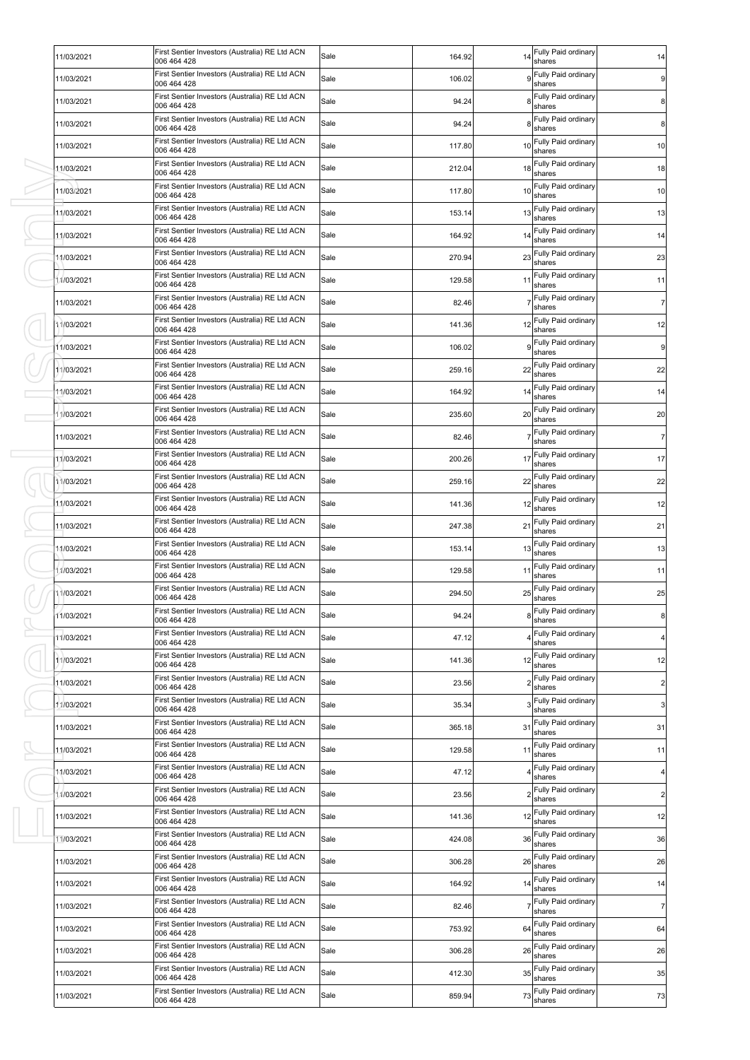| | | | | | | |
|---|---|---|---|---|---|---|
| 11/03/2021 | First Sentier Investors (Australia) RE Ltd ACN 006 464 428 | Sale | 164.92 | 14 | Fully Paid ordinary shares | 14 |
| 11/03/2021 | First Sentier Investors (Australia) RE Ltd ACN 006 464 428 | Sale | 106.02 | 9 | Fully Paid ordinary shares | 9 |
| 11/03/2021 | First Sentier Investors (Australia) RE Ltd ACN 006 464 428 | Sale | 94.24 | 8 | Fully Paid ordinary shares | 8 |
| 11/03/2021 | First Sentier Investors (Australia) RE Ltd ACN 006 464 428 | Sale | 94.24 | 8 | Fully Paid ordinary shares | 8 |
| 11/03/2021 | First Sentier Investors (Australia) RE Ltd ACN 006 464 428 | Sale | 117.80 | 10 | Fully Paid ordinary shares | 10 |
| 11/03/2021 | First Sentier Investors (Australia) RE Ltd ACN 006 464 428 | Sale | 212.04 | 18 | Fully Paid ordinary shares | 18 |
| 11/03/2021 | First Sentier Investors (Australia) RE Ltd ACN 006 464 428 | Sale | 117.80 | 10 | Fully Paid ordinary shares | 10 |
| 11/03/2021 | First Sentier Investors (Australia) RE Ltd ACN 006 464 428 | Sale | 153.14 | 13 | Fully Paid ordinary shares | 13 |
| 11/03/2021 | First Sentier Investors (Australia) RE Ltd ACN 006 464 428 | Sale | 164.92 | 14 | Fully Paid ordinary shares | 14 |
| 11/03/2021 | First Sentier Investors (Australia) RE Ltd ACN 006 464 428 | Sale | 270.94 | 23 | Fully Paid ordinary shares | 23 |
| 11/03/2021 | First Sentier Investors (Australia) RE Ltd ACN 006 464 428 | Sale | 129.58 | 11 | Fully Paid ordinary shares | 11 |
| 11/03/2021 | First Sentier Investors (Australia) RE Ltd ACN 006 464 428 | Sale | 82.46 | 7 | Fully Paid ordinary shares | 7 |
| 11/03/2021 | First Sentier Investors (Australia) RE Ltd ACN 006 464 428 | Sale | 141.36 | 12 | Fully Paid ordinary shares | 12 |
| 11/03/2021 | First Sentier Investors (Australia) RE Ltd ACN 006 464 428 | Sale | 106.02 | 9 | Fully Paid ordinary shares | 9 |
| 11/03/2021 | First Sentier Investors (Australia) RE Ltd ACN 006 464 428 | Sale | 259.16 | 22 | Fully Paid ordinary shares | 22 |
| 11/03/2021 | First Sentier Investors (Australia) RE Ltd ACN 006 464 428 | Sale | 164.92 | 14 | Fully Paid ordinary shares | 14 |
| 11/03/2021 | First Sentier Investors (Australia) RE Ltd ACN 006 464 428 | Sale | 235.60 | 20 | Fully Paid ordinary shares | 20 |
| 11/03/2021 | First Sentier Investors (Australia) RE Ltd ACN 006 464 428 | Sale | 82.46 | 7 | Fully Paid ordinary shares | 7 |
| 11/03/2021 | First Sentier Investors (Australia) RE Ltd ACN 006 464 428 | Sale | 200.26 | 17 | Fully Paid ordinary shares | 17 |
| 11/03/2021 | First Sentier Investors (Australia) RE Ltd ACN 006 464 428 | Sale | 259.16 | 22 | Fully Paid ordinary shares | 22 |
| 11/03/2021 | First Sentier Investors (Australia) RE Ltd ACN 006 464 428 | Sale | 141.36 | 12 | Fully Paid ordinary shares | 12 |
| 11/03/2021 | First Sentier Investors (Australia) RE Ltd ACN 006 464 428 | Sale | 247.38 | 21 | Fully Paid ordinary shares | 21 |
| 11/03/2021 | First Sentier Investors (Australia) RE Ltd ACN 006 464 428 | Sale | 153.14 | 13 | Fully Paid ordinary shares | 13 |
| 11/03/2021 | First Sentier Investors (Australia) RE Ltd ACN 006 464 428 | Sale | 129.58 | 11 | Fully Paid ordinary shares | 11 |
| 11/03/2021 | First Sentier Investors (Australia) RE Ltd ACN 006 464 428 | Sale | 294.50 | 25 | Fully Paid ordinary shares | 25 |
| 11/03/2021 | First Sentier Investors (Australia) RE Ltd ACN 006 464 428 | Sale | 94.24 | 8 | Fully Paid ordinary shares | 8 |
| 11/03/2021 | First Sentier Investors (Australia) RE Ltd ACN 006 464 428 | Sale | 47.12 | 4 | Fully Paid ordinary shares | 4 |
| 11/03/2021 | First Sentier Investors (Australia) RE Ltd ACN 006 464 428 | Sale | 141.36 | 12 | Fully Paid ordinary shares | 12 |
| 11/03/2021 | First Sentier Investors (Australia) RE Ltd ACN 006 464 428 | Sale | 23.56 | 2 | Fully Paid ordinary shares | 2 |
| 11/03/2021 | First Sentier Investors (Australia) RE Ltd ACN 006 464 428 | Sale | 35.34 | 3 | Fully Paid ordinary shares | 3 |
| 11/03/2021 | First Sentier Investors (Australia) RE Ltd ACN 006 464 428 | Sale | 365.18 | 31 | Fully Paid ordinary shares | 31 |
| 11/03/2021 | First Sentier Investors (Australia) RE Ltd ACN 006 464 428 | Sale | 129.58 | 11 | Fully Paid ordinary shares | 11 |
| 11/03/2021 | First Sentier Investors (Australia) RE Ltd ACN 006 464 428 | Sale | 47.12 | 4 | Fully Paid ordinary shares | 4 |
| 11/03/2021 | First Sentier Investors (Australia) RE Ltd ACN 006 464 428 | Sale | 23.56 | 2 | Fully Paid ordinary shares | 2 |
| 11/03/2021 | First Sentier Investors (Australia) RE Ltd ACN 006 464 428 | Sale | 141.36 | 12 | Fully Paid ordinary shares | 12 |
| 11/03/2021 | First Sentier Investors (Australia) RE Ltd ACN 006 464 428 | Sale | 424.08 | 36 | Fully Paid ordinary shares | 36 |
| 11/03/2021 | First Sentier Investors (Australia) RE Ltd ACN 006 464 428 | Sale | 306.28 | 26 | Fully Paid ordinary shares | 26 |
| 11/03/2021 | First Sentier Investors (Australia) RE Ltd ACN 006 464 428 | Sale | 164.92 | 14 | Fully Paid ordinary shares | 14 |
| 11/03/2021 | First Sentier Investors (Australia) RE Ltd ACN 006 464 428 | Sale | 82.46 | 7 | Fully Paid ordinary shares | 7 |
| 11/03/2021 | First Sentier Investors (Australia) RE Ltd ACN 006 464 428 | Sale | 753.92 | 64 | Fully Paid ordinary shares | 64 |
| 11/03/2021 | First Sentier Investors (Australia) RE Ltd ACN 006 464 428 | Sale | 306.28 | 26 | Fully Paid ordinary shares | 26 |
| 11/03/2021 | First Sentier Investors (Australia) RE Ltd ACN 006 464 428 | Sale | 412.30 | 35 | Fully Paid ordinary shares | 35 |
| 11/03/2021 | First Sentier Investors (Australia) RE Ltd ACN 006 464 428 | Sale | 859.94 | 73 | Fully Paid ordinary shares | 73 |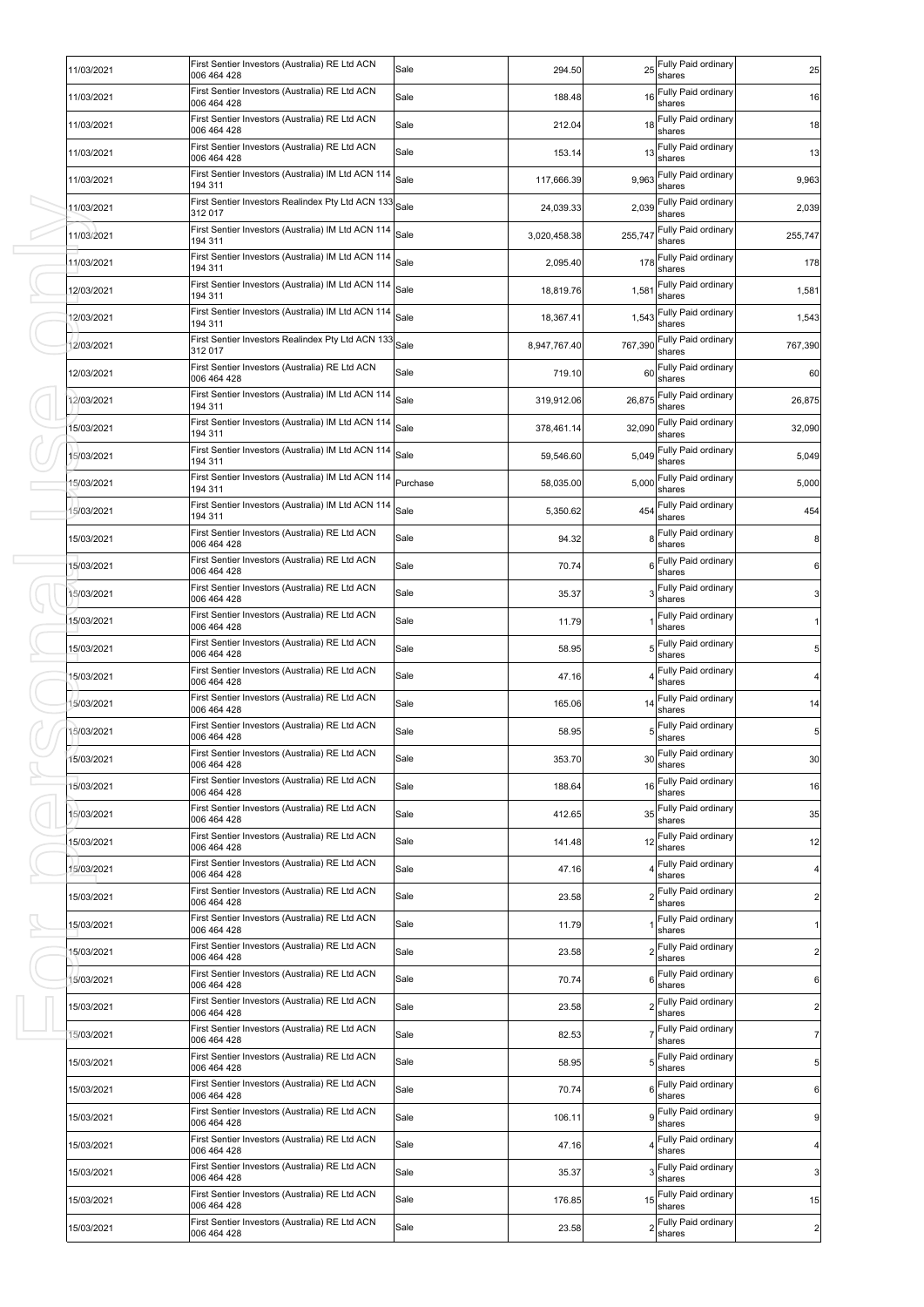| | | | | | | |
|---|---|---|---|---|---|---|
| 11/03/2021 | First Sentier Investors (Australia) RE Ltd ACN 006 464 428 | Sale | 294.50 | 25 | Fully Paid ordinary shares | 25 |
| 11/03/2021 | First Sentier Investors (Australia) RE Ltd ACN 006 464 428 | Sale | 188.48 | 16 | Fully Paid ordinary shares | 16 |
| 11/03/2021 | First Sentier Investors (Australia) RE Ltd ACN 006 464 428 | Sale | 212.04 | 18 | Fully Paid ordinary shares | 18 |
| 11/03/2021 | First Sentier Investors (Australia) RE Ltd ACN 006 464 428 | Sale | 153.14 | 13 | Fully Paid ordinary shares | 13 |
| 11/03/2021 | First Sentier Investors (Australia) IM Ltd ACN 114 194 311 | Sale | 117,666.39 | 9,963 | Fully Paid ordinary shares | 9,963 |
| 11/03/2021 | First Sentier Investors Realindex Pty Ltd ACN 133 312 017 | Sale | 24,039.33 | 2,039 | Fully Paid ordinary shares | 2,039 |
| 11/03/2021 | First Sentier Investors (Australia) IM Ltd ACN 114 194 311 | Sale | 3,020,458.38 | 255,747 | Fully Paid ordinary shares | 255,747 |
| 11/03/2021 | First Sentier Investors (Australia) IM Ltd ACN 114 194 311 | Sale | 2,095.40 | 178 | Fully Paid ordinary shares | 178 |
| 12/03/2021 | First Sentier Investors (Australia) IM Ltd ACN 114 194 311 | Sale | 18,819.76 | 1,581 | Fully Paid ordinary shares | 1,581 |
| 12/03/2021 | First Sentier Investors (Australia) IM Ltd ACN 114 194 311 | Sale | 18,367.41 | 1,543 | Fully Paid ordinary shares | 1,543 |
| 12/03/2021 | First Sentier Investors Realindex Pty Ltd ACN 133 312 017 | Sale | 8,947,767.40 | 767,390 | Fully Paid ordinary shares | 767,390 |
| 12/03/2021 | First Sentier Investors (Australia) RE Ltd ACN 006 464 428 | Sale | 719.10 | 60 | Fully Paid ordinary shares | 60 |
| 12/03/2021 | First Sentier Investors (Australia) IM Ltd ACN 114 194 311 | Sale | 319,912.06 | 26,875 | Fully Paid ordinary shares | 26,875 |
| 15/03/2021 | First Sentier Investors (Australia) IM Ltd ACN 114 194 311 | Sale | 378,461.14 | 32,090 | Fully Paid ordinary shares | 32,090 |
| 15/03/2021 | First Sentier Investors (Australia) IM Ltd ACN 114 194 311 | Sale | 59,546.60 | 5,049 | Fully Paid ordinary shares | 5,049 |
| 15/03/2021 | First Sentier Investors (Australia) IM Ltd ACN 114 194 311 | Purchase | 58,035.00 | 5,000 | Fully Paid ordinary shares | 5,000 |
| 15/03/2021 | First Sentier Investors (Australia) IM Ltd ACN 114 194 311 | Sale | 5,350.62 | 454 | Fully Paid ordinary shares | 454 |
| 15/03/2021 | First Sentier Investors (Australia) RE Ltd ACN 006 464 428 | Sale | 94.32 | 8 | Fully Paid ordinary shares | 8 |
| 15/03/2021 | First Sentier Investors (Australia) RE Ltd ACN 006 464 428 | Sale | 70.74 | 6 | Fully Paid ordinary shares | 6 |
| 15/03/2021 | First Sentier Investors (Australia) RE Ltd ACN 006 464 428 | Sale | 35.37 | 3 | Fully Paid ordinary shares | 3 |
| 15/03/2021 | First Sentier Investors (Australia) RE Ltd ACN 006 464 428 | Sale | 11.79 | 1 | Fully Paid ordinary shares | 1 |
| 15/03/2021 | First Sentier Investors (Australia) RE Ltd ACN 006 464 428 | Sale | 58.95 | 5 | Fully Paid ordinary shares | 5 |
| 15/03/2021 | First Sentier Investors (Australia) RE Ltd ACN 006 464 428 | Sale | 47.16 | 4 | Fully Paid ordinary shares | 4 |
| 15/03/2021 | First Sentier Investors (Australia) RE Ltd ACN 006 464 428 | Sale | 165.06 | 14 | Fully Paid ordinary shares | 14 |
| 15/03/2021 | First Sentier Investors (Australia) RE Ltd ACN 006 464 428 | Sale | 58.95 | 5 | Fully Paid ordinary shares | 5 |
| 15/03/2021 | First Sentier Investors (Australia) RE Ltd ACN 006 464 428 | Sale | 353.70 | 30 | Fully Paid ordinary shares | 30 |
| 15/03/2021 | First Sentier Investors (Australia) RE Ltd ACN 006 464 428 | Sale | 188.64 | 16 | Fully Paid ordinary shares | 16 |
| 15/03/2021 | First Sentier Investors (Australia) RE Ltd ACN 006 464 428 | Sale | 412.65 | 35 | Fully Paid ordinary shares | 35 |
| 15/03/2021 | First Sentier Investors (Australia) RE Ltd ACN 006 464 428 | Sale | 141.48 | 12 | Fully Paid ordinary shares | 12 |
| 15/03/2021 | First Sentier Investors (Australia) RE Ltd ACN 006 464 428 | Sale | 47.16 | 4 | Fully Paid ordinary shares | 4 |
| 15/03/2021 | First Sentier Investors (Australia) RE Ltd ACN 006 464 428 | Sale | 23.58 | 2 | Fully Paid ordinary shares | 2 |
| 15/03/2021 | First Sentier Investors (Australia) RE Ltd ACN 006 464 428 | Sale | 11.79 | 1 | Fully Paid ordinary shares | 1 |
| 15/03/2021 | First Sentier Investors (Australia) RE Ltd ACN 006 464 428 | Sale | 23.58 | 2 | Fully Paid ordinary shares | 2 |
| 15/03/2021 | First Sentier Investors (Australia) RE Ltd ACN 006 464 428 | Sale | 70.74 | 6 | Fully Paid ordinary shares | 6 |
| 15/03/2021 | First Sentier Investors (Australia) RE Ltd ACN 006 464 428 | Sale | 23.58 | 2 | Fully Paid ordinary shares | 2 |
| 15/03/2021 | First Sentier Investors (Australia) RE Ltd ACN 006 464 428 | Sale | 82.53 | 7 | Fully Paid ordinary shares | 7 |
| 15/03/2021 | First Sentier Investors (Australia) RE Ltd ACN 006 464 428 | Sale | 58.95 | 5 | Fully Paid ordinary shares | 5 |
| 15/03/2021 | First Sentier Investors (Australia) RE Ltd ACN 006 464 428 | Sale | 70.74 | 6 | Fully Paid ordinary shares | 6 |
| 15/03/2021 | First Sentier Investors (Australia) RE Ltd ACN 006 464 428 | Sale | 106.11 | 9 | Fully Paid ordinary shares | 9 |
| 15/03/2021 | First Sentier Investors (Australia) RE Ltd ACN 006 464 428 | Sale | 47.16 | 4 | Fully Paid ordinary shares | 4 |
| 15/03/2021 | First Sentier Investors (Australia) RE Ltd ACN 006 464 428 | Sale | 35.37 | 3 | Fully Paid ordinary shares | 3 |
| 15/03/2021 | First Sentier Investors (Australia) RE Ltd ACN 006 464 428 | Sale | 176.85 | 15 | Fully Paid ordinary shares | 15 |
| 15/03/2021 | First Sentier Investors (Australia) RE Ltd ACN 006 464 428 | Sale | 23.58 | 2 | Fully Paid ordinary shares | 2 |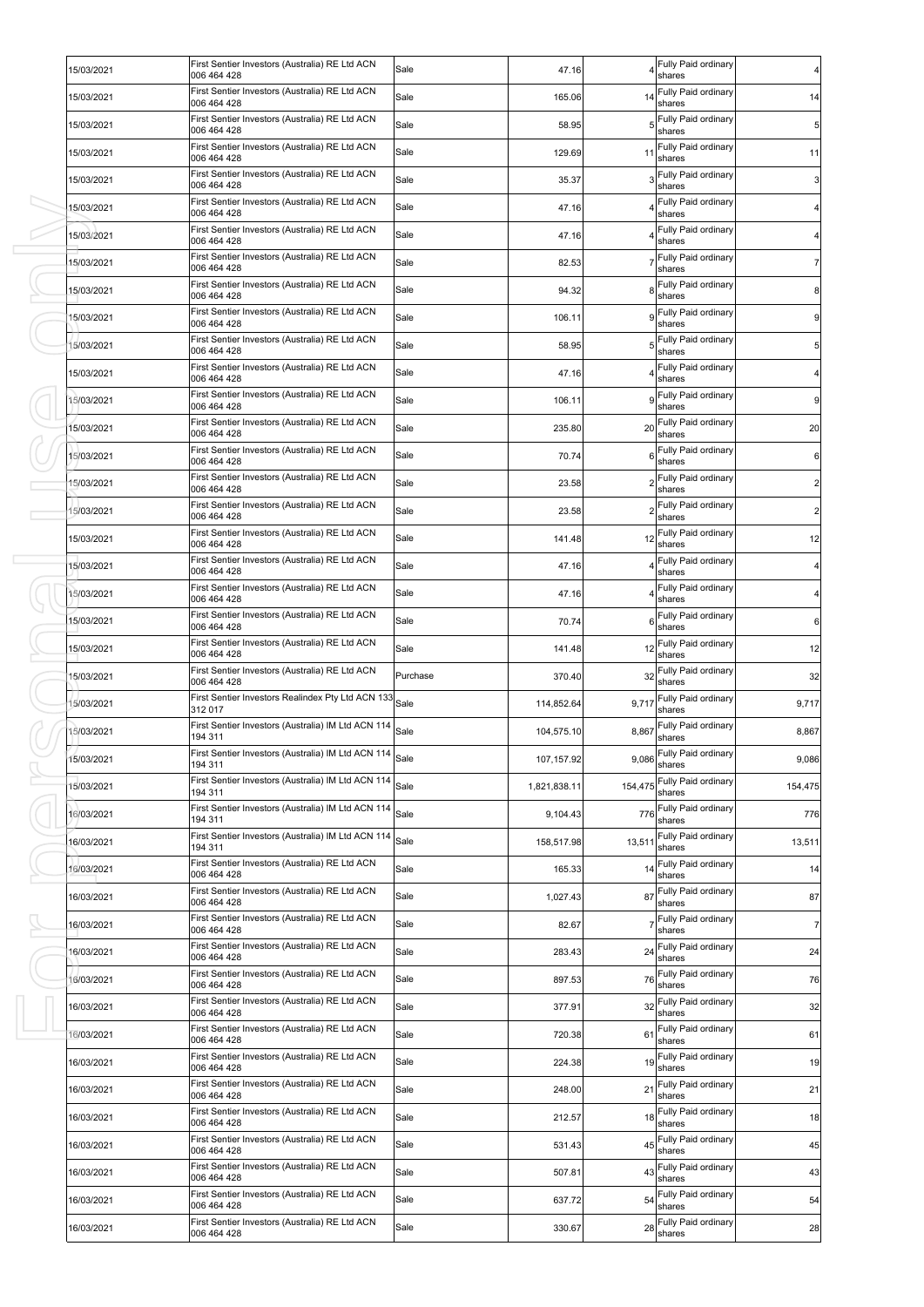| | | | | | | |
|---|---|---|---|---|---|---|
| 15/03/2021 | First Sentier Investors (Australia) RE Ltd ACN 006 464 428 | Sale | 47.16 | 4 | Fully Paid ordinary shares | 4 |
| 15/03/2021 | First Sentier Investors (Australia) RE Ltd ACN 006 464 428 | Sale | 165.06 | 14 | Fully Paid ordinary shares | 14 |
| 15/03/2021 | First Sentier Investors (Australia) RE Ltd ACN 006 464 428 | Sale | 58.95 | 5 | Fully Paid ordinary shares | 5 |
| 15/03/2021 | First Sentier Investors (Australia) RE Ltd ACN 006 464 428 | Sale | 129.69 | 11 | Fully Paid ordinary shares | 11 |
| 15/03/2021 | First Sentier Investors (Australia) RE Ltd ACN 006 464 428 | Sale | 35.37 | 3 | Fully Paid ordinary shares | 3 |
| 15/03/2021 | First Sentier Investors (Australia) RE Ltd ACN 006 464 428 | Sale | 47.16 | 4 | Fully Paid ordinary shares | 4 |
| 15/03/2021 | First Sentier Investors (Australia) RE Ltd ACN 006 464 428 | Sale | 47.16 | 4 | Fully Paid ordinary shares | 4 |
| 15/03/2021 | First Sentier Investors (Australia) RE Ltd ACN 006 464 428 | Sale | 82.53 | 7 | Fully Paid ordinary shares | 7 |
| 15/03/2021 | First Sentier Investors (Australia) RE Ltd ACN 006 464 428 | Sale | 94.32 | 8 | Fully Paid ordinary shares | 8 |
| 15/03/2021 | First Sentier Investors (Australia) RE Ltd ACN 006 464 428 | Sale | 106.11 | 9 | Fully Paid ordinary shares | 9 |
| 15/03/2021 | First Sentier Investors (Australia) RE Ltd ACN 006 464 428 | Sale | 58.95 | 5 | Fully Paid ordinary shares | 5 |
| 15/03/2021 | First Sentier Investors (Australia) RE Ltd ACN 006 464 428 | Sale | 47.16 | 4 | Fully Paid ordinary shares | 4 |
| 15/03/2021 | First Sentier Investors (Australia) RE Ltd ACN 006 464 428 | Sale | 106.11 | 9 | Fully Paid ordinary shares | 9 |
| 15/03/2021 | First Sentier Investors (Australia) RE Ltd ACN 006 464 428 | Sale | 235.80 | 20 | Fully Paid ordinary shares | 20 |
| 15/03/2021 | First Sentier Investors (Australia) RE Ltd ACN 006 464 428 | Sale | 70.74 | 6 | Fully Paid ordinary shares | 6 |
| 15/03/2021 | First Sentier Investors (Australia) RE Ltd ACN 006 464 428 | Sale | 23.58 | 2 | Fully Paid ordinary shares | 2 |
| 15/03/2021 | First Sentier Investors (Australia) RE Ltd ACN 006 464 428 | Sale | 23.58 | 2 | Fully Paid ordinary shares | 2 |
| 15/03/2021 | First Sentier Investors (Australia) RE Ltd ACN 006 464 428 | Sale | 141.48 | 12 | Fully Paid ordinary shares | 12 |
| 15/03/2021 | First Sentier Investors (Australia) RE Ltd ACN 006 464 428 | Sale | 47.16 | 4 | Fully Paid ordinary shares | 4 |
| 15/03/2021 | First Sentier Investors (Australia) RE Ltd ACN 006 464 428 | Sale | 47.16 | 4 | Fully Paid ordinary shares | 4 |
| 15/03/2021 | First Sentier Investors (Australia) RE Ltd ACN 006 464 428 | Sale | 70.74 | 6 | Fully Paid ordinary shares | 6 |
| 15/03/2021 | First Sentier Investors (Australia) RE Ltd ACN 006 464 428 | Sale | 141.48 | 12 | Fully Paid ordinary shares | 12 |
| 15/03/2021 | First Sentier Investors (Australia) RE Ltd ACN 006 464 428 | Purchase | 370.40 | 32 | Fully Paid ordinary shares | 32 |
| 15/03/2021 | First Sentier Investors Realindex Pty Ltd ACN 133 312 017 | Sale | 114,852.64 | 9,717 | Fully Paid ordinary shares | 9,717 |
| 15/03/2021 | First Sentier Investors (Australia) IM Ltd ACN 114 194 311 | Sale | 104,575.10 | 8,867 | Fully Paid ordinary shares | 8,867 |
| 15/03/2021 | First Sentier Investors (Australia) IM Ltd ACN 114 194 311 | Sale | 107,157.92 | 9,086 | Fully Paid ordinary shares | 9,086 |
| 15/03/2021 | First Sentier Investors (Australia) IM Ltd ACN 114 194 311 | Sale | 1,821,838.11 | 154,475 | Fully Paid ordinary shares | 154,475 |
| 16/03/2021 | First Sentier Investors (Australia) IM Ltd ACN 114 194 311 | Sale | 9,104.43 | 776 | Fully Paid ordinary shares | 776 |
| 16/03/2021 | First Sentier Investors (Australia) IM Ltd ACN 114 194 311 | Sale | 158,517.98 | 13,511 | Fully Paid ordinary shares | 13,511 |
| 16/03/2021 | First Sentier Investors (Australia) RE Ltd ACN 006 464 428 | Sale | 165.33 | 14 | Fully Paid ordinary shares | 14 |
| 16/03/2021 | First Sentier Investors (Australia) RE Ltd ACN 006 464 428 | Sale | 1,027.43 | 87 | Fully Paid ordinary shares | 87 |
| 16/03/2021 | First Sentier Investors (Australia) RE Ltd ACN 006 464 428 | Sale | 82.67 | 7 | Fully Paid ordinary shares | 7 |
| 16/03/2021 | First Sentier Investors (Australia) RE Ltd ACN 006 464 428 | Sale | 283.43 | 24 | Fully Paid ordinary shares | 24 |
| 16/03/2021 | First Sentier Investors (Australia) RE Ltd ACN 006 464 428 | Sale | 897.53 | 76 | Fully Paid ordinary shares | 76 |
| 16/03/2021 | First Sentier Investors (Australia) RE Ltd ACN 006 464 428 | Sale | 377.91 | 32 | Fully Paid ordinary shares | 32 |
| 16/03/2021 | First Sentier Investors (Australia) RE Ltd ACN 006 464 428 | Sale | 720.38 | 61 | Fully Paid ordinary shares | 61 |
| 16/03/2021 | First Sentier Investors (Australia) RE Ltd ACN 006 464 428 | Sale | 224.38 | 19 | Fully Paid ordinary shares | 19 |
| 16/03/2021 | First Sentier Investors (Australia) RE Ltd ACN 006 464 428 | Sale | 248.00 | 21 | Fully Paid ordinary shares | 21 |
| 16/03/2021 | First Sentier Investors (Australia) RE Ltd ACN 006 464 428 | Sale | 212.57 | 18 | Fully Paid ordinary shares | 18 |
| 16/03/2021 | First Sentier Investors (Australia) RE Ltd ACN 006 464 428 | Sale | 531.43 | 45 | Fully Paid ordinary shares | 45 |
| 16/03/2021 | First Sentier Investors (Australia) RE Ltd ACN 006 464 428 | Sale | 507.81 | 43 | Fully Paid ordinary shares | 43 |
| 16/03/2021 | First Sentier Investors (Australia) RE Ltd ACN 006 464 428 | Sale | 637.72 | 54 | Fully Paid ordinary shares | 54 |
| 16/03/2021 | First Sentier Investors (Australia) RE Ltd ACN 006 464 428 | Sale | 330.67 | 28 | Fully Paid ordinary shares | 28 |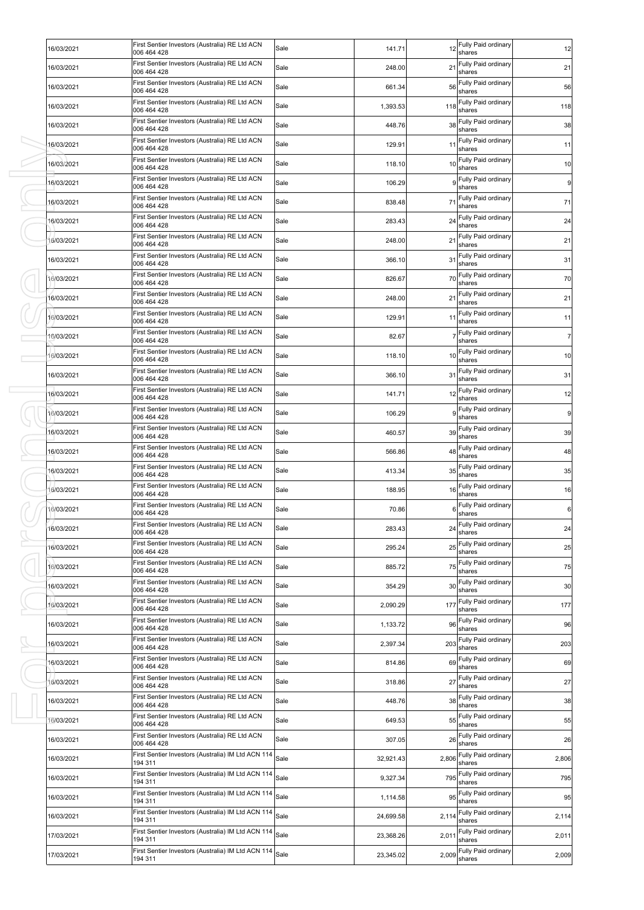| | | | | | | |
|---|---|---|---|---|---|---|
| 16/03/2021 | First Sentier Investors (Australia) RE Ltd ACN 006 464 428 | Sale | 141.71 | 12 | Fully Paid ordinary shares | 12 |
| 16/03/2021 | First Sentier Investors (Australia) RE Ltd ACN 006 464 428 | Sale | 248.00 | 21 | Fully Paid ordinary shares | 21 |
| 16/03/2021 | First Sentier Investors (Australia) RE Ltd ACN 006 464 428 | Sale | 661.34 | 56 | Fully Paid ordinary shares | 56 |
| 16/03/2021 | First Sentier Investors (Australia) RE Ltd ACN 006 464 428 | Sale | 1,393.53 | 118 | Fully Paid ordinary shares | 118 |
| 16/03/2021 | First Sentier Investors (Australia) RE Ltd ACN 006 464 428 | Sale | 448.76 | 38 | Fully Paid ordinary shares | 38 |
| 16/03/2021 | First Sentier Investors (Australia) RE Ltd ACN 006 464 428 | Sale | 129.91 | 11 | Fully Paid ordinary shares | 11 |
| 16/03/2021 | First Sentier Investors (Australia) RE Ltd ACN 006 464 428 | Sale | 118.10 | 10 | Fully Paid ordinary shares | 10 |
| 16/03/2021 | First Sentier Investors (Australia) RE Ltd ACN 006 464 428 | Sale | 106.29 | 9 | Fully Paid ordinary shares | 9 |
| 16/03/2021 | First Sentier Investors (Australia) RE Ltd ACN 006 464 428 | Sale | 838.48 | 71 | Fully Paid ordinary shares | 71 |
| 16/03/2021 | First Sentier Investors (Australia) RE Ltd ACN 006 464 428 | Sale | 283.43 | 24 | Fully Paid ordinary shares | 24 |
| 16/03/2021 | First Sentier Investors (Australia) RE Ltd ACN 006 464 428 | Sale | 248.00 | 21 | Fully Paid ordinary shares | 21 |
| 16/03/2021 | First Sentier Investors (Australia) RE Ltd ACN 006 464 428 | Sale | 366.10 | 31 | Fully Paid ordinary shares | 31 |
| 16/03/2021 | First Sentier Investors (Australia) RE Ltd ACN 006 464 428 | Sale | 826.67 | 70 | Fully Paid ordinary shares | 70 |
| 16/03/2021 | First Sentier Investors (Australia) RE Ltd ACN 006 464 428 | Sale | 248.00 | 21 | Fully Paid ordinary shares | 21 |
| 16/03/2021 | First Sentier Investors (Australia) RE Ltd ACN 006 464 428 | Sale | 129.91 | 11 | Fully Paid ordinary shares | 11 |
| 16/03/2021 | First Sentier Investors (Australia) RE Ltd ACN 006 464 428 | Sale | 82.67 | 7 | Fully Paid ordinary shares | 7 |
| 16/03/2021 | First Sentier Investors (Australia) RE Ltd ACN 006 464 428 | Sale | 118.10 | 10 | Fully Paid ordinary shares | 10 |
| 16/03/2021 | First Sentier Investors (Australia) RE Ltd ACN 006 464 428 | Sale | 366.10 | 31 | Fully Paid ordinary shares | 31 |
| 16/03/2021 | First Sentier Investors (Australia) RE Ltd ACN 006 464 428 | Sale | 141.71 | 12 | Fully Paid ordinary shares | 12 |
| 16/03/2021 | First Sentier Investors (Australia) RE Ltd ACN 006 464 428 | Sale | 106.29 | 9 | Fully Paid ordinary shares | 9 |
| 16/03/2021 | First Sentier Investors (Australia) RE Ltd ACN 006 464 428 | Sale | 460.57 | 39 | Fully Paid ordinary shares | 39 |
| 16/03/2021 | First Sentier Investors (Australia) RE Ltd ACN 006 464 428 | Sale | 566.86 | 48 | Fully Paid ordinary shares | 48 |
| 16/03/2021 | First Sentier Investors (Australia) RE Ltd ACN 006 464 428 | Sale | 413.34 | 35 | Fully Paid ordinary shares | 35 |
| 16/03/2021 | First Sentier Investors (Australia) RE Ltd ACN 006 464 428 | Sale | 188.95 | 16 | Fully Paid ordinary shares | 16 |
| 16/03/2021 | First Sentier Investors (Australia) RE Ltd ACN 006 464 428 | Sale | 70.86 | 6 | Fully Paid ordinary shares | 6 |
| 16/03/2021 | First Sentier Investors (Australia) RE Ltd ACN 006 464 428 | Sale | 283.43 | 24 | Fully Paid ordinary shares | 24 |
| 16/03/2021 | First Sentier Investors (Australia) RE Ltd ACN 006 464 428 | Sale | 295.24 | 25 | Fully Paid ordinary shares | 25 |
| 16/03/2021 | First Sentier Investors (Australia) RE Ltd ACN 006 464 428 | Sale | 885.72 | 75 | Fully Paid ordinary shares | 75 |
| 16/03/2021 | First Sentier Investors (Australia) RE Ltd ACN 006 464 428 | Sale | 354.29 | 30 | Fully Paid ordinary shares | 30 |
| 16/03/2021 | First Sentier Investors (Australia) RE Ltd ACN 006 464 428 | Sale | 2,090.29 | 177 | Fully Paid ordinary shares | 177 |
| 16/03/2021 | First Sentier Investors (Australia) RE Ltd ACN 006 464 428 | Sale | 1,133.72 | 96 | Fully Paid ordinary shares | 96 |
| 16/03/2021 | First Sentier Investors (Australia) RE Ltd ACN 006 464 428 | Sale | 2,397.34 | 203 | Fully Paid ordinary shares | 203 |
| 16/03/2021 | First Sentier Investors (Australia) RE Ltd ACN 006 464 428 | Sale | 814.86 | 69 | Fully Paid ordinary shares | 69 |
| 16/03/2021 | First Sentier Investors (Australia) RE Ltd ACN 006 464 428 | Sale | 318.86 | 27 | Fully Paid ordinary shares | 27 |
| 16/03/2021 | First Sentier Investors (Australia) RE Ltd ACN 006 464 428 | Sale | 448.76 | 38 | Fully Paid ordinary shares | 38 |
| 16/03/2021 | First Sentier Investors (Australia) RE Ltd ACN 006 464 428 | Sale | 649.53 | 55 | Fully Paid ordinary shares | 55 |
| 16/03/2021 | First Sentier Investors (Australia) RE Ltd ACN 006 464 428 | Sale | 307.05 | 26 | Fully Paid ordinary shares | 26 |
| 16/03/2021 | First Sentier Investors (Australia) IM Ltd ACN 114 194 311 | Sale | 32,921.43 | 2,806 | Fully Paid ordinary shares | 2,806 |
| 16/03/2021 | First Sentier Investors (Australia) IM Ltd ACN 114 194 311 | Sale | 9,327.34 | 795 | Fully Paid ordinary shares | 795 |
| 16/03/2021 | First Sentier Investors (Australia) IM Ltd ACN 114 194 311 | Sale | 1,114.58 | 95 | Fully Paid ordinary shares | 95 |
| 16/03/2021 | First Sentier Investors (Australia) IM Ltd ACN 114 194 311 | Sale | 24,699.58 | 2,114 | Fully Paid ordinary shares | 2,114 |
| 17/03/2021 | First Sentier Investors (Australia) IM Ltd ACN 114 194 311 | Sale | 23,368.26 | 2,011 | Fully Paid ordinary shares | 2,011 |
| 17/03/2021 | First Sentier Investors (Australia) IM Ltd ACN 114 194 311 | Sale | 23,345.02 | 2,009 | Fully Paid ordinary shares | 2,009 |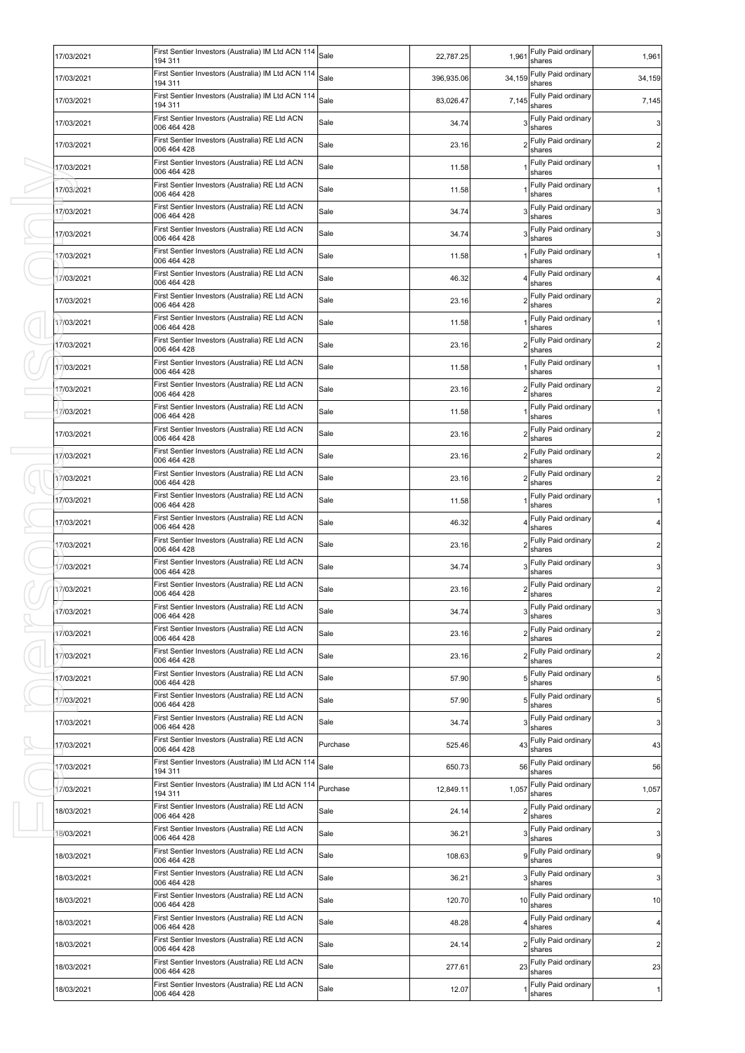| | | | | | | |
|---|---|---|---|---|---|---|
| 17/03/2021 | First Sentier Investors (Australia) IM Ltd ACN 114 194 311 | Sale | 22,787.25 | 1,961 | Fully Paid ordinary shares | 1,961 |
| 17/03/2021 | First Sentier Investors (Australia) IM Ltd ACN 114 194 311 | Sale | 396,935.06 | 34,159 | Fully Paid ordinary shares | 34,159 |
| 17/03/2021 | First Sentier Investors (Australia) IM Ltd ACN 114 194 311 | Sale | 83,026.47 | 7,145 | Fully Paid ordinary shares | 7,145 |
| 17/03/2021 | First Sentier Investors (Australia) RE Ltd ACN 006 464 428 | Sale | 34.74 | 3 | Fully Paid ordinary shares | 3 |
| 17/03/2021 | First Sentier Investors (Australia) RE Ltd ACN 006 464 428 | Sale | 23.16 | 2 | Fully Paid ordinary shares | 2 |
| 17/03/2021 | First Sentier Investors (Australia) RE Ltd ACN 006 464 428 | Sale | 11.58 | 1 | Fully Paid ordinary shares | 1 |
| 17/03/2021 | First Sentier Investors (Australia) RE Ltd ACN 006 464 428 | Sale | 11.58 | 1 | Fully Paid ordinary shares | 1 |
| 17/03/2021 | First Sentier Investors (Australia) RE Ltd ACN 006 464 428 | Sale | 34.74 | 3 | Fully Paid ordinary shares | 3 |
| 17/03/2021 | First Sentier Investors (Australia) RE Ltd ACN 006 464 428 | Sale | 34.74 | 3 | Fully Paid ordinary shares | 3 |
| 17/03/2021 | First Sentier Investors (Australia) RE Ltd ACN 006 464 428 | Sale | 11.58 | 1 | Fully Paid ordinary shares | 1 |
| 17/03/2021 | First Sentier Investors (Australia) RE Ltd ACN 006 464 428 | Sale | 46.32 | 4 | Fully Paid ordinary shares | 4 |
| 17/03/2021 | First Sentier Investors (Australia) RE Ltd ACN 006 464 428 | Sale | 23.16 | 2 | Fully Paid ordinary shares | 2 |
| 17/03/2021 | First Sentier Investors (Australia) RE Ltd ACN 006 464 428 | Sale | 11.58 | 1 | Fully Paid ordinary shares | 1 |
| 17/03/2021 | First Sentier Investors (Australia) RE Ltd ACN 006 464 428 | Sale | 23.16 | 2 | Fully Paid ordinary shares | 2 |
| 17/03/2021 | First Sentier Investors (Australia) RE Ltd ACN 006 464 428 | Sale | 11.58 | 1 | Fully Paid ordinary shares | 1 |
| 17/03/2021 | First Sentier Investors (Australia) RE Ltd ACN 006 464 428 | Sale | 23.16 | 2 | Fully Paid ordinary shares | 2 |
| 17/03/2021 | First Sentier Investors (Australia) RE Ltd ACN 006 464 428 | Sale | 11.58 | 1 | Fully Paid ordinary shares | 1 |
| 17/03/2021 | First Sentier Investors (Australia) RE Ltd ACN 006 464 428 | Sale | 23.16 | 2 | Fully Paid ordinary shares | 2 |
| 17/03/2021 | First Sentier Investors (Australia) RE Ltd ACN 006 464 428 | Sale | 23.16 | 2 | Fully Paid ordinary shares | 2 |
| 17/03/2021 | First Sentier Investors (Australia) RE Ltd ACN 006 464 428 | Sale | 23.16 | 2 | Fully Paid ordinary shares | 2 |
| 17/03/2021 | First Sentier Investors (Australia) RE Ltd ACN 006 464 428 | Sale | 11.58 | 1 | Fully Paid ordinary shares | 1 |
| 17/03/2021 | First Sentier Investors (Australia) RE Ltd ACN 006 464 428 | Sale | 46.32 | 4 | Fully Paid ordinary shares | 4 |
| 17/03/2021 | First Sentier Investors (Australia) RE Ltd ACN 006 464 428 | Sale | 23.16 | 2 | Fully Paid ordinary shares | 2 |
| 17/03/2021 | First Sentier Investors (Australia) RE Ltd ACN 006 464 428 | Sale | 34.74 | 3 | Fully Paid ordinary shares | 3 |
| 17/03/2021 | First Sentier Investors (Australia) RE Ltd ACN 006 464 428 | Sale | 23.16 | 2 | Fully Paid ordinary shares | 2 |
| 17/03/2021 | First Sentier Investors (Australia) RE Ltd ACN 006 464 428 | Sale | 34.74 | 3 | Fully Paid ordinary shares | 3 |
| 17/03/2021 | First Sentier Investors (Australia) RE Ltd ACN 006 464 428 | Sale | 23.16 | 2 | Fully Paid ordinary shares | 2 |
| 17/03/2021 | First Sentier Investors (Australia) RE Ltd ACN 006 464 428 | Sale | 23.16 | 2 | Fully Paid ordinary shares | 2 |
| 17/03/2021 | First Sentier Investors (Australia) RE Ltd ACN 006 464 428 | Sale | 57.90 | 5 | Fully Paid ordinary shares | 5 |
| 17/03/2021 | First Sentier Investors (Australia) RE Ltd ACN 006 464 428 | Sale | 57.90 | 5 | Fully Paid ordinary shares | 5 |
| 17/03/2021 | First Sentier Investors (Australia) RE Ltd ACN 006 464 428 | Sale | 34.74 | 3 | Fully Paid ordinary shares | 3 |
| 17/03/2021 | First Sentier Investors (Australia) RE Ltd ACN 006 464 428 | Purchase | 525.46 | 43 | Fully Paid ordinary shares | 43 |
| 17/03/2021 | First Sentier Investors (Australia) IM Ltd ACN 114 194 311 | Sale | 650.73 | 56 | Fully Paid ordinary shares | 56 |
| 17/03/2021 | First Sentier Investors (Australia) IM Ltd ACN 114 194 311 | Purchase | 12,849.11 | 1,057 | Fully Paid ordinary shares | 1,057 |
| 18/03/2021 | First Sentier Investors (Australia) RE Ltd ACN 006 464 428 | Sale | 24.14 | 2 | Fully Paid ordinary shares | 2 |
| 18/03/2021 | First Sentier Investors (Australia) RE Ltd ACN 006 464 428 | Sale | 36.21 | 3 | Fully Paid ordinary shares | 3 |
| 18/03/2021 | First Sentier Investors (Australia) RE Ltd ACN 006 464 428 | Sale | 108.63 | 9 | Fully Paid ordinary shares | 9 |
| 18/03/2021 | First Sentier Investors (Australia) RE Ltd ACN 006 464 428 | Sale | 36.21 | 3 | Fully Paid ordinary shares | 3 |
| 18/03/2021 | First Sentier Investors (Australia) RE Ltd ACN 006 464 428 | Sale | 120.70 | 10 | Fully Paid ordinary shares | 10 |
| 18/03/2021 | First Sentier Investors (Australia) RE Ltd ACN 006 464 428 | Sale | 48.28 | 4 | Fully Paid ordinary shares | 4 |
| 18/03/2021 | First Sentier Investors (Australia) RE Ltd ACN 006 464 428 | Sale | 24.14 | 2 | Fully Paid ordinary shares | 2 |
| 18/03/2021 | First Sentier Investors (Australia) RE Ltd ACN 006 464 428 | Sale | 277.61 | 23 | Fully Paid ordinary shares | 23 |
| 18/03/2021 | First Sentier Investors (Australia) RE Ltd ACN 006 464 428 | Sale | 12.07 | 1 | Fully Paid ordinary shares | 1 |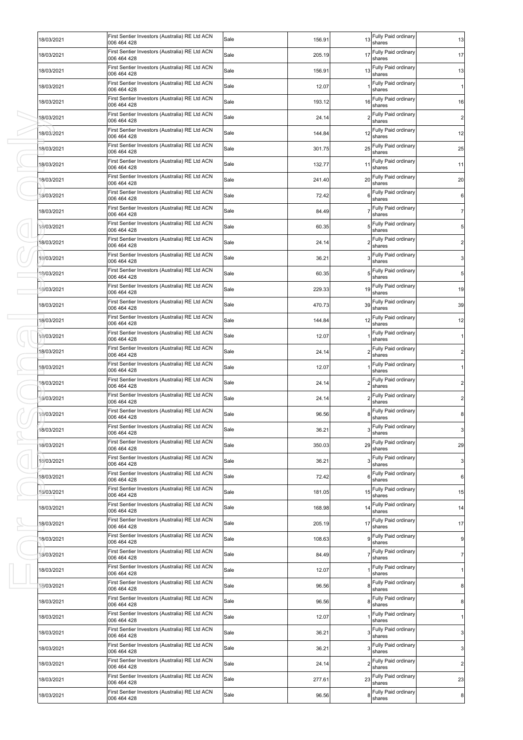| | | | | | | |
|---|---|---|---|---|---|---|
| 18/03/2021 | First Sentier Investors (Australia) RE Ltd ACN 006 464 428 | Sale | 156.91 | 13 | Fully Paid ordinary shares | 13 |
| 18/03/2021 | First Sentier Investors (Australia) RE Ltd ACN 006 464 428 | Sale | 205.19 | 17 | Fully Paid ordinary shares | 17 |
| 18/03/2021 | First Sentier Investors (Australia) RE Ltd ACN 006 464 428 | Sale | 156.91 | 13 | Fully Paid ordinary shares | 13 |
| 18/03/2021 | First Sentier Investors (Australia) RE Ltd ACN 006 464 428 | Sale | 12.07 | 1 | Fully Paid ordinary shares | 1 |
| 18/03/2021 | First Sentier Investors (Australia) RE Ltd ACN 006 464 428 | Sale | 193.12 | 16 | Fully Paid ordinary shares | 16 |
| 18/03/2021 | First Sentier Investors (Australia) RE Ltd ACN 006 464 428 | Sale | 24.14 | 2 | Fully Paid ordinary shares | 2 |
| 18/03/2021 | First Sentier Investors (Australia) RE Ltd ACN 006 464 428 | Sale | 144.84 | 12 | Fully Paid ordinary shares | 12 |
| 18/03/2021 | First Sentier Investors (Australia) RE Ltd ACN 006 464 428 | Sale | 301.75 | 25 | Fully Paid ordinary shares | 25 |
| 18/03/2021 | First Sentier Investors (Australia) RE Ltd ACN 006 464 428 | Sale | 132.77 | 11 | Fully Paid ordinary shares | 11 |
| 18/03/2021 | First Sentier Investors (Australia) RE Ltd ACN 006 464 428 | Sale | 241.40 | 20 | Fully Paid ordinary shares | 20 |
| 18/03/2021 | First Sentier Investors (Australia) RE Ltd ACN 006 464 428 | Sale | 72.42 | 6 | Fully Paid ordinary shares | 6 |
| 18/03/2021 | First Sentier Investors (Australia) RE Ltd ACN 006 464 428 | Sale | 84.49 | 7 | Fully Paid ordinary shares | 7 |
| 18/03/2021 | First Sentier Investors (Australia) RE Ltd ACN 006 464 428 | Sale | 60.35 | 5 | Fully Paid ordinary shares | 5 |
| 18/03/2021 | First Sentier Investors (Australia) RE Ltd ACN 006 464 428 | Sale | 24.14 | 2 | Fully Paid ordinary shares | 2 |
| 18/03/2021 | First Sentier Investors (Australia) RE Ltd ACN 006 464 428 | Sale | 36.21 | 3 | Fully Paid ordinary shares | 3 |
| 18/03/2021 | First Sentier Investors (Australia) RE Ltd ACN 006 464 428 | Sale | 60.35 | 5 | Fully Paid ordinary shares | 5 |
| 18/03/2021 | First Sentier Investors (Australia) RE Ltd ACN 006 464 428 | Sale | 229.33 | 19 | Fully Paid ordinary shares | 19 |
| 18/03/2021 | First Sentier Investors (Australia) RE Ltd ACN 006 464 428 | Sale | 470.73 | 39 | Fully Paid ordinary shares | 39 |
| 18/03/2021 | First Sentier Investors (Australia) RE Ltd ACN 006 464 428 | Sale | 144.84 | 12 | Fully Paid ordinary shares | 12 |
| 18/03/2021 | First Sentier Investors (Australia) RE Ltd ACN 006 464 428 | Sale | 12.07 | 1 | Fully Paid ordinary shares | 1 |
| 18/03/2021 | First Sentier Investors (Australia) RE Ltd ACN 006 464 428 | Sale | 24.14 | 2 | Fully Paid ordinary shares | 2 |
| 18/03/2021 | First Sentier Investors (Australia) RE Ltd ACN 006 464 428 | Sale | 12.07 | 1 | Fully Paid ordinary shares | 1 |
| 18/03/2021 | First Sentier Investors (Australia) RE Ltd ACN 006 464 428 | Sale | 24.14 | 2 | Fully Paid ordinary shares | 2 |
| 18/03/2021 | First Sentier Investors (Australia) RE Ltd ACN 006 464 428 | Sale | 24.14 | 2 | Fully Paid ordinary shares | 2 |
| 18/03/2021 | First Sentier Investors (Australia) RE Ltd ACN 006 464 428 | Sale | 96.56 | 8 | Fully Paid ordinary shares | 8 |
| 18/03/2021 | First Sentier Investors (Australia) RE Ltd ACN 006 464 428 | Sale | 36.21 | 3 | Fully Paid ordinary shares | 3 |
| 18/03/2021 | First Sentier Investors (Australia) RE Ltd ACN 006 464 428 | Sale | 350.03 | 29 | Fully Paid ordinary shares | 29 |
| 18/03/2021 | First Sentier Investors (Australia) RE Ltd ACN 006 464 428 | Sale | 36.21 | 3 | Fully Paid ordinary shares | 3 |
| 18/03/2021 | First Sentier Investors (Australia) RE Ltd ACN 006 464 428 | Sale | 72.42 | 6 | Fully Paid ordinary shares | 6 |
| 18/03/2021 | First Sentier Investors (Australia) RE Ltd ACN 006 464 428 | Sale | 181.05 | 15 | Fully Paid ordinary shares | 15 |
| 18/03/2021 | First Sentier Investors (Australia) RE Ltd ACN 006 464 428 | Sale | 168.98 | 14 | Fully Paid ordinary shares | 14 |
| 18/03/2021 | First Sentier Investors (Australia) RE Ltd ACN 006 464 428 | Sale | 205.19 | 17 | Fully Paid ordinary shares | 17 |
| 18/03/2021 | First Sentier Investors (Australia) RE Ltd ACN 006 464 428 | Sale | 108.63 | 9 | Fully Paid ordinary shares | 9 |
| 18/03/2021 | First Sentier Investors (Australia) RE Ltd ACN 006 464 428 | Sale | 84.49 | 7 | Fully Paid ordinary shares | 7 |
| 18/03/2021 | First Sentier Investors (Australia) RE Ltd ACN 006 464 428 | Sale | 12.07 | 1 | Fully Paid ordinary shares | 1 |
| 18/03/2021 | First Sentier Investors (Australia) RE Ltd ACN 006 464 428 | Sale | 96.56 | 8 | Fully Paid ordinary shares | 8 |
| 18/03/2021 | First Sentier Investors (Australia) RE Ltd ACN 006 464 428 | Sale | 96.56 | 8 | Fully Paid ordinary shares | 8 |
| 18/03/2021 | First Sentier Investors (Australia) RE Ltd ACN 006 464 428 | Sale | 12.07 | 1 | Fully Paid ordinary shares | 1 |
| 18/03/2021 | First Sentier Investors (Australia) RE Ltd ACN 006 464 428 | Sale | 36.21 | 3 | Fully Paid ordinary shares | 3 |
| 18/03/2021 | First Sentier Investors (Australia) RE Ltd ACN 006 464 428 | Sale | 36.21 | 3 | Fully Paid ordinary shares | 3 |
| 18/03/2021 | First Sentier Investors (Australia) RE Ltd ACN 006 464 428 | Sale | 24.14 | 2 | Fully Paid ordinary shares | 2 |
| 18/03/2021 | First Sentier Investors (Australia) RE Ltd ACN 006 464 428 | Sale | 277.61 | 23 | Fully Paid ordinary shares | 23 |
| 18/03/2021 | First Sentier Investors (Australia) RE Ltd ACN 006 464 428 | Sale | 96.56 | 8 | Fully Paid ordinary shares | 8 |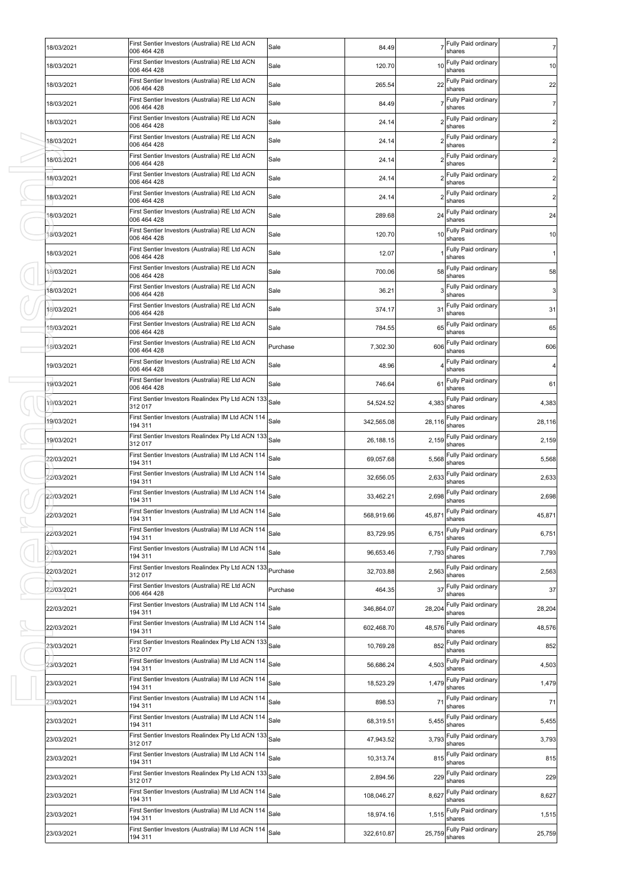| | | | | | | |
|---|---|---|---|---|---|---|
| 18/03/2021 | First Sentier Investors (Australia) RE Ltd ACN 006 464 428 | Sale | 84.49 | 7 | Fully Paid ordinary shares | 7 |
| 18/03/2021 | First Sentier Investors (Australia) RE Ltd ACN 006 464 428 | Sale | 120.70 | 10 | Fully Paid ordinary shares | 10 |
| 18/03/2021 | First Sentier Investors (Australia) RE Ltd ACN 006 464 428 | Sale | 265.54 | 22 | Fully Paid ordinary shares | 22 |
| 18/03/2021 | First Sentier Investors (Australia) RE Ltd ACN 006 464 428 | Sale | 84.49 | 7 | Fully Paid ordinary shares | 7 |
| 18/03/2021 | First Sentier Investors (Australia) RE Ltd ACN 006 464 428 | Sale | 24.14 | 2 | Fully Paid ordinary shares | 2 |
| 18/03/2021 | First Sentier Investors (Australia) RE Ltd ACN 006 464 428 | Sale | 24.14 | 2 | Fully Paid ordinary shares | 2 |
| 18/03/2021 | First Sentier Investors (Australia) RE Ltd ACN 006 464 428 | Sale | 24.14 | 2 | Fully Paid ordinary shares | 2 |
| 18/03/2021 | First Sentier Investors (Australia) RE Ltd ACN 006 464 428 | Sale | 24.14 | 2 | Fully Paid ordinary shares | 2 |
| 18/03/2021 | First Sentier Investors (Australia) RE Ltd ACN 006 464 428 | Sale | 24.14 | 2 | Fully Paid ordinary shares | 2 |
| 18/03/2021 | First Sentier Investors (Australia) RE Ltd ACN 006 464 428 | Sale | 289.68 | 24 | Fully Paid ordinary shares | 24 |
| 18/03/2021 | First Sentier Investors (Australia) RE Ltd ACN 006 464 428 | Sale | 120.70 | 10 | Fully Paid ordinary shares | 10 |
| 18/03/2021 | First Sentier Investors (Australia) RE Ltd ACN 006 464 428 | Sale | 12.07 | 1 | Fully Paid ordinary shares | 1 |
| 18/03/2021 | First Sentier Investors (Australia) RE Ltd ACN 006 464 428 | Sale | 700.06 | 58 | Fully Paid ordinary shares | 58 |
| 18/03/2021 | First Sentier Investors (Australia) RE Ltd ACN 006 464 428 | Sale | 36.21 | 3 | Fully Paid ordinary shares | 3 |
| 18/03/2021 | First Sentier Investors (Australia) RE Ltd ACN 006 464 428 | Sale | 374.17 | 31 | Fully Paid ordinary shares | 31 |
| 18/03/2021 | First Sentier Investors (Australia) RE Ltd ACN 006 464 428 | Sale | 784.55 | 65 | Fully Paid ordinary shares | 65 |
| 18/03/2021 | First Sentier Investors (Australia) RE Ltd ACN 006 464 428 | Purchase | 7,302.30 | 606 | Fully Paid ordinary shares | 606 |
| 19/03/2021 | First Sentier Investors (Australia) RE Ltd ACN 006 464 428 | Sale | 48.96 | 4 | Fully Paid ordinary shares | 4 |
| 19/03/2021 | First Sentier Investors (Australia) RE Ltd ACN 006 464 428 | Sale | 746.64 | 61 | Fully Paid ordinary shares | 61 |
| 19/03/2021 | First Sentier Investors Realindex Pty Ltd ACN 133 312 017 | Sale | 54,524.52 | 4,383 | Fully Paid ordinary shares | 4,383 |
| 19/03/2021 | First Sentier Investors (Australia) IM Ltd ACN 114 194 311 | Sale | 342,565.08 | 28,116 | Fully Paid ordinary shares | 28,116 |
| 19/03/2021 | First Sentier Investors Realindex Pty Ltd ACN 133 312 017 | Sale | 26,188.15 | 2,159 | Fully Paid ordinary shares | 2,159 |
| 22/03/2021 | First Sentier Investors (Australia) IM Ltd ACN 114 194 311 | Sale | 69,057.68 | 5,568 | Fully Paid ordinary shares | 5,568 |
| 22/03/2021 | First Sentier Investors (Australia) IM Ltd ACN 114 194 311 | Sale | 32,656.05 | 2,633 | Fully Paid ordinary shares | 2,633 |
| 22/03/2021 | First Sentier Investors (Australia) IM Ltd ACN 114 194 311 | Sale | 33,462.21 | 2,698 | Fully Paid ordinary shares | 2,698 |
| 22/03/2021 | First Sentier Investors (Australia) IM Ltd ACN 114 194 311 | Sale | 568,919.66 | 45,871 | Fully Paid ordinary shares | 45,871 |
| 22/03/2021 | First Sentier Investors (Australia) IM Ltd ACN 114 194 311 | Sale | 83,729.95 | 6,751 | Fully Paid ordinary shares | 6,751 |
| 22/03/2021 | First Sentier Investors (Australia) IM Ltd ACN 114 194 311 | Sale | 96,653.46 | 7,793 | Fully Paid ordinary shares | 7,793 |
| 22/03/2021 | First Sentier Investors Realindex Pty Ltd ACN 133 312 017 | Purchase | 32,703.88 | 2,563 | Fully Paid ordinary shares | 2,563 |
| 22/03/2021 | First Sentier Investors (Australia) RE Ltd ACN 006 464 428 | Purchase | 464.35 | 37 | Fully Paid ordinary shares | 37 |
| 22/03/2021 | First Sentier Investors (Australia) IM Ltd ACN 114 194 311 | Sale | 346,864.07 | 28,204 | Fully Paid ordinary shares | 28,204 |
| 22/03/2021 | First Sentier Investors (Australia) IM Ltd ACN 114 194 311 | Sale | 602,468.70 | 48,576 | Fully Paid ordinary shares | 48,576 |
| 23/03/2021 | First Sentier Investors Realindex Pty Ltd ACN 133 312 017 | Sale | 10,769.28 | 852 | Fully Paid ordinary shares | 852 |
| 23/03/2021 | First Sentier Investors (Australia) IM Ltd ACN 114 194 311 | Sale | 56,686.24 | 4,503 | Fully Paid ordinary shares | 4,503 |
| 23/03/2021 | First Sentier Investors (Australia) IM Ltd ACN 114 194 311 | Sale | 18,523.29 | 1,479 | Fully Paid ordinary shares | 1,479 |
| 23/03/2021 | First Sentier Investors (Australia) IM Ltd ACN 114 194 311 | Sale | 898.53 | 71 | Fully Paid ordinary shares | 71 |
| 23/03/2021 | First Sentier Investors (Australia) IM Ltd ACN 114 194 311 | Sale | 68,319.51 | 5,455 | Fully Paid ordinary shares | 5,455 |
| 23/03/2021 | First Sentier Investors Realindex Pty Ltd ACN 133 312 017 | Sale | 47,943.52 | 3,793 | Fully Paid ordinary shares | 3,793 |
| 23/03/2021 | First Sentier Investors (Australia) IM Ltd ACN 114 194 311 | Sale | 10,313.74 | 815 | Fully Paid ordinary shares | 815 |
| 23/03/2021 | First Sentier Investors Realindex Pty Ltd ACN 133 312 017 | Sale | 2,894.56 | 229 | Fully Paid ordinary shares | 229 |
| 23/03/2021 | First Sentier Investors (Australia) IM Ltd ACN 114 194 311 | Sale | 108,046.27 | 8,627 | Fully Paid ordinary shares | 8,627 |
| 23/03/2021 | First Sentier Investors (Australia) IM Ltd ACN 114 194 311 | Sale | 18,974.16 | 1,515 | Fully Paid ordinary shares | 1,515 |
| 23/03/2021 | First Sentier Investors (Australia) IM Ltd ACN 114 194 311 | Sale | 322,610.87 | 25,759 | Fully Paid ordinary shares | 25,759 |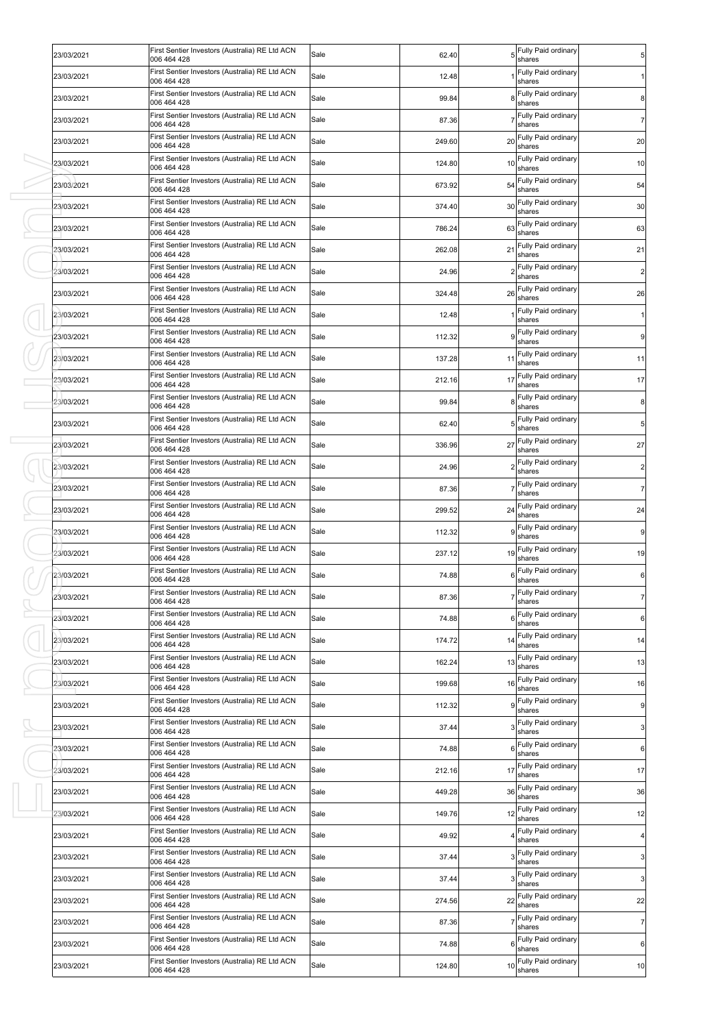| | | | | | | |
|---|---|---|---|---|---|---|
| 23/03/2021 | First Sentier Investors (Australia) RE Ltd ACN 006 464 428 | Sale | 62.40 | 5 | Fully Paid ordinary shares | 5 |
| 23/03/2021 | First Sentier Investors (Australia) RE Ltd ACN 006 464 428 | Sale | 12.48 | 1 | Fully Paid ordinary shares | 1 |
| 23/03/2021 | First Sentier Investors (Australia) RE Ltd ACN 006 464 428 | Sale | 99.84 | 8 | Fully Paid ordinary shares | 8 |
| 23/03/2021 | First Sentier Investors (Australia) RE Ltd ACN 006 464 428 | Sale | 87.36 | 7 | Fully Paid ordinary shares | 7 |
| 23/03/2021 | First Sentier Investors (Australia) RE Ltd ACN 006 464 428 | Sale | 249.60 | 20 | Fully Paid ordinary shares | 20 |
| 23/03/2021 | First Sentier Investors (Australia) RE Ltd ACN 006 464 428 | Sale | 124.80 | 10 | Fully Paid ordinary shares | 10 |
| 23/03/2021 | First Sentier Investors (Australia) RE Ltd ACN 006 464 428 | Sale | 673.92 | 54 | Fully Paid ordinary shares | 54 |
| 23/03/2021 | First Sentier Investors (Australia) RE Ltd ACN 006 464 428 | Sale | 374.40 | 30 | Fully Paid ordinary shares | 30 |
| 23/03/2021 | First Sentier Investors (Australia) RE Ltd ACN 006 464 428 | Sale | 786.24 | 63 | Fully Paid ordinary shares | 63 |
| 23/03/2021 | First Sentier Investors (Australia) RE Ltd ACN 006 464 428 | Sale | 262.08 | 21 | Fully Paid ordinary shares | 21 |
| 23/03/2021 | First Sentier Investors (Australia) RE Ltd ACN 006 464 428 | Sale | 24.96 | 2 | Fully Paid ordinary shares | 2 |
| 23/03/2021 | First Sentier Investors (Australia) RE Ltd ACN 006 464 428 | Sale | 324.48 | 26 | Fully Paid ordinary shares | 26 |
| 23/03/2021 | First Sentier Investors (Australia) RE Ltd ACN 006 464 428 | Sale | 12.48 | 1 | Fully Paid ordinary shares | 1 |
| 23/03/2021 | First Sentier Investors (Australia) RE Ltd ACN 006 464 428 | Sale | 112.32 | 9 | Fully Paid ordinary shares | 9 |
| 23/03/2021 | First Sentier Investors (Australia) RE Ltd ACN 006 464 428 | Sale | 137.28 | 11 | Fully Paid ordinary shares | 11 |
| 23/03/2021 | First Sentier Investors (Australia) RE Ltd ACN 006 464 428 | Sale | 212.16 | 17 | Fully Paid ordinary shares | 17 |
| 23/03/2021 | First Sentier Investors (Australia) RE Ltd ACN 006 464 428 | Sale | 99.84 | 8 | Fully Paid ordinary shares | 8 |
| 23/03/2021 | First Sentier Investors (Australia) RE Ltd ACN 006 464 428 | Sale | 62.40 | 5 | Fully Paid ordinary shares | 5 |
| 23/03/2021 | First Sentier Investors (Australia) RE Ltd ACN 006 464 428 | Sale | 336.96 | 27 | Fully Paid ordinary shares | 27 |
| 23/03/2021 | First Sentier Investors (Australia) RE Ltd ACN 006 464 428 | Sale | 24.96 | 2 | Fully Paid ordinary shares | 2 |
| 23/03/2021 | First Sentier Investors (Australia) RE Ltd ACN 006 464 428 | Sale | 87.36 | 7 | Fully Paid ordinary shares | 7 |
| 23/03/2021 | First Sentier Investors (Australia) RE Ltd ACN 006 464 428 | Sale | 299.52 | 24 | Fully Paid ordinary shares | 24 |
| 23/03/2021 | First Sentier Investors (Australia) RE Ltd ACN 006 464 428 | Sale | 112.32 | 9 | Fully Paid ordinary shares | 9 |
| 23/03/2021 | First Sentier Investors (Australia) RE Ltd ACN 006 464 428 | Sale | 237.12 | 19 | Fully Paid ordinary shares | 19 |
| 23/03/2021 | First Sentier Investors (Australia) RE Ltd ACN 006 464 428 | Sale | 74.88 | 6 | Fully Paid ordinary shares | 6 |
| 23/03/2021 | First Sentier Investors (Australia) RE Ltd ACN 006 464 428 | Sale | 87.36 | 7 | Fully Paid ordinary shares | 7 |
| 23/03/2021 | First Sentier Investors (Australia) RE Ltd ACN 006 464 428 | Sale | 74.88 | 6 | Fully Paid ordinary shares | 6 |
| 23/03/2021 | First Sentier Investors (Australia) RE Ltd ACN 006 464 428 | Sale | 174.72 | 14 | Fully Paid ordinary shares | 14 |
| 23/03/2021 | First Sentier Investors (Australia) RE Ltd ACN 006 464 428 | Sale | 162.24 | 13 | Fully Paid ordinary shares | 13 |
| 23/03/2021 | First Sentier Investors (Australia) RE Ltd ACN 006 464 428 | Sale | 199.68 | 16 | Fully Paid ordinary shares | 16 |
| 23/03/2021 | First Sentier Investors (Australia) RE Ltd ACN 006 464 428 | Sale | 112.32 | 9 | Fully Paid ordinary shares | 9 |
| 23/03/2021 | First Sentier Investors (Australia) RE Ltd ACN 006 464 428 | Sale | 37.44 | 3 | Fully Paid ordinary shares | 3 |
| 23/03/2021 | First Sentier Investors (Australia) RE Ltd ACN 006 464 428 | Sale | 74.88 | 6 | Fully Paid ordinary shares | 6 |
| 23/03/2021 | First Sentier Investors (Australia) RE Ltd ACN 006 464 428 | Sale | 212.16 | 17 | Fully Paid ordinary shares | 17 |
| 23/03/2021 | First Sentier Investors (Australia) RE Ltd ACN 006 464 428 | Sale | 449.28 | 36 | Fully Paid ordinary shares | 36 |
| 23/03/2021 | First Sentier Investors (Australia) RE Ltd ACN 006 464 428 | Sale | 149.76 | 12 | Fully Paid ordinary shares | 12 |
| 23/03/2021 | First Sentier Investors (Australia) RE Ltd ACN 006 464 428 | Sale | 49.92 | 4 | Fully Paid ordinary shares | 4 |
| 23/03/2021 | First Sentier Investors (Australia) RE Ltd ACN 006 464 428 | Sale | 37.44 | 3 | Fully Paid ordinary shares | 3 |
| 23/03/2021 | First Sentier Investors (Australia) RE Ltd ACN 006 464 428 | Sale | 37.44 | 3 | Fully Paid ordinary shares | 3 |
| 23/03/2021 | First Sentier Investors (Australia) RE Ltd ACN 006 464 428 | Sale | 274.56 | 22 | Fully Paid ordinary shares | 22 |
| 23/03/2021 | First Sentier Investors (Australia) RE Ltd ACN 006 464 428 | Sale | 87.36 | 7 | Fully Paid ordinary shares | 7 |
| 23/03/2021 | First Sentier Investors (Australia) RE Ltd ACN 006 464 428 | Sale | 74.88 | 6 | Fully Paid ordinary shares | 6 |
| 23/03/2021 | First Sentier Investors (Australia) RE Ltd ACN 006 464 428 | Sale | 124.80 | 10 | Fully Paid ordinary shares | 10 |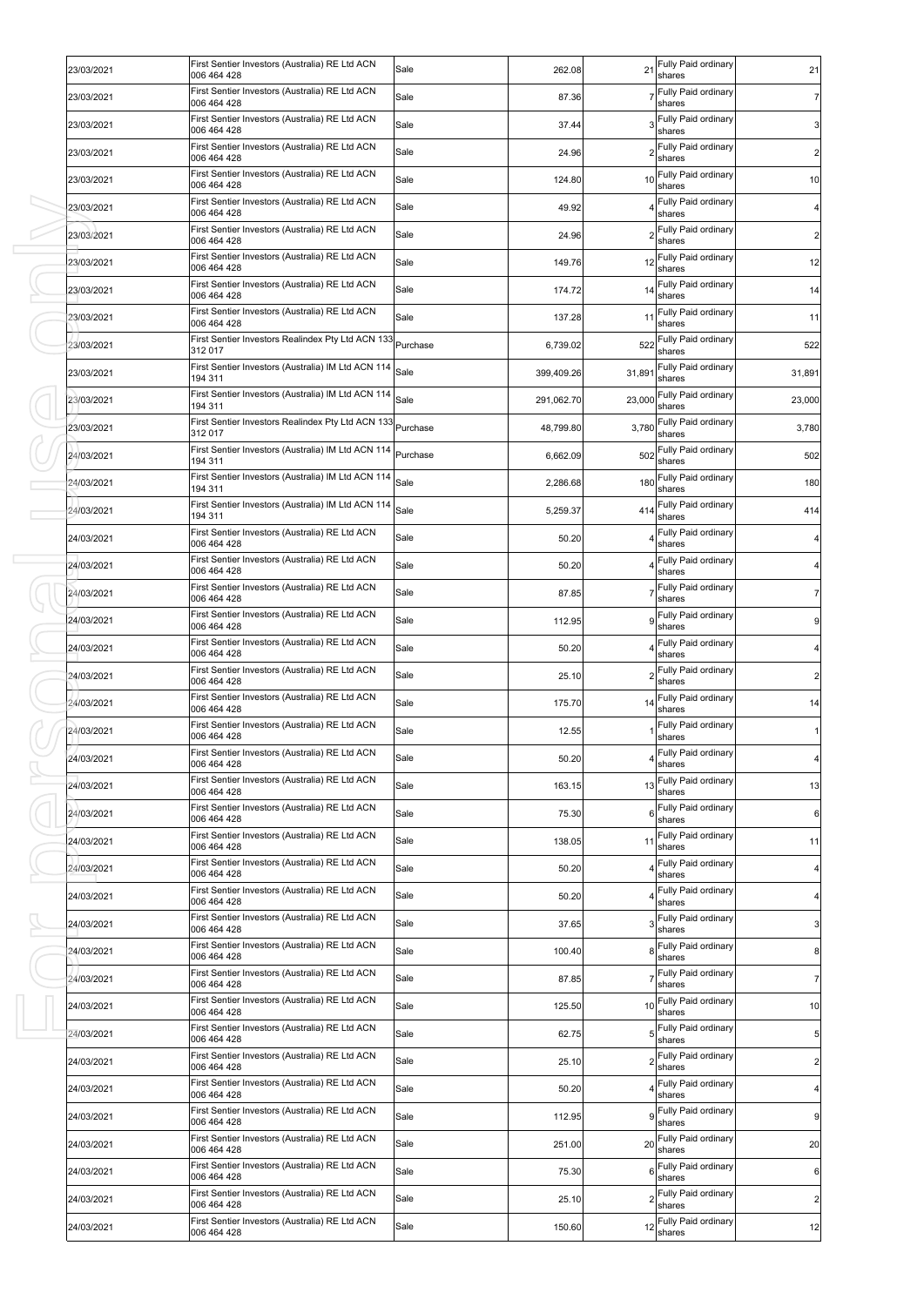| | | | | | | |
|---|---|---|---|---|---|---|
| 23/03/2021 | First Sentier Investors (Australia) RE Ltd ACN 006 464 428 | Sale | 262.08 | 21 | Fully Paid ordinary shares | 21 |
| 23/03/2021 | First Sentier Investors (Australia) RE Ltd ACN 006 464 428 | Sale | 87.36 | 7 | Fully Paid ordinary shares | 7 |
| 23/03/2021 | First Sentier Investors (Australia) RE Ltd ACN 006 464 428 | Sale | 37.44 | 3 | Fully Paid ordinary shares | 3 |
| 23/03/2021 | First Sentier Investors (Australia) RE Ltd ACN 006 464 428 | Sale | 24.96 | 2 | Fully Paid ordinary shares | 2 |
| 23/03/2021 | First Sentier Investors (Australia) RE Ltd ACN 006 464 428 | Sale | 124.80 | 10 | Fully Paid ordinary shares | 10 |
| 23/03/2021 | First Sentier Investors (Australia) RE Ltd ACN 006 464 428 | Sale | 49.92 | 4 | Fully Paid ordinary shares | 4 |
| 23/03/2021 | First Sentier Investors (Australia) RE Ltd ACN 006 464 428 | Sale | 24.96 | 2 | Fully Paid ordinary shares | 2 |
| 23/03/2021 | First Sentier Investors (Australia) RE Ltd ACN 006 464 428 | Sale | 149.76 | 12 | Fully Paid ordinary shares | 12 |
| 23/03/2021 | First Sentier Investors (Australia) RE Ltd ACN 006 464 428 | Sale | 174.72 | 14 | Fully Paid ordinary shares | 14 |
| 23/03/2021 | First Sentier Investors (Australia) RE Ltd ACN 006 464 428 | Sale | 137.28 | 11 | Fully Paid ordinary shares | 11 |
| 23/03/2021 | First Sentier Investors Realindex Pty Ltd ACN 133 312 017 | Purchase | 6,739.02 | 522 | Fully Paid ordinary shares | 522 |
| 23/03/2021 | First Sentier Investors (Australia) IM Ltd ACN 114 194 311 | Sale | 399,409.26 | 31,891 | Fully Paid ordinary shares | 31,891 |
| 23/03/2021 | First Sentier Investors (Australia) IM Ltd ACN 114 194 311 | Sale | 291,062.70 | 23,000 | Fully Paid ordinary shares | 23,000 |
| 23/03/2021 | First Sentier Investors Realindex Pty Ltd ACN 133 312 017 | Purchase | 48,799.80 | 3,780 | Fully Paid ordinary shares | 3,780 |
| 24/03/2021 | First Sentier Investors (Australia) IM Ltd ACN 114 194 311 | Purchase | 6,662.09 | 502 | Fully Paid ordinary shares | 502 |
| 24/03/2021 | First Sentier Investors (Australia) IM Ltd ACN 114 194 311 | Sale | 2,286.68 | 180 | Fully Paid ordinary shares | 180 |
| 24/03/2021 | First Sentier Investors (Australia) IM Ltd ACN 114 194 311 | Sale | 5,259.37 | 414 | Fully Paid ordinary shares | 414 |
| 24/03/2021 | First Sentier Investors (Australia) RE Ltd ACN 006 464 428 | Sale | 50.20 | 4 | Fully Paid ordinary shares | 4 |
| 24/03/2021 | First Sentier Investors (Australia) RE Ltd ACN 006 464 428 | Sale | 50.20 | 4 | Fully Paid ordinary shares | 4 |
| 24/03/2021 | First Sentier Investors (Australia) RE Ltd ACN 006 464 428 | Sale | 87.85 | 7 | Fully Paid ordinary shares | 7 |
| 24/03/2021 | First Sentier Investors (Australia) RE Ltd ACN 006 464 428 | Sale | 112.95 | 9 | Fully Paid ordinary shares | 9 |
| 24/03/2021 | First Sentier Investors (Australia) RE Ltd ACN 006 464 428 | Sale | 50.20 | 4 | Fully Paid ordinary shares | 4 |
| 24/03/2021 | First Sentier Investors (Australia) RE Ltd ACN 006 464 428 | Sale | 25.10 | 2 | Fully Paid ordinary shares | 2 |
| 24/03/2021 | First Sentier Investors (Australia) RE Ltd ACN 006 464 428 | Sale | 175.70 | 14 | Fully Paid ordinary shares | 14 |
| 24/03/2021 | First Sentier Investors (Australia) RE Ltd ACN 006 464 428 | Sale | 12.55 | 1 | Fully Paid ordinary shares | 1 |
| 24/03/2021 | First Sentier Investors (Australia) RE Ltd ACN 006 464 428 | Sale | 50.20 | 4 | Fully Paid ordinary shares | 4 |
| 24/03/2021 | First Sentier Investors (Australia) RE Ltd ACN 006 464 428 | Sale | 163.15 | 13 | Fully Paid ordinary shares | 13 |
| 24/03/2021 | First Sentier Investors (Australia) RE Ltd ACN 006 464 428 | Sale | 75.30 | 6 | Fully Paid ordinary shares | 6 |
| 24/03/2021 | First Sentier Investors (Australia) RE Ltd ACN 006 464 428 | Sale | 138.05 | 11 | Fully Paid ordinary shares | 11 |
| 24/03/2021 | First Sentier Investors (Australia) RE Ltd ACN 006 464 428 | Sale | 50.20 | 4 | Fully Paid ordinary shares | 4 |
| 24/03/2021 | First Sentier Investors (Australia) RE Ltd ACN 006 464 428 | Sale | 50.20 | 4 | Fully Paid ordinary shares | 4 |
| 24/03/2021 | First Sentier Investors (Australia) RE Ltd ACN 006 464 428 | Sale | 37.65 | 3 | Fully Paid ordinary shares | 3 |
| 24/03/2021 | First Sentier Investors (Australia) RE Ltd ACN 006 464 428 | Sale | 100.40 | 8 | Fully Paid ordinary shares | 8 |
| 24/03/2021 | First Sentier Investors (Australia) RE Ltd ACN 006 464 428 | Sale | 87.85 | 7 | Fully Paid ordinary shares | 7 |
| 24/03/2021 | First Sentier Investors (Australia) RE Ltd ACN 006 464 428 | Sale | 125.50 | 10 | Fully Paid ordinary shares | 10 |
| 24/03/2021 | First Sentier Investors (Australia) RE Ltd ACN 006 464 428 | Sale | 62.75 | 5 | Fully Paid ordinary shares | 5 |
| 24/03/2021 | First Sentier Investors (Australia) RE Ltd ACN 006 464 428 | Sale | 25.10 | 2 | Fully Paid ordinary shares | 2 |
| 24/03/2021 | First Sentier Investors (Australia) RE Ltd ACN 006 464 428 | Sale | 50.20 | 4 | Fully Paid ordinary shares | 4 |
| 24/03/2021 | First Sentier Investors (Australia) RE Ltd ACN 006 464 428 | Sale | 112.95 | 9 | Fully Paid ordinary shares | 9 |
| 24/03/2021 | First Sentier Investors (Australia) RE Ltd ACN 006 464 428 | Sale | 251.00 | 20 | Fully Paid ordinary shares | 20 |
| 24/03/2021 | First Sentier Investors (Australia) RE Ltd ACN 006 464 428 | Sale | 75.30 | 6 | Fully Paid ordinary shares | 6 |
| 24/03/2021 | First Sentier Investors (Australia) RE Ltd ACN 006 464 428 | Sale | 25.10 | 2 | Fully Paid ordinary shares | 2 |
| 24/03/2021 | First Sentier Investors (Australia) RE Ltd ACN 006 464 428 | Sale | 150.60 | 12 | Fully Paid ordinary shares | 12 |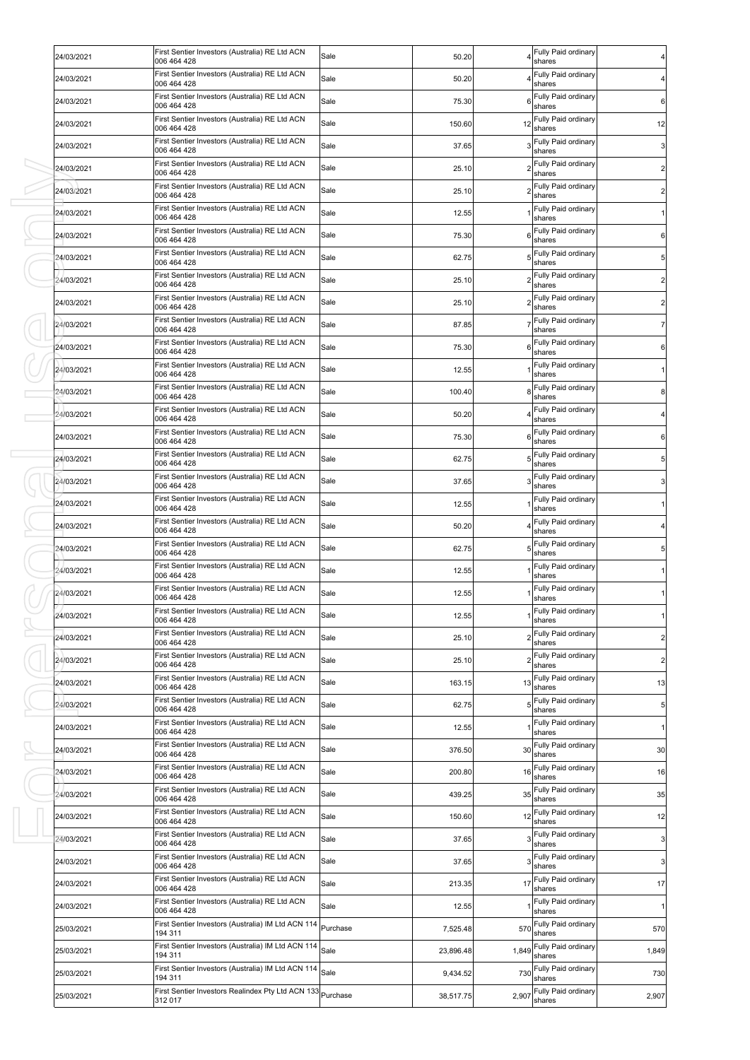| | | | | | | |
|---|---|---|---|---|---|---|
| 24/03/2021 | First Sentier Investors (Australia) RE Ltd ACN 006 464 428 | Sale | 50.20 | 4 | Fully Paid ordinary shares | 4 |
| 24/03/2021 | First Sentier Investors (Australia) RE Ltd ACN 006 464 428 | Sale | 50.20 | 4 | Fully Paid ordinary shares | 4 |
| 24/03/2021 | First Sentier Investors (Australia) RE Ltd ACN 006 464 428 | Sale | 75.30 | 6 | Fully Paid ordinary shares | 6 |
| 24/03/2021 | First Sentier Investors (Australia) RE Ltd ACN 006 464 428 | Sale | 150.60 | 12 | Fully Paid ordinary shares | 12 |
| 24/03/2021 | First Sentier Investors (Australia) RE Ltd ACN 006 464 428 | Sale | 37.65 | 3 | Fully Paid ordinary shares | 3 |
| 24/03/2021 | First Sentier Investors (Australia) RE Ltd ACN 006 464 428 | Sale | 25.10 | 2 | Fully Paid ordinary shares | 2 |
| 24/03/2021 | First Sentier Investors (Australia) RE Ltd ACN 006 464 428 | Sale | 25.10 | 2 | Fully Paid ordinary shares | 2 |
| 24/03/2021 | First Sentier Investors (Australia) RE Ltd ACN 006 464 428 | Sale | 12.55 | 1 | Fully Paid ordinary shares | 1 |
| 24/03/2021 | First Sentier Investors (Australia) RE Ltd ACN 006 464 428 | Sale | 75.30 | 6 | Fully Paid ordinary shares | 6 |
| 24/03/2021 | First Sentier Investors (Australia) RE Ltd ACN 006 464 428 | Sale | 62.75 | 5 | Fully Paid ordinary shares | 5 |
| 24/03/2021 | First Sentier Investors (Australia) RE Ltd ACN 006 464 428 | Sale | 25.10 | 2 | Fully Paid ordinary shares | 2 |
| 24/03/2021 | First Sentier Investors (Australia) RE Ltd ACN 006 464 428 | Sale | 25.10 | 2 | Fully Paid ordinary shares | 2 |
| 24/03/2021 | First Sentier Investors (Australia) RE Ltd ACN 006 464 428 | Sale | 87.85 | 7 | Fully Paid ordinary shares | 7 |
| 24/03/2021 | First Sentier Investors (Australia) RE Ltd ACN 006 464 428 | Sale | 75.30 | 6 | Fully Paid ordinary shares | 6 |
| 24/03/2021 | First Sentier Investors (Australia) RE Ltd ACN 006 464 428 | Sale | 12.55 | 1 | Fully Paid ordinary shares | 1 |
| 24/03/2021 | First Sentier Investors (Australia) RE Ltd ACN 006 464 428 | Sale | 100.40 | 8 | Fully Paid ordinary shares | 8 |
| 24/03/2021 | First Sentier Investors (Australia) RE Ltd ACN 006 464 428 | Sale | 50.20 | 4 | Fully Paid ordinary shares | 4 |
| 24/03/2021 | First Sentier Investors (Australia) RE Ltd ACN 006 464 428 | Sale | 75.30 | 6 | Fully Paid ordinary shares | 6 |
| 24/03/2021 | First Sentier Investors (Australia) RE Ltd ACN 006 464 428 | Sale | 62.75 | 5 | Fully Paid ordinary shares | 5 |
| 24/03/2021 | First Sentier Investors (Australia) RE Ltd ACN 006 464 428 | Sale | 37.65 | 3 | Fully Paid ordinary shares | 3 |
| 24/03/2021 | First Sentier Investors (Australia) RE Ltd ACN 006 464 428 | Sale | 12.55 | 1 | Fully Paid ordinary shares | 1 |
| 24/03/2021 | First Sentier Investors (Australia) RE Ltd ACN 006 464 428 | Sale | 50.20 | 4 | Fully Paid ordinary shares | 4 |
| 24/03/2021 | First Sentier Investors (Australia) RE Ltd ACN 006 464 428 | Sale | 62.75 | 5 | Fully Paid ordinary shares | 5 |
| 24/03/2021 | First Sentier Investors (Australia) RE Ltd ACN 006 464 428 | Sale | 12.55 | 1 | Fully Paid ordinary shares | 1 |
| 24/03/2021 | First Sentier Investors (Australia) RE Ltd ACN 006 464 428 | Sale | 12.55 | 1 | Fully Paid ordinary shares | 1 |
| 24/03/2021 | First Sentier Investors (Australia) RE Ltd ACN 006 464 428 | Sale | 12.55 | 1 | Fully Paid ordinary shares | 1 |
| 24/03/2021 | First Sentier Investors (Australia) RE Ltd ACN 006 464 428 | Sale | 25.10 | 2 | Fully Paid ordinary shares | 2 |
| 24/03/2021 | First Sentier Investors (Australia) RE Ltd ACN 006 464 428 | Sale | 25.10 | 2 | Fully Paid ordinary shares | 2 |
| 24/03/2021 | First Sentier Investors (Australia) RE Ltd ACN 006 464 428 | Sale | 163.15 | 13 | Fully Paid ordinary shares | 13 |
| 24/03/2021 | First Sentier Investors (Australia) RE Ltd ACN 006 464 428 | Sale | 62.75 | 5 | Fully Paid ordinary shares | 5 |
| 24/03/2021 | First Sentier Investors (Australia) RE Ltd ACN 006 464 428 | Sale | 12.55 | 1 | Fully Paid ordinary shares | 1 |
| 24/03/2021 | First Sentier Investors (Australia) RE Ltd ACN 006 464 428 | Sale | 376.50 | 30 | Fully Paid ordinary shares | 30 |
| 24/03/2021 | First Sentier Investors (Australia) RE Ltd ACN 006 464 428 | Sale | 200.80 | 16 | Fully Paid ordinary shares | 16 |
| 24/03/2021 | First Sentier Investors (Australia) RE Ltd ACN 006 464 428 | Sale | 439.25 | 35 | Fully Paid ordinary shares | 35 |
| 24/03/2021 | First Sentier Investors (Australia) RE Ltd ACN 006 464 428 | Sale | 150.60 | 12 | Fully Paid ordinary shares | 12 |
| 24/03/2021 | First Sentier Investors (Australia) RE Ltd ACN 006 464 428 | Sale | 37.65 | 3 | Fully Paid ordinary shares | 3 |
| 24/03/2021 | First Sentier Investors (Australia) RE Ltd ACN 006 464 428 | Sale | 37.65 | 3 | Fully Paid ordinary shares | 3 |
| 24/03/2021 | First Sentier Investors (Australia) RE Ltd ACN 006 464 428 | Sale | 213.35 | 17 | Fully Paid ordinary shares | 17 |
| 24/03/2021 | First Sentier Investors (Australia) RE Ltd ACN 006 464 428 | Sale | 12.55 | 1 | Fully Paid ordinary shares | 1 |
| 25/03/2021 | First Sentier Investors (Australia) IM Ltd ACN 114 194 311 | Purchase | 7,525.48 | 570 | Fully Paid ordinary shares | 570 |
| 25/03/2021 | First Sentier Investors (Australia) IM Ltd ACN 114 194 311 | Sale | 23,896.48 | 1,849 | Fully Paid ordinary shares | 1,849 |
| 25/03/2021 | First Sentier Investors (Australia) IM Ltd ACN 114 194 311 | Sale | 9,434.52 | 730 | Fully Paid ordinary shares | 730 |
| 25/03/2021 | First Sentier Investors Realindex Pty Ltd ACN 133 312 017 | Purchase | 38,517.75 | 2,907 | Fully Paid ordinary shares | 2,907 |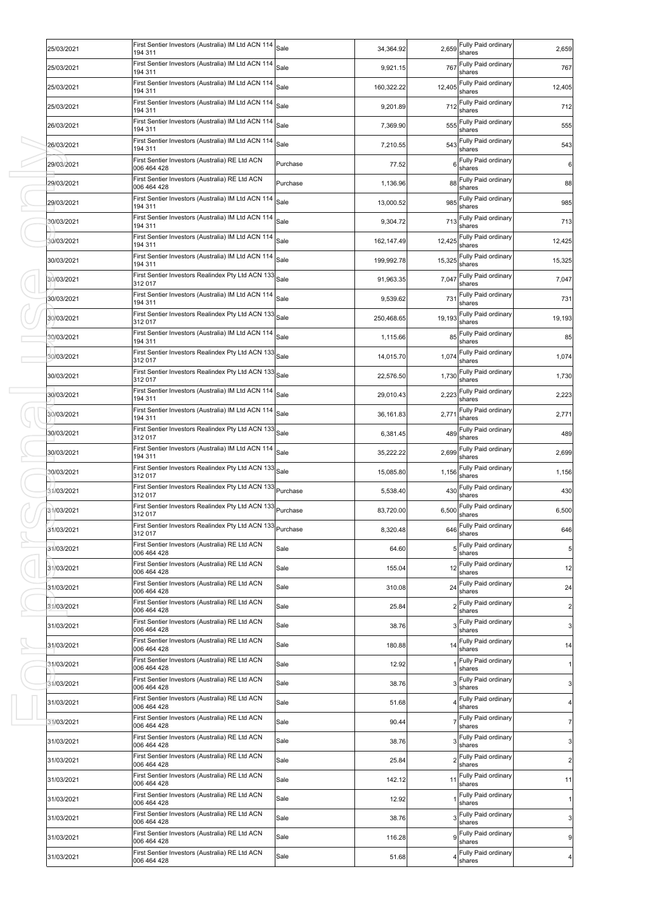| | | | | | | |
|---|---|---|---|---|---|---|
| 25/03/2021 | First Sentier Investors (Australia) IM Ltd ACN 114 194 311 | Sale | 34,364.92 | 2,659 | Fully Paid ordinary shares | 2,659 |
| 25/03/2021 | First Sentier Investors (Australia) IM Ltd ACN 114 194 311 | Sale | 9,921.15 | 767 | Fully Paid ordinary shares | 767 |
| 25/03/2021 | First Sentier Investors (Australia) IM Ltd ACN 114 194 311 | Sale | 160,322.22 | 12,405 | Fully Paid ordinary shares | 12,405 |
| 25/03/2021 | First Sentier Investors (Australia) IM Ltd ACN 114 194 311 | Sale | 9,201.89 | 712 | Fully Paid ordinary shares | 712 |
| 26/03/2021 | First Sentier Investors (Australia) IM Ltd ACN 114 194 311 | Sale | 7,369.90 | 555 | Fully Paid ordinary shares | 555 |
| 26/03/2021 | First Sentier Investors (Australia) IM Ltd ACN 114 194 311 | Sale | 7,210.55 | 543 | Fully Paid ordinary shares | 543 |
| 29/03/2021 | First Sentier Investors (Australia) RE Ltd ACN 006 464 428 | Purchase | 77.52 | 6 | Fully Paid ordinary shares | 6 |
| 29/03/2021 | First Sentier Investors (Australia) RE Ltd ACN 006 464 428 | Purchase | 1,136.96 | 88 | Fully Paid ordinary shares | 88 |
| 29/03/2021 | First Sentier Investors (Australia) IM Ltd ACN 114 194 311 | Sale | 13,000.52 | 985 | Fully Paid ordinary shares | 985 |
| 30/03/2021 | First Sentier Investors (Australia) IM Ltd ACN 114 194 311 | Sale | 9,304.72 | 713 | Fully Paid ordinary shares | 713 |
| 30/03/2021 | First Sentier Investors (Australia) IM Ltd ACN 114 194 311 | Sale | 162,147.49 | 12,425 | Fully Paid ordinary shares | 12,425 |
| 30/03/2021 | First Sentier Investors (Australia) IM Ltd ACN 114 194 311 | Sale | 199,992.78 | 15,325 | Fully Paid ordinary shares | 15,325 |
| 30/03/2021 | First Sentier Investors Realindex Pty Ltd ACN 133 312 017 | Sale | 91,963.35 | 7,047 | Fully Paid ordinary shares | 7,047 |
| 30/03/2021 | First Sentier Investors (Australia) IM Ltd ACN 114 194 311 | Sale | 9,539.62 | 731 | Fully Paid ordinary shares | 731 |
| 30/03/2021 | First Sentier Investors Realindex Pty Ltd ACN 133 312 017 | Sale | 250,468.65 | 19,193 | Fully Paid ordinary shares | 19,193 |
| 30/03/2021 | First Sentier Investors (Australia) IM Ltd ACN 114 194 311 | Sale | 1,115.66 | 85 | Fully Paid ordinary shares | 85 |
| 30/03/2021 | First Sentier Investors Realindex Pty Ltd ACN 133 312 017 | Sale | 14,015.70 | 1,074 | Fully Paid ordinary shares | 1,074 |
| 30/03/2021 | First Sentier Investors Realindex Pty Ltd ACN 133 312 017 | Sale | 22,576.50 | 1,730 | Fully Paid ordinary shares | 1,730 |
| 30/03/2021 | First Sentier Investors (Australia) IM Ltd ACN 114 194 311 | Sale | 29,010.43 | 2,223 | Fully Paid ordinary shares | 2,223 |
| 30/03/2021 | First Sentier Investors (Australia) IM Ltd ACN 114 194 311 | Sale | 36,161.83 | 2,771 | Fully Paid ordinary shares | 2,771 |
| 30/03/2021 | First Sentier Investors Realindex Pty Ltd ACN 133 312 017 | Sale | 6,381.45 | 489 | Fully Paid ordinary shares | 489 |
| 30/03/2021 | First Sentier Investors (Australia) IM Ltd ACN 114 194 311 | Sale | 35,222.22 | 2,699 | Fully Paid ordinary shares | 2,699 |
| 30/03/2021 | First Sentier Investors Realindex Pty Ltd ACN 133 312 017 | Sale | 15,085.80 | 1,156 | Fully Paid ordinary shares | 1,156 |
| 31/03/2021 | First Sentier Investors Realindex Pty Ltd ACN 133 312 017 | Purchase | 5,538.40 | 430 | Fully Paid ordinary shares | 430 |
| 31/03/2021 | First Sentier Investors Realindex Pty Ltd ACN 133 312 017 | Purchase | 83,720.00 | 6,500 | Fully Paid ordinary shares | 6,500 |
| 31/03/2021 | First Sentier Investors Realindex Pty Ltd ACN 133 312 017 | Purchase | 8,320.48 | 646 | Fully Paid ordinary shares | 646 |
| 31/03/2021 | First Sentier Investors (Australia) RE Ltd ACN 006 464 428 | Sale | 64.60 | 5 | Fully Paid ordinary shares | 5 |
| 31/03/2021 | First Sentier Investors (Australia) RE Ltd ACN 006 464 428 | Sale | 155.04 | 12 | Fully Paid ordinary shares | 12 |
| 31/03/2021 | First Sentier Investors (Australia) RE Ltd ACN 006 464 428 | Sale | 310.08 | 24 | Fully Paid ordinary shares | 24 |
| 31/03/2021 | First Sentier Investors (Australia) RE Ltd ACN 006 464 428 | Sale | 25.84 | 2 | Fully Paid ordinary shares | 2 |
| 31/03/2021 | First Sentier Investors (Australia) RE Ltd ACN 006 464 428 | Sale | 38.76 | 3 | Fully Paid ordinary shares | 3 |
| 31/03/2021 | First Sentier Investors (Australia) RE Ltd ACN 006 464 428 | Sale | 180.88 | 14 | Fully Paid ordinary shares | 14 |
| 31/03/2021 | First Sentier Investors (Australia) RE Ltd ACN 006 464 428 | Sale | 12.92 | 1 | Fully Paid ordinary shares | 1 |
| 31/03/2021 | First Sentier Investors (Australia) RE Ltd ACN 006 464 428 | Sale | 38.76 | 3 | Fully Paid ordinary shares | 3 |
| 31/03/2021 | First Sentier Investors (Australia) RE Ltd ACN 006 464 428 | Sale | 51.68 | 4 | Fully Paid ordinary shares | 4 |
| 31/03/2021 | First Sentier Investors (Australia) RE Ltd ACN 006 464 428 | Sale | 90.44 | 7 | Fully Paid ordinary shares | 7 |
| 31/03/2021 | First Sentier Investors (Australia) RE Ltd ACN 006 464 428 | Sale | 38.76 | 3 | Fully Paid ordinary shares | 3 |
| 31/03/2021 | First Sentier Investors (Australia) RE Ltd ACN 006 464 428 | Sale | 25.84 | 2 | Fully Paid ordinary shares | 2 |
| 31/03/2021 | First Sentier Investors (Australia) RE Ltd ACN 006 464 428 | Sale | 142.12 | 11 | Fully Paid ordinary shares | 11 |
| 31/03/2021 | First Sentier Investors (Australia) RE Ltd ACN 006 464 428 | Sale | 12.92 | 1 | Fully Paid ordinary shares | 1 |
| 31/03/2021 | First Sentier Investors (Australia) RE Ltd ACN 006 464 428 | Sale | 38.76 | 3 | Fully Paid ordinary shares | 3 |
| 31/03/2021 | First Sentier Investors (Australia) RE Ltd ACN 006 464 428 | Sale | 116.28 | 9 | Fully Paid ordinary shares | 9 |
| 31/03/2021 | First Sentier Investors (Australia) RE Ltd ACN 006 464 428 | Sale | 51.68 | 4 | Fully Paid ordinary shares | 4 |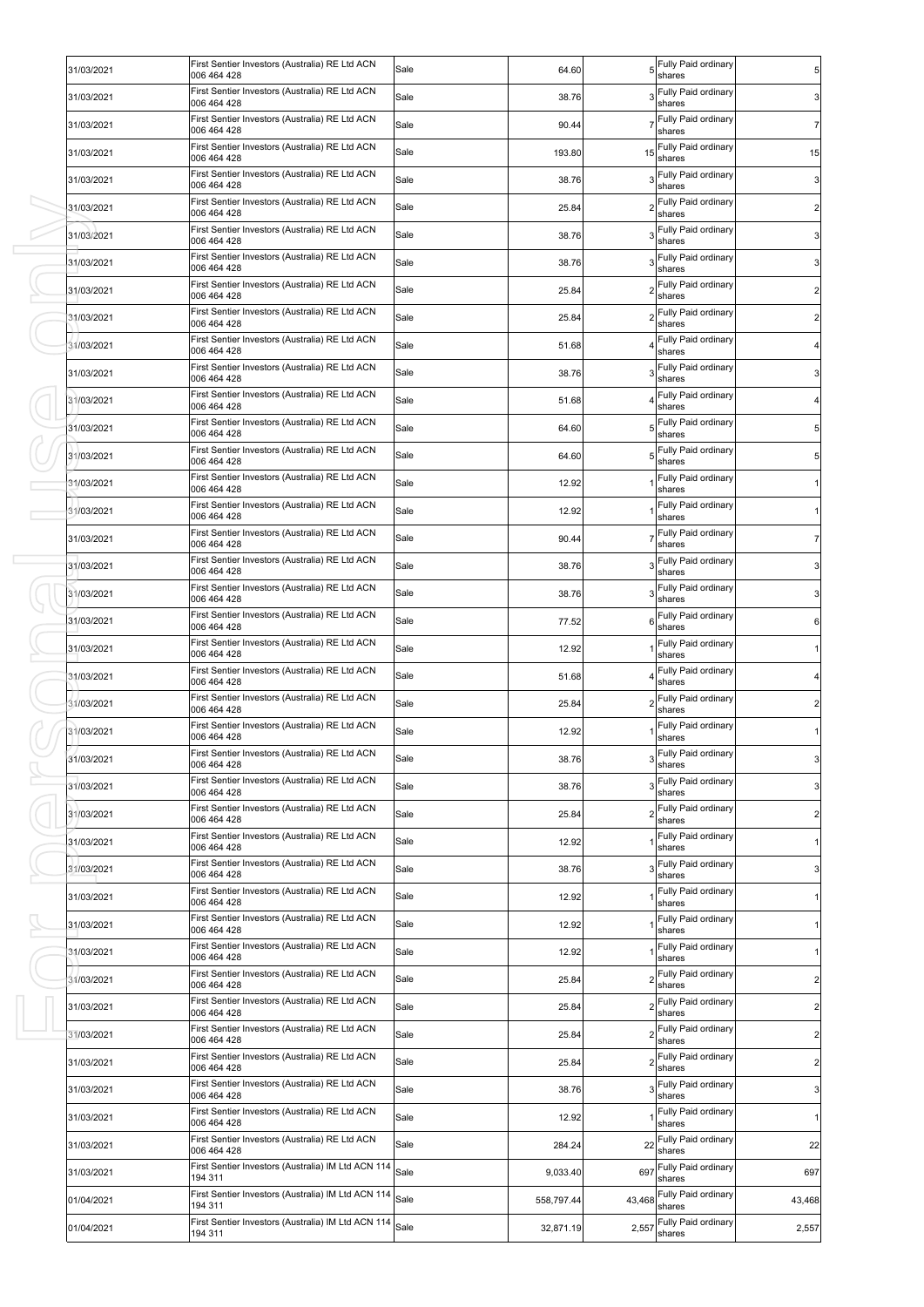| | | | | | | |
|---|---|---|---|---|---|---|
| 31/03/2021 | First Sentier Investors (Australia) RE Ltd ACN 006 464 428 | Sale | 64.60 | 5 | Fully Paid ordinary shares | 5 |
| 31/03/2021 | First Sentier Investors (Australia) RE Ltd ACN 006 464 428 | Sale | 38.76 | 3 | Fully Paid ordinary shares | 3 |
| 31/03/2021 | First Sentier Investors (Australia) RE Ltd ACN 006 464 428 | Sale | 90.44 | 7 | Fully Paid ordinary shares | 7 |
| 31/03/2021 | First Sentier Investors (Australia) RE Ltd ACN 006 464 428 | Sale | 193.80 | 15 | Fully Paid ordinary shares | 15 |
| 31/03/2021 | First Sentier Investors (Australia) RE Ltd ACN 006 464 428 | Sale | 38.76 | 3 | Fully Paid ordinary shares | 3 |
| 31/03/2021 | First Sentier Investors (Australia) RE Ltd ACN 006 464 428 | Sale | 25.84 | 2 | Fully Paid ordinary shares | 2 |
| 31/03/2021 | First Sentier Investors (Australia) RE Ltd ACN 006 464 428 | Sale | 38.76 | 3 | Fully Paid ordinary shares | 3 |
| 31/03/2021 | First Sentier Investors (Australia) RE Ltd ACN 006 464 428 | Sale | 38.76 | 3 | Fully Paid ordinary shares | 3 |
| 31/03/2021 | First Sentier Investors (Australia) RE Ltd ACN 006 464 428 | Sale | 25.84 | 2 | Fully Paid ordinary shares | 2 |
| 31/03/2021 | First Sentier Investors (Australia) RE Ltd ACN 006 464 428 | Sale | 25.84 | 2 | Fully Paid ordinary shares | 2 |
| 31/03/2021 | First Sentier Investors (Australia) RE Ltd ACN 006 464 428 | Sale | 51.68 | 4 | Fully Paid ordinary shares | 4 |
| 31/03/2021 | First Sentier Investors (Australia) RE Ltd ACN 006 464 428 | Sale | 38.76 | 3 | Fully Paid ordinary shares | 3 |
| 31/03/2021 | First Sentier Investors (Australia) RE Ltd ACN 006 464 428 | Sale | 51.68 | 4 | Fully Paid ordinary shares | 4 |
| 31/03/2021 | First Sentier Investors (Australia) RE Ltd ACN 006 464 428 | Sale | 64.60 | 5 | Fully Paid ordinary shares | 5 |
| 31/03/2021 | First Sentier Investors (Australia) RE Ltd ACN 006 464 428 | Sale | 64.60 | 5 | Fully Paid ordinary shares | 5 |
| 31/03/2021 | First Sentier Investors (Australia) RE Ltd ACN 006 464 428 | Sale | 12.92 | 1 | Fully Paid ordinary shares | 1 |
| 31/03/2021 | First Sentier Investors (Australia) RE Ltd ACN 006 464 428 | Sale | 12.92 | 1 | Fully Paid ordinary shares | 1 |
| 31/03/2021 | First Sentier Investors (Australia) RE Ltd ACN 006 464 428 | Sale | 90.44 | 7 | Fully Paid ordinary shares | 7 |
| 31/03/2021 | First Sentier Investors (Australia) RE Ltd ACN 006 464 428 | Sale | 38.76 | 3 | Fully Paid ordinary shares | 3 |
| 31/03/2021 | First Sentier Investors (Australia) RE Ltd ACN 006 464 428 | Sale | 38.76 | 3 | Fully Paid ordinary shares | 3 |
| 31/03/2021 | First Sentier Investors (Australia) RE Ltd ACN 006 464 428 | Sale | 77.52 | 6 | Fully Paid ordinary shares | 6 |
| 31/03/2021 | First Sentier Investors (Australia) RE Ltd ACN 006 464 428 | Sale | 12.92 | 1 | Fully Paid ordinary shares | 1 |
| 31/03/2021 | First Sentier Investors (Australia) RE Ltd ACN 006 464 428 | Sale | 51.68 | 4 | Fully Paid ordinary shares | 4 |
| 31/03/2021 | First Sentier Investors (Australia) RE Ltd ACN 006 464 428 | Sale | 25.84 | 2 | Fully Paid ordinary shares | 2 |
| 31/03/2021 | First Sentier Investors (Australia) RE Ltd ACN 006 464 428 | Sale | 12.92 | 1 | Fully Paid ordinary shares | 1 |
| 31/03/2021 | First Sentier Investors (Australia) RE Ltd ACN 006 464 428 | Sale | 38.76 | 3 | Fully Paid ordinary shares | 3 |
| 31/03/2021 | First Sentier Investors (Australia) RE Ltd ACN 006 464 428 | Sale | 38.76 | 3 | Fully Paid ordinary shares | 3 |
| 31/03/2021 | First Sentier Investors (Australia) RE Ltd ACN 006 464 428 | Sale | 25.84 | 2 | Fully Paid ordinary shares | 2 |
| 31/03/2021 | First Sentier Investors (Australia) RE Ltd ACN 006 464 428 | Sale | 12.92 | 1 | Fully Paid ordinary shares | 1 |
| 31/03/2021 | First Sentier Investors (Australia) RE Ltd ACN 006 464 428 | Sale | 38.76 | 3 | Fully Paid ordinary shares | 3 |
| 31/03/2021 | First Sentier Investors (Australia) RE Ltd ACN 006 464 428 | Sale | 12.92 | 1 | Fully Paid ordinary shares | 1 |
| 31/03/2021 | First Sentier Investors (Australia) RE Ltd ACN 006 464 428 | Sale | 12.92 | 1 | Fully Paid ordinary shares | 1 |
| 31/03/2021 | First Sentier Investors (Australia) RE Ltd ACN 006 464 428 | Sale | 12.92 | 1 | Fully Paid ordinary shares | 1 |
| 31/03/2021 | First Sentier Investors (Australia) RE Ltd ACN 006 464 428 | Sale | 25.84 | 2 | Fully Paid ordinary shares | 2 |
| 31/03/2021 | First Sentier Investors (Australia) RE Ltd ACN 006 464 428 | Sale | 25.84 | 2 | Fully Paid ordinary shares | 2 |
| 31/03/2021 | First Sentier Investors (Australia) RE Ltd ACN 006 464 428 | Sale | 25.84 | 2 | Fully Paid ordinary shares | 2 |
| 31/03/2021 | First Sentier Investors (Australia) RE Ltd ACN 006 464 428 | Sale | 25.84 | 2 | Fully Paid ordinary shares | 2 |
| 31/03/2021 | First Sentier Investors (Australia) RE Ltd ACN 006 464 428 | Sale | 38.76 | 3 | Fully Paid ordinary shares | 3 |
| 31/03/2021 | First Sentier Investors (Australia) RE Ltd ACN 006 464 428 | Sale | 12.92 | 1 | Fully Paid ordinary shares | 1 |
| 31/03/2021 | First Sentier Investors (Australia) RE Ltd ACN 006 464 428 | Sale | 284.24 | 22 | Fully Paid ordinary shares | 22 |
| 31/03/2021 | First Sentier Investors (Australia) IM Ltd ACN 114 194 311 | Sale | 9,033.40 | 697 | Fully Paid ordinary shares | 697 |
| 01/04/2021 | First Sentier Investors (Australia) IM Ltd ACN 114 194 311 | Sale | 558,797.44 | 43,468 | Fully Paid ordinary shares | 43,468 |
| 01/04/2021 | First Sentier Investors (Australia) IM Ltd ACN 114 194 311 | Sale | 32,871.19 | 2,557 | Fully Paid ordinary shares | 2,557 |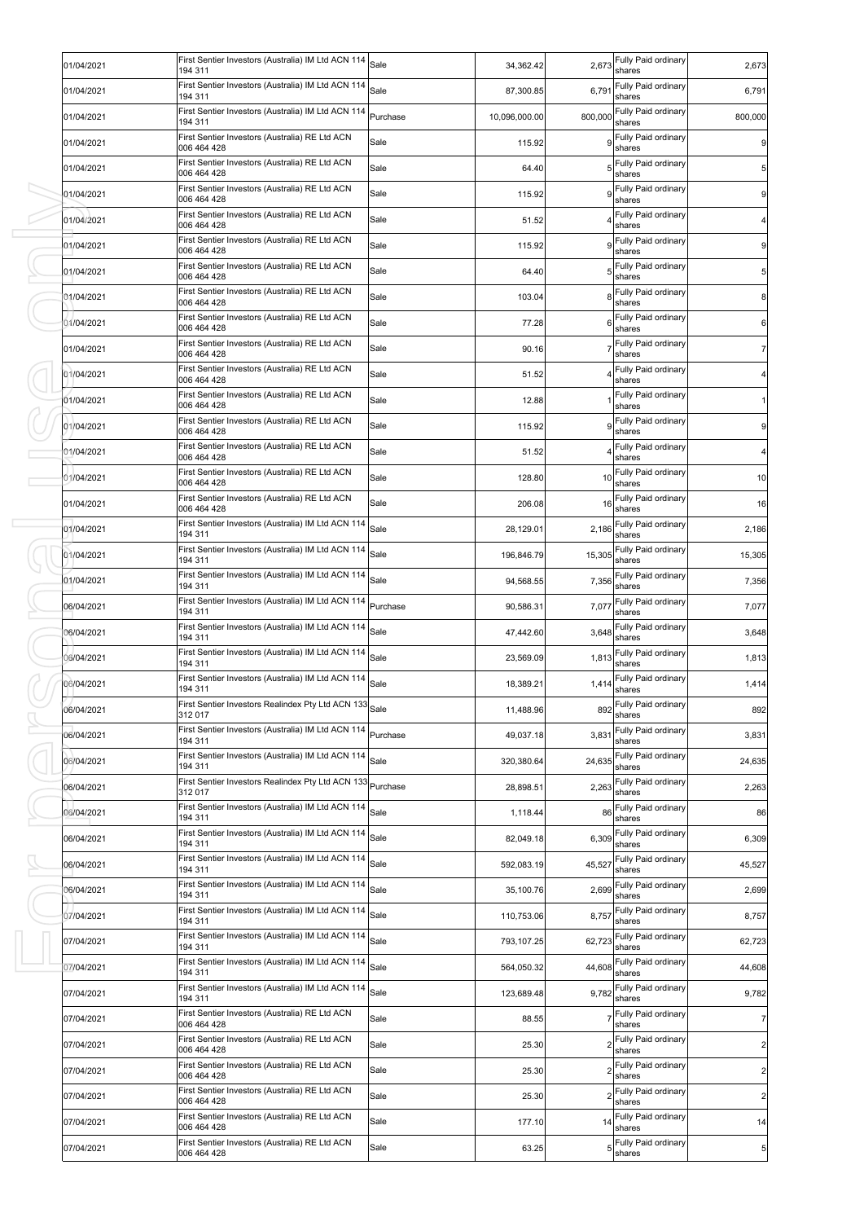| | | | | | | |
|---|---|---|---|---|---|---|
| 01/04/2021 | First Sentier Investors (Australia) IM Ltd ACN 114 194 311 | Sale | 34,362.42 | 2,673 | Fully Paid ordinary shares | 2,673 |
| 01/04/2021 | First Sentier Investors (Australia) IM Ltd ACN 114 194 311 | Sale | 87,300.85 | 6,791 | Fully Paid ordinary shares | 6,791 |
| 01/04/2021 | First Sentier Investors (Australia) IM Ltd ACN 114 194 311 | Purchase | 10,096,000.00 | 800,000 | Fully Paid ordinary shares | 800,000 |
| 01/04/2021 | First Sentier Investors (Australia) RE Ltd ACN 006 464 428 | Sale | 115.92 | 9 | Fully Paid ordinary shares | 9 |
| 01/04/2021 | First Sentier Investors (Australia) RE Ltd ACN 006 464 428 | Sale | 64.40 | 5 | Fully Paid ordinary shares | 5 |
| 01/04/2021 | First Sentier Investors (Australia) RE Ltd ACN 006 464 428 | Sale | 115.92 | 9 | Fully Paid ordinary shares | 9 |
| 01/04/2021 | First Sentier Investors (Australia) RE Ltd ACN 006 464 428 | Sale | 51.52 | 4 | Fully Paid ordinary shares | 4 |
| 01/04/2021 | First Sentier Investors (Australia) RE Ltd ACN 006 464 428 | Sale | 115.92 | 9 | Fully Paid ordinary shares | 9 |
| 01/04/2021 | First Sentier Investors (Australia) RE Ltd ACN 006 464 428 | Sale | 64.40 | 5 | Fully Paid ordinary shares | 5 |
| 01/04/2021 | First Sentier Investors (Australia) RE Ltd ACN 006 464 428 | Sale | 103.04 | 8 | Fully Paid ordinary shares | 8 |
| 01/04/2021 | First Sentier Investors (Australia) RE Ltd ACN 006 464 428 | Sale | 77.28 | 6 | Fully Paid ordinary shares | 6 |
| 01/04/2021 | First Sentier Investors (Australia) RE Ltd ACN 006 464 428 | Sale | 90.16 | 7 | Fully Paid ordinary shares | 7 |
| 01/04/2021 | First Sentier Investors (Australia) RE Ltd ACN 006 464 428 | Sale | 51.52 | 4 | Fully Paid ordinary shares | 4 |
| 01/04/2021 | First Sentier Investors (Australia) RE Ltd ACN 006 464 428 | Sale | 12.88 | 1 | Fully Paid ordinary shares | 1 |
| 01/04/2021 | First Sentier Investors (Australia) RE Ltd ACN 006 464 428 | Sale | 115.92 | 9 | Fully Paid ordinary shares | 9 |
| 01/04/2021 | First Sentier Investors (Australia) RE Ltd ACN 006 464 428 | Sale | 51.52 | 4 | Fully Paid ordinary shares | 4 |
| 01/04/2021 | First Sentier Investors (Australia) RE Ltd ACN 006 464 428 | Sale | 128.80 | 10 | Fully Paid ordinary shares | 10 |
| 01/04/2021 | First Sentier Investors (Australia) RE Ltd ACN 006 464 428 | Sale | 206.08 | 16 | Fully Paid ordinary shares | 16 |
| 01/04/2021 | First Sentier Investors (Australia) IM Ltd ACN 114 194 311 | Sale | 28,129.01 | 2,186 | Fully Paid ordinary shares | 2,186 |
| 01/04/2021 | First Sentier Investors (Australia) IM Ltd ACN 114 194 311 | Sale | 196,846.79 | 15,305 | Fully Paid ordinary shares | 15,305 |
| 01/04/2021 | First Sentier Investors (Australia) IM Ltd ACN 114 194 311 | Sale | 94,568.55 | 7,356 | Fully Paid ordinary shares | 7,356 |
| 06/04/2021 | First Sentier Investors (Australia) IM Ltd ACN 114 194 311 | Purchase | 90,586.31 | 7,077 | Fully Paid ordinary shares | 7,077 |
| 06/04/2021 | First Sentier Investors (Australia) IM Ltd ACN 114 194 311 | Sale | 47,442.60 | 3,648 | Fully Paid ordinary shares | 3,648 |
| 06/04/2021 | First Sentier Investors (Australia) IM Ltd ACN 114 194 311 | Sale | 23,569.09 | 1,813 | Fully Paid ordinary shares | 1,813 |
| 06/04/2021 | First Sentier Investors (Australia) IM Ltd ACN 114 194 311 | Sale | 18,389.21 | 1,414 | Fully Paid ordinary shares | 1,414 |
| 06/04/2021 | First Sentier Investors Realindex Pty Ltd ACN 133 312 017 | Sale | 11,488.96 | 892 | Fully Paid ordinary shares | 892 |
| 06/04/2021 | First Sentier Investors (Australia) IM Ltd ACN 114 194 311 | Purchase | 49,037.18 | 3,831 | Fully Paid ordinary shares | 3,831 |
| 06/04/2021 | First Sentier Investors (Australia) IM Ltd ACN 114 194 311 | Sale | 320,380.64 | 24,635 | Fully Paid ordinary shares | 24,635 |
| 06/04/2021 | First Sentier Investors Realindex Pty Ltd ACN 133 312 017 | Purchase | 28,898.51 | 2,263 | Fully Paid ordinary shares | 2,263 |
| 06/04/2021 | First Sentier Investors (Australia) IM Ltd ACN 114 194 311 | Sale | 1,118.44 | 86 | Fully Paid ordinary shares | 86 |
| 06/04/2021 | First Sentier Investors (Australia) IM Ltd ACN 114 194 311 | Sale | 82,049.18 | 6,309 | Fully Paid ordinary shares | 6,309 |
| 06/04/2021 | First Sentier Investors (Australia) IM Ltd ACN 114 194 311 | Sale | 592,083.19 | 45,527 | Fully Paid ordinary shares | 45,527 |
| 06/04/2021 | First Sentier Investors (Australia) IM Ltd ACN 114 194 311 | Sale | 35,100.76 | 2,699 | Fully Paid ordinary shares | 2,699 |
| 07/04/2021 | First Sentier Investors (Australia) IM Ltd ACN 114 194 311 | Sale | 110,753.06 | 8,757 | Fully Paid ordinary shares | 8,757 |
| 07/04/2021 | First Sentier Investors (Australia) IM Ltd ACN 114 194 311 | Sale | 793,107.25 | 62,723 | Fully Paid ordinary shares | 62,723 |
| 07/04/2021 | First Sentier Investors (Australia) IM Ltd ACN 114 194 311 | Sale | 564,050.32 | 44,608 | Fully Paid ordinary shares | 44,608 |
| 07/04/2021 | First Sentier Investors (Australia) IM Ltd ACN 114 194 311 | Sale | 123,689.48 | 9,782 | Fully Paid ordinary shares | 9,782 |
| 07/04/2021 | First Sentier Investors (Australia) RE Ltd ACN 006 464 428 | Sale | 88.55 | 7 | Fully Paid ordinary shares | 7 |
| 07/04/2021 | First Sentier Investors (Australia) RE Ltd ACN 006 464 428 | Sale | 25.30 | 2 | Fully Paid ordinary shares | 2 |
| 07/04/2021 | First Sentier Investors (Australia) RE Ltd ACN 006 464 428 | Sale | 25.30 | 2 | Fully Paid ordinary shares | 2 |
| 07/04/2021 | First Sentier Investors (Australia) RE Ltd ACN 006 464 428 | Sale | 25.30 | 2 | Fully Paid ordinary shares | 2 |
| 07/04/2021 | First Sentier Investors (Australia) RE Ltd ACN 006 464 428 | Sale | 177.10 | 14 | Fully Paid ordinary shares | 14 |
| 07/04/2021 | First Sentier Investors (Australia) RE Ltd ACN 006 464 428 | Sale | 63.25 | 5 | Fully Paid ordinary shares | 5 |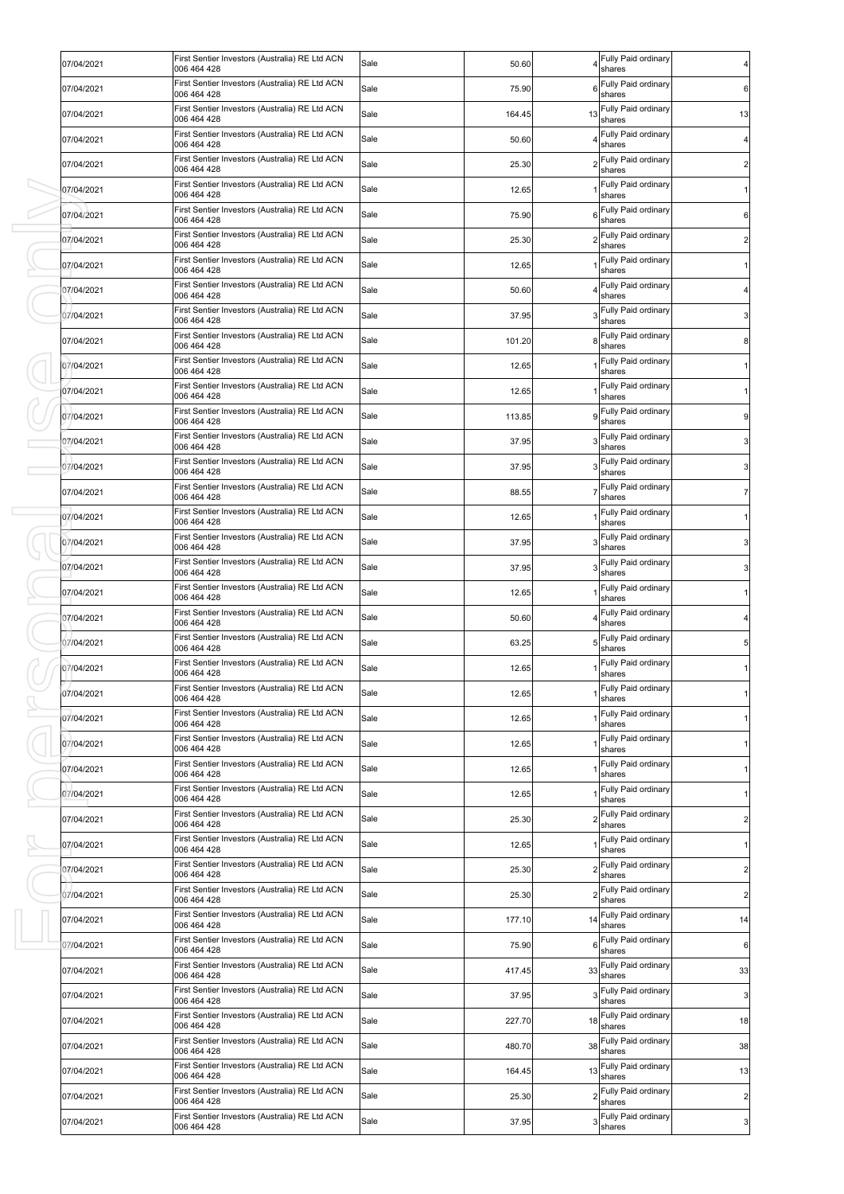| | | | | | | |
|---|---|---|---|---|---|---|
| 07/04/2021 | First Sentier Investors (Australia) RE Ltd ACN 006 464 428 | Sale | 50.60 | 4 | Fully Paid ordinary shares | 4 |
| 07/04/2021 | First Sentier Investors (Australia) RE Ltd ACN 006 464 428 | Sale | 75.90 | 6 | Fully Paid ordinary shares | 6 |
| 07/04/2021 | First Sentier Investors (Australia) RE Ltd ACN 006 464 428 | Sale | 164.45 | 13 | Fully Paid ordinary shares | 13 |
| 07/04/2021 | First Sentier Investors (Australia) RE Ltd ACN 006 464 428 | Sale | 50.60 | 4 | Fully Paid ordinary shares | 4 |
| 07/04/2021 | First Sentier Investors (Australia) RE Ltd ACN 006 464 428 | Sale | 25.30 | 2 | Fully Paid ordinary shares | 2 |
| 07/04/2021 | First Sentier Investors (Australia) RE Ltd ACN 006 464 428 | Sale | 12.65 | 1 | Fully Paid ordinary shares | 1 |
| 07/04/2021 | First Sentier Investors (Australia) RE Ltd ACN 006 464 428 | Sale | 75.90 | 6 | Fully Paid ordinary shares | 6 |
| 07/04/2021 | First Sentier Investors (Australia) RE Ltd ACN 006 464 428 | Sale | 25.30 | 2 | Fully Paid ordinary shares | 2 |
| 07/04/2021 | First Sentier Investors (Australia) RE Ltd ACN 006 464 428 | Sale | 12.65 | 1 | Fully Paid ordinary shares | 1 |
| 07/04/2021 | First Sentier Investors (Australia) RE Ltd ACN 006 464 428 | Sale | 50.60 | 4 | Fully Paid ordinary shares | 4 |
| 07/04/2021 | First Sentier Investors (Australia) RE Ltd ACN 006 464 428 | Sale | 37.95 | 3 | Fully Paid ordinary shares | 3 |
| 07/04/2021 | First Sentier Investors (Australia) RE Ltd ACN 006 464 428 | Sale | 101.20 | 8 | Fully Paid ordinary shares | 8 |
| 07/04/2021 | First Sentier Investors (Australia) RE Ltd ACN 006 464 428 | Sale | 12.65 | 1 | Fully Paid ordinary shares | 1 |
| 07/04/2021 | First Sentier Investors (Australia) RE Ltd ACN 006 464 428 | Sale | 12.65 | 1 | Fully Paid ordinary shares | 1 |
| 07/04/2021 | First Sentier Investors (Australia) RE Ltd ACN 006 464 428 | Sale | 113.85 | 9 | Fully Paid ordinary shares | 9 |
| 07/04/2021 | First Sentier Investors (Australia) RE Ltd ACN 006 464 428 | Sale | 37.95 | 3 | Fully Paid ordinary shares | 3 |
| 07/04/2021 | First Sentier Investors (Australia) RE Ltd ACN 006 464 428 | Sale | 37.95 | 3 | Fully Paid ordinary shares | 3 |
| 07/04/2021 | First Sentier Investors (Australia) RE Ltd ACN 006 464 428 | Sale | 88.55 | 7 | Fully Paid ordinary shares | 7 |
| 07/04/2021 | First Sentier Investors (Australia) RE Ltd ACN 006 464 428 | Sale | 12.65 | 1 | Fully Paid ordinary shares | 1 |
| 07/04/2021 | First Sentier Investors (Australia) RE Ltd ACN 006 464 428 | Sale | 37.95 | 3 | Fully Paid ordinary shares | 3 |
| 07/04/2021 | First Sentier Investors (Australia) RE Ltd ACN 006 464 428 | Sale | 37.95 | 3 | Fully Paid ordinary shares | 3 |
| 07/04/2021 | First Sentier Investors (Australia) RE Ltd ACN 006 464 428 | Sale | 12.65 | 1 | Fully Paid ordinary shares | 1 |
| 07/04/2021 | First Sentier Investors (Australia) RE Ltd ACN 006 464 428 | Sale | 50.60 | 4 | Fully Paid ordinary shares | 4 |
| 07/04/2021 | First Sentier Investors (Australia) RE Ltd ACN 006 464 428 | Sale | 63.25 | 5 | Fully Paid ordinary shares | 5 |
| 07/04/2021 | First Sentier Investors (Australia) RE Ltd ACN 006 464 428 | Sale | 12.65 | 1 | Fully Paid ordinary shares | 1 |
| 07/04/2021 | First Sentier Investors (Australia) RE Ltd ACN 006 464 428 | Sale | 12.65 | 1 | Fully Paid ordinary shares | 1 |
| 07/04/2021 | First Sentier Investors (Australia) RE Ltd ACN 006 464 428 | Sale | 12.65 | 1 | Fully Paid ordinary shares | 1 |
| 07/04/2021 | First Sentier Investors (Australia) RE Ltd ACN 006 464 428 | Sale | 12.65 | 1 | Fully Paid ordinary shares | 1 |
| 07/04/2021 | First Sentier Investors (Australia) RE Ltd ACN 006 464 428 | Sale | 12.65 | 1 | Fully Paid ordinary shares | 1 |
| 07/04/2021 | First Sentier Investors (Australia) RE Ltd ACN 006 464 428 | Sale | 12.65 | 1 | Fully Paid ordinary shares | 1 |
| 07/04/2021 | First Sentier Investors (Australia) RE Ltd ACN 006 464 428 | Sale | 25.30 | 2 | Fully Paid ordinary shares | 2 |
| 07/04/2021 | First Sentier Investors (Australia) RE Ltd ACN 006 464 428 | Sale | 12.65 | 1 | Fully Paid ordinary shares | 1 |
| 07/04/2021 | First Sentier Investors (Australia) RE Ltd ACN 006 464 428 | Sale | 25.30 | 2 | Fully Paid ordinary shares | 2 |
| 07/04/2021 | First Sentier Investors (Australia) RE Ltd ACN 006 464 428 | Sale | 25.30 | 2 | Fully Paid ordinary shares | 2 |
| 07/04/2021 | First Sentier Investors (Australia) RE Ltd ACN 006 464 428 | Sale | 177.10 | 14 | Fully Paid ordinary shares | 14 |
| 07/04/2021 | First Sentier Investors (Australia) RE Ltd ACN 006 464 428 | Sale | 75.90 | 6 | Fully Paid ordinary shares | 6 |
| 07/04/2021 | First Sentier Investors (Australia) RE Ltd ACN 006 464 428 | Sale | 417.45 | 33 | Fully Paid ordinary shares | 33 |
| 07/04/2021 | First Sentier Investors (Australia) RE Ltd ACN 006 464 428 | Sale | 37.95 | 3 | Fully Paid ordinary shares | 3 |
| 07/04/2021 | First Sentier Investors (Australia) RE Ltd ACN 006 464 428 | Sale | 227.70 | 18 | Fully Paid ordinary shares | 18 |
| 07/04/2021 | First Sentier Investors (Australia) RE Ltd ACN 006 464 428 | Sale | 480.70 | 38 | Fully Paid ordinary shares | 38 |
| 07/04/2021 | First Sentier Investors (Australia) RE Ltd ACN 006 464 428 | Sale | 164.45 | 13 | Fully Paid ordinary shares | 13 |
| 07/04/2021 | First Sentier Investors (Australia) RE Ltd ACN 006 464 428 | Sale | 25.30 | 2 | Fully Paid ordinary shares | 2 |
| 07/04/2021 | First Sentier Investors (Australia) RE Ltd ACN 006 464 428 | Sale | 37.95 | 3 | Fully Paid ordinary shares | 3 |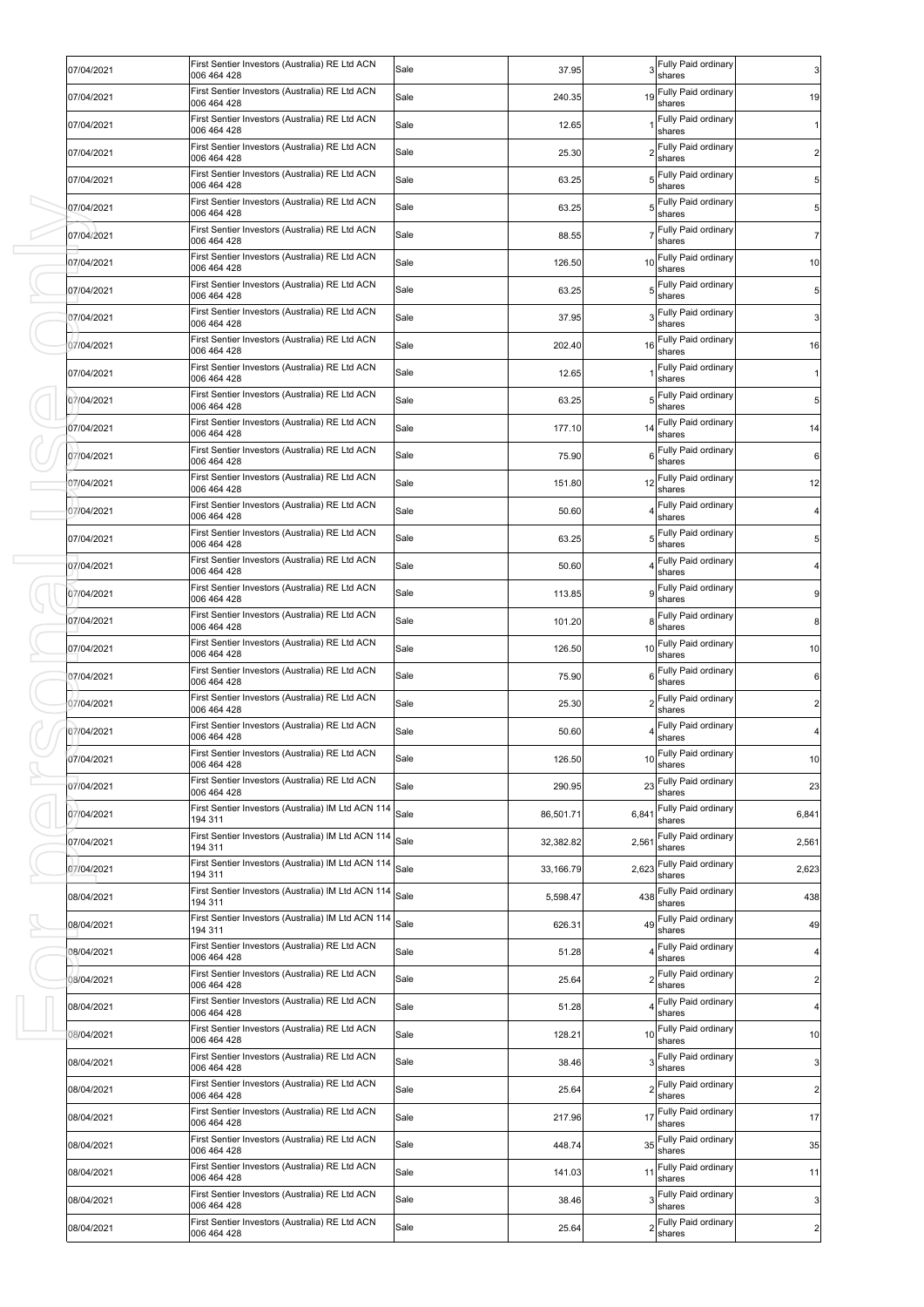| | | | | | | |
|---|---|---|---|---|---|---|
| 07/04/2021 | First Sentier Investors (Australia) RE Ltd ACN 006 464 428 | Sale | 37.95 | 3 | Fully Paid ordinary shares | 3 |
| 07/04/2021 | First Sentier Investors (Australia) RE Ltd ACN 006 464 428 | Sale | 240.35 | 19 | Fully Paid ordinary shares | 19 |
| 07/04/2021 | First Sentier Investors (Australia) RE Ltd ACN 006 464 428 | Sale | 12.65 | 1 | Fully Paid ordinary shares | 1 |
| 07/04/2021 | First Sentier Investors (Australia) RE Ltd ACN 006 464 428 | Sale | 25.30 | 2 | Fully Paid ordinary shares | 2 |
| 07/04/2021 | First Sentier Investors (Australia) RE Ltd ACN 006 464 428 | Sale | 63.25 | 5 | Fully Paid ordinary shares | 5 |
| 07/04/2021 | First Sentier Investors (Australia) RE Ltd ACN 006 464 428 | Sale | 63.25 | 5 | Fully Paid ordinary shares | 5 |
| 07/04/2021 | First Sentier Investors (Australia) RE Ltd ACN 006 464 428 | Sale | 88.55 | 7 | Fully Paid ordinary shares | 7 |
| 07/04/2021 | First Sentier Investors (Australia) RE Ltd ACN 006 464 428 | Sale | 126.50 | 10 | Fully Paid ordinary shares | 10 |
| 07/04/2021 | First Sentier Investors (Australia) RE Ltd ACN 006 464 428 | Sale | 63.25 | 5 | Fully Paid ordinary shares | 5 |
| 07/04/2021 | First Sentier Investors (Australia) RE Ltd ACN 006 464 428 | Sale | 37.95 | 3 | Fully Paid ordinary shares | 3 |
| 07/04/2021 | First Sentier Investors (Australia) RE Ltd ACN 006 464 428 | Sale | 202.40 | 16 | Fully Paid ordinary shares | 16 |
| 07/04/2021 | First Sentier Investors (Australia) RE Ltd ACN 006 464 428 | Sale | 12.65 | 1 | Fully Paid ordinary shares | 1 |
| 07/04/2021 | First Sentier Investors (Australia) RE Ltd ACN 006 464 428 | Sale | 63.25 | 5 | Fully Paid ordinary shares | 5 |
| 07/04/2021 | First Sentier Investors (Australia) RE Ltd ACN 006 464 428 | Sale | 177.10 | 14 | Fully Paid ordinary shares | 14 |
| 07/04/2021 | First Sentier Investors (Australia) RE Ltd ACN 006 464 428 | Sale | 75.90 | 6 | Fully Paid ordinary shares | 6 |
| 07/04/2021 | First Sentier Investors (Australia) RE Ltd ACN 006 464 428 | Sale | 151.80 | 12 | Fully Paid ordinary shares | 12 |
| 07/04/2021 | First Sentier Investors (Australia) RE Ltd ACN 006 464 428 | Sale | 50.60 | 4 | Fully Paid ordinary shares | 4 |
| 07/04/2021 | First Sentier Investors (Australia) RE Ltd ACN 006 464 428 | Sale | 63.25 | 5 | Fully Paid ordinary shares | 5 |
| 07/04/2021 | First Sentier Investors (Australia) RE Ltd ACN 006 464 428 | Sale | 50.60 | 4 | Fully Paid ordinary shares | 4 |
| 07/04/2021 | First Sentier Investors (Australia) RE Ltd ACN 006 464 428 | Sale | 113.85 | 9 | Fully Paid ordinary shares | 9 |
| 07/04/2021 | First Sentier Investors (Australia) RE Ltd ACN 006 464 428 | Sale | 101.20 | 8 | Fully Paid ordinary shares | 8 |
| 07/04/2021 | First Sentier Investors (Australia) RE Ltd ACN 006 464 428 | Sale | 126.50 | 10 | Fully Paid ordinary shares | 10 |
| 07/04/2021 | First Sentier Investors (Australia) RE Ltd ACN 006 464 428 | Sale | 75.90 | 6 | Fully Paid ordinary shares | 6 |
| 07/04/2021 | First Sentier Investors (Australia) RE Ltd ACN 006 464 428 | Sale | 25.30 | 2 | Fully Paid ordinary shares | 2 |
| 07/04/2021 | First Sentier Investors (Australia) RE Ltd ACN 006 464 428 | Sale | 50.60 | 4 | Fully Paid ordinary shares | 4 |
| 07/04/2021 | First Sentier Investors (Australia) RE Ltd ACN 006 464 428 | Sale | 126.50 | 10 | Fully Paid ordinary shares | 10 |
| 07/04/2021 | First Sentier Investors (Australia) RE Ltd ACN 006 464 428 | Sale | 290.95 | 23 | Fully Paid ordinary shares | 23 |
| 07/04/2021 | First Sentier Investors (Australia) IM Ltd ACN 114 194 311 | Sale | 86,501.71 | 6,841 | Fully Paid ordinary shares | 6,841 |
| 07/04/2021 | First Sentier Investors (Australia) IM Ltd ACN 114 194 311 | Sale | 32,382.82 | 2,561 | Fully Paid ordinary shares | 2,561 |
| 07/04/2021 | First Sentier Investors (Australia) IM Ltd ACN 114 194 311 | Sale | 33,166.79 | 2,623 | Fully Paid ordinary shares | 2,623 |
| 08/04/2021 | First Sentier Investors (Australia) IM Ltd ACN 114 194 311 | Sale | 5,598.47 | 438 | Fully Paid ordinary shares | 438 |
| 08/04/2021 | First Sentier Investors (Australia) IM Ltd ACN 114 194 311 | Sale | 626.31 | 49 | Fully Paid ordinary shares | 49 |
| 08/04/2021 | First Sentier Investors (Australia) RE Ltd ACN 006 464 428 | Sale | 51.28 | 4 | Fully Paid ordinary shares | 4 |
| 08/04/2021 | First Sentier Investors (Australia) RE Ltd ACN 006 464 428 | Sale | 25.64 | 2 | Fully Paid ordinary shares | 2 |
| 08/04/2021 | First Sentier Investors (Australia) RE Ltd ACN 006 464 428 | Sale | 51.28 | 4 | Fully Paid ordinary shares | 4 |
| 08/04/2021 | First Sentier Investors (Australia) RE Ltd ACN 006 464 428 | Sale | 128.21 | 10 | Fully Paid ordinary shares | 10 |
| 08/04/2021 | First Sentier Investors (Australia) RE Ltd ACN 006 464 428 | Sale | 38.46 | 3 | Fully Paid ordinary shares | 3 |
| 08/04/2021 | First Sentier Investors (Australia) RE Ltd ACN 006 464 428 | Sale | 25.64 | 2 | Fully Paid ordinary shares | 2 |
| 08/04/2021 | First Sentier Investors (Australia) RE Ltd ACN 006 464 428 | Sale | 217.96 | 17 | Fully Paid ordinary shares | 17 |
| 08/04/2021 | First Sentier Investors (Australia) RE Ltd ACN 006 464 428 | Sale | 448.74 | 35 | Fully Paid ordinary shares | 35 |
| 08/04/2021 | First Sentier Investors (Australia) RE Ltd ACN 006 464 428 | Sale | 141.03 | 11 | Fully Paid ordinary shares | 11 |
| 08/04/2021 | First Sentier Investors (Australia) RE Ltd ACN 006 464 428 | Sale | 38.46 | 3 | Fully Paid ordinary shares | 3 |
| 08/04/2021 | First Sentier Investors (Australia) RE Ltd ACN 006 464 428 | Sale | 25.64 | 2 | Fully Paid ordinary shares | 2 |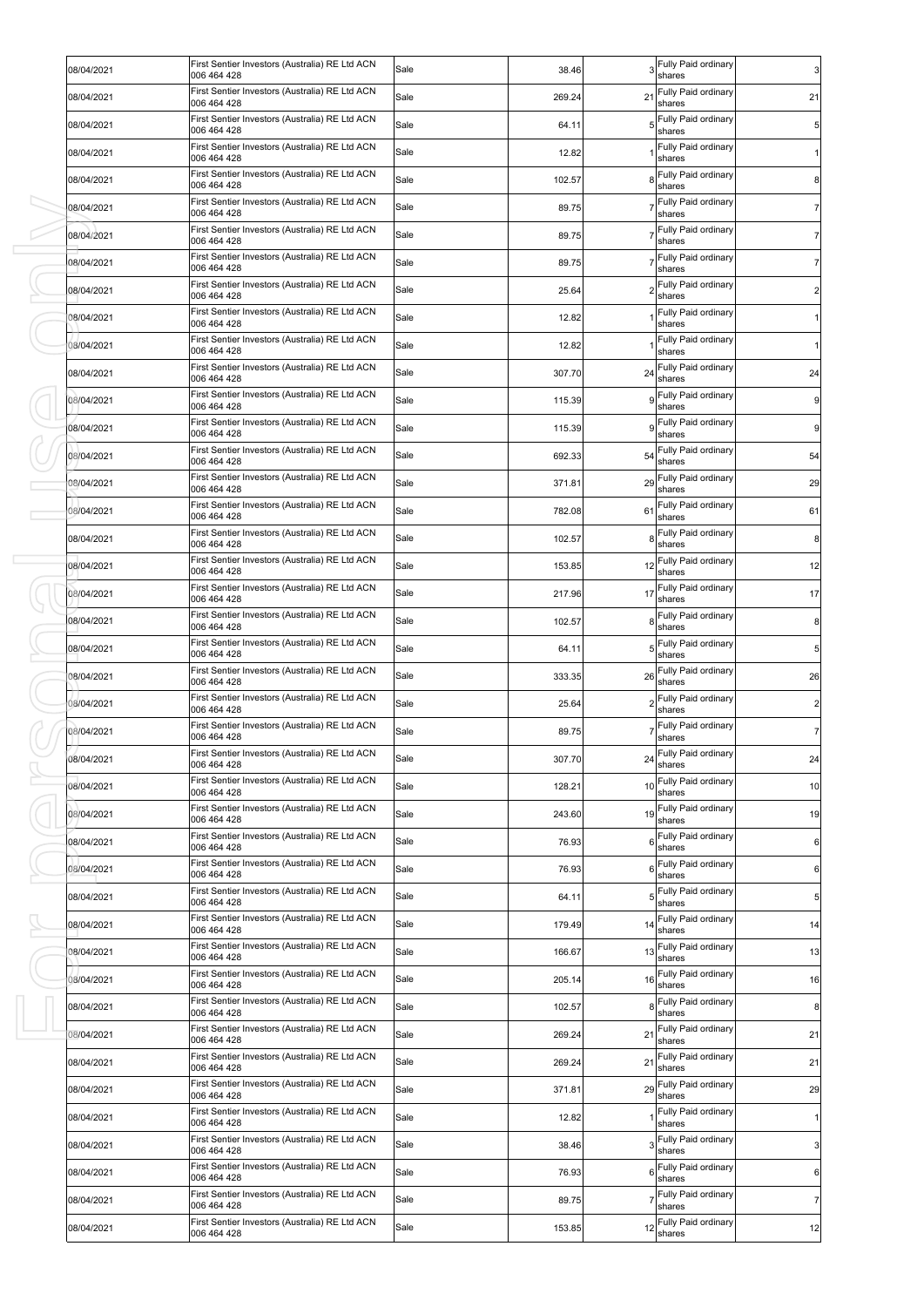| | | | | | | |
|---|---|---|---|---|---|---|
| 08/04/2021 | First Sentier Investors (Australia) RE Ltd ACN 006 464 428 | Sale | 38.46 | 3 | Fully Paid ordinary shares | 3 |
| 08/04/2021 | First Sentier Investors (Australia) RE Ltd ACN 006 464 428 | Sale | 269.24 | 21 | Fully Paid ordinary shares | 21 |
| 08/04/2021 | First Sentier Investors (Australia) RE Ltd ACN 006 464 428 | Sale | 64.11 | 5 | Fully Paid ordinary shares | 5 |
| 08/04/2021 | First Sentier Investors (Australia) RE Ltd ACN 006 464 428 | Sale | 12.82 | 1 | Fully Paid ordinary shares | 1 |
| 08/04/2021 | First Sentier Investors (Australia) RE Ltd ACN 006 464 428 | Sale | 102.57 | 8 | Fully Paid ordinary shares | 8 |
| 08/04/2021 | First Sentier Investors (Australia) RE Ltd ACN 006 464 428 | Sale | 89.75 | 7 | Fully Paid ordinary shares | 7 |
| 08/04/2021 | First Sentier Investors (Australia) RE Ltd ACN 006 464 428 | Sale | 89.75 | 7 | Fully Paid ordinary shares | 7 |
| 08/04/2021 | First Sentier Investors (Australia) RE Ltd ACN 006 464 428 | Sale | 89.75 | 7 | Fully Paid ordinary shares | 7 |
| 08/04/2021 | First Sentier Investors (Australia) RE Ltd ACN 006 464 428 | Sale | 25.64 | 2 | Fully Paid ordinary shares | 2 |
| 08/04/2021 | First Sentier Investors (Australia) RE Ltd ACN 006 464 428 | Sale | 12.82 | 1 | Fully Paid ordinary shares | 1 |
| 08/04/2021 | First Sentier Investors (Australia) RE Ltd ACN 006 464 428 | Sale | 12.82 | 1 | Fully Paid ordinary shares | 1 |
| 08/04/2021 | First Sentier Investors (Australia) RE Ltd ACN 006 464 428 | Sale | 307.70 | 24 | Fully Paid ordinary shares | 24 |
| 08/04/2021 | First Sentier Investors (Australia) RE Ltd ACN 006 464 428 | Sale | 115.39 | 9 | Fully Paid ordinary shares | 9 |
| 08/04/2021 | First Sentier Investors (Australia) RE Ltd ACN 006 464 428 | Sale | 115.39 | 9 | Fully Paid ordinary shares | 9 |
| 08/04/2021 | First Sentier Investors (Australia) RE Ltd ACN 006 464 428 | Sale | 692.33 | 54 | Fully Paid ordinary shares | 54 |
| 08/04/2021 | First Sentier Investors (Australia) RE Ltd ACN 006 464 428 | Sale | 371.81 | 29 | Fully Paid ordinary shares | 29 |
| 08/04/2021 | First Sentier Investors (Australia) RE Ltd ACN 006 464 428 | Sale | 782.08 | 61 | Fully Paid ordinary shares | 61 |
| 08/04/2021 | First Sentier Investors (Australia) RE Ltd ACN 006 464 428 | Sale | 102.57 | 8 | Fully Paid ordinary shares | 8 |
| 08/04/2021 | First Sentier Investors (Australia) RE Ltd ACN 006 464 428 | Sale | 153.85 | 12 | Fully Paid ordinary shares | 12 |
| 08/04/2021 | First Sentier Investors (Australia) RE Ltd ACN 006 464 428 | Sale | 217.96 | 17 | Fully Paid ordinary shares | 17 |
| 08/04/2021 | First Sentier Investors (Australia) RE Ltd ACN 006 464 428 | Sale | 102.57 | 8 | Fully Paid ordinary shares | 8 |
| 08/04/2021 | First Sentier Investors (Australia) RE Ltd ACN 006 464 428 | Sale | 64.11 | 5 | Fully Paid ordinary shares | 5 |
| 08/04/2021 | First Sentier Investors (Australia) RE Ltd ACN 006 464 428 | Sale | 333.35 | 26 | Fully Paid ordinary shares | 26 |
| 08/04/2021 | First Sentier Investors (Australia) RE Ltd ACN 006 464 428 | Sale | 25.64 | 2 | Fully Paid ordinary shares | 2 |
| 08/04/2021 | First Sentier Investors (Australia) RE Ltd ACN 006 464 428 | Sale | 89.75 | 7 | Fully Paid ordinary shares | 7 |
| 08/04/2021 | First Sentier Investors (Australia) RE Ltd ACN 006 464 428 | Sale | 307.70 | 24 | Fully Paid ordinary shares | 24 |
| 08/04/2021 | First Sentier Investors (Australia) RE Ltd ACN 006 464 428 | Sale | 128.21 | 10 | Fully Paid ordinary shares | 10 |
| 08/04/2021 | First Sentier Investors (Australia) RE Ltd ACN 006 464 428 | Sale | 243.60 | 19 | Fully Paid ordinary shares | 19 |
| 08/04/2021 | First Sentier Investors (Australia) RE Ltd ACN 006 464 428 | Sale | 76.93 | 6 | Fully Paid ordinary shares | 6 |
| 08/04/2021 | First Sentier Investors (Australia) RE Ltd ACN 006 464 428 | Sale | 76.93 | 6 | Fully Paid ordinary shares | 6 |
| 08/04/2021 | First Sentier Investors (Australia) RE Ltd ACN 006 464 428 | Sale | 64.11 | 5 | Fully Paid ordinary shares | 5 |
| 08/04/2021 | First Sentier Investors (Australia) RE Ltd ACN 006 464 428 | Sale | 179.49 | 14 | Fully Paid ordinary shares | 14 |
| 08/04/2021 | First Sentier Investors (Australia) RE Ltd ACN 006 464 428 | Sale | 166.67 | 13 | Fully Paid ordinary shares | 13 |
| 08/04/2021 | First Sentier Investors (Australia) RE Ltd ACN 006 464 428 | Sale | 205.14 | 16 | Fully Paid ordinary shares | 16 |
| 08/04/2021 | First Sentier Investors (Australia) RE Ltd ACN 006 464 428 | Sale | 102.57 | 8 | Fully Paid ordinary shares | 8 |
| 08/04/2021 | First Sentier Investors (Australia) RE Ltd ACN 006 464 428 | Sale | 269.24 | 21 | Fully Paid ordinary shares | 21 |
| 08/04/2021 | First Sentier Investors (Australia) RE Ltd ACN 006 464 428 | Sale | 269.24 | 21 | Fully Paid ordinary shares | 21 |
| 08/04/2021 | First Sentier Investors (Australia) RE Ltd ACN 006 464 428 | Sale | 371.81 | 29 | Fully Paid ordinary shares | 29 |
| 08/04/2021 | First Sentier Investors (Australia) RE Ltd ACN 006 464 428 | Sale | 12.82 | 1 | Fully Paid ordinary shares | 1 |
| 08/04/2021 | First Sentier Investors (Australia) RE Ltd ACN 006 464 428 | Sale | 38.46 | 3 | Fully Paid ordinary shares | 3 |
| 08/04/2021 | First Sentier Investors (Australia) RE Ltd ACN 006 464 428 | Sale | 76.93 | 6 | Fully Paid ordinary shares | 6 |
| 08/04/2021 | First Sentier Investors (Australia) RE Ltd ACN 006 464 428 | Sale | 89.75 | 7 | Fully Paid ordinary shares | 7 |
| 08/04/2021 | First Sentier Investors (Australia) RE Ltd ACN 006 464 428 | Sale | 153.85 | 12 | Fully Paid ordinary shares | 12 |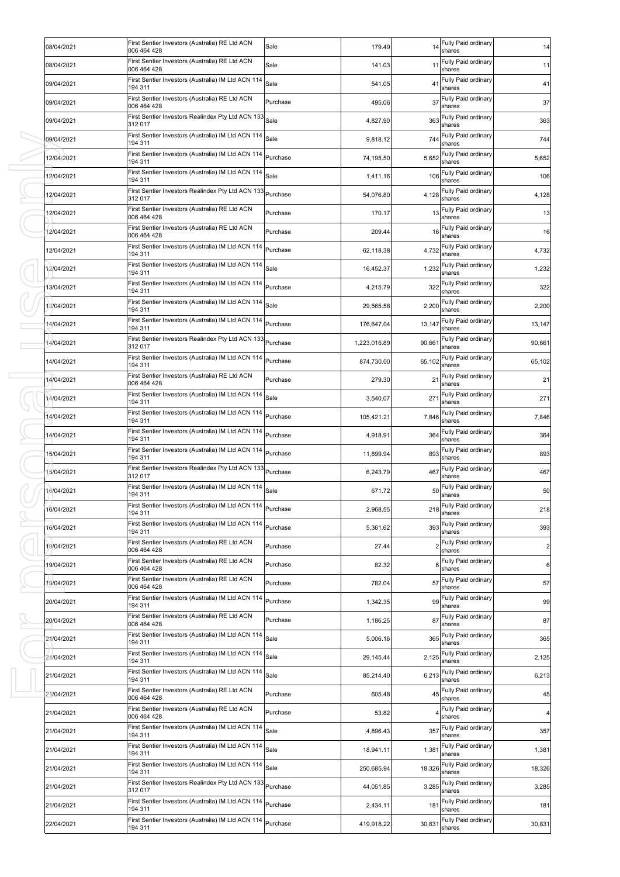| | | | | | | |
|---|---|---|---|---|---|---|
| 08/04/2021 | First Sentier Investors (Australia) RE Ltd ACN 006 464 428 | Sale | 179.49 | 14 | Fully Paid ordinary shares | 14 |
| 08/04/2021 | First Sentier Investors (Australia) RE Ltd ACN 006 464 428 | Sale | 141.03 | 11 | Fully Paid ordinary shares | 11 |
| 09/04/2021 | First Sentier Investors (Australia) IM Ltd ACN 114 194 311 | Sale | 541.05 | 41 | Fully Paid ordinary shares | 41 |
| 09/04/2021 | First Sentier Investors (Australia) RE Ltd ACN 006 464 428 | Purchase | 495.06 | 37 | Fully Paid ordinary shares | 37 |
| 09/04/2021 | First Sentier Investors Realindex Pty Ltd ACN 133 312 017 | Sale | 4,827.90 | 363 | Fully Paid ordinary shares | 363 |
| 09/04/2021 | First Sentier Investors (Australia) IM Ltd ACN 114 194 311 | Sale | 9,818.12 | 744 | Fully Paid ordinary shares | 744 |
| 12/04/2021 | First Sentier Investors (Australia) IM Ltd ACN 114 194 311 | Purchase | 74,195.50 | 5,652 | Fully Paid ordinary shares | 5,652 |
| 12/04/2021 | First Sentier Investors (Australia) IM Ltd ACN 114 194 311 | Sale | 1,411.16 | 106 | Fully Paid ordinary shares | 106 |
| 12/04/2021 | First Sentier Investors Realindex Pty Ltd ACN 133 312 017 | Purchase | 54,076.80 | 4,128 | Fully Paid ordinary shares | 4,128 |
| 12/04/2021 | First Sentier Investors (Australia) RE Ltd ACN 006 464 428 | Purchase | 170.17 | 13 | Fully Paid ordinary shares | 13 |
| 12/04/2021 | First Sentier Investors (Australia) RE Ltd ACN 006 464 428 | Purchase | 209.44 | 16 | Fully Paid ordinary shares | 16 |
| 12/04/2021 | First Sentier Investors (Australia) IM Ltd ACN 114 194 311 | Purchase | 62,118.38 | 4,732 | Fully Paid ordinary shares | 4,732 |
| 12/04/2021 | First Sentier Investors (Australia) IM Ltd ACN 114 194 311 | Sale | 16,452.37 | 1,232 | Fully Paid ordinary shares | 1,232 |
| 13/04/2021 | First Sentier Investors (Australia) IM Ltd ACN 114 194 311 | Purchase | 4,215.79 | 322 | Fully Paid ordinary shares | 322 |
| 13/04/2021 | First Sentier Investors (Australia) IM Ltd ACN 114 194 311 | Sale | 29,565.58 | 2,200 | Fully Paid ordinary shares | 2,200 |
| 14/04/2021 | First Sentier Investors (Australia) IM Ltd ACN 114 194 311 | Purchase | 176,647.04 | 13,147 | Fully Paid ordinary shares | 13,147 |
| 14/04/2021 | First Sentier Investors Realindex Pty Ltd ACN 133 312 017 | Purchase | 1,223,016.89 | 90,661 | Fully Paid ordinary shares | 90,661 |
| 14/04/2021 | First Sentier Investors (Australia) IM Ltd ACN 114 194 311 | Purchase | 874,730.00 | 65,102 | Fully Paid ordinary shares | 65,102 |
| 14/04/2021 | First Sentier Investors (Australia) RE Ltd ACN 006 464 428 | Purchase | 279.30 | 21 | Fully Paid ordinary shares | 21 |
| 14/04/2021 | First Sentier Investors (Australia) IM Ltd ACN 114 194 311 | Sale | 3,540.07 | 271 | Fully Paid ordinary shares | 271 |
| 14/04/2021 | First Sentier Investors (Australia) IM Ltd ACN 114 194 311 | Purchase | 105,421.21 | 7,846 | Fully Paid ordinary shares | 7,846 |
| 14/04/2021 | First Sentier Investors (Australia) IM Ltd ACN 114 194 311 | Purchase | 4,918.91 | 364 | Fully Paid ordinary shares | 364 |
| 15/04/2021 | First Sentier Investors (Australia) IM Ltd ACN 114 194 311 | Purchase | 11,899.94 | 893 | Fully Paid ordinary shares | 893 |
| 15/04/2021 | First Sentier Investors Realindex Pty Ltd ACN 133 312 017 | Purchase | 6,243.79 | 467 | Fully Paid ordinary shares | 467 |
| 16/04/2021 | First Sentier Investors (Australia) IM Ltd ACN 114 194 311 | Sale | 671.72 | 50 | Fully Paid ordinary shares | 50 |
| 16/04/2021 | First Sentier Investors (Australia) IM Ltd ACN 114 194 311 | Purchase | 2,968.55 | 218 | Fully Paid ordinary shares | 218 |
| 16/04/2021 | First Sentier Investors (Australia) IM Ltd ACN 114 194 311 | Purchase | 5,361.62 | 393 | Fully Paid ordinary shares | 393 |
| 19/04/2021 | First Sentier Investors (Australia) RE Ltd ACN 006 464 428 | Purchase | 27.44 | 2 | Fully Paid ordinary shares | 2 |
| 19/04/2021 | First Sentier Investors (Australia) RE Ltd ACN 006 464 428 | Purchase | 82.32 | 6 | Fully Paid ordinary shares | 6 |
| 19/04/2021 | First Sentier Investors (Australia) RE Ltd ACN 006 464 428 | Purchase | 782.04 | 57 | Fully Paid ordinary shares | 57 |
| 20/04/2021 | First Sentier Investors (Australia) IM Ltd ACN 114 194 311 | Purchase | 1,342.35 | 99 | Fully Paid ordinary shares | 99 |
| 20/04/2021 | First Sentier Investors (Australia) RE Ltd ACN 006 464 428 | Purchase | 1,186.25 | 87 | Fully Paid ordinary shares | 87 |
| 21/04/2021 | First Sentier Investors (Australia) IM Ltd ACN 114 194 311 | Sale | 5,006.16 | 365 | Fully Paid ordinary shares | 365 |
| 21/04/2021 | First Sentier Investors (Australia) IM Ltd ACN 114 194 311 | Sale | 29,145.44 | 2,125 | Fully Paid ordinary shares | 2,125 |
| 21/04/2021 | First Sentier Investors (Australia) IM Ltd ACN 114 194 311 | Sale | 85,214.40 | 6,213 | Fully Paid ordinary shares | 6,213 |
| 21/04/2021 | First Sentier Investors (Australia) RE Ltd ACN 006 464 428 | Purchase | 605.48 | 45 | Fully Paid ordinary shares | 45 |
| 21/04/2021 | First Sentier Investors (Australia) RE Ltd ACN 006 464 428 | Purchase | 53.82 | 4 | Fully Paid ordinary shares | 4 |
| 21/04/2021 | First Sentier Investors (Australia) IM Ltd ACN 114 194 311 | Sale | 4,896.43 | 357 | Fully Paid ordinary shares | 357 |
| 21/04/2021 | First Sentier Investors (Australia) IM Ltd ACN 114 194 311 | Sale | 18,941.11 | 1,381 | Fully Paid ordinary shares | 1,381 |
| 21/04/2021 | First Sentier Investors (Australia) IM Ltd ACN 114 194 311 | Sale | 250,685.94 | 18,326 | Fully Paid ordinary shares | 18,326 |
| 21/04/2021 | First Sentier Investors Realindex Pty Ltd ACN 133 312 017 | Purchase | 44,051.85 | 3,285 | Fully Paid ordinary shares | 3,285 |
| 21/04/2021 | First Sentier Investors (Australia) IM Ltd ACN 114 194 311 | Purchase | 2,434.11 | 181 | Fully Paid ordinary shares | 181 |
| 22/04/2021 | First Sentier Investors (Australia) IM Ltd ACN 114 194 311 | Purchase | 419,918.22 | 30,831 | Fully Paid ordinary shares | 30,831 |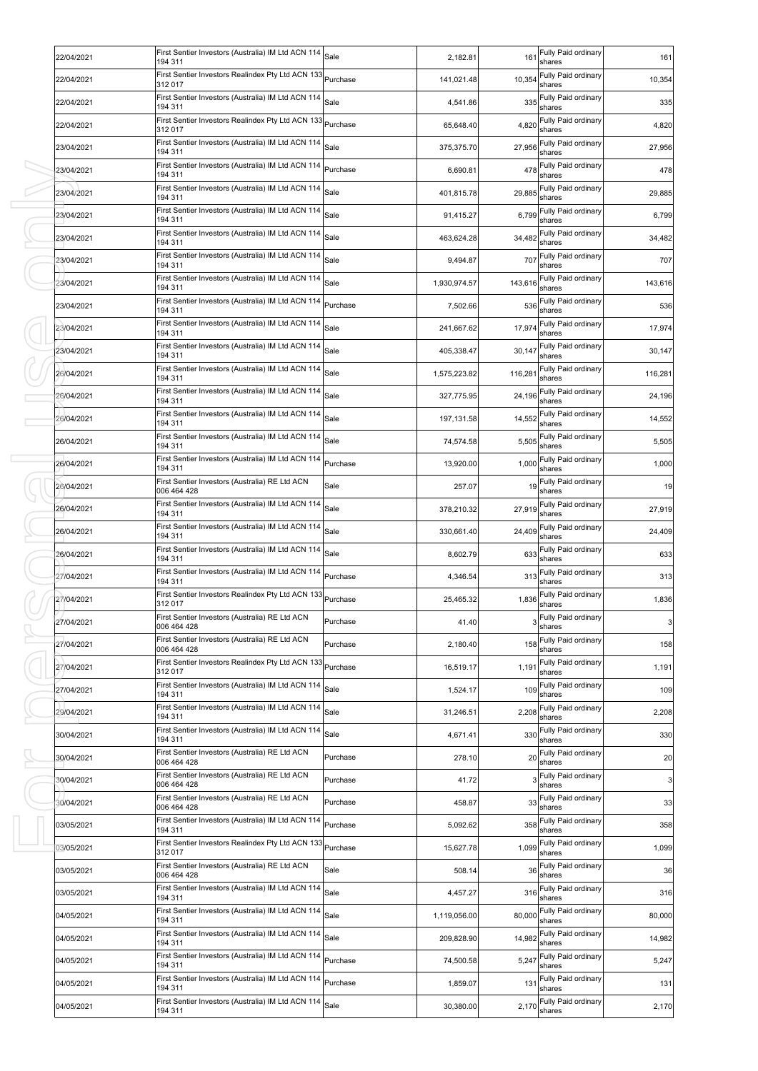| | | | | | | |
|---|---|---|---|---|---|---|
| 22/04/2021 | First Sentier Investors (Australia) IM Ltd ACN 114 194 311 | Sale | 2,182.81 | 161 | Fully Paid ordinary shares | 161 |
| 22/04/2021 | First Sentier Investors Realindex Pty Ltd ACN 133 312 017 | Purchase | 141,021.48 | 10,354 | Fully Paid ordinary shares | 10,354 |
| 22/04/2021 | First Sentier Investors (Australia) IM Ltd ACN 114 194 311 | Sale | 4,541.86 | 335 | Fully Paid ordinary shares | 335 |
| 22/04/2021 | First Sentier Investors Realindex Pty Ltd ACN 133 312 017 | Purchase | 65,648.40 | 4,820 | Fully Paid ordinary shares | 4,820 |
| 23/04/2021 | First Sentier Investors (Australia) IM Ltd ACN 114 194 311 | Sale | 375,375.70 | 27,956 | Fully Paid ordinary shares | 27,956 |
| 23/04/2021 | First Sentier Investors (Australia) IM Ltd ACN 114 194 311 | Purchase | 6,690.81 | 478 | Fully Paid ordinary shares | 478 |
| 23/04/2021 | First Sentier Investors (Australia) IM Ltd ACN 114 194 311 | Sale | 401,815.78 | 29,885 | Fully Paid ordinary shares | 29,885 |
| 23/04/2021 | First Sentier Investors (Australia) IM Ltd ACN 114 194 311 | Sale | 91,415.27 | 6,799 | Fully Paid ordinary shares | 6,799 |
| 23/04/2021 | First Sentier Investors (Australia) IM Ltd ACN 114 194 311 | Sale | 463,624.28 | 34,482 | Fully Paid ordinary shares | 34,482 |
| 23/04/2021 | First Sentier Investors (Australia) IM Ltd ACN 114 194 311 | Sale | 9,494.87 | 707 | Fully Paid ordinary shares | 707 |
| 23/04/2021 | First Sentier Investors (Australia) IM Ltd ACN 114 194 311 | Sale | 1,930,974.57 | 143,616 | Fully Paid ordinary shares | 143,616 |
| 23/04/2021 | First Sentier Investors (Australia) IM Ltd ACN 114 194 311 | Purchase | 7,502.66 | 536 | Fully Paid ordinary shares | 536 |
| 23/04/2021 | First Sentier Investors (Australia) IM Ltd ACN 114 194 311 | Sale | 241,667.62 | 17,974 | Fully Paid ordinary shares | 17,974 |
| 23/04/2021 | First Sentier Investors (Australia) IM Ltd ACN 114 194 311 | Sale | 405,338.47 | 30,147 | Fully Paid ordinary shares | 30,147 |
| 26/04/2021 | First Sentier Investors (Australia) IM Ltd ACN 114 194 311 | Sale | 1,575,223.82 | 116,281 | Fully Paid ordinary shares | 116,281 |
| 26/04/2021 | First Sentier Investors (Australia) IM Ltd ACN 114 194 311 | Sale | 327,775.95 | 24,196 | Fully Paid ordinary shares | 24,196 |
| 26/04/2021 | First Sentier Investors (Australia) IM Ltd ACN 114 194 311 | Sale | 197,131.58 | 14,552 | Fully Paid ordinary shares | 14,552 |
| 26/04/2021 | First Sentier Investors (Australia) IM Ltd ACN 114 194 311 | Sale | 74,574.58 | 5,505 | Fully Paid ordinary shares | 5,505 |
| 26/04/2021 | First Sentier Investors (Australia) IM Ltd ACN 114 194 311 | Purchase | 13,920.00 | 1,000 | Fully Paid ordinary shares | 1,000 |
| 26/04/2021 | First Sentier Investors (Australia) RE Ltd ACN 006 464 428 | Sale | 257.07 | 19 | Fully Paid ordinary shares | 19 |
| 26/04/2021 | First Sentier Investors (Australia) IM Ltd ACN 114 194 311 | Sale | 378,210.32 | 27,919 | Fully Paid ordinary shares | 27,919 |
| 26/04/2021 | First Sentier Investors (Australia) IM Ltd ACN 114 194 311 | Sale | 330,661.40 | 24,409 | Fully Paid ordinary shares | 24,409 |
| 26/04/2021 | First Sentier Investors (Australia) IM Ltd ACN 114 194 311 | Sale | 8,602.79 | 633 | Fully Paid ordinary shares | 633 |
| 27/04/2021 | First Sentier Investors (Australia) IM Ltd ACN 114 194 311 | Purchase | 4,346.54 | 313 | Fully Paid ordinary shares | 313 |
| 27/04/2021 | First Sentier Investors Realindex Pty Ltd ACN 133 312 017 | Purchase | 25,465.32 | 1,836 | Fully Paid ordinary shares | 1,836 |
| 27/04/2021 | First Sentier Investors (Australia) RE Ltd ACN 006 464 428 | Purchase | 41.40 | 3 | Fully Paid ordinary shares | 3 |
| 27/04/2021 | First Sentier Investors (Australia) RE Ltd ACN 006 464 428 | Purchase | 2,180.40 | 158 | Fully Paid ordinary shares | 158 |
| 27/04/2021 | First Sentier Investors Realindex Pty Ltd ACN 133 312 017 | Purchase | 16,519.17 | 1,191 | Fully Paid ordinary shares | 1,191 |
| 27/04/2021 | First Sentier Investors (Australia) IM Ltd ACN 114 194 311 | Sale | 1,524.17 | 109 | Fully Paid ordinary shares | 109 |
| 29/04/2021 | First Sentier Investors (Australia) IM Ltd ACN 114 194 311 | Sale | 31,246.51 | 2,208 | Fully Paid ordinary shares | 2,208 |
| 30/04/2021 | First Sentier Investors (Australia) IM Ltd ACN 114 194 311 | Sale | 4,671.41 | 330 | Fully Paid ordinary shares | 330 |
| 30/04/2021 | First Sentier Investors (Australia) RE Ltd ACN 006 464 428 | Purchase | 278.10 | 20 | Fully Paid ordinary shares | 20 |
| 30/04/2021 | First Sentier Investors (Australia) RE Ltd ACN 006 464 428 | Purchase | 41.72 | 3 | Fully Paid ordinary shares | 3 |
| 30/04/2021 | First Sentier Investors (Australia) RE Ltd ACN 006 464 428 | Purchase | 458.87 | 33 | Fully Paid ordinary shares | 33 |
| 03/05/2021 | First Sentier Investors (Australia) IM Ltd ACN 114 194 311 | Purchase | 5,092.62 | 358 | Fully Paid ordinary shares | 358 |
| 03/05/2021 | First Sentier Investors Realindex Pty Ltd ACN 133 312 017 | Purchase | 15,627.78 | 1,099 | Fully Paid ordinary shares | 1,099 |
| 03/05/2021 | First Sentier Investors (Australia) RE Ltd ACN 006 464 428 | Sale | 508.14 | 36 | Fully Paid ordinary shares | 36 |
| 03/05/2021 | First Sentier Investors (Australia) IM Ltd ACN 114 194 311 | Sale | 4,457.27 | 316 | Fully Paid ordinary shares | 316 |
| 04/05/2021 | First Sentier Investors (Australia) IM Ltd ACN 114 194 311 | Sale | 1,119,056.00 | 80,000 | Fully Paid ordinary shares | 80,000 |
| 04/05/2021 | First Sentier Investors (Australia) IM Ltd ACN 114 194 311 | Sale | 209,828.90 | 14,982 | Fully Paid ordinary shares | 14,982 |
| 04/05/2021 | First Sentier Investors (Australia) IM Ltd ACN 114 194 311 | Purchase | 74,500.58 | 5,247 | Fully Paid ordinary shares | 5,247 |
| 04/05/2021 | First Sentier Investors (Australia) IM Ltd ACN 114 194 311 | Purchase | 1,859.07 | 131 | Fully Paid ordinary shares | 131 |
| 04/05/2021 | First Sentier Investors (Australia) IM Ltd ACN 114 194 311 | Sale | 30,380.00 | 2,170 | Fully Paid ordinary shares | 2,170 |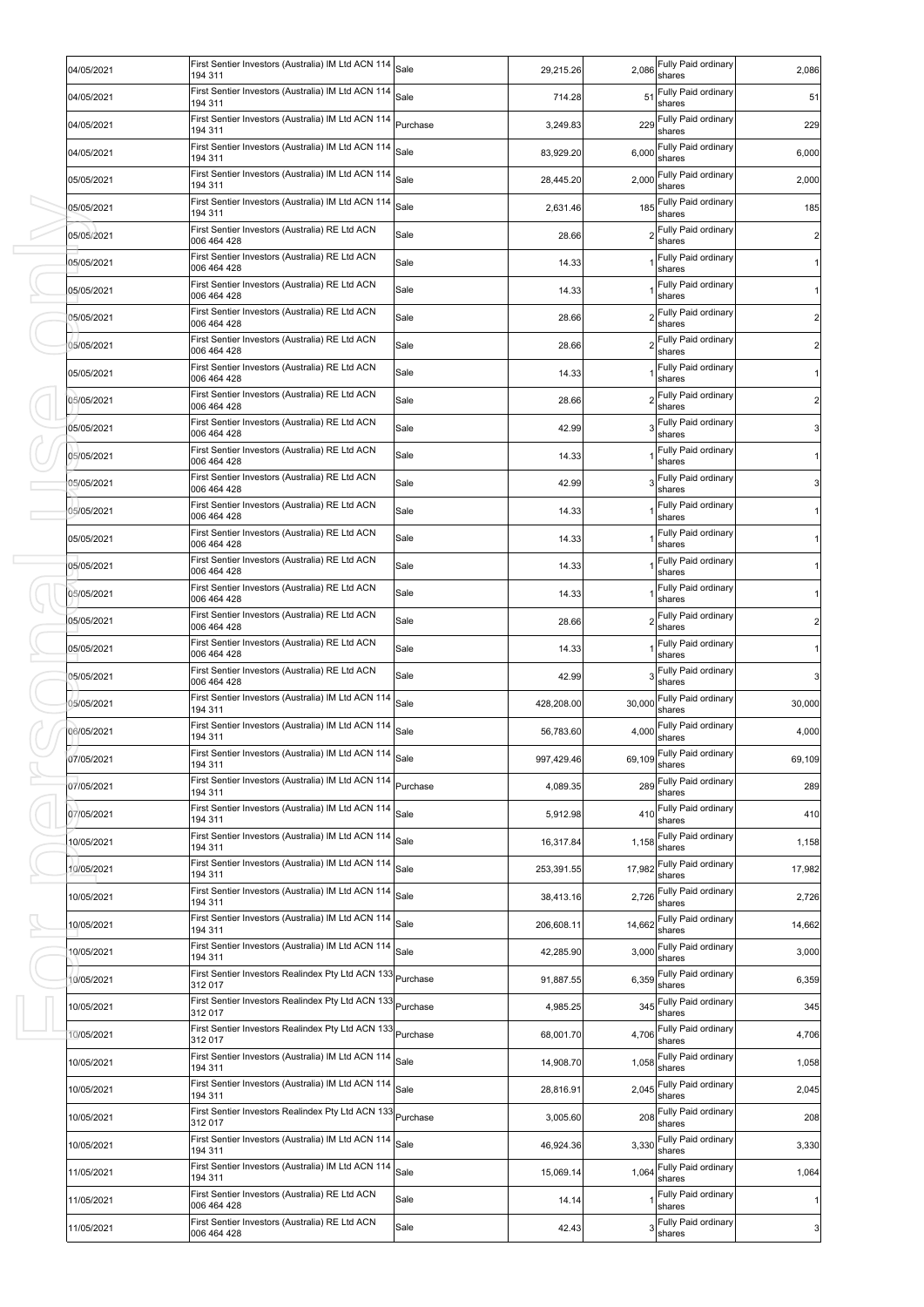| | | | | | | |
|---|---|---|---|---|---|---|
| 04/05/2021 | First Sentier Investors (Australia) IM Ltd ACN 114 194 311 | Sale | 29,215.26 | 2,086 | Fully Paid ordinary shares | 2,086 |
| 04/05/2021 | First Sentier Investors (Australia) IM Ltd ACN 114 194 311 | Sale | 714.28 | 51 | Fully Paid ordinary shares | 51 |
| 04/05/2021 | First Sentier Investors (Australia) IM Ltd ACN 114 194 311 | Purchase | 3,249.83 | 229 | Fully Paid ordinary shares | 229 |
| 04/05/2021 | First Sentier Investors (Australia) IM Ltd ACN 114 194 311 | Sale | 83,929.20 | 6,000 | Fully Paid ordinary shares | 6,000 |
| 05/05/2021 | First Sentier Investors (Australia) IM Ltd ACN 114 194 311 | Sale | 28,445.20 | 2,000 | Fully Paid ordinary shares | 2,000 |
| 05/05/2021 | First Sentier Investors (Australia) IM Ltd ACN 114 194 311 | Sale | 2,631.46 | 185 | Fully Paid ordinary shares | 185 |
| 05/05/2021 | First Sentier Investors (Australia) RE Ltd ACN 006 464 428 | Sale | 28.66 | 2 | Fully Paid ordinary shares | 2 |
| 05/05/2021 | First Sentier Investors (Australia) RE Ltd ACN 006 464 428 | Sale | 14.33 | 1 | Fully Paid ordinary shares | 1 |
| 05/05/2021 | First Sentier Investors (Australia) RE Ltd ACN 006 464 428 | Sale | 14.33 | 1 | Fully Paid ordinary shares | 1 |
| 05/05/2021 | First Sentier Investors (Australia) RE Ltd ACN 006 464 428 | Sale | 28.66 | 2 | Fully Paid ordinary shares | 2 |
| 05/05/2021 | First Sentier Investors (Australia) RE Ltd ACN 006 464 428 | Sale | 28.66 | 2 | Fully Paid ordinary shares | 2 |
| 05/05/2021 | First Sentier Investors (Australia) RE Ltd ACN 006 464 428 | Sale | 14.33 | 1 | Fully Paid ordinary shares | 1 |
| 05/05/2021 | First Sentier Investors (Australia) RE Ltd ACN 006 464 428 | Sale | 28.66 | 2 | Fully Paid ordinary shares | 2 |
| 05/05/2021 | First Sentier Investors (Australia) RE Ltd ACN 006 464 428 | Sale | 42.99 | 3 | Fully Paid ordinary shares | 3 |
| 05/05/2021 | First Sentier Investors (Australia) RE Ltd ACN 006 464 428 | Sale | 14.33 | 1 | Fully Paid ordinary shares | 1 |
| 05/05/2021 | First Sentier Investors (Australia) RE Ltd ACN 006 464 428 | Sale | 42.99 | 3 | Fully Paid ordinary shares | 3 |
| 05/05/2021 | First Sentier Investors (Australia) RE Ltd ACN 006 464 428 | Sale | 14.33 | 1 | Fully Paid ordinary shares | 1 |
| 05/05/2021 | First Sentier Investors (Australia) RE Ltd ACN 006 464 428 | Sale | 14.33 | 1 | Fully Paid ordinary shares | 1 |
| 05/05/2021 | First Sentier Investors (Australia) RE Ltd ACN 006 464 428 | Sale | 14.33 | 1 | Fully Paid ordinary shares | 1 |
| 05/05/2021 | First Sentier Investors (Australia) RE Ltd ACN 006 464 428 | Sale | 14.33 | 1 | Fully Paid ordinary shares | 1 |
| 05/05/2021 | First Sentier Investors (Australia) RE Ltd ACN 006 464 428 | Sale | 28.66 | 2 | Fully Paid ordinary shares | 2 |
| 05/05/2021 | First Sentier Investors (Australia) RE Ltd ACN 006 464 428 | Sale | 14.33 | 1 | Fully Paid ordinary shares | 1 |
| 05/05/2021 | First Sentier Investors (Australia) RE Ltd ACN 006 464 428 | Sale | 42.99 | 3 | Fully Paid ordinary shares | 3 |
| 05/05/2021 | First Sentier Investors (Australia) IM Ltd ACN 114 194 311 | Sale | 428,208.00 | 30,000 | Fully Paid ordinary shares | 30,000 |
| 06/05/2021 | First Sentier Investors (Australia) IM Ltd ACN 114 194 311 | Sale | 56,783.60 | 4,000 | Fully Paid ordinary shares | 4,000 |
| 07/05/2021 | First Sentier Investors (Australia) IM Ltd ACN 114 194 311 | Sale | 997,429.46 | 69,109 | Fully Paid ordinary shares | 69,109 |
| 07/05/2021 | First Sentier Investors (Australia) IM Ltd ACN 114 194 311 | Purchase | 4,089.35 | 289 | Fully Paid ordinary shares | 289 |
| 07/05/2021 | First Sentier Investors (Australia) IM Ltd ACN 114 194 311 | Sale | 5,912.98 | 410 | Fully Paid ordinary shares | 410 |
| 10/05/2021 | First Sentier Investors (Australia) IM Ltd ACN 114 194 311 | Sale | 16,317.84 | 1,158 | Fully Paid ordinary shares | 1,158 |
| 10/05/2021 | First Sentier Investors (Australia) IM Ltd ACN 114 194 311 | Sale | 253,391.55 | 17,982 | Fully Paid ordinary shares | 17,982 |
| 10/05/2021 | First Sentier Investors (Australia) IM Ltd ACN 114 194 311 | Sale | 38,413.16 | 2,726 | Fully Paid ordinary shares | 2,726 |
| 10/05/2021 | First Sentier Investors (Australia) IM Ltd ACN 114 194 311 | Sale | 206,608.11 | 14,662 | Fully Paid ordinary shares | 14,662 |
| 10/05/2021 | First Sentier Investors (Australia) IM Ltd ACN 114 194 311 | Sale | 42,285.90 | 3,000 | Fully Paid ordinary shares | 3,000 |
| 10/05/2021 | First Sentier Investors Realindex Pty Ltd ACN 133 312 017 | Purchase | 91,887.55 | 6,359 | Fully Paid ordinary shares | 6,359 |
| 10/05/2021 | First Sentier Investors Realindex Pty Ltd ACN 133 312 017 | Purchase | 4,985.25 | 345 | Fully Paid ordinary shares | 345 |
| 10/05/2021 | First Sentier Investors Realindex Pty Ltd ACN 133 312 017 | Purchase | 68,001.70 | 4,706 | Fully Paid ordinary shares | 4,706 |
| 10/05/2021 | First Sentier Investors (Australia) IM Ltd ACN 114 194 311 | Sale | 14,908.70 | 1,058 | Fully Paid ordinary shares | 1,058 |
| 10/05/2021 | First Sentier Investors (Australia) IM Ltd ACN 114 194 311 | Sale | 28,816.91 | 2,045 | Fully Paid ordinary shares | 2,045 |
| 10/05/2021 | First Sentier Investors Realindex Pty Ltd ACN 133 312 017 | Purchase | 3,005.60 | 208 | Fully Paid ordinary shares | 208 |
| 10/05/2021 | First Sentier Investors (Australia) IM Ltd ACN 114 194 311 | Sale | 46,924.36 | 3,330 | Fully Paid ordinary shares | 3,330 |
| 11/05/2021 | First Sentier Investors (Australia) IM Ltd ACN 114 194 311 | Sale | 15,069.14 | 1,064 | Fully Paid ordinary shares | 1,064 |
| 11/05/2021 | First Sentier Investors (Australia) RE Ltd ACN 006 464 428 | Sale | 14.14 | 1 | Fully Paid ordinary shares | 1 |
| 11/05/2021 | First Sentier Investors (Australia) RE Ltd ACN 006 464 428 | Sale | 42.43 | 3 | Fully Paid ordinary shares | 3 |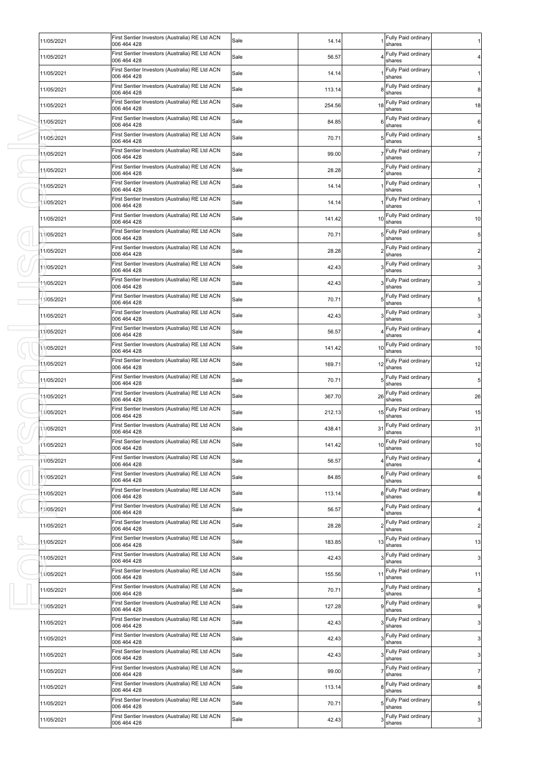| | | | | | | |
|---|---|---|---|---|---|---|
| 11/05/2021 | First Sentier Investors (Australia) RE Ltd ACN 006 464 428 | Sale | 14.14 | 1 | Fully Paid ordinary shares | 1 |
| 11/05/2021 | First Sentier Investors (Australia) RE Ltd ACN 006 464 428 | Sale | 56.57 | 4 | Fully Paid ordinary shares | 4 |
| 11/05/2021 | First Sentier Investors (Australia) RE Ltd ACN 006 464 428 | Sale | 14.14 | 1 | Fully Paid ordinary shares | 1 |
| 11/05/2021 | First Sentier Investors (Australia) RE Ltd ACN 006 464 428 | Sale | 113.14 | 8 | Fully Paid ordinary shares | 8 |
| 11/05/2021 | First Sentier Investors (Australia) RE Ltd ACN 006 464 428 | Sale | 254.56 | 18 | Fully Paid ordinary shares | 18 |
| 11/05/2021 | First Sentier Investors (Australia) RE Ltd ACN 006 464 428 | Sale | 84.85 | 6 | Fully Paid ordinary shares | 6 |
| 11/05/2021 | First Sentier Investors (Australia) RE Ltd ACN 006 464 428 | Sale | 70.71 | 5 | Fully Paid ordinary shares | 5 |
| 11/05/2021 | First Sentier Investors (Australia) RE Ltd ACN 006 464 428 | Sale | 99.00 | 7 | Fully Paid ordinary shares | 7 |
| 11/05/2021 | First Sentier Investors (Australia) RE Ltd ACN 006 464 428 | Sale | 28.28 | 2 | Fully Paid ordinary shares | 2 |
| 11/05/2021 | First Sentier Investors (Australia) RE Ltd ACN 006 464 428 | Sale | 14.14 | 1 | Fully Paid ordinary shares | 1 |
| 11/05/2021 | First Sentier Investors (Australia) RE Ltd ACN 006 464 428 | Sale | 14.14 | 1 | Fully Paid ordinary shares | 1 |
| 11/05/2021 | First Sentier Investors (Australia) RE Ltd ACN 006 464 428 | Sale | 141.42 | 10 | Fully Paid ordinary shares | 10 |
| 11/05/2021 | First Sentier Investors (Australia) RE Ltd ACN 006 464 428 | Sale | 70.71 | 5 | Fully Paid ordinary shares | 5 |
| 11/05/2021 | First Sentier Investors (Australia) RE Ltd ACN 006 464 428 | Sale | 28.28 | 2 | Fully Paid ordinary shares | 2 |
| 11/05/2021 | First Sentier Investors (Australia) RE Ltd ACN 006 464 428 | Sale | 42.43 | 3 | Fully Paid ordinary shares | 3 |
| 11/05/2021 | First Sentier Investors (Australia) RE Ltd ACN 006 464 428 | Sale | 42.43 | 3 | Fully Paid ordinary shares | 3 |
| 11/05/2021 | First Sentier Investors (Australia) RE Ltd ACN 006 464 428 | Sale | 70.71 | 5 | Fully Paid ordinary shares | 5 |
| 11/05/2021 | First Sentier Investors (Australia) RE Ltd ACN 006 464 428 | Sale | 42.43 | 3 | Fully Paid ordinary shares | 3 |
| 11/05/2021 | First Sentier Investors (Australia) RE Ltd ACN 006 464 428 | Sale | 56.57 | 4 | Fully Paid ordinary shares | 4 |
| 11/05/2021 | First Sentier Investors (Australia) RE Ltd ACN 006 464 428 | Sale | 141.42 | 10 | Fully Paid ordinary shares | 10 |
| 11/05/2021 | First Sentier Investors (Australia) RE Ltd ACN 006 464 428 | Sale | 169.71 | 12 | Fully Paid ordinary shares | 12 |
| 11/05/2021 | First Sentier Investors (Australia) RE Ltd ACN 006 464 428 | Sale | 70.71 | 5 | Fully Paid ordinary shares | 5 |
| 11/05/2021 | First Sentier Investors (Australia) RE Ltd ACN 006 464 428 | Sale | 367.70 | 26 | Fully Paid ordinary shares | 26 |
| 11/05/2021 | First Sentier Investors (Australia) RE Ltd ACN 006 464 428 | Sale | 212.13 | 15 | Fully Paid ordinary shares | 15 |
| 11/05/2021 | First Sentier Investors (Australia) RE Ltd ACN 006 464 428 | Sale | 438.41 | 31 | Fully Paid ordinary shares | 31 |
| 11/05/2021 | First Sentier Investors (Australia) RE Ltd ACN 006 464 428 | Sale | 141.42 | 10 | Fully Paid ordinary shares | 10 |
| 11/05/2021 | First Sentier Investors (Australia) RE Ltd ACN 006 464 428 | Sale | 56.57 | 4 | Fully Paid ordinary shares | 4 |
| 11/05/2021 | First Sentier Investors (Australia) RE Ltd ACN 006 464 428 | Sale | 84.85 | 6 | Fully Paid ordinary shares | 6 |
| 11/05/2021 | First Sentier Investors (Australia) RE Ltd ACN 006 464 428 | Sale | 113.14 | 8 | Fully Paid ordinary shares | 8 |
| 11/05/2021 | First Sentier Investors (Australia) RE Ltd ACN 006 464 428 | Sale | 56.57 | 4 | Fully Paid ordinary shares | 4 |
| 11/05/2021 | First Sentier Investors (Australia) RE Ltd ACN 006 464 428 | Sale | 28.28 | 2 | Fully Paid ordinary shares | 2 |
| 11/05/2021 | First Sentier Investors (Australia) RE Ltd ACN 006 464 428 | Sale | 183.85 | 13 | Fully Paid ordinary shares | 13 |
| 11/05/2021 | First Sentier Investors (Australia) RE Ltd ACN 006 464 428 | Sale | 42.43 | 3 | Fully Paid ordinary shares | 3 |
| 11/05/2021 | First Sentier Investors (Australia) RE Ltd ACN 006 464 428 | Sale | 155.56 | 11 | Fully Paid ordinary shares | 11 |
| 11/05/2021 | First Sentier Investors (Australia) RE Ltd ACN 006 464 428 | Sale | 70.71 | 5 | Fully Paid ordinary shares | 5 |
| 11/05/2021 | First Sentier Investors (Australia) RE Ltd ACN 006 464 428 | Sale | 127.28 | 9 | Fully Paid ordinary shares | 9 |
| 11/05/2021 | First Sentier Investors (Australia) RE Ltd ACN 006 464 428 | Sale | 42.43 | 3 | Fully Paid ordinary shares | 3 |
| 11/05/2021 | First Sentier Investors (Australia) RE Ltd ACN 006 464 428 | Sale | 42.43 | 3 | Fully Paid ordinary shares | 3 |
| 11/05/2021 | First Sentier Investors (Australia) RE Ltd ACN 006 464 428 | Sale | 42.43 | 3 | Fully Paid ordinary shares | 3 |
| 11/05/2021 | First Sentier Investors (Australia) RE Ltd ACN 006 464 428 | Sale | 99.00 | 7 | Fully Paid ordinary shares | 7 |
| 11/05/2021 | First Sentier Investors (Australia) RE Ltd ACN 006 464 428 | Sale | 113.14 | 8 | Fully Paid ordinary shares | 8 |
| 11/05/2021 | First Sentier Investors (Australia) RE Ltd ACN 006 464 428 | Sale | 70.71 | 5 | Fully Paid ordinary shares | 5 |
| 11/05/2021 | First Sentier Investors (Australia) RE Ltd ACN 006 464 428 | Sale | 42.43 | 3 | Fully Paid ordinary shares | 3 |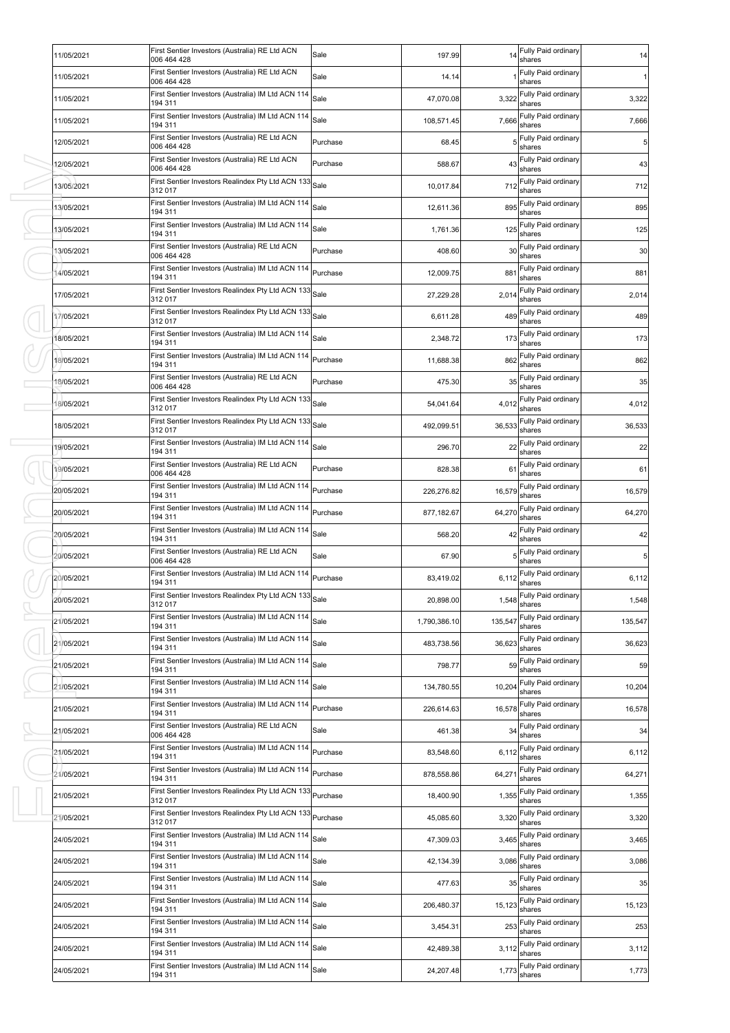| | | | | | | |
|---|---|---|---|---|---|---|
| 11/05/2021 | First Sentier Investors (Australia) RE Ltd ACN 006 464 428 | Sale | 197.99 | 14 | Fully Paid ordinary shares | 14 |
| 11/05/2021 | First Sentier Investors (Australia) RE Ltd ACN 006 464 428 | Sale | 14.14 | 1 | Fully Paid ordinary shares | 1 |
| 11/05/2021 | First Sentier Investors (Australia) IM Ltd ACN 114 194 311 | Sale | 47,070.08 | 3,322 | Fully Paid ordinary shares | 3,322 |
| 11/05/2021 | First Sentier Investors (Australia) IM Ltd ACN 114 194 311 | Sale | 108,571.45 | 7,666 | Fully Paid ordinary shares | 7,666 |
| 12/05/2021 | First Sentier Investors (Australia) RE Ltd ACN 006 464 428 | Purchase | 68.45 | 5 | Fully Paid ordinary shares | 5 |
| 12/05/2021 | First Sentier Investors (Australia) RE Ltd ACN 006 464 428 | Purchase | 588.67 | 43 | Fully Paid ordinary shares | 43 |
| 13/05/2021 | First Sentier Investors Realindex Pty Ltd ACN 133 312 017 | Sale | 10,017.84 | 712 | Fully Paid ordinary shares | 712 |
| 13/05/2021 | First Sentier Investors (Australia) IM Ltd ACN 114 194 311 | Sale | 12,611.36 | 895 | Fully Paid ordinary shares | 895 |
| 13/05/2021 | First Sentier Investors (Australia) IM Ltd ACN 114 194 311 | Sale | 1,761.36 | 125 | Fully Paid ordinary shares | 125 |
| 13/05/2021 | First Sentier Investors (Australia) RE Ltd ACN 006 464 428 | Purchase | 408.60 | 30 | Fully Paid ordinary shares | 30 |
| 14/05/2021 | First Sentier Investors (Australia) IM Ltd ACN 114 194 311 | Purchase | 12,009.75 | 881 | Fully Paid ordinary shares | 881 |
| 17/05/2021 | First Sentier Investors Realindex Pty Ltd ACN 133 312 017 | Sale | 27,229.28 | 2,014 | Fully Paid ordinary shares | 2,014 |
| 17/05/2021 | First Sentier Investors Realindex Pty Ltd ACN 133 312 017 | Sale | 6,611.28 | 489 | Fully Paid ordinary shares | 489 |
| 18/05/2021 | First Sentier Investors (Australia) IM Ltd ACN 114 194 311 | Sale | 2,348.72 | 173 | Fully Paid ordinary shares | 173 |
| 18/05/2021 | First Sentier Investors (Australia) IM Ltd ACN 114 194 311 | Purchase | 11,688.38 | 862 | Fully Paid ordinary shares | 862 |
| 18/05/2021 | First Sentier Investors (Australia) RE Ltd ACN 006 464 428 | Purchase | 475.30 | 35 | Fully Paid ordinary shares | 35 |
| 18/05/2021 | First Sentier Investors Realindex Pty Ltd ACN 133 312 017 | Sale | 54,041.64 | 4,012 | Fully Paid ordinary shares | 4,012 |
| 18/05/2021 | First Sentier Investors Realindex Pty Ltd ACN 133 312 017 | Sale | 492,099.51 | 36,533 | Fully Paid ordinary shares | 36,533 |
| 19/05/2021 | First Sentier Investors (Australia) IM Ltd ACN 114 194 311 | Sale | 296.70 | 22 | Fully Paid ordinary shares | 22 |
| 19/05/2021 | First Sentier Investors (Australia) RE Ltd ACN 006 464 428 | Purchase | 828.38 | 61 | Fully Paid ordinary shares | 61 |
| 20/05/2021 | First Sentier Investors (Australia) IM Ltd ACN 114 194 311 | Purchase | 226,276.82 | 16,579 | Fully Paid ordinary shares | 16,579 |
| 20/05/2021 | First Sentier Investors (Australia) IM Ltd ACN 114 194 311 | Purchase | 877,182.67 | 64,270 | Fully Paid ordinary shares | 64,270 |
| 20/05/2021 | First Sentier Investors (Australia) IM Ltd ACN 114 194 311 | Sale | 568.20 | 42 | Fully Paid ordinary shares | 42 |
| 20/05/2021 | First Sentier Investors (Australia) RE Ltd ACN 006 464 428 | Sale | 67.90 | 5 | Fully Paid ordinary shares | 5 |
| 20/05/2021 | First Sentier Investors (Australia) IM Ltd ACN 114 194 311 | Purchase | 83,419.02 | 6,112 | Fully Paid ordinary shares | 6,112 |
| 20/05/2021 | First Sentier Investors Realindex Pty Ltd ACN 133 312 017 | Sale | 20,898.00 | 1,548 | Fully Paid ordinary shares | 1,548 |
| 21/05/2021 | First Sentier Investors (Australia) IM Ltd ACN 114 194 311 | Sale | 1,790,386.10 | 135,547 | Fully Paid ordinary shares | 135,547 |
| 21/05/2021 | First Sentier Investors (Australia) IM Ltd ACN 114 194 311 | Sale | 483,738.56 | 36,623 | Fully Paid ordinary shares | 36,623 |
| 21/05/2021 | First Sentier Investors (Australia) IM Ltd ACN 114 194 311 | Sale | 798.77 | 59 | Fully Paid ordinary shares | 59 |
| 21/05/2021 | First Sentier Investors (Australia) IM Ltd ACN 114 194 311 | Sale | 134,780.55 | 10,204 | Fully Paid ordinary shares | 10,204 |
| 21/05/2021 | First Sentier Investors (Australia) IM Ltd ACN 114 194 311 | Purchase | 226,614.63 | 16,578 | Fully Paid ordinary shares | 16,578 |
| 21/05/2021 | First Sentier Investors (Australia) RE Ltd ACN 006 464 428 | Sale | 461.38 | 34 | Fully Paid ordinary shares | 34 |
| 21/05/2021 | First Sentier Investors (Australia) IM Ltd ACN 114 194 311 | Purchase | 83,548.60 | 6,112 | Fully Paid ordinary shares | 6,112 |
| 21/05/2021 | First Sentier Investors (Australia) IM Ltd ACN 114 194 311 | Purchase | 878,558.86 | 64,271 | Fully Paid ordinary shares | 64,271 |
| 21/05/2021 | First Sentier Investors Realindex Pty Ltd ACN 133 312 017 | Purchase | 18,400.90 | 1,355 | Fully Paid ordinary shares | 1,355 |
| 21/05/2021 | First Sentier Investors Realindex Pty Ltd ACN 133 312 017 | Purchase | 45,085.60 | 3,320 | Fully Paid ordinary shares | 3,320 |
| 24/05/2021 | First Sentier Investors (Australia) IM Ltd ACN 114 194 311 | Sale | 47,309.03 | 3,465 | Fully Paid ordinary shares | 3,465 |
| 24/05/2021 | First Sentier Investors (Australia) IM Ltd ACN 114 194 311 | Sale | 42,134.39 | 3,086 | Fully Paid ordinary shares | 3,086 |
| 24/05/2021 | First Sentier Investors (Australia) IM Ltd ACN 114 194 311 | Sale | 477.63 | 35 | Fully Paid ordinary shares | 35 |
| 24/05/2021 | First Sentier Investors (Australia) IM Ltd ACN 114 194 311 | Sale | 206,480.37 | 15,123 | Fully Paid ordinary shares | 15,123 |
| 24/05/2021 | First Sentier Investors (Australia) IM Ltd ACN 114 194 311 | Sale | 3,454.31 | 253 | Fully Paid ordinary shares | 253 |
| 24/05/2021 | First Sentier Investors (Australia) IM Ltd ACN 114 194 311 | Sale | 42,489.38 | 3,112 | Fully Paid ordinary shares | 3,112 |
| 24/05/2021 | First Sentier Investors (Australia) IM Ltd ACN 114 194 311 | Sale | 24,207.48 | 1,773 | Fully Paid ordinary shares | 1,773 |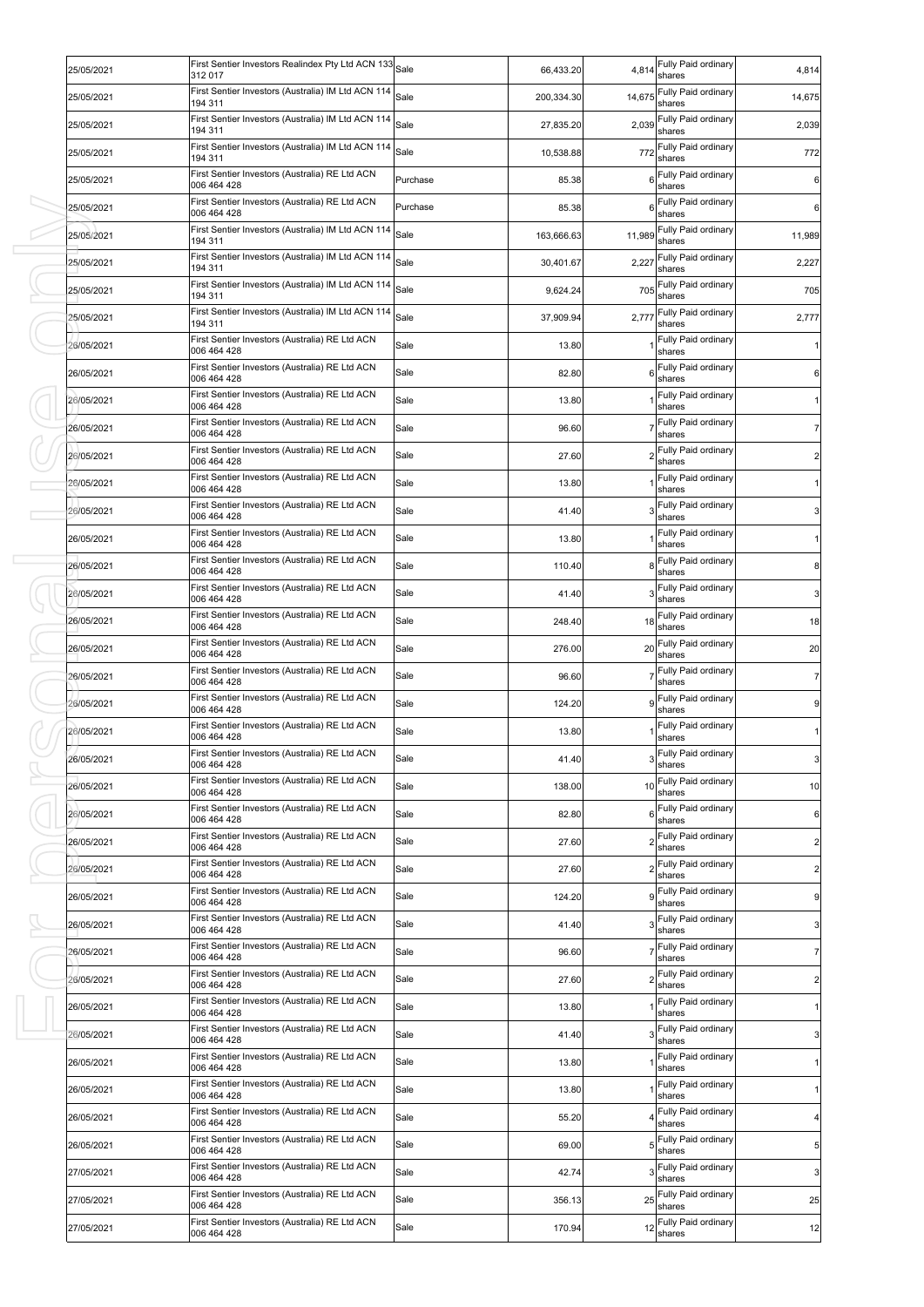| | | | | | | |
|---|---|---|---|---|---|---|
| 25/05/2021 | First Sentier Investors Realindex Pty Ltd ACN 133 312 017 | Sale | 66,433.20 | 4,814 | Fully Paid ordinary shares | 4,814 |
| 25/05/2021 | First Sentier Investors (Australia) IM Ltd ACN 114 194 311 | Sale | 200,334.30 | 14,675 | Fully Paid ordinary shares | 14,675 |
| 25/05/2021 | First Sentier Investors (Australia) IM Ltd ACN 114 194 311 | Sale | 27,835.20 | 2,039 | Fully Paid ordinary shares | 2,039 |
| 25/05/2021 | First Sentier Investors (Australia) IM Ltd ACN 114 194 311 | Sale | 10,538.88 | 772 | Fully Paid ordinary shares | 772 |
| 25/05/2021 | First Sentier Investors (Australia) RE Ltd ACN 006 464 428 | Purchase | 85.38 | 6 | Fully Paid ordinary shares | 6 |
| 25/05/2021 | First Sentier Investors (Australia) RE Ltd ACN 006 464 428 | Purchase | 85.38 | 6 | Fully Paid ordinary shares | 6 |
| 25/05/2021 | First Sentier Investors (Australia) IM Ltd ACN 114 194 311 | Sale | 163,666.63 | 11,989 | Fully Paid ordinary shares | 11,989 |
| 25/05/2021 | First Sentier Investors (Australia) IM Ltd ACN 114 194 311 | Sale | 30,401.67 | 2,227 | Fully Paid ordinary shares | 2,227 |
| 25/05/2021 | First Sentier Investors (Australia) IM Ltd ACN 114 194 311 | Sale | 9,624.24 | 705 | Fully Paid ordinary shares | 705 |
| 25/05/2021 | First Sentier Investors (Australia) IM Ltd ACN 114 194 311 | Sale | 37,909.94 | 2,777 | Fully Paid ordinary shares | 2,777 |
| 26/05/2021 | First Sentier Investors (Australia) RE Ltd ACN 006 464 428 | Sale | 13.80 | 1 | Fully Paid ordinary shares | 1 |
| 26/05/2021 | First Sentier Investors (Australia) RE Ltd ACN 006 464 428 | Sale | 82.80 | 6 | Fully Paid ordinary shares | 6 |
| 26/05/2021 | First Sentier Investors (Australia) RE Ltd ACN 006 464 428 | Sale | 13.80 | 1 | Fully Paid ordinary shares | 1 |
| 26/05/2021 | First Sentier Investors (Australia) RE Ltd ACN 006 464 428 | Sale | 96.60 | 7 | Fully Paid ordinary shares | 7 |
| 26/05/2021 | First Sentier Investors (Australia) RE Ltd ACN 006 464 428 | Sale | 27.60 | 2 | Fully Paid ordinary shares | 2 |
| 26/05/2021 | First Sentier Investors (Australia) RE Ltd ACN 006 464 428 | Sale | 13.80 | 1 | Fully Paid ordinary shares | 1 |
| 26/05/2021 | First Sentier Investors (Australia) RE Ltd ACN 006 464 428 | Sale | 41.40 | 3 | Fully Paid ordinary shares | 3 |
| 26/05/2021 | First Sentier Investors (Australia) RE Ltd ACN 006 464 428 | Sale | 13.80 | 1 | Fully Paid ordinary shares | 1 |
| 26/05/2021 | First Sentier Investors (Australia) RE Ltd ACN 006 464 428 | Sale | 110.40 | 8 | Fully Paid ordinary shares | 8 |
| 26/05/2021 | First Sentier Investors (Australia) RE Ltd ACN 006 464 428 | Sale | 41.40 | 3 | Fully Paid ordinary shares | 3 |
| 26/05/2021 | First Sentier Investors (Australia) RE Ltd ACN 006 464 428 | Sale | 248.40 | 18 | Fully Paid ordinary shares | 18 |
| 26/05/2021 | First Sentier Investors (Australia) RE Ltd ACN 006 464 428 | Sale | 276.00 | 20 | Fully Paid ordinary shares | 20 |
| 26/05/2021 | First Sentier Investors (Australia) RE Ltd ACN 006 464 428 | Sale | 96.60 | 7 | Fully Paid ordinary shares | 7 |
| 26/05/2021 | First Sentier Investors (Australia) RE Ltd ACN 006 464 428 | Sale | 124.20 | 9 | Fully Paid ordinary shares | 9 |
| 26/05/2021 | First Sentier Investors (Australia) RE Ltd ACN 006 464 428 | Sale | 13.80 | 1 | Fully Paid ordinary shares | 1 |
| 26/05/2021 | First Sentier Investors (Australia) RE Ltd ACN 006 464 428 | Sale | 41.40 | 3 | Fully Paid ordinary shares | 3 |
| 26/05/2021 | First Sentier Investors (Australia) RE Ltd ACN 006 464 428 | Sale | 138.00 | 10 | Fully Paid ordinary shares | 10 |
| 26/05/2021 | First Sentier Investors (Australia) RE Ltd ACN 006 464 428 | Sale | 82.80 | 6 | Fully Paid ordinary shares | 6 |
| 26/05/2021 | First Sentier Investors (Australia) RE Ltd ACN 006 464 428 | Sale | 27.60 | 2 | Fully Paid ordinary shares | 2 |
| 26/05/2021 | First Sentier Investors (Australia) RE Ltd ACN 006 464 428 | Sale | 27.60 | 2 | Fully Paid ordinary shares | 2 |
| 26/05/2021 | First Sentier Investors (Australia) RE Ltd ACN 006 464 428 | Sale | 124.20 | 9 | Fully Paid ordinary shares | 9 |
| 26/05/2021 | First Sentier Investors (Australia) RE Ltd ACN 006 464 428 | Sale | 41.40 | 3 | Fully Paid ordinary shares | 3 |
| 26/05/2021 | First Sentier Investors (Australia) RE Ltd ACN 006 464 428 | Sale | 96.60 | 7 | Fully Paid ordinary shares | 7 |
| 26/05/2021 | First Sentier Investors (Australia) RE Ltd ACN 006 464 428 | Sale | 27.60 | 2 | Fully Paid ordinary shares | 2 |
| 26/05/2021 | First Sentier Investors (Australia) RE Ltd ACN 006 464 428 | Sale | 13.80 | 1 | Fully Paid ordinary shares | 1 |
| 26/05/2021 | First Sentier Investors (Australia) RE Ltd ACN 006 464 428 | Sale | 41.40 | 3 | Fully Paid ordinary shares | 3 |
| 26/05/2021 | First Sentier Investors (Australia) RE Ltd ACN 006 464 428 | Sale | 13.80 | 1 | Fully Paid ordinary shares | 1 |
| 26/05/2021 | First Sentier Investors (Australia) RE Ltd ACN 006 464 428 | Sale | 13.80 | 1 | Fully Paid ordinary shares | 1 |
| 26/05/2021 | First Sentier Investors (Australia) RE Ltd ACN 006 464 428 | Sale | 55.20 | 4 | Fully Paid ordinary shares | 4 |
| 26/05/2021 | First Sentier Investors (Australia) RE Ltd ACN 006 464 428 | Sale | 69.00 | 5 | Fully Paid ordinary shares | 5 |
| 27/05/2021 | First Sentier Investors (Australia) RE Ltd ACN 006 464 428 | Sale | 42.74 | 3 | Fully Paid ordinary shares | 3 |
| 27/05/2021 | First Sentier Investors (Australia) RE Ltd ACN 006 464 428 | Sale | 356.13 | 25 | Fully Paid ordinary shares | 25 |
| 27/05/2021 | First Sentier Investors (Australia) RE Ltd ACN 006 464 428 | Sale | 170.94 | 12 | Fully Paid ordinary shares | 12 |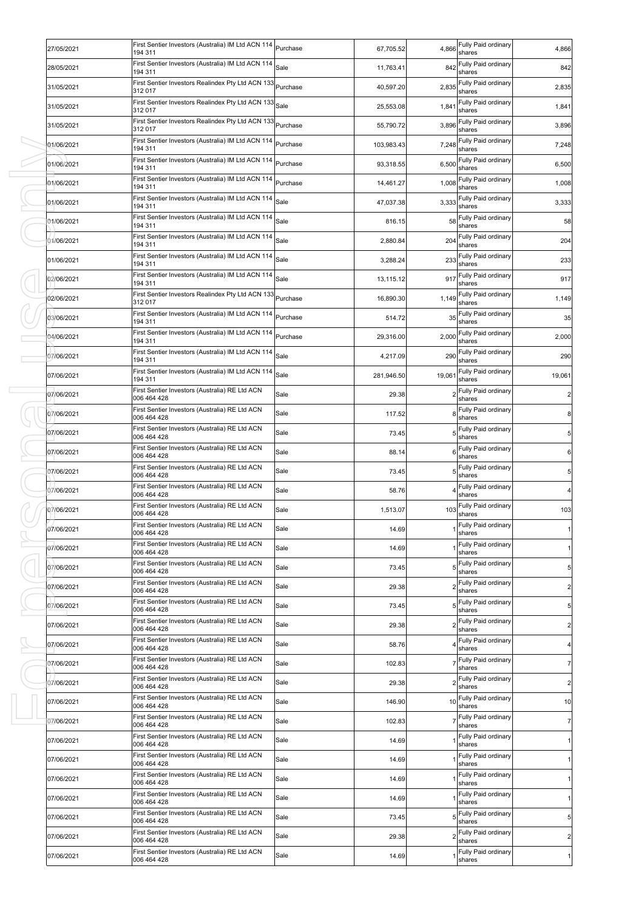| | | | | | | |
|---|---|---|---|---|---|---|
| 27/05/2021 | First Sentier Investors (Australia) IM Ltd ACN 114 194 311 | Purchase | 67,705.52 | 4,866 | Fully Paid ordinary shares | 4,866 |
| 28/05/2021 | First Sentier Investors (Australia) IM Ltd ACN 114 194 311 | Sale | 11,763.41 | 842 | Fully Paid ordinary shares | 842 |
| 31/05/2021 | First Sentier Investors Realindex Pty Ltd ACN 133 312 017 | Purchase | 40,597.20 | 2,835 | Fully Paid ordinary shares | 2,835 |
| 31/05/2021 | First Sentier Investors Realindex Pty Ltd ACN 133 312 017 | Sale | 25,553.08 | 1,841 | Fully Paid ordinary shares | 1,841 |
| 31/05/2021 | First Sentier Investors Realindex Pty Ltd ACN 133 312 017 | Purchase | 55,790.72 | 3,896 | Fully Paid ordinary shares | 3,896 |
| 01/06/2021 | First Sentier Investors (Australia) IM Ltd ACN 114 194 311 | Purchase | 103,983.43 | 7,248 | Fully Paid ordinary shares | 7,248 |
| 01/06/2021 | First Sentier Investors (Australia) IM Ltd ACN 114 194 311 | Purchase | 93,318.55 | 6,500 | Fully Paid ordinary shares | 6,500 |
| 01/06/2021 | First Sentier Investors (Australia) IM Ltd ACN 114 194 311 | Purchase | 14,461.27 | 1,008 | Fully Paid ordinary shares | 1,008 |
| 01/06/2021 | First Sentier Investors (Australia) IM Ltd ACN 114 194 311 | Sale | 47,037.38 | 3,333 | Fully Paid ordinary shares | 3,333 |
| 01/06/2021 | First Sentier Investors (Australia) IM Ltd ACN 114 194 311 | Sale | 816.15 | 58 | Fully Paid ordinary shares | 58 |
| 01/06/2021 | First Sentier Investors (Australia) IM Ltd ACN 114 194 311 | Sale | 2,880.84 | 204 | Fully Paid ordinary shares | 204 |
| 01/06/2021 | First Sentier Investors (Australia) IM Ltd ACN 114 194 311 | Sale | 3,288.24 | 233 | Fully Paid ordinary shares | 233 |
| 02/06/2021 | First Sentier Investors (Australia) IM Ltd ACN 114 194 311 | Sale | 13,115.12 | 917 | Fully Paid ordinary shares | 917 |
| 02/06/2021 | First Sentier Investors Realindex Pty Ltd ACN 133 312 017 | Purchase | 16,890.30 | 1,149 | Fully Paid ordinary shares | 1,149 |
| 03/06/2021 | First Sentier Investors (Australia) IM Ltd ACN 114 194 311 | Purchase | 514.72 | 35 | Fully Paid ordinary shares | 35 |
| 04/06/2021 | First Sentier Investors (Australia) IM Ltd ACN 114 194 311 | Purchase | 29,316.00 | 2,000 | Fully Paid ordinary shares | 2,000 |
| 07/06/2021 | First Sentier Investors (Australia) IM Ltd ACN 114 194 311 | Sale | 4,217.09 | 290 | Fully Paid ordinary shares | 290 |
| 07/06/2021 | First Sentier Investors (Australia) IM Ltd ACN 114 194 311 | Sale | 281,946.50 | 19,061 | Fully Paid ordinary shares | 19,061 |
| 07/06/2021 | First Sentier Investors (Australia) RE Ltd ACN 006 464 428 | Sale | 29.38 | 2 | Fully Paid ordinary shares | 2 |
| 07/06/2021 | First Sentier Investors (Australia) RE Ltd ACN 006 464 428 | Sale | 117.52 | 8 | Fully Paid ordinary shares | 8 |
| 07/06/2021 | First Sentier Investors (Australia) RE Ltd ACN 006 464 428 | Sale | 73.45 | 5 | Fully Paid ordinary shares | 5 |
| 07/06/2021 | First Sentier Investors (Australia) RE Ltd ACN 006 464 428 | Sale | 88.14 | 6 | Fully Paid ordinary shares | 6 |
| 07/06/2021 | First Sentier Investors (Australia) RE Ltd ACN 006 464 428 | Sale | 73.45 | 5 | Fully Paid ordinary shares | 5 |
| 07/06/2021 | First Sentier Investors (Australia) RE Ltd ACN 006 464 428 | Sale | 58.76 | 4 | Fully Paid ordinary shares | 4 |
| 07/06/2021 | First Sentier Investors (Australia) RE Ltd ACN 006 464 428 | Sale | 1,513.07 | 103 | Fully Paid ordinary shares | 103 |
| 07/06/2021 | First Sentier Investors (Australia) RE Ltd ACN 006 464 428 | Sale | 14.69 | 1 | Fully Paid ordinary shares | 1 |
| 07/06/2021 | First Sentier Investors (Australia) RE Ltd ACN 006 464 428 | Sale | 14.69 | 1 | Fully Paid ordinary shares | 1 |
| 07/06/2021 | First Sentier Investors (Australia) RE Ltd ACN 006 464 428 | Sale | 73.45 | 5 | Fully Paid ordinary shares | 5 |
| 07/06/2021 | First Sentier Investors (Australia) RE Ltd ACN 006 464 428 | Sale | 29.38 | 2 | Fully Paid ordinary shares | 2 |
| 07/06/2021 | First Sentier Investors (Australia) RE Ltd ACN 006 464 428 | Sale | 73.45 | 5 | Fully Paid ordinary shares | 5 |
| 07/06/2021 | First Sentier Investors (Australia) RE Ltd ACN 006 464 428 | Sale | 29.38 | 2 | Fully Paid ordinary shares | 2 |
| 07/06/2021 | First Sentier Investors (Australia) RE Ltd ACN 006 464 428 | Sale | 58.76 | 4 | Fully Paid ordinary shares | 4 |
| 07/06/2021 | First Sentier Investors (Australia) RE Ltd ACN 006 464 428 | Sale | 102.83 | 7 | Fully Paid ordinary shares | 7 |
| 07/06/2021 | First Sentier Investors (Australia) RE Ltd ACN 006 464 428 | Sale | 29.38 | 2 | Fully Paid ordinary shares | 2 |
| 07/06/2021 | First Sentier Investors (Australia) RE Ltd ACN 006 464 428 | Sale | 146.90 | 10 | Fully Paid ordinary shares | 10 |
| 07/06/2021 | First Sentier Investors (Australia) RE Ltd ACN 006 464 428 | Sale | 102.83 | 7 | Fully Paid ordinary shares | 7 |
| 07/06/2021 | First Sentier Investors (Australia) RE Ltd ACN 006 464 428 | Sale | 14.69 | 1 | Fully Paid ordinary shares | 1 |
| 07/06/2021 | First Sentier Investors (Australia) RE Ltd ACN 006 464 428 | Sale | 14.69 | 1 | Fully Paid ordinary shares | 1 |
| 07/06/2021 | First Sentier Investors (Australia) RE Ltd ACN 006 464 428 | Sale | 14.69 | 1 | Fully Paid ordinary shares | 1 |
| 07/06/2021 | First Sentier Investors (Australia) RE Ltd ACN 006 464 428 | Sale | 14.69 | 1 | Fully Paid ordinary shares | 1 |
| 07/06/2021 | First Sentier Investors (Australia) RE Ltd ACN 006 464 428 | Sale | 73.45 | 5 | Fully Paid ordinary shares | 5 |
| 07/06/2021 | First Sentier Investors (Australia) RE Ltd ACN 006 464 428 | Sale | 29.38 | 2 | Fully Paid ordinary shares | 2 |
| 07/06/2021 | First Sentier Investors (Australia) RE Ltd ACN 006 464 428 | Sale | 14.69 | 1 | Fully Paid ordinary shares | 1 |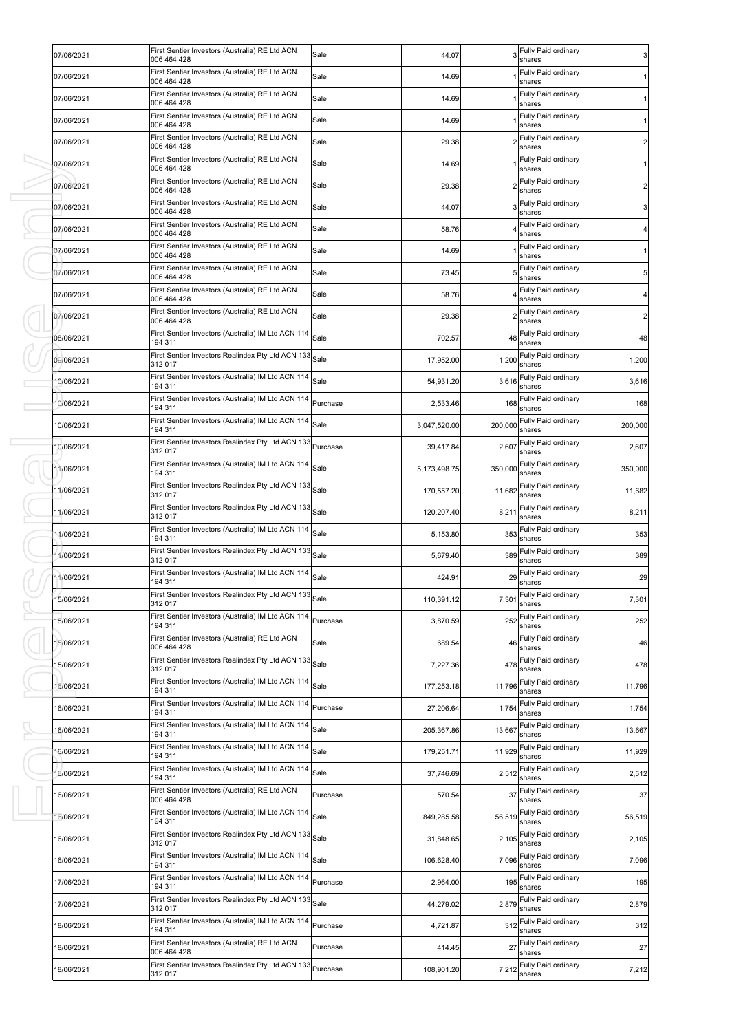| | | | | | | |
|---|---|---|---|---|---|---|
| 07/06/2021 | First Sentier Investors (Australia) RE Ltd ACN 006 464 428 | Sale | 44.07 | 3 | Fully Paid ordinary shares | 3 |
| 07/06/2021 | First Sentier Investors (Australia) RE Ltd ACN 006 464 428 | Sale | 14.69 | 1 | Fully Paid ordinary shares | 1 |
| 07/06/2021 | First Sentier Investors (Australia) RE Ltd ACN 006 464 428 | Sale | 14.69 | 1 | Fully Paid ordinary shares | 1 |
| 07/06/2021 | First Sentier Investors (Australia) RE Ltd ACN 006 464 428 | Sale | 14.69 | 1 | Fully Paid ordinary shares | 1 |
| 07/06/2021 | First Sentier Investors (Australia) RE Ltd ACN 006 464 428 | Sale | 29.38 | 2 | Fully Paid ordinary shares | 2 |
| 07/06/2021 | First Sentier Investors (Australia) RE Ltd ACN 006 464 428 | Sale | 14.69 | 1 | Fully Paid ordinary shares | 1 |
| 07/06/2021 | First Sentier Investors (Australia) RE Ltd ACN 006 464 428 | Sale | 29.38 | 2 | Fully Paid ordinary shares | 2 |
| 07/06/2021 | First Sentier Investors (Australia) RE Ltd ACN 006 464 428 | Sale | 44.07 | 3 | Fully Paid ordinary shares | 3 |
| 07/06/2021 | First Sentier Investors (Australia) RE Ltd ACN 006 464 428 | Sale | 58.76 | 4 | Fully Paid ordinary shares | 4 |
| 07/06/2021 | First Sentier Investors (Australia) RE Ltd ACN 006 464 428 | Sale | 14.69 | 1 | Fully Paid ordinary shares | 1 |
| 07/06/2021 | First Sentier Investors (Australia) RE Ltd ACN 006 464 428 | Sale | 73.45 | 5 | Fully Paid ordinary shares | 5 |
| 07/06/2021 | First Sentier Investors (Australia) RE Ltd ACN 006 464 428 | Sale | 58.76 | 4 | Fully Paid ordinary shares | 4 |
| 07/06/2021 | First Sentier Investors (Australia) RE Ltd ACN 006 464 428 | Sale | 29.38 | 2 | Fully Paid ordinary shares | 2 |
| 08/06/2021 | First Sentier Investors (Australia) IM Ltd ACN 114 194 311 | Sale | 702.57 | 48 | Fully Paid ordinary shares | 48 |
| 09/06/2021 | First Sentier Investors Realindex Pty Ltd ACN 133 312 017 | Sale | 17,952.00 | 1,200 | Fully Paid ordinary shares | 1,200 |
| 10/06/2021 | First Sentier Investors (Australia) IM Ltd ACN 114 194 311 | Sale | 54,931.20 | 3,616 | Fully Paid ordinary shares | 3,616 |
| 10/06/2021 | First Sentier Investors (Australia) IM Ltd ACN 114 194 311 | Purchase | 2,533.46 | 168 | Fully Paid ordinary shares | 168 |
| 10/06/2021 | First Sentier Investors (Australia) IM Ltd ACN 114 194 311 | Sale | 3,047,520.00 | 200,000 | Fully Paid ordinary shares | 200,000 |
| 10/06/2021 | First Sentier Investors Realindex Pty Ltd ACN 133 312 017 | Purchase | 39,417.84 | 2,607 | Fully Paid ordinary shares | 2,607 |
| 11/06/2021 | First Sentier Investors (Australia) IM Ltd ACN 114 194 311 | Sale | 5,173,498.75 | 350,000 | Fully Paid ordinary shares | 350,000 |
| 11/06/2021 | First Sentier Investors Realindex Pty Ltd ACN 133 312 017 | Sale | 170,557.20 | 11,682 | Fully Paid ordinary shares | 11,682 |
| 11/06/2021 | First Sentier Investors Realindex Pty Ltd ACN 133 312 017 | Sale | 120,207.40 | 8,211 | Fully Paid ordinary shares | 8,211 |
| 11/06/2021 | First Sentier Investors (Australia) IM Ltd ACN 114 194 311 | Sale | 5,153.80 | 353 | Fully Paid ordinary shares | 353 |
| 11/06/2021 | First Sentier Investors Realindex Pty Ltd ACN 133 312 017 | Sale | 5,679.40 | 389 | Fully Paid ordinary shares | 389 |
| 11/06/2021 | First Sentier Investors (Australia) IM Ltd ACN 114 194 311 | Sale | 424.91 | 29 | Fully Paid ordinary shares | 29 |
| 15/06/2021 | First Sentier Investors Realindex Pty Ltd ACN 133 312 017 | Sale | 110,391.12 | 7,301 | Fully Paid ordinary shares | 7,301 |
| 15/06/2021 | First Sentier Investors (Australia) IM Ltd ACN 114 194 311 | Purchase | 3,870.59 | 252 | Fully Paid ordinary shares | 252 |
| 15/06/2021 | First Sentier Investors (Australia) RE Ltd ACN 006 464 428 | Sale | 689.54 | 46 | Fully Paid ordinary shares | 46 |
| 15/06/2021 | First Sentier Investors Realindex Pty Ltd ACN 133 312 017 | Sale | 7,227.36 | 478 | Fully Paid ordinary shares | 478 |
| 16/06/2021 | First Sentier Investors (Australia) IM Ltd ACN 114 194 311 | Sale | 177,253.18 | 11,796 | Fully Paid ordinary shares | 11,796 |
| 16/06/2021 | First Sentier Investors (Australia) IM Ltd ACN 114 194 311 | Purchase | 27,206.64 | 1,754 | Fully Paid ordinary shares | 1,754 |
| 16/06/2021 | First Sentier Investors (Australia) IM Ltd ACN 114 194 311 | Sale | 205,367.86 | 13,667 | Fully Paid ordinary shares | 13,667 |
| 16/06/2021 | First Sentier Investors (Australia) IM Ltd ACN 114 194 311 | Sale | 179,251.71 | 11,929 | Fully Paid ordinary shares | 11,929 |
| 16/06/2021 | First Sentier Investors (Australia) IM Ltd ACN 114 194 311 | Sale | 37,746.69 | 2,512 | Fully Paid ordinary shares | 2,512 |
| 16/06/2021 | First Sentier Investors (Australia) RE Ltd ACN 006 464 428 | Purchase | 570.54 | 37 | Fully Paid ordinary shares | 37 |
| 16/06/2021 | First Sentier Investors (Australia) IM Ltd ACN 114 194 311 | Sale | 849,285.58 | 56,519 | Fully Paid ordinary shares | 56,519 |
| 16/06/2021 | First Sentier Investors Realindex Pty Ltd ACN 133 312 017 | Sale | 31,848.65 | 2,105 | Fully Paid ordinary shares | 2,105 |
| 16/06/2021 | First Sentier Investors (Australia) IM Ltd ACN 114 194 311 | Sale | 106,628.40 | 7,096 | Fully Paid ordinary shares | 7,096 |
| 17/06/2021 | First Sentier Investors (Australia) IM Ltd ACN 114 194 311 | Purchase | 2,964.00 | 195 | Fully Paid ordinary shares | 195 |
| 17/06/2021 | First Sentier Investors Realindex Pty Ltd ACN 133 312 017 | Sale | 44,279.02 | 2,879 | Fully Paid ordinary shares | 2,879 |
| 18/06/2021 | First Sentier Investors (Australia) IM Ltd ACN 114 194 311 | Purchase | 4,721.87 | 312 | Fully Paid ordinary shares | 312 |
| 18/06/2021 | First Sentier Investors (Australia) RE Ltd ACN 006 464 428 | Purchase | 414.45 | 27 | Fully Paid ordinary shares | 27 |
| 18/06/2021 | First Sentier Investors Realindex Pty Ltd ACN 133 312 017 | Purchase | 108,901.20 | 7,212 | Fully Paid ordinary shares | 7,212 |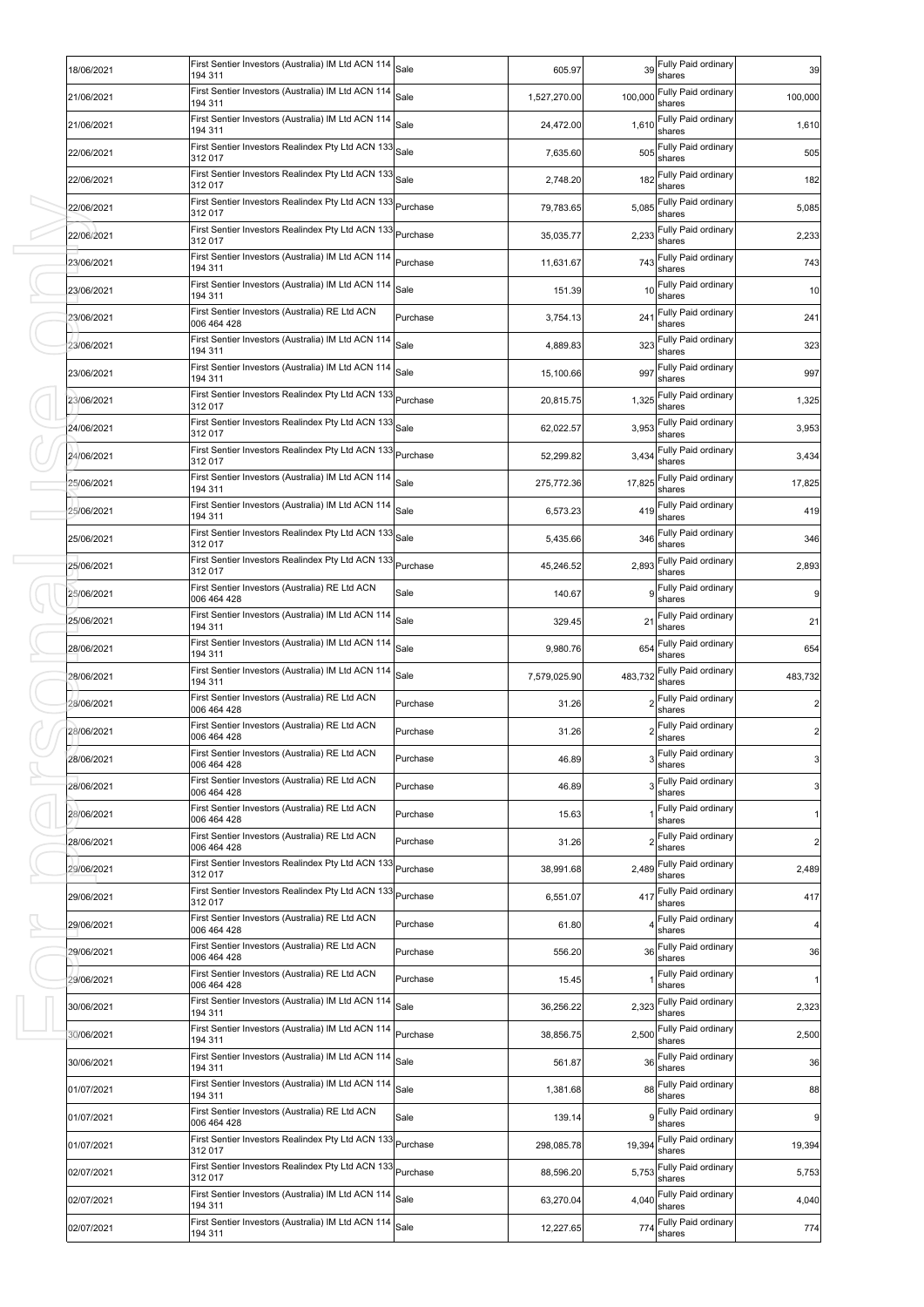| | | | | | | |
|---|---|---|---|---|---|---|
| 18/06/2021 | First Sentier Investors (Australia) IM Ltd ACN 114 194 311 | Sale | 605.97 | 39 | Fully Paid ordinary shares | 39 |
| 21/06/2021 | First Sentier Investors (Australia) IM Ltd ACN 114 194 311 | Sale | 1,527,270.00 | 100,000 | Fully Paid ordinary shares | 100,000 |
| 21/06/2021 | First Sentier Investors (Australia) IM Ltd ACN 114 194 311 | Sale | 24,472.00 | 1,610 | Fully Paid ordinary shares | 1,610 |
| 22/06/2021 | First Sentier Investors Realindex Pty Ltd ACN 133 312 017 | Sale | 7,635.60 | 505 | Fully Paid ordinary shares | 505 |
| 22/06/2021 | First Sentier Investors Realindex Pty Ltd ACN 133 312 017 | Sale | 2,748.20 | 182 | Fully Paid ordinary shares | 182 |
| 22/06/2021 | First Sentier Investors Realindex Pty Ltd ACN 133 312 017 | Purchase | 79,783.65 | 5,085 | Fully Paid ordinary shares | 5,085 |
| 22/06/2021 | First Sentier Investors Realindex Pty Ltd ACN 133 312 017 | Purchase | 35,035.77 | 2,233 | Fully Paid ordinary shares | 2,233 |
| 23/06/2021 | First Sentier Investors (Australia) IM Ltd ACN 114 194 311 | Purchase | 11,631.67 | 743 | Fully Paid ordinary shares | 743 |
| 23/06/2021 | First Sentier Investors (Australia) IM Ltd ACN 114 194 311 | Sale | 151.39 | 10 | Fully Paid ordinary shares | 10 |
| 23/06/2021 | First Sentier Investors (Australia) RE Ltd ACN 006 464 428 | Purchase | 3,754.13 | 241 | Fully Paid ordinary shares | 241 |
| 23/06/2021 | First Sentier Investors (Australia) IM Ltd ACN 114 194 311 | Sale | 4,889.83 | 323 | Fully Paid ordinary shares | 323 |
| 23/06/2021 | First Sentier Investors (Australia) IM Ltd ACN 114 194 311 | Sale | 15,100.66 | 997 | Fully Paid ordinary shares | 997 |
| 23/06/2021 | First Sentier Investors Realindex Pty Ltd ACN 133 312 017 | Purchase | 20,815.75 | 1,325 | Fully Paid ordinary shares | 1,325 |
| 24/06/2021 | First Sentier Investors Realindex Pty Ltd ACN 133 312 017 | Sale | 62,022.57 | 3,953 | Fully Paid ordinary shares | 3,953 |
| 24/06/2021 | First Sentier Investors Realindex Pty Ltd ACN 133 312 017 | Purchase | 52,299.82 | 3,434 | Fully Paid ordinary shares | 3,434 |
| 25/06/2021 | First Sentier Investors (Australia) IM Ltd ACN 114 194 311 | Sale | 275,772.36 | 17,825 | Fully Paid ordinary shares | 17,825 |
| 25/06/2021 | First Sentier Investors (Australia) IM Ltd ACN 114 194 311 | Sale | 6,573.23 | 419 | Fully Paid ordinary shares | 419 |
| 25/06/2021 | First Sentier Investors Realindex Pty Ltd ACN 133 312 017 | Sale | 5,435.66 | 346 | Fully Paid ordinary shares | 346 |
| 25/06/2021 | First Sentier Investors Realindex Pty Ltd ACN 133 312 017 | Purchase | 45,246.52 | 2,893 | Fully Paid ordinary shares | 2,893 |
| 25/06/2021 | First Sentier Investors (Australia) RE Ltd ACN 006 464 428 | Sale | 140.67 | 9 | Fully Paid ordinary shares | 9 |
| 25/06/2021 | First Sentier Investors (Australia) IM Ltd ACN 114 194 311 | Sale | 329.45 | 21 | Fully Paid ordinary shares | 21 |
| 28/06/2021 | First Sentier Investors (Australia) IM Ltd ACN 114 194 311 | Sale | 9,980.76 | 654 | Fully Paid ordinary shares | 654 |
| 28/06/2021 | First Sentier Investors (Australia) IM Ltd ACN 114 194 311 | Sale | 7,579,025.90 | 483,732 | Fully Paid ordinary shares | 483,732 |
| 28/06/2021 | First Sentier Investors (Australia) RE Ltd ACN 006 464 428 | Purchase | 31.26 | 2 | Fully Paid ordinary shares | 2 |
| 28/06/2021 | First Sentier Investors (Australia) RE Ltd ACN 006 464 428 | Purchase | 31.26 | 2 | Fully Paid ordinary shares | 2 |
| 28/06/2021 | First Sentier Investors (Australia) RE Ltd ACN 006 464 428 | Purchase | 46.89 | 3 | Fully Paid ordinary shares | 3 |
| 28/06/2021 | First Sentier Investors (Australia) RE Ltd ACN 006 464 428 | Purchase | 46.89 | 3 | Fully Paid ordinary shares | 3 |
| 28/06/2021 | First Sentier Investors (Australia) RE Ltd ACN 006 464 428 | Purchase | 15.63 | 1 | Fully Paid ordinary shares | 1 |
| 28/06/2021 | First Sentier Investors (Australia) RE Ltd ACN 006 464 428 | Purchase | 31.26 | 2 | Fully Paid ordinary shares | 2 |
| 29/06/2021 | First Sentier Investors Realindex Pty Ltd ACN 133 312 017 | Purchase | 38,991.68 | 2,489 | Fully Paid ordinary shares | 2,489 |
| 29/06/2021 | First Sentier Investors Realindex Pty Ltd ACN 133 312 017 | Purchase | 6,551.07 | 417 | Fully Paid ordinary shares | 417 |
| 29/06/2021 | First Sentier Investors (Australia) RE Ltd ACN 006 464 428 | Purchase | 61.80 | 4 | Fully Paid ordinary shares | 4 |
| 29/06/2021 | First Sentier Investors (Australia) RE Ltd ACN 006 464 428 | Purchase | 556.20 | 36 | Fully Paid ordinary shares | 36 |
| 29/06/2021 | First Sentier Investors (Australia) RE Ltd ACN 006 464 428 | Purchase | 15.45 | 1 | Fully Paid ordinary shares | 1 |
| 30/06/2021 | First Sentier Investors (Australia) IM Ltd ACN 114 194 311 | Sale | 36,256.22 | 2,323 | Fully Paid ordinary shares | 2,323 |
| 30/06/2021 | First Sentier Investors (Australia) IM Ltd ACN 114 194 311 | Purchase | 38,856.75 | 2,500 | Fully Paid ordinary shares | 2,500 |
| 30/06/2021 | First Sentier Investors (Australia) IM Ltd ACN 114 194 311 | Sale | 561.87 | 36 | Fully Paid ordinary shares | 36 |
| 01/07/2021 | First Sentier Investors (Australia) IM Ltd ACN 114 194 311 | Sale | 1,381.68 | 88 | Fully Paid ordinary shares | 88 |
| 01/07/2021 | First Sentier Investors (Australia) RE Ltd ACN 006 464 428 | Sale | 139.14 | 9 | Fully Paid ordinary shares | 9 |
| 01/07/2021 | First Sentier Investors Realindex Pty Ltd ACN 133 312 017 | Purchase | 298,085.78 | 19,394 | Fully Paid ordinary shares | 19,394 |
| 02/07/2021 | First Sentier Investors Realindex Pty Ltd ACN 133 312 017 | Purchase | 88,596.20 | 5,753 | Fully Paid ordinary shares | 5,753 |
| 02/07/2021 | First Sentier Investors (Australia) IM Ltd ACN 114 194 311 | Sale | 63,270.04 | 4,040 | Fully Paid ordinary shares | 4,040 |
| 02/07/2021 | First Sentier Investors (Australia) IM Ltd ACN 114 194 311 | Sale | 12,227.65 | 774 | Fully Paid ordinary shares | 774 |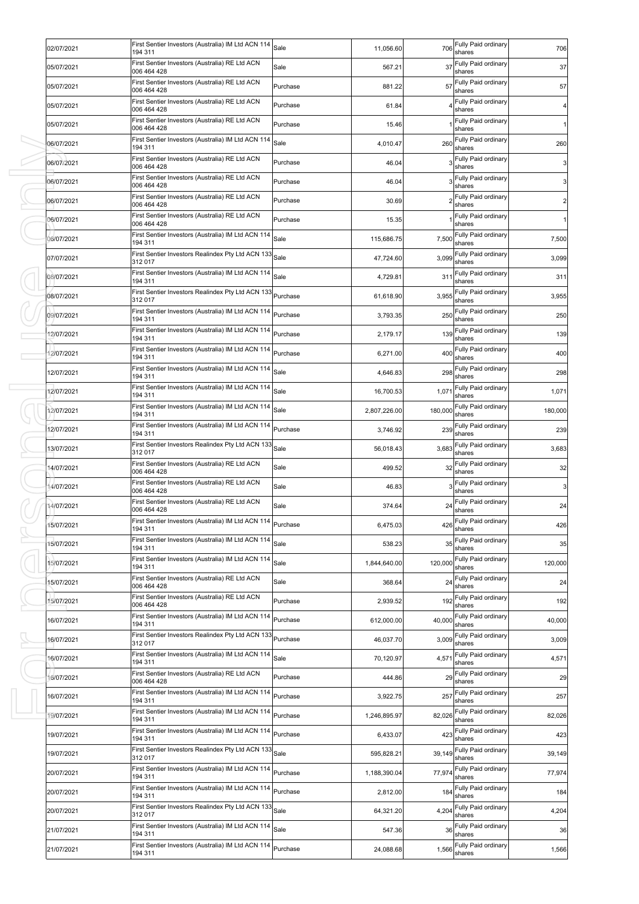| | | | | | | |
|---|---|---|---|---|---|---|
| 02/07/2021 | First Sentier Investors (Australia) IM Ltd ACN 114 194 311 | Sale | 11,056.60 | 706 | Fully Paid ordinary shares | 706 |
| 05/07/2021 | First Sentier Investors (Australia) RE Ltd ACN 006 464 428 | Sale | 567.21 | 37 | Fully Paid ordinary shares | 37 |
| 05/07/2021 | First Sentier Investors (Australia) RE Ltd ACN 006 464 428 | Purchase | 881.22 | 57 | Fully Paid ordinary shares | 57 |
| 05/07/2021 | First Sentier Investors (Australia) RE Ltd ACN 006 464 428 | Purchase | 61.84 | 4 | Fully Paid ordinary shares | 4 |
| 05/07/2021 | First Sentier Investors (Australia) RE Ltd ACN 006 464 428 | Purchase | 15.46 | 1 | Fully Paid ordinary shares | 1 |
| 06/07/2021 | First Sentier Investors (Australia) IM Ltd ACN 114 194 311 | Sale | 4,010.47 | 260 | Fully Paid ordinary shares | 260 |
| 06/07/2021 | First Sentier Investors (Australia) RE Ltd ACN 006 464 428 | Purchase | 46.04 | 3 | Fully Paid ordinary shares | 3 |
| 06/07/2021 | First Sentier Investors (Australia) RE Ltd ACN 006 464 428 | Purchase | 46.04 | 3 | Fully Paid ordinary shares | 3 |
| 06/07/2021 | First Sentier Investors (Australia) RE Ltd ACN 006 464 428 | Purchase | 30.69 | 2 | Fully Paid ordinary shares | 2 |
| 06/07/2021 | First Sentier Investors (Australia) RE Ltd ACN 006 464 428 | Purchase | 15.35 | 1 | Fully Paid ordinary shares | 1 |
| 06/07/2021 | First Sentier Investors (Australia) IM Ltd ACN 114 194 311 | Sale | 115,686.75 | 7,500 | Fully Paid ordinary shares | 7,500 |
| 07/07/2021 | First Sentier Investors Realindex Pty Ltd ACN 133 312 017 | Sale | 47,724.60 | 3,099 | Fully Paid ordinary shares | 3,099 |
| 08/07/2021 | First Sentier Investors (Australia) IM Ltd ACN 114 194 311 | Sale | 4,729.81 | 311 | Fully Paid ordinary shares | 311 |
| 08/07/2021 | First Sentier Investors Realindex Pty Ltd ACN 133 312 017 | Purchase | 61,618.90 | 3,955 | Fully Paid ordinary shares | 3,955 |
| 09/07/2021 | First Sentier Investors (Australia) IM Ltd ACN 114 194 311 | Purchase | 3,793.35 | 250 | Fully Paid ordinary shares | 250 |
| 12/07/2021 | First Sentier Investors (Australia) IM Ltd ACN 114 194 311 | Purchase | 2,179.17 | 139 | Fully Paid ordinary shares | 139 |
| 12/07/2021 | First Sentier Investors (Australia) IM Ltd ACN 114 194 311 | Purchase | 6,271.00 | 400 | Fully Paid ordinary shares | 400 |
| 12/07/2021 | First Sentier Investors (Australia) IM Ltd ACN 114 194 311 | Sale | 4,646.83 | 298 | Fully Paid ordinary shares | 298 |
| 12/07/2021 | First Sentier Investors (Australia) IM Ltd ACN 114 194 311 | Sale | 16,700.53 | 1,071 | Fully Paid ordinary shares | 1,071 |
| 12/07/2021 | First Sentier Investors (Australia) IM Ltd ACN 114 194 311 | Sale | 2,807,226.00 | 180,000 | Fully Paid ordinary shares | 180,000 |
| 12/07/2021 | First Sentier Investors (Australia) IM Ltd ACN 114 194 311 | Purchase | 3,746.92 | 239 | Fully Paid ordinary shares | 239 |
| 13/07/2021 | First Sentier Investors Realindex Pty Ltd ACN 133 312 017 | Sale | 56,018.43 | 3,683 | Fully Paid ordinary shares | 3,683 |
| 14/07/2021 | First Sentier Investors (Australia) RE Ltd ACN 006 464 428 | Sale | 499.52 | 32 | Fully Paid ordinary shares | 32 |
| 14/07/2021 | First Sentier Investors (Australia) RE Ltd ACN 006 464 428 | Sale | 46.83 | 3 | Fully Paid ordinary shares | 3 |
| 14/07/2021 | First Sentier Investors (Australia) RE Ltd ACN 006 464 428 | Sale | 374.64 | 24 | Fully Paid ordinary shares | 24 |
| 15/07/2021 | First Sentier Investors (Australia) IM Ltd ACN 114 194 311 | Purchase | 6,475.03 | 426 | Fully Paid ordinary shares | 426 |
| 15/07/2021 | First Sentier Investors (Australia) IM Ltd ACN 114 194 311 | Sale | 538.23 | 35 | Fully Paid ordinary shares | 35 |
| 15/07/2021 | First Sentier Investors (Australia) IM Ltd ACN 114 194 311 | Sale | 1,844,640.00 | 120,000 | Fully Paid ordinary shares | 120,000 |
| 15/07/2021 | First Sentier Investors (Australia) RE Ltd ACN 006 464 428 | Sale | 368.64 | 24 | Fully Paid ordinary shares | 24 |
| 15/07/2021 | First Sentier Investors (Australia) RE Ltd ACN 006 464 428 | Purchase | 2,939.52 | 192 | Fully Paid ordinary shares | 192 |
| 16/07/2021 | First Sentier Investors (Australia) IM Ltd ACN 114 194 311 | Purchase | 612,000.00 | 40,000 | Fully Paid ordinary shares | 40,000 |
| 16/07/2021 | First Sentier Investors Realindex Pty Ltd ACN 133 312 017 | Purchase | 46,037.70 | 3,009 | Fully Paid ordinary shares | 3,009 |
| 16/07/2021 | First Sentier Investors (Australia) IM Ltd ACN 114 194 311 | Sale | 70,120.97 | 4,571 | Fully Paid ordinary shares | 4,571 |
| 16/07/2021 | First Sentier Investors (Australia) RE Ltd ACN 006 464 428 | Purchase | 444.86 | 29 | Fully Paid ordinary shares | 29 |
| 16/07/2021 | First Sentier Investors (Australia) IM Ltd ACN 114 194 311 | Purchase | 3,922.75 | 257 | Fully Paid ordinary shares | 257 |
| 19/07/2021 | First Sentier Investors (Australia) IM Ltd ACN 114 194 311 | Purchase | 1,246,895.97 | 82,026 | Fully Paid ordinary shares | 82,026 |
| 19/07/2021 | First Sentier Investors (Australia) IM Ltd ACN 114 194 311 | Purchase | 6,433.07 | 423 | Fully Paid ordinary shares | 423 |
| 19/07/2021 | First Sentier Investors Realindex Pty Ltd ACN 133 312 017 | Sale | 595,828.21 | 39,149 | Fully Paid ordinary shares | 39,149 |
| 20/07/2021 | First Sentier Investors (Australia) IM Ltd ACN 114 194 311 | Purchase | 1,188,390.04 | 77,974 | Fully Paid ordinary shares | 77,974 |
| 20/07/2021 | First Sentier Investors (Australia) IM Ltd ACN 114 194 311 | Purchase | 2,812.00 | 184 | Fully Paid ordinary shares | 184 |
| 20/07/2021 | First Sentier Investors Realindex Pty Ltd ACN 133 312 017 | Sale | 64,321.20 | 4,204 | Fully Paid ordinary shares | 4,204 |
| 21/07/2021 | First Sentier Investors (Australia) IM Ltd ACN 114 194 311 | Sale | 547.36 | 36 | Fully Paid ordinary shares | 36 |
| 21/07/2021 | First Sentier Investors (Australia) IM Ltd ACN 114 194 311 | Purchase | 24,088.68 | 1,566 | Fully Paid ordinary shares | 1,566 |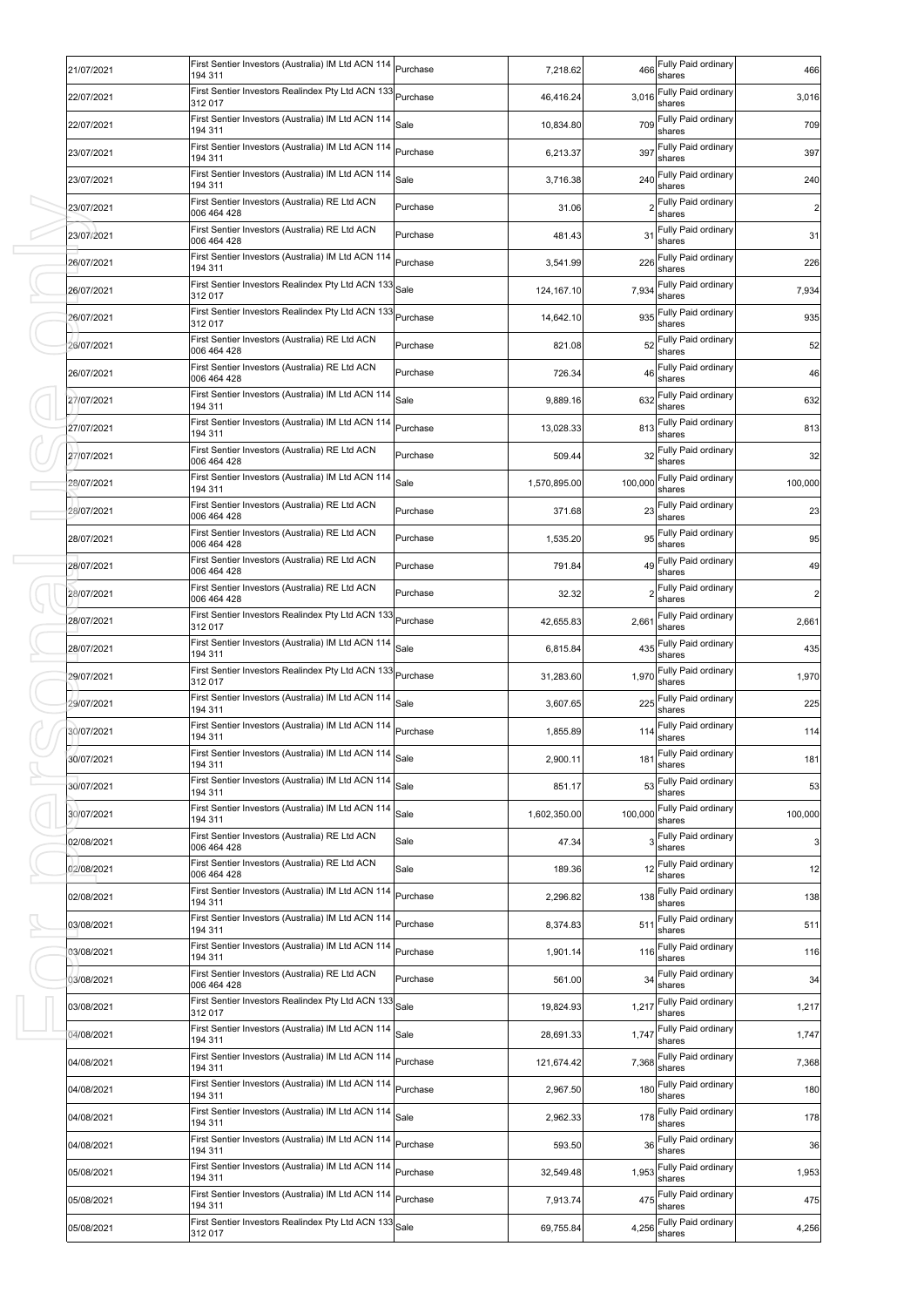| | | | | | | |
|---|---|---|---|---|---|---|
| 21/07/2021 | First Sentier Investors (Australia) IM Ltd ACN 114 194 311 | Purchase | 7,218.62 | 466 | Fully Paid ordinary shares | 466 |
| 22/07/2021 | First Sentier Investors Realindex Pty Ltd ACN 133 312 017 | Purchase | 46,416.24 | 3,016 | Fully Paid ordinary shares | 3,016 |
| 22/07/2021 | First Sentier Investors (Australia) IM Ltd ACN 114 194 311 | Sale | 10,834.80 | 709 | Fully Paid ordinary shares | 709 |
| 23/07/2021 | First Sentier Investors (Australia) IM Ltd ACN 114 194 311 | Purchase | 6,213.37 | 397 | Fully Paid ordinary shares | 397 |
| 23/07/2021 | First Sentier Investors (Australia) IM Ltd ACN 114 194 311 | Sale | 3,716.38 | 240 | Fully Paid ordinary shares | 240 |
| 23/07/2021 | First Sentier Investors (Australia) RE Ltd ACN 006 464 428 | Purchase | 31.06 | 2 | Fully Paid ordinary shares | 2 |
| 23/07/2021 | First Sentier Investors (Australia) RE Ltd ACN 006 464 428 | Purchase | 481.43 | 31 | Fully Paid ordinary shares | 31 |
| 26/07/2021 | First Sentier Investors (Australia) IM Ltd ACN 114 194 311 | Purchase | 3,541.99 | 226 | Fully Paid ordinary shares | 226 |
| 26/07/2021 | First Sentier Investors Realindex Pty Ltd ACN 133 312 017 | Sale | 124,167.10 | 7,934 | Fully Paid ordinary shares | 7,934 |
| 26/07/2021 | First Sentier Investors Realindex Pty Ltd ACN 133 312 017 | Purchase | 14,642.10 | 935 | Fully Paid ordinary shares | 935 |
| 26/07/2021 | First Sentier Investors (Australia) RE Ltd ACN 006 464 428 | Purchase | 821.08 | 52 | Fully Paid ordinary shares | 52 |
| 26/07/2021 | First Sentier Investors (Australia) RE Ltd ACN 006 464 428 | Purchase | 726.34 | 46 | Fully Paid ordinary shares | 46 |
| 27/07/2021 | First Sentier Investors (Australia) IM Ltd ACN 114 194 311 | Sale | 9,889.16 | 632 | Fully Paid ordinary shares | 632 |
| 27/07/2021 | First Sentier Investors (Australia) IM Ltd ACN 114 194 311 | Purchase | 13,028.33 | 813 | Fully Paid ordinary shares | 813 |
| 27/07/2021 | First Sentier Investors (Australia) RE Ltd ACN 006 464 428 | Purchase | 509.44 | 32 | Fully Paid ordinary shares | 32 |
| 28/07/2021 | First Sentier Investors (Australia) IM Ltd ACN 114 194 311 | Sale | 1,570,895.00 | 100,000 | Fully Paid ordinary shares | 100,000 |
| 28/07/2021 | First Sentier Investors (Australia) RE Ltd ACN 006 464 428 | Purchase | 371.68 | 23 | Fully Paid ordinary shares | 23 |
| 28/07/2021 | First Sentier Investors (Australia) RE Ltd ACN 006 464 428 | Purchase | 1,535.20 | 95 | Fully Paid ordinary shares | 95 |
| 28/07/2021 | First Sentier Investors (Australia) RE Ltd ACN 006 464 428 | Purchase | 791.84 | 49 | Fully Paid ordinary shares | 49 |
| 28/07/2021 | First Sentier Investors (Australia) RE Ltd ACN 006 464 428 | Purchase | 32.32 | 2 | Fully Paid ordinary shares | 2 |
| 28/07/2021 | First Sentier Investors Realindex Pty Ltd ACN 133 312 017 | Purchase | 42,655.83 | 2,661 | Fully Paid ordinary shares | 2,661 |
| 28/07/2021 | First Sentier Investors (Australia) IM Ltd ACN 114 194 311 | Sale | 6,815.84 | 435 | Fully Paid ordinary shares | 435 |
| 29/07/2021 | First Sentier Investors Realindex Pty Ltd ACN 133 312 017 | Purchase | 31,283.60 | 1,970 | Fully Paid ordinary shares | 1,970 |
| 29/07/2021 | First Sentier Investors (Australia) IM Ltd ACN 114 194 311 | Sale | 3,607.65 | 225 | Fully Paid ordinary shares | 225 |
| 30/07/2021 | First Sentier Investors (Australia) IM Ltd ACN 114 194 311 | Purchase | 1,855.89 | 114 | Fully Paid ordinary shares | 114 |
| 30/07/2021 | First Sentier Investors (Australia) IM Ltd ACN 114 194 311 | Sale | 2,900.11 | 181 | Fully Paid ordinary shares | 181 |
| 30/07/2021 | First Sentier Investors (Australia) IM Ltd ACN 114 194 311 | Sale | 851.17 | 53 | Fully Paid ordinary shares | 53 |
| 30/07/2021 | First Sentier Investors (Australia) IM Ltd ACN 114 194 311 | Sale | 1,602,350.00 | 100,000 | Fully Paid ordinary shares | 100,000 |
| 02/08/2021 | First Sentier Investors (Australia) RE Ltd ACN 006 464 428 | Sale | 47.34 | 3 | Fully Paid ordinary shares | 3 |
| 02/08/2021 | First Sentier Investors (Australia) RE Ltd ACN 006 464 428 | Sale | 189.36 | 12 | Fully Paid ordinary shares | 12 |
| 02/08/2021 | First Sentier Investors (Australia) IM Ltd ACN 114 194 311 | Purchase | 2,296.82 | 138 | Fully Paid ordinary shares | 138 |
| 03/08/2021 | First Sentier Investors (Australia) IM Ltd ACN 114 194 311 | Purchase | 8,374.83 | 511 | Fully Paid ordinary shares | 511 |
| 03/08/2021 | First Sentier Investors (Australia) IM Ltd ACN 114 194 311 | Purchase | 1,901.14 | 116 | Fully Paid ordinary shares | 116 |
| 03/08/2021 | First Sentier Investors (Australia) RE Ltd ACN 006 464 428 | Purchase | 561.00 | 34 | Fully Paid ordinary shares | 34 |
| 03/08/2021 | First Sentier Investors Realindex Pty Ltd ACN 133 312 017 | Sale | 19,824.93 | 1,217 | Fully Paid ordinary shares | 1,217 |
| 04/08/2021 | First Sentier Investors (Australia) IM Ltd ACN 114 194 311 | Sale | 28,691.33 | 1,747 | Fully Paid ordinary shares | 1,747 |
| 04/08/2021 | First Sentier Investors (Australia) IM Ltd ACN 114 194 311 | Purchase | 121,674.42 | 7,368 | Fully Paid ordinary shares | 7,368 |
| 04/08/2021 | First Sentier Investors (Australia) IM Ltd ACN 114 194 311 | Purchase | 2,967.50 | 180 | Fully Paid ordinary shares | 180 |
| 04/08/2021 | First Sentier Investors (Australia) IM Ltd ACN 114 194 311 | Sale | 2,962.33 | 178 | Fully Paid ordinary shares | 178 |
| 04/08/2021 | First Sentier Investors (Australia) IM Ltd ACN 114 194 311 | Purchase | 593.50 | 36 | Fully Paid ordinary shares | 36 |
| 05/08/2021 | First Sentier Investors (Australia) IM Ltd ACN 114 194 311 | Purchase | 32,549.48 | 1,953 | Fully Paid ordinary shares | 1,953 |
| 05/08/2021 | First Sentier Investors (Australia) IM Ltd ACN 114 194 311 | Purchase | 7,913.74 | 475 | Fully Paid ordinary shares | 475 |
| 05/08/2021 | First Sentier Investors Realindex Pty Ltd ACN 133 312 017 | Sale | 69,755.84 | 4,256 | Fully Paid ordinary shares | 4,256 |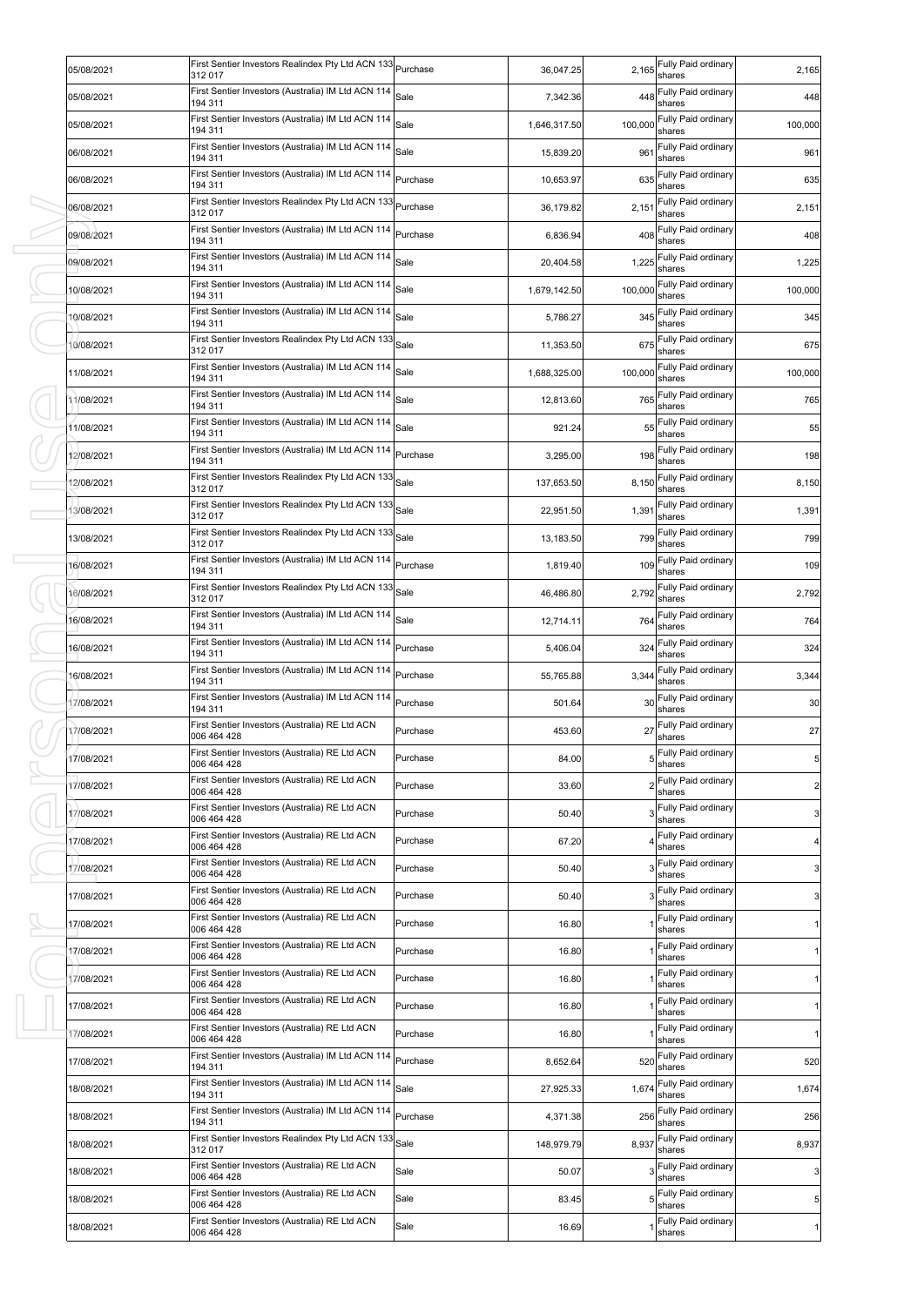| | | | | | | |
|---|---|---|---|---|---|---|
| 05/08/2021 | First Sentier Investors Realindex Pty Ltd ACN 133 312 017 | Purchase | 36,047.25 | 2,165 | Fully Paid ordinary shares | 2,165 |
| 05/08/2021 | First Sentier Investors (Australia) IM Ltd ACN 114 194 311 | Sale | 7,342.36 | 448 | Fully Paid ordinary shares | 448 |
| 05/08/2021 | First Sentier Investors (Australia) IM Ltd ACN 114 194 311 | Sale | 1,646,317.50 | 100,000 | Fully Paid ordinary shares | 100,000 |
| 06/08/2021 | First Sentier Investors (Australia) IM Ltd ACN 114 194 311 | Sale | 15,839.20 | 961 | Fully Paid ordinary shares | 961 |
| 06/08/2021 | First Sentier Investors (Australia) IM Ltd ACN 114 194 311 | Purchase | 10,653.97 | 635 | Fully Paid ordinary shares | 635 |
| 06/08/2021 | First Sentier Investors Realindex Pty Ltd ACN 133 312 017 | Purchase | 36,179.82 | 2,151 | Fully Paid ordinary shares | 2,151 |
| 09/08/2021 | First Sentier Investors (Australia) IM Ltd ACN 114 194 311 | Purchase | 6,836.94 | 408 | Fully Paid ordinary shares | 408 |
| 09/08/2021 | First Sentier Investors (Australia) IM Ltd ACN 114 194 311 | Sale | 20,404.58 | 1,225 | Fully Paid ordinary shares | 1,225 |
| 10/08/2021 | First Sentier Investors (Australia) IM Ltd ACN 114 194 311 | Sale | 1,679,142.50 | 100,000 | Fully Paid ordinary shares | 100,000 |
| 10/08/2021 | First Sentier Investors (Australia) IM Ltd ACN 114 194 311 | Sale | 5,786.27 | 345 | Fully Paid ordinary shares | 345 |
| 10/08/2021 | First Sentier Investors Realindex Pty Ltd ACN 133 312 017 | Sale | 11,353.50 | 675 | Fully Paid ordinary shares | 675 |
| 11/08/2021 | First Sentier Investors (Australia) IM Ltd ACN 114 194 311 | Sale | 1,688,325.00 | 100,000 | Fully Paid ordinary shares | 100,000 |
| 11/08/2021 | First Sentier Investors (Australia) IM Ltd ACN 114 194 311 | Sale | 12,813.60 | 765 | Fully Paid ordinary shares | 765 |
| 11/08/2021 | First Sentier Investors (Australia) IM Ltd ACN 114 194 311 | Sale | 921.24 | 55 | Fully Paid ordinary shares | 55 |
| 12/08/2021 | First Sentier Investors (Australia) IM Ltd ACN 114 194 311 | Purchase | 3,295.00 | 198 | Fully Paid ordinary shares | 198 |
| 12/08/2021 | First Sentier Investors Realindex Pty Ltd ACN 133 312 017 | Sale | 137,653.50 | 8,150 | Fully Paid ordinary shares | 8,150 |
| 13/08/2021 | First Sentier Investors Realindex Pty Ltd ACN 133 312 017 | Sale | 22,951.50 | 1,391 | Fully Paid ordinary shares | 1,391 |
| 13/08/2021 | First Sentier Investors Realindex Pty Ltd ACN 133 312 017 | Sale | 13,183.50 | 799 | Fully Paid ordinary shares | 799 |
| 16/08/2021 | First Sentier Investors (Australia) IM Ltd ACN 114 194 311 | Purchase | 1,819.40 | 109 | Fully Paid ordinary shares | 109 |
| 16/08/2021 | First Sentier Investors Realindex Pty Ltd ACN 133 312 017 | Sale | 46,486.80 | 2,792 | Fully Paid ordinary shares | 2,792 |
| 16/08/2021 | First Sentier Investors (Australia) IM Ltd ACN 114 194 311 | Sale | 12,714.11 | 764 | Fully Paid ordinary shares | 764 |
| 16/08/2021 | First Sentier Investors (Australia) IM Ltd ACN 114 194 311 | Purchase | 5,406.04 | 324 | Fully Paid ordinary shares | 324 |
| 16/08/2021 | First Sentier Investors (Australia) IM Ltd ACN 114 194 311 | Purchase | 55,765.88 | 3,344 | Fully Paid ordinary shares | 3,344 |
| 17/08/2021 | First Sentier Investors (Australia) IM Ltd ACN 114 194 311 | Purchase | 501.64 | 30 | Fully Paid ordinary shares | 30 |
| 17/08/2021 | First Sentier Investors (Australia) RE Ltd ACN 006 464 428 | Purchase | 453.60 | 27 | Fully Paid ordinary shares | 27 |
| 17/08/2021 | First Sentier Investors (Australia) RE Ltd ACN 006 464 428 | Purchase | 84.00 | 5 | Fully Paid ordinary shares | 5 |
| 17/08/2021 | First Sentier Investors (Australia) RE Ltd ACN 006 464 428 | Purchase | 33.60 | 2 | Fully Paid ordinary shares | 2 |
| 17/08/2021 | First Sentier Investors (Australia) RE Ltd ACN 006 464 428 | Purchase | 50.40 | 3 | Fully Paid ordinary shares | 3 |
| 17/08/2021 | First Sentier Investors (Australia) RE Ltd ACN 006 464 428 | Purchase | 67.20 | 4 | Fully Paid ordinary shares | 4 |
| 17/08/2021 | First Sentier Investors (Australia) RE Ltd ACN 006 464 428 | Purchase | 50.40 | 3 | Fully Paid ordinary shares | 3 |
| 17/08/2021 | First Sentier Investors (Australia) RE Ltd ACN 006 464 428 | Purchase | 50.40 | 3 | Fully Paid ordinary shares | 3 |
| 17/08/2021 | First Sentier Investors (Australia) RE Ltd ACN 006 464 428 | Purchase | 16.80 | 1 | Fully Paid ordinary shares | 1 |
| 17/08/2021 | First Sentier Investors (Australia) RE Ltd ACN 006 464 428 | Purchase | 16.80 | 1 | Fully Paid ordinary shares | 1 |
| 17/08/2021 | First Sentier Investors (Australia) RE Ltd ACN 006 464 428 | Purchase | 16.80 | 1 | Fully Paid ordinary shares | 1 |
| 17/08/2021 | First Sentier Investors (Australia) RE Ltd ACN 006 464 428 | Purchase | 16.80 | 1 | Fully Paid ordinary shares | 1 |
| 17/08/2021 | First Sentier Investors (Australia) RE Ltd ACN 006 464 428 | Purchase | 16.80 | 1 | Fully Paid ordinary shares | 1 |
| 17/08/2021 | First Sentier Investors (Australia) IM Ltd ACN 114 194 311 | Purchase | 8,652.64 | 520 | Fully Paid ordinary shares | 520 |
| 18/08/2021 | First Sentier Investors (Australia) IM Ltd ACN 114 194 311 | Sale | 27,925.33 | 1,674 | Fully Paid ordinary shares | 1,674 |
| 18/08/2021 | First Sentier Investors (Australia) IM Ltd ACN 114 194 311 | Purchase | 4,371.38 | 256 | Fully Paid ordinary shares | 256 |
| 18/08/2021 | First Sentier Investors Realindex Pty Ltd ACN 133 312 017 | Sale | 148,979.79 | 8,937 | Fully Paid ordinary shares | 8,937 |
| 18/08/2021 | First Sentier Investors (Australia) RE Ltd ACN 006 464 428 | Sale | 50.07 | 3 | Fully Paid ordinary shares | 3 |
| 18/08/2021 | First Sentier Investors (Australia) RE Ltd ACN 006 464 428 | Sale | 83.45 | 5 | Fully Paid ordinary shares | 5 |
| 18/08/2021 | First Sentier Investors (Australia) RE Ltd ACN 006 464 428 | Sale | 16.69 | 1 | Fully Paid ordinary shares | 1 |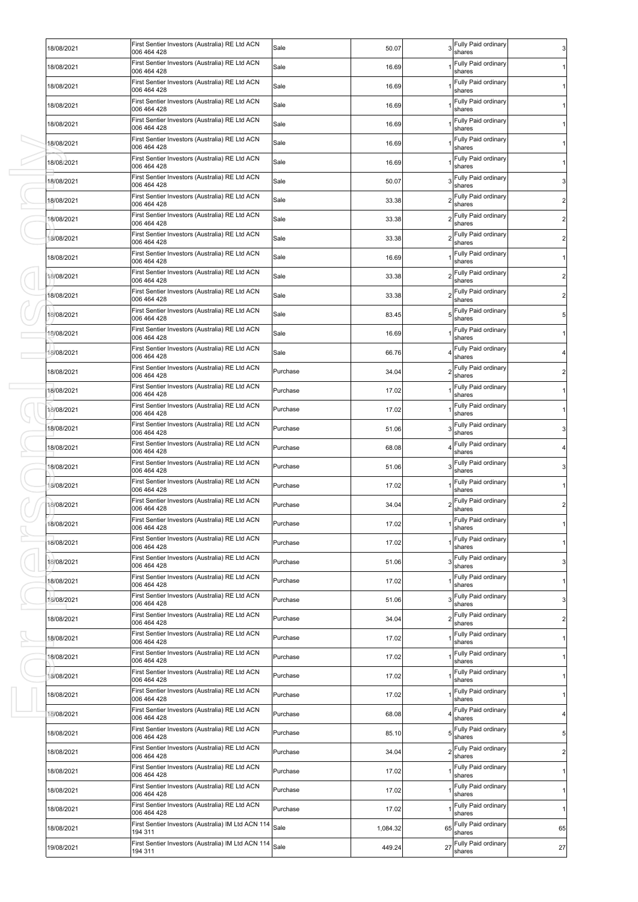| | | | | | | |
|---|---|---|---|---|---|---|
| 18/08/2021 | First Sentier Investors (Australia) RE Ltd ACN 006 464 428 | Sale | 50.07 | 3 | Fully Paid ordinary shares | 3 |
| 18/08/2021 | First Sentier Investors (Australia) RE Ltd ACN 006 464 428 | Sale | 16.69 | 1 | Fully Paid ordinary shares | 1 |
| 18/08/2021 | First Sentier Investors (Australia) RE Ltd ACN 006 464 428 | Sale | 16.69 | 1 | Fully Paid ordinary shares | 1 |
| 18/08/2021 | First Sentier Investors (Australia) RE Ltd ACN 006 464 428 | Sale | 16.69 | 1 | Fully Paid ordinary shares | 1 |
| 18/08/2021 | First Sentier Investors (Australia) RE Ltd ACN 006 464 428 | Sale | 16.69 | 1 | Fully Paid ordinary shares | 1 |
| 18/08/2021 | First Sentier Investors (Australia) RE Ltd ACN 006 464 428 | Sale | 16.69 | 1 | Fully Paid ordinary shares | 1 |
| 18/08/2021 | First Sentier Investors (Australia) RE Ltd ACN 006 464 428 | Sale | 16.69 | 1 | Fully Paid ordinary shares | 1 |
| 18/08/2021 | First Sentier Investors (Australia) RE Ltd ACN 006 464 428 | Sale | 50.07 | 3 | Fully Paid ordinary shares | 3 |
| 18/08/2021 | First Sentier Investors (Australia) RE Ltd ACN 006 464 428 | Sale | 33.38 | 2 | Fully Paid ordinary shares | 2 |
| 18/08/2021 | First Sentier Investors (Australia) RE Ltd ACN 006 464 428 | Sale | 33.38 | 2 | Fully Paid ordinary shares | 2 |
| 18/08/2021 | First Sentier Investors (Australia) RE Ltd ACN 006 464 428 | Sale | 33.38 | 2 | Fully Paid ordinary shares | 2 |
| 18/08/2021 | First Sentier Investors (Australia) RE Ltd ACN 006 464 428 | Sale | 16.69 | 1 | Fully Paid ordinary shares | 1 |
| 18/08/2021 | First Sentier Investors (Australia) RE Ltd ACN 006 464 428 | Sale | 33.38 | 2 | Fully Paid ordinary shares | 2 |
| 18/08/2021 | First Sentier Investors (Australia) RE Ltd ACN 006 464 428 | Sale | 33.38 | 2 | Fully Paid ordinary shares | 2 |
| 18/08/2021 | First Sentier Investors (Australia) RE Ltd ACN 006 464 428 | Sale | 83.45 | 5 | Fully Paid ordinary shares | 5 |
| 18/08/2021 | First Sentier Investors (Australia) RE Ltd ACN 006 464 428 | Sale | 16.69 | 1 | Fully Paid ordinary shares | 1 |
| 18/08/2021 | First Sentier Investors (Australia) RE Ltd ACN 006 464 428 | Sale | 66.76 | 4 | Fully Paid ordinary shares | 4 |
| 18/08/2021 | First Sentier Investors (Australia) RE Ltd ACN 006 464 428 | Purchase | 34.04 | 2 | Fully Paid ordinary shares | 2 |
| 18/08/2021 | First Sentier Investors (Australia) RE Ltd ACN 006 464 428 | Purchase | 17.02 | 1 | Fully Paid ordinary shares | 1 |
| 18/08/2021 | First Sentier Investors (Australia) RE Ltd ACN 006 464 428 | Purchase | 17.02 | 1 | Fully Paid ordinary shares | 1 |
| 18/08/2021 | First Sentier Investors (Australia) RE Ltd ACN 006 464 428 | Purchase | 51.06 | 3 | Fully Paid ordinary shares | 3 |
| 18/08/2021 | First Sentier Investors (Australia) RE Ltd ACN 006 464 428 | Purchase | 68.08 | 4 | Fully Paid ordinary shares | 4 |
| 18/08/2021 | First Sentier Investors (Australia) RE Ltd ACN 006 464 428 | Purchase | 51.06 | 3 | Fully Paid ordinary shares | 3 |
| 18/08/2021 | First Sentier Investors (Australia) RE Ltd ACN 006 464 428 | Purchase | 17.02 | 1 | Fully Paid ordinary shares | 1 |
| 18/08/2021 | First Sentier Investors (Australia) RE Ltd ACN 006 464 428 | Purchase | 34.04 | 2 | Fully Paid ordinary shares | 2 |
| 18/08/2021 | First Sentier Investors (Australia) RE Ltd ACN 006 464 428 | Purchase | 17.02 | 1 | Fully Paid ordinary shares | 1 |
| 18/08/2021 | First Sentier Investors (Australia) RE Ltd ACN 006 464 428 | Purchase | 17.02 | 1 | Fully Paid ordinary shares | 1 |
| 18/08/2021 | First Sentier Investors (Australia) RE Ltd ACN 006 464 428 | Purchase | 51.06 | 3 | Fully Paid ordinary shares | 3 |
| 18/08/2021 | First Sentier Investors (Australia) RE Ltd ACN 006 464 428 | Purchase | 17.02 | 1 | Fully Paid ordinary shares | 1 |
| 18/08/2021 | First Sentier Investors (Australia) RE Ltd ACN 006 464 428 | Purchase | 51.06 | 3 | Fully Paid ordinary shares | 3 |
| 18/08/2021 | First Sentier Investors (Australia) RE Ltd ACN 006 464 428 | Purchase | 34.04 | 2 | Fully Paid ordinary shares | 2 |
| 18/08/2021 | First Sentier Investors (Australia) RE Ltd ACN 006 464 428 | Purchase | 17.02 | 1 | Fully Paid ordinary shares | 1 |
| 18/08/2021 | First Sentier Investors (Australia) RE Ltd ACN 006 464 428 | Purchase | 17.02 | 1 | Fully Paid ordinary shares | 1 |
| 18/08/2021 | First Sentier Investors (Australia) RE Ltd ACN 006 464 428 | Purchase | 17.02 | 1 | Fully Paid ordinary shares | 1 |
| 18/08/2021 | First Sentier Investors (Australia) RE Ltd ACN 006 464 428 | Purchase | 17.02 | 1 | Fully Paid ordinary shares | 1 |
| 18/08/2021 | First Sentier Investors (Australia) RE Ltd ACN 006 464 428 | Purchase | 68.08 | 4 | Fully Paid ordinary shares | 4 |
| 18/08/2021 | First Sentier Investors (Australia) RE Ltd ACN 006 464 428 | Purchase | 85.10 | 5 | Fully Paid ordinary shares | 5 |
| 18/08/2021 | First Sentier Investors (Australia) RE Ltd ACN 006 464 428 | Purchase | 34.04 | 2 | Fully Paid ordinary shares | 2 |
| 18/08/2021 | First Sentier Investors (Australia) RE Ltd ACN 006 464 428 | Purchase | 17.02 | 1 | Fully Paid ordinary shares | 1 |
| 18/08/2021 | First Sentier Investors (Australia) RE Ltd ACN 006 464 428 | Purchase | 17.02 | 1 | Fully Paid ordinary shares | 1 |
| 18/08/2021 | First Sentier Investors (Australia) RE Ltd ACN 006 464 428 | Purchase | 17.02 | 1 | Fully Paid ordinary shares | 1 |
| 18/08/2021 | First Sentier Investors (Australia) IM Ltd ACN 114 194 311 | Sale | 1,084.32 | 65 | Fully Paid ordinary shares | 65 |
| 19/08/2021 | First Sentier Investors (Australia) IM Ltd ACN 114 194 311 | Sale | 449.24 | 27 | Fully Paid ordinary shares | 27 |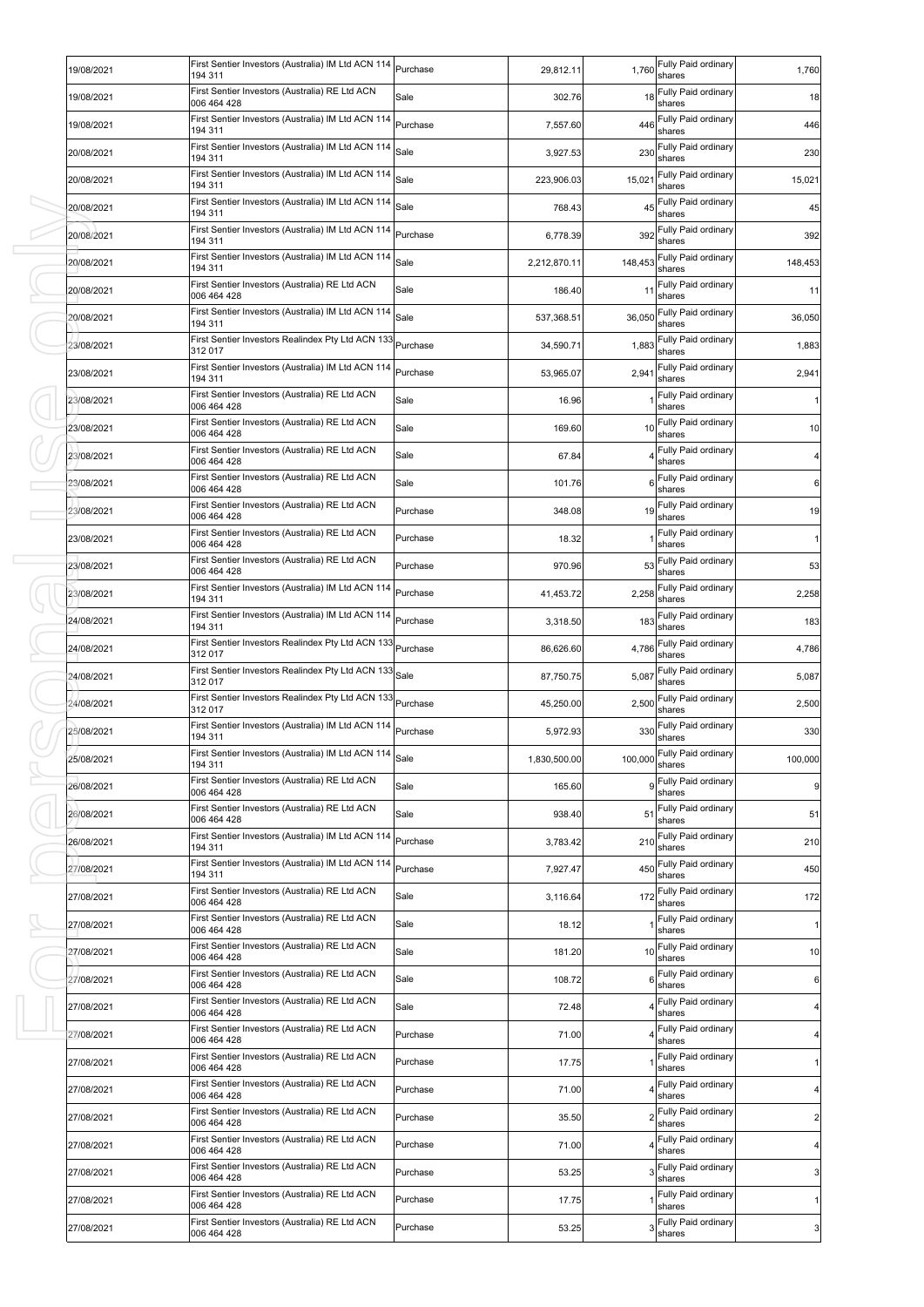| | | | | | | |
|---|---|---|---|---|---|---|
| 19/08/2021 | First Sentier Investors (Australia) IM Ltd ACN 114 194 311 | Purchase | 29,812.11 | 1,760 | Fully Paid ordinary shares | 1,760 |
| 19/08/2021 | First Sentier Investors (Australia) RE Ltd ACN 006 464 428 | Sale | 302.76 | 18 | Fully Paid ordinary shares | 18 |
| 19/08/2021 | First Sentier Investors (Australia) IM Ltd ACN 114 194 311 | Purchase | 7,557.60 | 446 | Fully Paid ordinary shares | 446 |
| 20/08/2021 | First Sentier Investors (Australia) IM Ltd ACN 114 194 311 | Sale | 3,927.53 | 230 | Fully Paid ordinary shares | 230 |
| 20/08/2021 | First Sentier Investors (Australia) IM Ltd ACN 114 194 311 | Sale | 223,906.03 | 15,021 | Fully Paid ordinary shares | 15,021 |
| 20/08/2021 | First Sentier Investors (Australia) IM Ltd ACN 114 194 311 | Sale | 768.43 | 45 | Fully Paid ordinary shares | 45 |
| 20/08/2021 | First Sentier Investors (Australia) IM Ltd ACN 114 194 311 | Purchase | 6,778.39 | 392 | Fully Paid ordinary shares | 392 |
| 20/08/2021 | First Sentier Investors (Australia) IM Ltd ACN 114 194 311 | Sale | 2,212,870.11 | 148,453 | Fully Paid ordinary shares | 148,453 |
| 20/08/2021 | First Sentier Investors (Australia) RE Ltd ACN 006 464 428 | Sale | 186.40 | 11 | Fully Paid ordinary shares | 11 |
| 20/08/2021 | First Sentier Investors (Australia) IM Ltd ACN 114 194 311 | Sale | 537,368.51 | 36,050 | Fully Paid ordinary shares | 36,050 |
| 23/08/2021 | First Sentier Investors Realindex Pty Ltd ACN 133 312 017 | Purchase | 34,590.71 | 1,883 | Fully Paid ordinary shares | 1,883 |
| 23/08/2021 | First Sentier Investors (Australia) IM Ltd ACN 114 194 311 | Purchase | 53,965.07 | 2,941 | Fully Paid ordinary shares | 2,941 |
| 23/08/2021 | First Sentier Investors (Australia) RE Ltd ACN 006 464 428 | Sale | 16.96 | 1 | Fully Paid ordinary shares | 1 |
| 23/08/2021 | First Sentier Investors (Australia) RE Ltd ACN 006 464 428 | Sale | 169.60 | 10 | Fully Paid ordinary shares | 10 |
| 23/08/2021 | First Sentier Investors (Australia) RE Ltd ACN 006 464 428 | Sale | 67.84 | 4 | Fully Paid ordinary shares | 4 |
| 23/08/2021 | First Sentier Investors (Australia) RE Ltd ACN 006 464 428 | Sale | 101.76 | 6 | Fully Paid ordinary shares | 6 |
| 23/08/2021 | First Sentier Investors (Australia) RE Ltd ACN 006 464 428 | Purchase | 348.08 | 19 | Fully Paid ordinary shares | 19 |
| 23/08/2021 | First Sentier Investors (Australia) RE Ltd ACN 006 464 428 | Purchase | 18.32 | 1 | Fully Paid ordinary shares | 1 |
| 23/08/2021 | First Sentier Investors (Australia) RE Ltd ACN 006 464 428 | Purchase | 970.96 | 53 | Fully Paid ordinary shares | 53 |
| 23/08/2021 | First Sentier Investors (Australia) IM Ltd ACN 114 194 311 | Purchase | 41,453.72 | 2,258 | Fully Paid ordinary shares | 2,258 |
| 24/08/2021 | First Sentier Investors (Australia) IM Ltd ACN 114 194 311 | Purchase | 3,318.50 | 183 | Fully Paid ordinary shares | 183 |
| 24/08/2021 | First Sentier Investors Realindex Pty Ltd ACN 133 312 017 | Purchase | 86,626.60 | 4,786 | Fully Paid ordinary shares | 4,786 |
| 24/08/2021 | First Sentier Investors Realindex Pty Ltd ACN 133 312 017 | Sale | 87,750.75 | 5,087 | Fully Paid ordinary shares | 5,087 |
| 24/08/2021 | First Sentier Investors Realindex Pty Ltd ACN 133 312 017 | Purchase | 45,250.00 | 2,500 | Fully Paid ordinary shares | 2,500 |
| 25/08/2021 | First Sentier Investors (Australia) IM Ltd ACN 114 194 311 | Purchase | 5,972.93 | 330 | Fully Paid ordinary shares | 330 |
| 25/08/2021 | First Sentier Investors (Australia) IM Ltd ACN 114 194 311 | Sale | 1,830,500.00 | 100,000 | Fully Paid ordinary shares | 100,000 |
| 26/08/2021 | First Sentier Investors (Australia) RE Ltd ACN 006 464 428 | Sale | 165.60 | 9 | Fully Paid ordinary shares | 9 |
| 26/08/2021 | First Sentier Investors (Australia) RE Ltd ACN 006 464 428 | Sale | 938.40 | 51 | Fully Paid ordinary shares | 51 |
| 26/08/2021 | First Sentier Investors (Australia) IM Ltd ACN 114 194 311 | Purchase | 3,783.42 | 210 | Fully Paid ordinary shares | 210 |
| 27/08/2021 | First Sentier Investors (Australia) IM Ltd ACN 114 194 311 | Purchase | 7,927.47 | 450 | Fully Paid ordinary shares | 450 |
| 27/08/2021 | First Sentier Investors (Australia) RE Ltd ACN 006 464 428 | Sale | 3,116.64 | 172 | Fully Paid ordinary shares | 172 |
| 27/08/2021 | First Sentier Investors (Australia) RE Ltd ACN 006 464 428 | Sale | 18.12 | 1 | Fully Paid ordinary shares | 1 |
| 27/08/2021 | First Sentier Investors (Australia) RE Ltd ACN 006 464 428 | Sale | 181.20 | 10 | Fully Paid ordinary shares | 10 |
| 27/08/2021 | First Sentier Investors (Australia) RE Ltd ACN 006 464 428 | Sale | 108.72 | 6 | Fully Paid ordinary shares | 6 |
| 27/08/2021 | First Sentier Investors (Australia) RE Ltd ACN 006 464 428 | Sale | 72.48 | 4 | Fully Paid ordinary shares | 4 |
| 27/08/2021 | First Sentier Investors (Australia) RE Ltd ACN 006 464 428 | Purchase | 71.00 | 4 | Fully Paid ordinary shares | 4 |
| 27/08/2021 | First Sentier Investors (Australia) RE Ltd ACN 006 464 428 | Purchase | 17.75 | 1 | Fully Paid ordinary shares | 1 |
| 27/08/2021 | First Sentier Investors (Australia) RE Ltd ACN 006 464 428 | Purchase | 71.00 | 4 | Fully Paid ordinary shares | 4 |
| 27/08/2021 | First Sentier Investors (Australia) RE Ltd ACN 006 464 428 | Purchase | 35.50 | 2 | Fully Paid ordinary shares | 2 |
| 27/08/2021 | First Sentier Investors (Australia) RE Ltd ACN 006 464 428 | Purchase | 71.00 | 4 | Fully Paid ordinary shares | 4 |
| 27/08/2021 | First Sentier Investors (Australia) RE Ltd ACN 006 464 428 | Purchase | 53.25 | 3 | Fully Paid ordinary shares | 3 |
| 27/08/2021 | First Sentier Investors (Australia) RE Ltd ACN 006 464 428 | Purchase | 17.75 | 1 | Fully Paid ordinary shares | 1 |
| 27/08/2021 | First Sentier Investors (Australia) RE Ltd ACN 006 464 428 | Purchase | 53.25 | 3 | Fully Paid ordinary shares | 3 |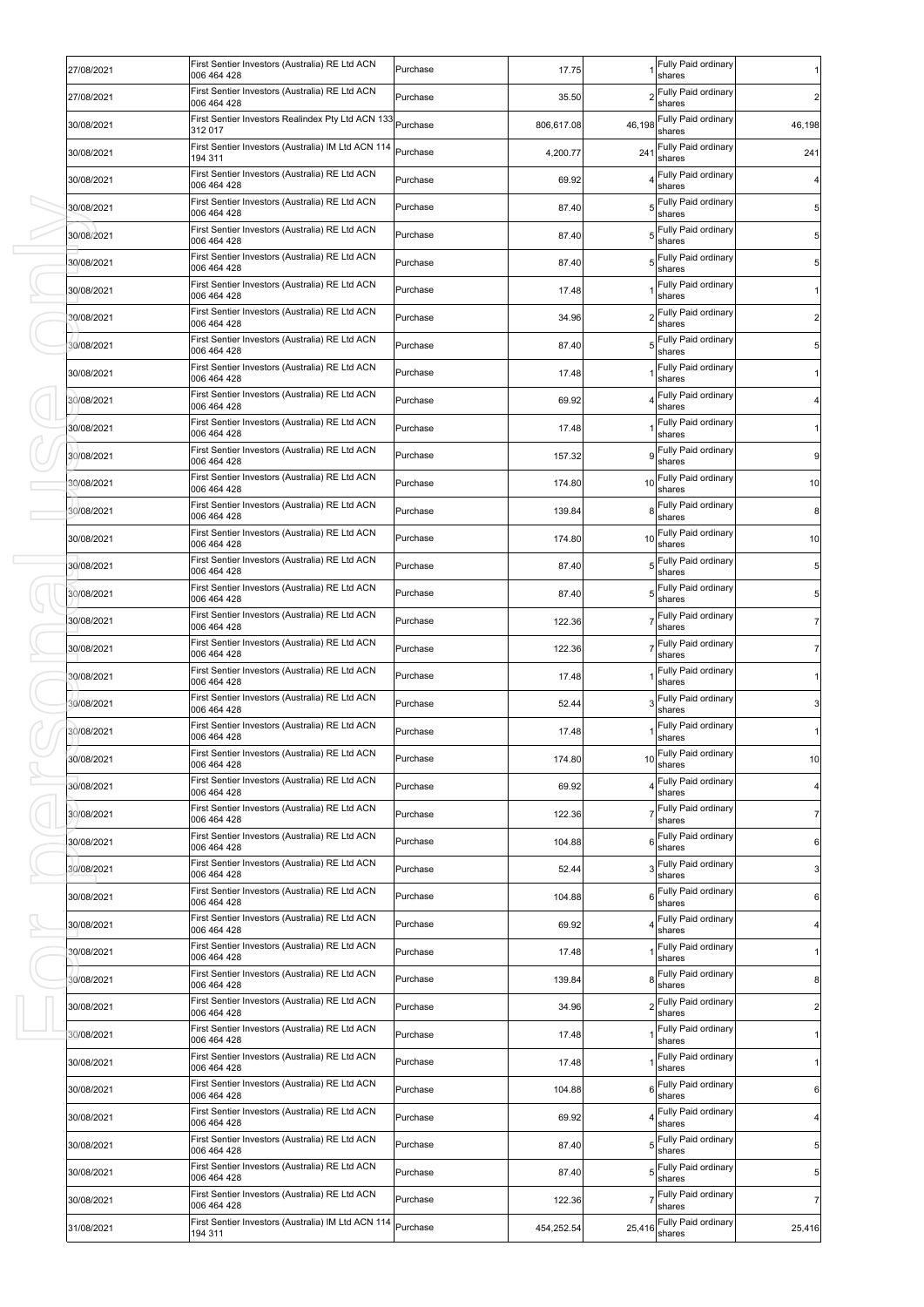| | | | | | | |
|---|---|---|---|---|---|---|
| 27/08/2021 | First Sentier Investors (Australia) RE Ltd ACN 006 464 428 | Purchase | 17.75 | 1 | Fully Paid ordinary shares | 1 |
| 27/08/2021 | First Sentier Investors (Australia) RE Ltd ACN 006 464 428 | Purchase | 35.50 | 2 | Fully Paid ordinary shares | 2 |
| 30/08/2021 | First Sentier Investors Realindex Pty Ltd ACN 133 312 017 | Purchase | 806,617.08 | 46,198 | Fully Paid ordinary shares | 46,198 |
| 30/08/2021 | First Sentier Investors (Australia) IM Ltd ACN 114 194 311 | Purchase | 4,200.77 | 241 | Fully Paid ordinary shares | 241 |
| 30/08/2021 | First Sentier Investors (Australia) RE Ltd ACN 006 464 428 | Purchase | 69.92 | 4 | Fully Paid ordinary shares | 4 |
| 30/08/2021 | First Sentier Investors (Australia) RE Ltd ACN 006 464 428 | Purchase | 87.40 | 5 | Fully Paid ordinary shares | 5 |
| 30/08/2021 | First Sentier Investors (Australia) RE Ltd ACN 006 464 428 | Purchase | 87.40 | 5 | Fully Paid ordinary shares | 5 |
| 30/08/2021 | First Sentier Investors (Australia) RE Ltd ACN 006 464 428 | Purchase | 87.40 | 5 | Fully Paid ordinary shares | 5 |
| 30/08/2021 | First Sentier Investors (Australia) RE Ltd ACN 006 464 428 | Purchase | 17.48 | 1 | Fully Paid ordinary shares | 1 |
| 30/08/2021 | First Sentier Investors (Australia) RE Ltd ACN 006 464 428 | Purchase | 34.96 | 2 | Fully Paid ordinary shares | 2 |
| 30/08/2021 | First Sentier Investors (Australia) RE Ltd ACN 006 464 428 | Purchase | 87.40 | 5 | Fully Paid ordinary shares | 5 |
| 30/08/2021 | First Sentier Investors (Australia) RE Ltd ACN 006 464 428 | Purchase | 17.48 | 1 | Fully Paid ordinary shares | 1 |
| 30/08/2021 | First Sentier Investors (Australia) RE Ltd ACN 006 464 428 | Purchase | 69.92 | 4 | Fully Paid ordinary shares | 4 |
| 30/08/2021 | First Sentier Investors (Australia) RE Ltd ACN 006 464 428 | Purchase | 17.48 | 1 | Fully Paid ordinary shares | 1 |
| 30/08/2021 | First Sentier Investors (Australia) RE Ltd ACN 006 464 428 | Purchase | 157.32 | 9 | Fully Paid ordinary shares | 9 |
| 30/08/2021 | First Sentier Investors (Australia) RE Ltd ACN 006 464 428 | Purchase | 174.80 | 10 | Fully Paid ordinary shares | 10 |
| 30/08/2021 | First Sentier Investors (Australia) RE Ltd ACN 006 464 428 | Purchase | 139.84 | 8 | Fully Paid ordinary shares | 8 |
| 30/08/2021 | First Sentier Investors (Australia) RE Ltd ACN 006 464 428 | Purchase | 174.80 | 10 | Fully Paid ordinary shares | 10 |
| 30/08/2021 | First Sentier Investors (Australia) RE Ltd ACN 006 464 428 | Purchase | 87.40 | 5 | Fully Paid ordinary shares | 5 |
| 30/08/2021 | First Sentier Investors (Australia) RE Ltd ACN 006 464 428 | Purchase | 87.40 | 5 | Fully Paid ordinary shares | 5 |
| 30/08/2021 | First Sentier Investors (Australia) RE Ltd ACN 006 464 428 | Purchase | 122.36 | 7 | Fully Paid ordinary shares | 7 |
| 30/08/2021 | First Sentier Investors (Australia) RE Ltd ACN 006 464 428 | Purchase | 122.36 | 7 | Fully Paid ordinary shares | 7 |
| 30/08/2021 | First Sentier Investors (Australia) RE Ltd ACN 006 464 428 | Purchase | 17.48 | 1 | Fully Paid ordinary shares | 1 |
| 30/08/2021 | First Sentier Investors (Australia) RE Ltd ACN 006 464 428 | Purchase | 52.44 | 3 | Fully Paid ordinary shares | 3 |
| 30/08/2021 | First Sentier Investors (Australia) RE Ltd ACN 006 464 428 | Purchase | 17.48 | 1 | Fully Paid ordinary shares | 1 |
| 30/08/2021 | First Sentier Investors (Australia) RE Ltd ACN 006 464 428 | Purchase | 174.80 | 10 | Fully Paid ordinary shares | 10 |
| 30/08/2021 | First Sentier Investors (Australia) RE Ltd ACN 006 464 428 | Purchase | 69.92 | 4 | Fully Paid ordinary shares | 4 |
| 30/08/2021 | First Sentier Investors (Australia) RE Ltd ACN 006 464 428 | Purchase | 122.36 | 7 | Fully Paid ordinary shares | 7 |
| 30/08/2021 | First Sentier Investors (Australia) RE Ltd ACN 006 464 428 | Purchase | 104.88 | 6 | Fully Paid ordinary shares | 6 |
| 30/08/2021 | First Sentier Investors (Australia) RE Ltd ACN 006 464 428 | Purchase | 52.44 | 3 | Fully Paid ordinary shares | 3 |
| 30/08/2021 | First Sentier Investors (Australia) RE Ltd ACN 006 464 428 | Purchase | 104.88 | 6 | Fully Paid ordinary shares | 6 |
| 30/08/2021 | First Sentier Investors (Australia) RE Ltd ACN 006 464 428 | Purchase | 69.92 | 4 | Fully Paid ordinary shares | 4 |
| 30/08/2021 | First Sentier Investors (Australia) RE Ltd ACN 006 464 428 | Purchase | 17.48 | 1 | Fully Paid ordinary shares | 1 |
| 30/08/2021 | First Sentier Investors (Australia) RE Ltd ACN 006 464 428 | Purchase | 139.84 | 8 | Fully Paid ordinary shares | 8 |
| 30/08/2021 | First Sentier Investors (Australia) RE Ltd ACN 006 464 428 | Purchase | 34.96 | 2 | Fully Paid ordinary shares | 2 |
| 30/08/2021 | First Sentier Investors (Australia) RE Ltd ACN 006 464 428 | Purchase | 17.48 | 1 | Fully Paid ordinary shares | 1 |
| 30/08/2021 | First Sentier Investors (Australia) RE Ltd ACN 006 464 428 | Purchase | 17.48 | 1 | Fully Paid ordinary shares | 1 |
| 30/08/2021 | First Sentier Investors (Australia) RE Ltd ACN 006 464 428 | Purchase | 104.88 | 6 | Fully Paid ordinary shares | 6 |
| 30/08/2021 | First Sentier Investors (Australia) RE Ltd ACN 006 464 428 | Purchase | 69.92 | 4 | Fully Paid ordinary shares | 4 |
| 30/08/2021 | First Sentier Investors (Australia) RE Ltd ACN 006 464 428 | Purchase | 87.40 | 5 | Fully Paid ordinary shares | 5 |
| 30/08/2021 | First Sentier Investors (Australia) RE Ltd ACN 006 464 428 | Purchase | 87.40 | 5 | Fully Paid ordinary shares | 5 |
| 30/08/2021 | First Sentier Investors (Australia) RE Ltd ACN 006 464 428 | Purchase | 122.36 | 7 | Fully Paid ordinary shares | 7 |
| 31/08/2021 | First Sentier Investors (Australia) IM Ltd ACN 114 194 311 | Purchase | 454,252.54 | 25,416 | Fully Paid ordinary shares | 25,416 |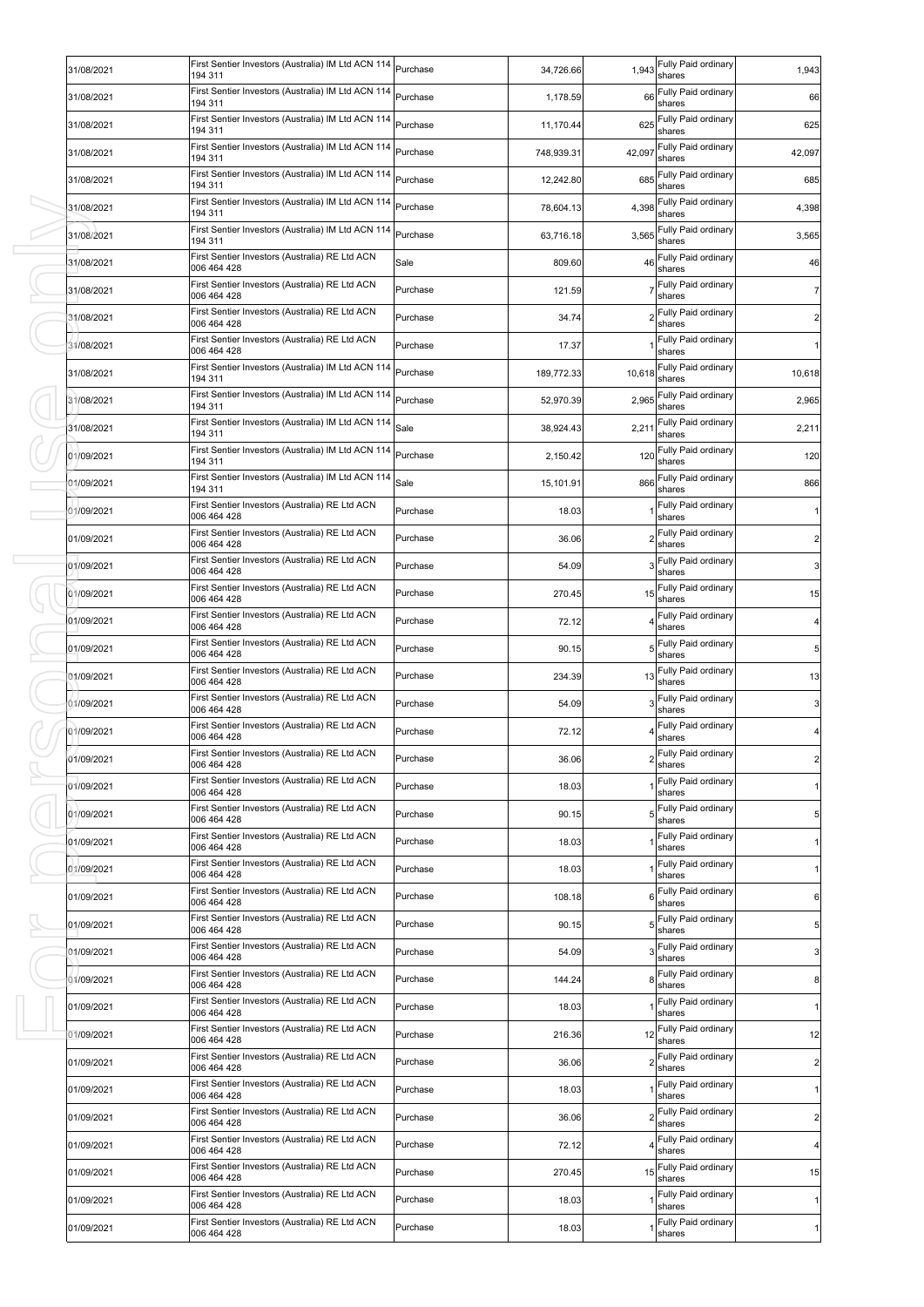| | | | | | | |
|---|---|---|---|---|---|---|
| 31/08/2021 | First Sentier Investors (Australia) IM Ltd ACN 114 194 311 | Purchase | 34,726.66 | 1,943 | Fully Paid ordinary shares | 1,943 |
| 31/08/2021 | First Sentier Investors (Australia) IM Ltd ACN 114 194 311 | Purchase | 1,178.59 | 66 | Fully Paid ordinary shares | 66 |
| 31/08/2021 | First Sentier Investors (Australia) IM Ltd ACN 114 194 311 | Purchase | 11,170.44 | 625 | Fully Paid ordinary shares | 625 |
| 31/08/2021 | First Sentier Investors (Australia) IM Ltd ACN 114 194 311 | Purchase | 748,939.31 | 42,097 | Fully Paid ordinary shares | 42,097 |
| 31/08/2021 | First Sentier Investors (Australia) IM Ltd ACN 114 194 311 | Purchase | 12,242.80 | 685 | Fully Paid ordinary shares | 685 |
| 31/08/2021 | First Sentier Investors (Australia) IM Ltd ACN 114 194 311 | Purchase | 78,604.13 | 4,398 | Fully Paid ordinary shares | 4,398 |
| 31/08/2021 | First Sentier Investors (Australia) IM Ltd ACN 114 194 311 | Purchase | 63,716.18 | 3,565 | Fully Paid ordinary shares | 3,565 |
| 31/08/2021 | First Sentier Investors (Australia) RE Ltd ACN 006 464 428 | Sale | 809.60 | 46 | Fully Paid ordinary shares | 46 |
| 31/08/2021 | First Sentier Investors (Australia) RE Ltd ACN 006 464 428 | Purchase | 121.59 | 7 | Fully Paid ordinary shares | 7 |
| 31/08/2021 | First Sentier Investors (Australia) RE Ltd ACN 006 464 428 | Purchase | 34.74 | 2 | Fully Paid ordinary shares | 2 |
| 31/08/2021 | First Sentier Investors (Australia) RE Ltd ACN 006 464 428 | Purchase | 17.37 | 1 | Fully Paid ordinary shares | 1 |
| 31/08/2021 | First Sentier Investors (Australia) IM Ltd ACN 114 194 311 | Purchase | 189,772.33 | 10,618 | Fully Paid ordinary shares | 10,618 |
| 31/08/2021 | First Sentier Investors (Australia) IM Ltd ACN 114 194 311 | Purchase | 52,970.39 | 2,965 | Fully Paid ordinary shares | 2,965 |
| 31/08/2021 | First Sentier Investors (Australia) IM Ltd ACN 114 194 311 | Sale | 38,924.43 | 2,211 | Fully Paid ordinary shares | 2,211 |
| 01/09/2021 | First Sentier Investors (Australia) IM Ltd ACN 114 194 311 | Purchase | 2,150.42 | 120 | Fully Paid ordinary shares | 120 |
| 01/09/2021 | First Sentier Investors (Australia) IM Ltd ACN 114 194 311 | Sale | 15,101.91 | 866 | Fully Paid ordinary shares | 866 |
| 01/09/2021 | First Sentier Investors (Australia) RE Ltd ACN 006 464 428 | Purchase | 18.03 | 1 | Fully Paid ordinary shares | 1 |
| 01/09/2021 | First Sentier Investors (Australia) RE Ltd ACN 006 464 428 | Purchase | 36.06 | 2 | Fully Paid ordinary shares | 2 |
| 01/09/2021 | First Sentier Investors (Australia) RE Ltd ACN 006 464 428 | Purchase | 54.09 | 3 | Fully Paid ordinary shares | 3 |
| 01/09/2021 | First Sentier Investors (Australia) RE Ltd ACN 006 464 428 | Purchase | 270.45 | 15 | Fully Paid ordinary shares | 15 |
| 01/09/2021 | First Sentier Investors (Australia) RE Ltd ACN 006 464 428 | Purchase | 72.12 | 4 | Fully Paid ordinary shares | 4 |
| 01/09/2021 | First Sentier Investors (Australia) RE Ltd ACN 006 464 428 | Purchase | 90.15 | 5 | Fully Paid ordinary shares | 5 |
| 01/09/2021 | First Sentier Investors (Australia) RE Ltd ACN 006 464 428 | Purchase | 234.39 | 13 | Fully Paid ordinary shares | 13 |
| 01/09/2021 | First Sentier Investors (Australia) RE Ltd ACN 006 464 428 | Purchase | 54.09 | 3 | Fully Paid ordinary shares | 3 |
| 01/09/2021 | First Sentier Investors (Australia) RE Ltd ACN 006 464 428 | Purchase | 72.12 | 4 | Fully Paid ordinary shares | 4 |
| 01/09/2021 | First Sentier Investors (Australia) RE Ltd ACN 006 464 428 | Purchase | 36.06 | 2 | Fully Paid ordinary shares | 2 |
| 01/09/2021 | First Sentier Investors (Australia) RE Ltd ACN 006 464 428 | Purchase | 18.03 | 1 | Fully Paid ordinary shares | 1 |
| 01/09/2021 | First Sentier Investors (Australia) RE Ltd ACN 006 464 428 | Purchase | 90.15 | 5 | Fully Paid ordinary shares | 5 |
| 01/09/2021 | First Sentier Investors (Australia) RE Ltd ACN 006 464 428 | Purchase | 18.03 | 1 | Fully Paid ordinary shares | 1 |
| 01/09/2021 | First Sentier Investors (Australia) RE Ltd ACN 006 464 428 | Purchase | 18.03 | 1 | Fully Paid ordinary shares | 1 |
| 01/09/2021 | First Sentier Investors (Australia) RE Ltd ACN 006 464 428 | Purchase | 108.18 | 6 | Fully Paid ordinary shares | 6 |
| 01/09/2021 | First Sentier Investors (Australia) RE Ltd ACN 006 464 428 | Purchase | 90.15 | 5 | Fully Paid ordinary shares | 5 |
| 01/09/2021 | First Sentier Investors (Australia) RE Ltd ACN 006 464 428 | Purchase | 54.09 | 3 | Fully Paid ordinary shares | 3 |
| 01/09/2021 | First Sentier Investors (Australia) RE Ltd ACN 006 464 428 | Purchase | 144.24 | 8 | Fully Paid ordinary shares | 8 |
| 01/09/2021 | First Sentier Investors (Australia) RE Ltd ACN 006 464 428 | Purchase | 18.03 | 1 | Fully Paid ordinary shares | 1 |
| 01/09/2021 | First Sentier Investors (Australia) RE Ltd ACN 006 464 428 | Purchase | 216.36 | 12 | Fully Paid ordinary shares | 12 |
| 01/09/2021 | First Sentier Investors (Australia) RE Ltd ACN 006 464 428 | Purchase | 36.06 | 2 | Fully Paid ordinary shares | 2 |
| 01/09/2021 | First Sentier Investors (Australia) RE Ltd ACN 006 464 428 | Purchase | 18.03 | 1 | Fully Paid ordinary shares | 1 |
| 01/09/2021 | First Sentier Investors (Australia) RE Ltd ACN 006 464 428 | Purchase | 36.06 | 2 | Fully Paid ordinary shares | 2 |
| 01/09/2021 | First Sentier Investors (Australia) RE Ltd ACN 006 464 428 | Purchase | 72.12 | 4 | Fully Paid ordinary shares | 4 |
| 01/09/2021 | First Sentier Investors (Australia) RE Ltd ACN 006 464 428 | Purchase | 270.45 | 15 | Fully Paid ordinary shares | 15 |
| 01/09/2021 | First Sentier Investors (Australia) RE Ltd ACN 006 464 428 | Purchase | 18.03 | 1 | Fully Paid ordinary shares | 1 |
| 01/09/2021 | First Sentier Investors (Australia) RE Ltd ACN 006 464 428 | Purchase | 18.03 | 1 | Fully Paid ordinary shares | 1 |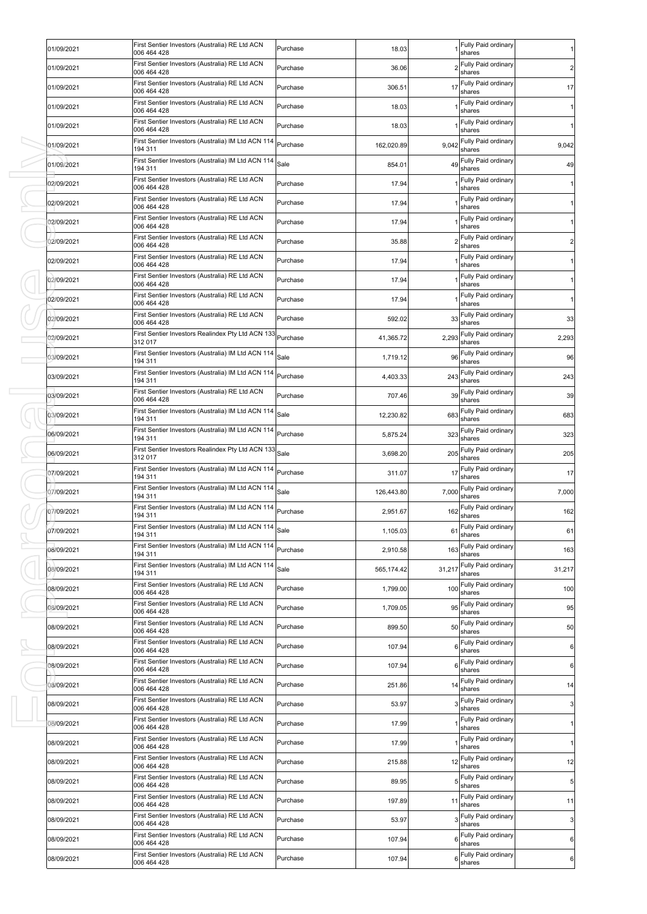| | | | | | | |
|---|---|---|---|---|---|---|
| 01/09/2021 | First Sentier Investors (Australia) RE Ltd ACN 006 464 428 | Purchase | 18.03 | 1 | Fully Paid ordinary shares | 1 |
| 01/09/2021 | First Sentier Investors (Australia) RE Ltd ACN 006 464 428 | Purchase | 36.06 | 2 | Fully Paid ordinary shares | 2 |
| 01/09/2021 | First Sentier Investors (Australia) RE Ltd ACN 006 464 428 | Purchase | 306.51 | 17 | Fully Paid ordinary shares | 17 |
| 01/09/2021 | First Sentier Investors (Australia) RE Ltd ACN 006 464 428 | Purchase | 18.03 | 1 | Fully Paid ordinary shares | 1 |
| 01/09/2021 | First Sentier Investors (Australia) RE Ltd ACN 006 464 428 | Purchase | 18.03 | 1 | Fully Paid ordinary shares | 1 |
| 01/09/2021 | First Sentier Investors (Australia) IM Ltd ACN 114 194 311 | Purchase | 162,020.89 | 9,042 | Fully Paid ordinary shares | 9,042 |
| 01/09/2021 | First Sentier Investors (Australia) IM Ltd ACN 114 194 311 | Sale | 854.01 | 49 | Fully Paid ordinary shares | 49 |
| 02/09/2021 | First Sentier Investors (Australia) RE Ltd ACN 006 464 428 | Purchase | 17.94 | 1 | Fully Paid ordinary shares | 1 |
| 02/09/2021 | First Sentier Investors (Australia) RE Ltd ACN 006 464 428 | Purchase | 17.94 | 1 | Fully Paid ordinary shares | 1 |
| 02/09/2021 | First Sentier Investors (Australia) RE Ltd ACN 006 464 428 | Purchase | 17.94 | 1 | Fully Paid ordinary shares | 1 |
| 02/09/2021 | First Sentier Investors (Australia) RE Ltd ACN 006 464 428 | Purchase | 35.88 | 2 | Fully Paid ordinary shares | 2 |
| 02/09/2021 | First Sentier Investors (Australia) RE Ltd ACN 006 464 428 | Purchase | 17.94 | 1 | Fully Paid ordinary shares | 1 |
| 02/09/2021 | First Sentier Investors (Australia) RE Ltd ACN 006 464 428 | Purchase | 17.94 | 1 | Fully Paid ordinary shares | 1 |
| 02/09/2021 | First Sentier Investors (Australia) RE Ltd ACN 006 464 428 | Purchase | 17.94 | 1 | Fully Paid ordinary shares | 1 |
| 02/09/2021 | First Sentier Investors (Australia) RE Ltd ACN 006 464 428 | Purchase | 592.02 | 33 | Fully Paid ordinary shares | 33 |
| 02/09/2021 | First Sentier Investors Realindex Pty Ltd ACN 133 312 017 | Purchase | 41,365.72 | 2,293 | Fully Paid ordinary shares | 2,293 |
| 03/09/2021 | First Sentier Investors (Australia) IM Ltd ACN 114 194 311 | Sale | 1,719.12 | 96 | Fully Paid ordinary shares | 96 |
| 03/09/2021 | First Sentier Investors (Australia) IM Ltd ACN 114 194 311 | Purchase | 4,403.33 | 243 | Fully Paid ordinary shares | 243 |
| 03/09/2021 | First Sentier Investors (Australia) RE Ltd ACN 006 464 428 | Purchase | 707.46 | 39 | Fully Paid ordinary shares | 39 |
| 03/09/2021 | First Sentier Investors (Australia) IM Ltd ACN 114 194 311 | Sale | 12,230.82 | 683 | Fully Paid ordinary shares | 683 |
| 06/09/2021 | First Sentier Investors (Australia) IM Ltd ACN 114 194 311 | Purchase | 5,875.24 | 323 | Fully Paid ordinary shares | 323 |
| 06/09/2021 | First Sentier Investors Realindex Pty Ltd ACN 133 312 017 | Sale | 3,698.20 | 205 | Fully Paid ordinary shares | 205 |
| 07/09/2021 | First Sentier Investors (Australia) IM Ltd ACN 114 194 311 | Purchase | 311.07 | 17 | Fully Paid ordinary shares | 17 |
| 07/09/2021 | First Sentier Investors (Australia) IM Ltd ACN 114 194 311 | Sale | 126,443.80 | 7,000 | Fully Paid ordinary shares | 7,000 |
| 07/09/2021 | First Sentier Investors (Australia) IM Ltd ACN 114 194 311 | Purchase | 2,951.67 | 162 | Fully Paid ordinary shares | 162 |
| 07/09/2021 | First Sentier Investors (Australia) IM Ltd ACN 114 194 311 | Sale | 1,105.03 | 61 | Fully Paid ordinary shares | 61 |
| 08/09/2021 | First Sentier Investors (Australia) IM Ltd ACN 114 194 311 | Purchase | 2,910.58 | 163 | Fully Paid ordinary shares | 163 |
| 08/09/2021 | First Sentier Investors (Australia) IM Ltd ACN 114 194 311 | Sale | 565,174.42 | 31,217 | Fully Paid ordinary shares | 31,217 |
| 08/09/2021 | First Sentier Investors (Australia) RE Ltd ACN 006 464 428 | Purchase | 1,799.00 | 100 | Fully Paid ordinary shares | 100 |
| 08/09/2021 | First Sentier Investors (Australia) RE Ltd ACN 006 464 428 | Purchase | 1,709.05 | 95 | Fully Paid ordinary shares | 95 |
| 08/09/2021 | First Sentier Investors (Australia) RE Ltd ACN 006 464 428 | Purchase | 899.50 | 50 | Fully Paid ordinary shares | 50 |
| 08/09/2021 | First Sentier Investors (Australia) RE Ltd ACN 006 464 428 | Purchase | 107.94 | 6 | Fully Paid ordinary shares | 6 |
| 08/09/2021 | First Sentier Investors (Australia) RE Ltd ACN 006 464 428 | Purchase | 107.94 | 6 | Fully Paid ordinary shares | 6 |
| 08/09/2021 | First Sentier Investors (Australia) RE Ltd ACN 006 464 428 | Purchase | 251.86 | 14 | Fully Paid ordinary shares | 14 |
| 08/09/2021 | First Sentier Investors (Australia) RE Ltd ACN 006 464 428 | Purchase | 53.97 | 3 | Fully Paid ordinary shares | 3 |
| 08/09/2021 | First Sentier Investors (Australia) RE Ltd ACN 006 464 428 | Purchase | 17.99 | 1 | Fully Paid ordinary shares | 1 |
| 08/09/2021 | First Sentier Investors (Australia) RE Ltd ACN 006 464 428 | Purchase | 17.99 | 1 | Fully Paid ordinary shares | 1 |
| 08/09/2021 | First Sentier Investors (Australia) RE Ltd ACN 006 464 428 | Purchase | 215.88 | 12 | Fully Paid ordinary shares | 12 |
| 08/09/2021 | First Sentier Investors (Australia) RE Ltd ACN 006 464 428 | Purchase | 89.95 | 5 | Fully Paid ordinary shares | 5 |
| 08/09/2021 | First Sentier Investors (Australia) RE Ltd ACN 006 464 428 | Purchase | 197.89 | 11 | Fully Paid ordinary shares | 11 |
| 08/09/2021 | First Sentier Investors (Australia) RE Ltd ACN 006 464 428 | Purchase | 53.97 | 3 | Fully Paid ordinary shares | 3 |
| 08/09/2021 | First Sentier Investors (Australia) RE Ltd ACN 006 464 428 | Purchase | 107.94 | 6 | Fully Paid ordinary shares | 6 |
| 08/09/2021 | First Sentier Investors (Australia) RE Ltd ACN 006 464 428 | Purchase | 107.94 | 6 | Fully Paid ordinary shares | 6 |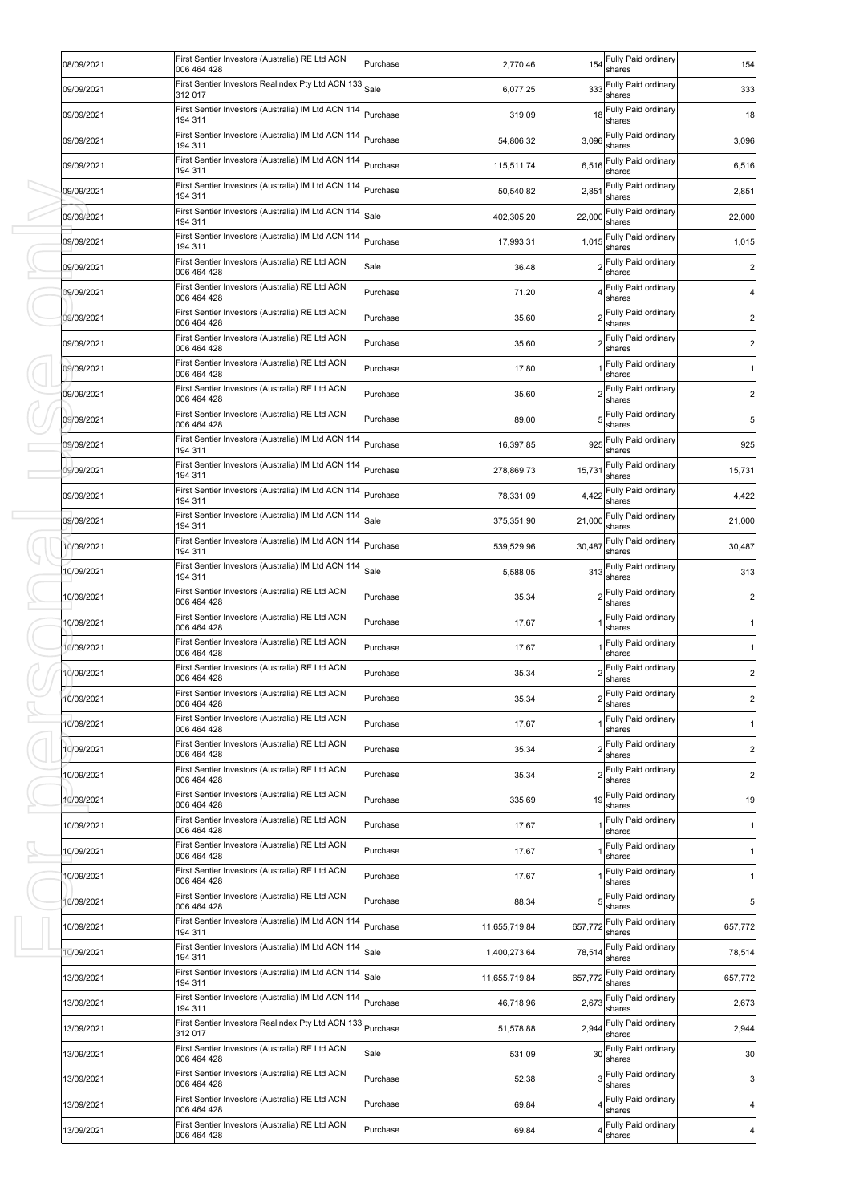| | | | | | | |
|---|---|---|---|---|---|---|
| 08/09/2021 | First Sentier Investors (Australia) RE Ltd ACN 006 464 428 | Purchase | 2,770.46 | 154 | Fully Paid ordinary shares | 154 |
| 09/09/2021 | First Sentier Investors Realindex Pty Ltd ACN 133 312 017 | Sale | 6,077.25 | 333 | Fully Paid ordinary shares | 333 |
| 09/09/2021 | First Sentier Investors (Australia) IM Ltd ACN 114 194 311 | Purchase | 319.09 | 18 | Fully Paid ordinary shares | 18 |
| 09/09/2021 | First Sentier Investors (Australia) IM Ltd ACN 114 194 311 | Purchase | 54,806.32 | 3,096 | Fully Paid ordinary shares | 3,096 |
| 09/09/2021 | First Sentier Investors (Australia) IM Ltd ACN 114 194 311 | Purchase | 115,511.74 | 6,516 | Fully Paid ordinary shares | 6,516 |
| 09/09/2021 | First Sentier Investors (Australia) IM Ltd ACN 114 194 311 | Purchase | 50,540.82 | 2,851 | Fully Paid ordinary shares | 2,851 |
| 09/09/2021 | First Sentier Investors (Australia) IM Ltd ACN 114 194 311 | Sale | 402,305.20 | 22,000 | Fully Paid ordinary shares | 22,000 |
| 09/09/2021 | First Sentier Investors (Australia) IM Ltd ACN 114 194 311 | Purchase | 17,993.31 | 1,015 | Fully Paid ordinary shares | 1,015 |
| 09/09/2021 | First Sentier Investors (Australia) RE Ltd ACN 006 464 428 | Sale | 36.48 | 2 | Fully Paid ordinary shares | 2 |
| 09/09/2021 | First Sentier Investors (Australia) RE Ltd ACN 006 464 428 | Purchase | 71.20 | 4 | Fully Paid ordinary shares | 4 |
| 09/09/2021 | First Sentier Investors (Australia) RE Ltd ACN 006 464 428 | Purchase | 35.60 | 2 | Fully Paid ordinary shares | 2 |
| 09/09/2021 | First Sentier Investors (Australia) RE Ltd ACN 006 464 428 | Purchase | 35.60 | 2 | Fully Paid ordinary shares | 2 |
| 09/09/2021 | First Sentier Investors (Australia) RE Ltd ACN 006 464 428 | Purchase | 17.80 | 1 | Fully Paid ordinary shares | 1 |
| 09/09/2021 | First Sentier Investors (Australia) RE Ltd ACN 006 464 428 | Purchase | 35.60 | 2 | Fully Paid ordinary shares | 2 |
| 09/09/2021 | First Sentier Investors (Australia) RE Ltd ACN 006 464 428 | Purchase | 89.00 | 5 | Fully Paid ordinary shares | 5 |
| 09/09/2021 | First Sentier Investors (Australia) IM Ltd ACN 114 194 311 | Purchase | 16,397.85 | 925 | Fully Paid ordinary shares | 925 |
| 09/09/2021 | First Sentier Investors (Australia) IM Ltd ACN 114 194 311 | Purchase | 278,869.73 | 15,731 | Fully Paid ordinary shares | 15,731 |
| 09/09/2021 | First Sentier Investors (Australia) IM Ltd ACN 114 194 311 | Purchase | 78,331.09 | 4,422 | Fully Paid ordinary shares | 4,422 |
| 09/09/2021 | First Sentier Investors (Australia) IM Ltd ACN 114 194 311 | Sale | 375,351.90 | 21,000 | Fully Paid ordinary shares | 21,000 |
| 10/09/2021 | First Sentier Investors (Australia) IM Ltd ACN 114 194 311 | Purchase | 539,529.96 | 30,487 | Fully Paid ordinary shares | 30,487 |
| 10/09/2021 | First Sentier Investors (Australia) IM Ltd ACN 114 194 311 | Sale | 5,588.05 | 313 | Fully Paid ordinary shares | 313 |
| 10/09/2021 | First Sentier Investors (Australia) RE Ltd ACN 006 464 428 | Purchase | 35.34 | 2 | Fully Paid ordinary shares | 2 |
| 10/09/2021 | First Sentier Investors (Australia) RE Ltd ACN 006 464 428 | Purchase | 17.67 | 1 | Fully Paid ordinary shares | 1 |
| 10/09/2021 | First Sentier Investors (Australia) RE Ltd ACN 006 464 428 | Purchase | 17.67 | 1 | Fully Paid ordinary shares | 1 |
| 10/09/2021 | First Sentier Investors (Australia) RE Ltd ACN 006 464 428 | Purchase | 35.34 | 2 | Fully Paid ordinary shares | 2 |
| 10/09/2021 | First Sentier Investors (Australia) RE Ltd ACN 006 464 428 | Purchase | 35.34 | 2 | Fully Paid ordinary shares | 2 |
| 10/09/2021 | First Sentier Investors (Australia) RE Ltd ACN 006 464 428 | Purchase | 17.67 | 1 | Fully Paid ordinary shares | 1 |
| 10/09/2021 | First Sentier Investors (Australia) RE Ltd ACN 006 464 428 | Purchase | 35.34 | 2 | Fully Paid ordinary shares | 2 |
| 10/09/2021 | First Sentier Investors (Australia) RE Ltd ACN 006 464 428 | Purchase | 35.34 | 2 | Fully Paid ordinary shares | 2 |
| 10/09/2021 | First Sentier Investors (Australia) RE Ltd ACN 006 464 428 | Purchase | 335.69 | 19 | Fully Paid ordinary shares | 19 |
| 10/09/2021 | First Sentier Investors (Australia) RE Ltd ACN 006 464 428 | Purchase | 17.67 | 1 | Fully Paid ordinary shares | 1 |
| 10/09/2021 | First Sentier Investors (Australia) RE Ltd ACN 006 464 428 | Purchase | 17.67 | 1 | Fully Paid ordinary shares | 1 |
| 10/09/2021 | First Sentier Investors (Australia) RE Ltd ACN 006 464 428 | Purchase | 17.67 | 1 | Fully Paid ordinary shares | 1 |
| 10/09/2021 | First Sentier Investors (Australia) RE Ltd ACN 006 464 428 | Purchase | 88.34 | 5 | Fully Paid ordinary shares | 5 |
| 10/09/2021 | First Sentier Investors (Australia) IM Ltd ACN 114 194 311 | Purchase | 11,655,719.84 | 657,772 | Fully Paid ordinary shares | 657,772 |
| 10/09/2021 | First Sentier Investors (Australia) IM Ltd ACN 114 194 311 | Sale | 1,400,273.64 | 78,514 | Fully Paid ordinary shares | 78,514 |
| 13/09/2021 | First Sentier Investors (Australia) IM Ltd ACN 114 194 311 | Sale | 11,655,719.84 | 657,772 | Fully Paid ordinary shares | 657,772 |
| 13/09/2021 | First Sentier Investors (Australia) IM Ltd ACN 114 194 311 | Purchase | 46,718.96 | 2,673 | Fully Paid ordinary shares | 2,673 |
| 13/09/2021 | First Sentier Investors Realindex Pty Ltd ACN 133 312 017 | Purchase | 51,578.88 | 2,944 | Fully Paid ordinary shares | 2,944 |
| 13/09/2021 | First Sentier Investors (Australia) RE Ltd ACN 006 464 428 | Sale | 531.09 | 30 | Fully Paid ordinary shares | 30 |
| 13/09/2021 | First Sentier Investors (Australia) RE Ltd ACN 006 464 428 | Purchase | 52.38 | 3 | Fully Paid ordinary shares | 3 |
| 13/09/2021 | First Sentier Investors (Australia) RE Ltd ACN 006 464 428 | Purchase | 69.84 | 4 | Fully Paid ordinary shares | 4 |
| 13/09/2021 | First Sentier Investors (Australia) RE Ltd ACN 006 464 428 | Purchase | 69.84 | 4 | Fully Paid ordinary shares | 4 |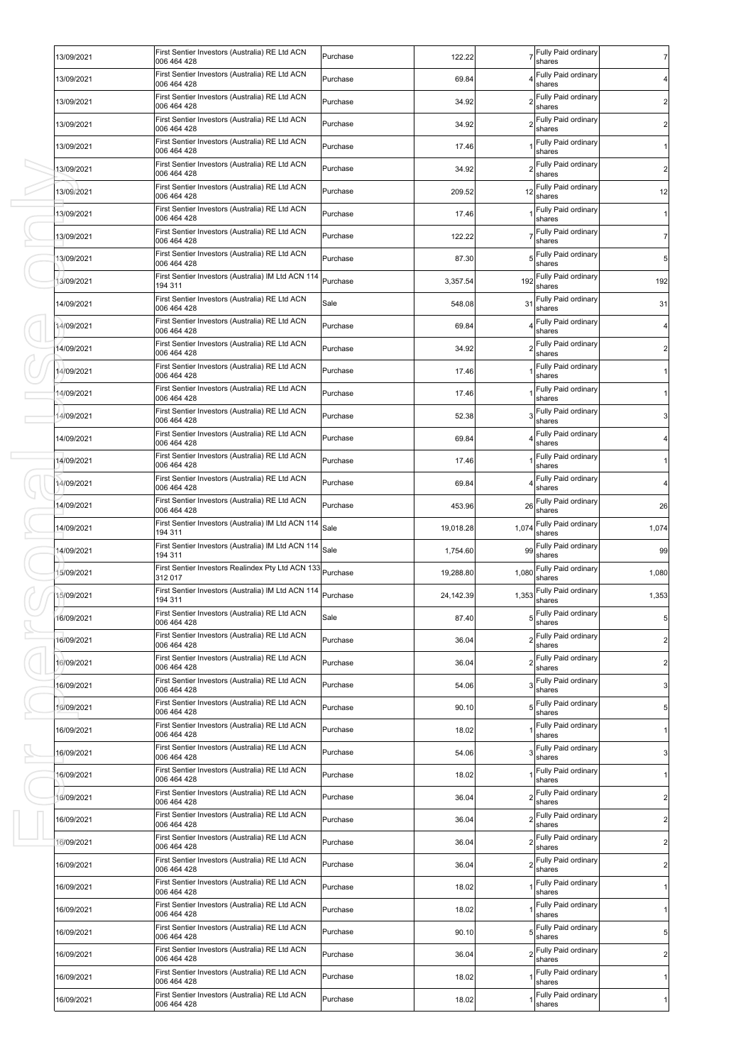| | | | | | | |
|---|---|---|---|---|---|---|
| 13/09/2021 | First Sentier Investors (Australia) RE Ltd ACN 006 464 428 | Purchase | 122.22 | 7 | Fully Paid ordinary shares | 7 |
| 13/09/2021 | First Sentier Investors (Australia) RE Ltd ACN 006 464 428 | Purchase | 69.84 | 4 | Fully Paid ordinary shares | 4 |
| 13/09/2021 | First Sentier Investors (Australia) RE Ltd ACN 006 464 428 | Purchase | 34.92 | 2 | Fully Paid ordinary shares | 2 |
| 13/09/2021 | First Sentier Investors (Australia) RE Ltd ACN 006 464 428 | Purchase | 34.92 | 2 | Fully Paid ordinary shares | 2 |
| 13/09/2021 | First Sentier Investors (Australia) RE Ltd ACN 006 464 428 | Purchase | 17.46 | 1 | Fully Paid ordinary shares | 1 |
| 13/09/2021 | First Sentier Investors (Australia) RE Ltd ACN 006 464 428 | Purchase | 34.92 | 2 | Fully Paid ordinary shares | 2 |
| 13/09/2021 | First Sentier Investors (Australia) RE Ltd ACN 006 464 428 | Purchase | 209.52 | 12 | Fully Paid ordinary shares | 12 |
| 13/09/2021 | First Sentier Investors (Australia) RE Ltd ACN 006 464 428 | Purchase | 17.46 | 1 | Fully Paid ordinary shares | 1 |
| 13/09/2021 | First Sentier Investors (Australia) RE Ltd ACN 006 464 428 | Purchase | 122.22 | 7 | Fully Paid ordinary shares | 7 |
| 13/09/2021 | First Sentier Investors (Australia) RE Ltd ACN 006 464 428 | Purchase | 87.30 | 5 | Fully Paid ordinary shares | 5 |
| 13/09/2021 | First Sentier Investors (Australia) IM Ltd ACN 114 194 311 | Purchase | 3,357.54 | 192 | Fully Paid ordinary shares | 192 |
| 14/09/2021 | First Sentier Investors (Australia) RE Ltd ACN 006 464 428 | Sale | 548.08 | 31 | Fully Paid ordinary shares | 31 |
| 14/09/2021 | First Sentier Investors (Australia) RE Ltd ACN 006 464 428 | Purchase | 69.84 | 4 | Fully Paid ordinary shares | 4 |
| 14/09/2021 | First Sentier Investors (Australia) RE Ltd ACN 006 464 428 | Purchase | 34.92 | 2 | Fully Paid ordinary shares | 2 |
| 14/09/2021 | First Sentier Investors (Australia) RE Ltd ACN 006 464 428 | Purchase | 17.46 | 1 | Fully Paid ordinary shares | 1 |
| 14/09/2021 | First Sentier Investors (Australia) RE Ltd ACN 006 464 428 | Purchase | 17.46 | 1 | Fully Paid ordinary shares | 1 |
| 14/09/2021 | First Sentier Investors (Australia) RE Ltd ACN 006 464 428 | Purchase | 52.38 | 3 | Fully Paid ordinary shares | 3 |
| 14/09/2021 | First Sentier Investors (Australia) RE Ltd ACN 006 464 428 | Purchase | 69.84 | 4 | Fully Paid ordinary shares | 4 |
| 14/09/2021 | First Sentier Investors (Australia) RE Ltd ACN 006 464 428 | Purchase | 17.46 | 1 | Fully Paid ordinary shares | 1 |
| 14/09/2021 | First Sentier Investors (Australia) RE Ltd ACN 006 464 428 | Purchase | 69.84 | 4 | Fully Paid ordinary shares | 4 |
| 14/09/2021 | First Sentier Investors (Australia) RE Ltd ACN 006 464 428 | Purchase | 453.96 | 26 | Fully Paid ordinary shares | 26 |
| 14/09/2021 | First Sentier Investors (Australia) IM Ltd ACN 114 194 311 | Sale | 19,018.28 | 1,074 | Fully Paid ordinary shares | 1,074 |
| 14/09/2021 | First Sentier Investors (Australia) IM Ltd ACN 114 194 311 | Sale | 1,754.60 | 99 | Fully Paid ordinary shares | 99 |
| 15/09/2021 | First Sentier Investors Realindex Pty Ltd ACN 133 312 017 | Purchase | 19,288.80 | 1,080 | Fully Paid ordinary shares | 1,080 |
| 15/09/2021 | First Sentier Investors (Australia) IM Ltd ACN 114 194 311 | Purchase | 24,142.39 | 1,353 | Fully Paid ordinary shares | 1,353 |
| 16/09/2021 | First Sentier Investors (Australia) RE Ltd ACN 006 464 428 | Sale | 87.40 | 5 | Fully Paid ordinary shares | 5 |
| 16/09/2021 | First Sentier Investors (Australia) RE Ltd ACN 006 464 428 | Purchase | 36.04 | 2 | Fully Paid ordinary shares | 2 |
| 16/09/2021 | First Sentier Investors (Australia) RE Ltd ACN 006 464 428 | Purchase | 36.04 | 2 | Fully Paid ordinary shares | 2 |
| 16/09/2021 | First Sentier Investors (Australia) RE Ltd ACN 006 464 428 | Purchase | 54.06 | 3 | Fully Paid ordinary shares | 3 |
| 16/09/2021 | First Sentier Investors (Australia) RE Ltd ACN 006 464 428 | Purchase | 90.10 | 5 | Fully Paid ordinary shares | 5 |
| 16/09/2021 | First Sentier Investors (Australia) RE Ltd ACN 006 464 428 | Purchase | 18.02 | 1 | Fully Paid ordinary shares | 1 |
| 16/09/2021 | First Sentier Investors (Australia) RE Ltd ACN 006 464 428 | Purchase | 54.06 | 3 | Fully Paid ordinary shares | 3 |
| 16/09/2021 | First Sentier Investors (Australia) RE Ltd ACN 006 464 428 | Purchase | 18.02 | 1 | Fully Paid ordinary shares | 1 |
| 16/09/2021 | First Sentier Investors (Australia) RE Ltd ACN 006 464 428 | Purchase | 36.04 | 2 | Fully Paid ordinary shares | 2 |
| 16/09/2021 | First Sentier Investors (Australia) RE Ltd ACN 006 464 428 | Purchase | 36.04 | 2 | Fully Paid ordinary shares | 2 |
| 16/09/2021 | First Sentier Investors (Australia) RE Ltd ACN 006 464 428 | Purchase | 36.04 | 2 | Fully Paid ordinary shares | 2 |
| 16/09/2021 | First Sentier Investors (Australia) RE Ltd ACN 006 464 428 | Purchase | 36.04 | 2 | Fully Paid ordinary shares | 2 |
| 16/09/2021 | First Sentier Investors (Australia) RE Ltd ACN 006 464 428 | Purchase | 18.02 | 1 | Fully Paid ordinary shares | 1 |
| 16/09/2021 | First Sentier Investors (Australia) RE Ltd ACN 006 464 428 | Purchase | 18.02 | 1 | Fully Paid ordinary shares | 1 |
| 16/09/2021 | First Sentier Investors (Australia) RE Ltd ACN 006 464 428 | Purchase | 90.10 | 5 | Fully Paid ordinary shares | 5 |
| 16/09/2021 | First Sentier Investors (Australia) RE Ltd ACN 006 464 428 | Purchase | 36.04 | 2 | Fully Paid ordinary shares | 2 |
| 16/09/2021 | First Sentier Investors (Australia) RE Ltd ACN 006 464 428 | Purchase | 18.02 | 1 | Fully Paid ordinary shares | 1 |
| 16/09/2021 | First Sentier Investors (Australia) RE Ltd ACN 006 464 428 | Purchase | 18.02 | 1 | Fully Paid ordinary shares | 1 |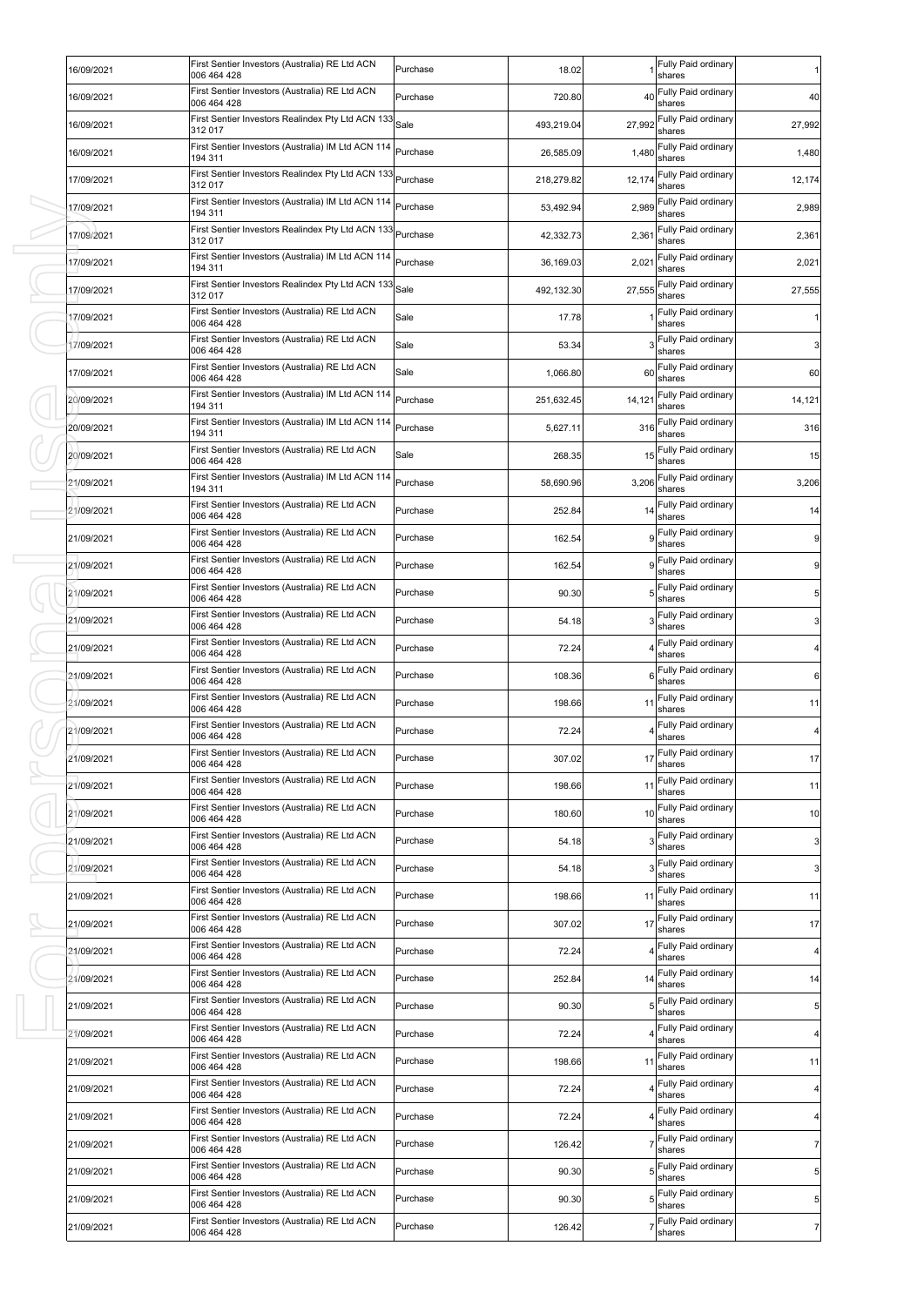| | | | | | | |
|---|---|---|---|---|---|---|
| 16/09/2021 | First Sentier Investors (Australia) RE Ltd ACN 006 464 428 | Purchase | 18.02 | 1 | Fully Paid ordinary shares | 1 |
| 16/09/2021 | First Sentier Investors (Australia) RE Ltd ACN 006 464 428 | Purchase | 720.80 | 40 | Fully Paid ordinary shares | 40 |
| 16/09/2021 | First Sentier Investors Realindex Pty Ltd ACN 133 312 017 | Sale | 493,219.04 | 27,992 | Fully Paid ordinary shares | 27,992 |
| 16/09/2021 | First Sentier Investors (Australia) IM Ltd ACN 114 194 311 | Purchase | 26,585.09 | 1,480 | Fully Paid ordinary shares | 1,480 |
| 17/09/2021 | First Sentier Investors Realindex Pty Ltd ACN 133 312 017 | Purchase | 218,279.82 | 12,174 | Fully Paid ordinary shares | 12,174 |
| 17/09/2021 | First Sentier Investors (Australia) IM Ltd ACN 114 194 311 | Purchase | 53,492.94 | 2,989 | Fully Paid ordinary shares | 2,989 |
| 17/09/2021 | First Sentier Investors Realindex Pty Ltd ACN 133 312 017 | Purchase | 42,332.73 | 2,361 | Fully Paid ordinary shares | 2,361 |
| 17/09/2021 | First Sentier Investors (Australia) IM Ltd ACN 114 194 311 | Purchase | 36,169.03 | 2,021 | Fully Paid ordinary shares | 2,021 |
| 17/09/2021 | First Sentier Investors Realindex Pty Ltd ACN 133 312 017 | Sale | 492,132.30 | 27,555 | Fully Paid ordinary shares | 27,555 |
| 17/09/2021 | First Sentier Investors (Australia) RE Ltd ACN 006 464 428 | Sale | 17.78 | 1 | Fully Paid ordinary shares | 1 |
| 17/09/2021 | First Sentier Investors (Australia) RE Ltd ACN 006 464 428 | Sale | 53.34 | 3 | Fully Paid ordinary shares | 3 |
| 17/09/2021 | First Sentier Investors (Australia) RE Ltd ACN 006 464 428 | Sale | 1,066.80 | 60 | Fully Paid ordinary shares | 60 |
| 20/09/2021 | First Sentier Investors (Australia) IM Ltd ACN 114 194 311 | Purchase | 251,632.45 | 14,121 | Fully Paid ordinary shares | 14,121 |
| 20/09/2021 | First Sentier Investors (Australia) IM Ltd ACN 114 194 311 | Purchase | 5,627.11 | 316 | Fully Paid ordinary shares | 316 |
| 20/09/2021 | First Sentier Investors (Australia) RE Ltd ACN 006 464 428 | Sale | 268.35 | 15 | Fully Paid ordinary shares | 15 |
| 21/09/2021 | First Sentier Investors (Australia) IM Ltd ACN 114 194 311 | Purchase | 58,690.96 | 3,206 | Fully Paid ordinary shares | 3,206 |
| 21/09/2021 | First Sentier Investors (Australia) RE Ltd ACN 006 464 428 | Purchase | 252.84 | 14 | Fully Paid ordinary shares | 14 |
| 21/09/2021 | First Sentier Investors (Australia) RE Ltd ACN 006 464 428 | Purchase | 162.54 | 9 | Fully Paid ordinary shares | 9 |
| 21/09/2021 | First Sentier Investors (Australia) RE Ltd ACN 006 464 428 | Purchase | 162.54 | 9 | Fully Paid ordinary shares | 9 |
| 21/09/2021 | First Sentier Investors (Australia) RE Ltd ACN 006 464 428 | Purchase | 90.30 | 5 | Fully Paid ordinary shares | 5 |
| 21/09/2021 | First Sentier Investors (Australia) RE Ltd ACN 006 464 428 | Purchase | 54.18 | 3 | Fully Paid ordinary shares | 3 |
| 21/09/2021 | First Sentier Investors (Australia) RE Ltd ACN 006 464 428 | Purchase | 72.24 | 4 | Fully Paid ordinary shares | 4 |
| 21/09/2021 | First Sentier Investors (Australia) RE Ltd ACN 006 464 428 | Purchase | 108.36 | 6 | Fully Paid ordinary shares | 6 |
| 21/09/2021 | First Sentier Investors (Australia) RE Ltd ACN 006 464 428 | Purchase | 198.66 | 11 | Fully Paid ordinary shares | 11 |
| 21/09/2021 | First Sentier Investors (Australia) RE Ltd ACN 006 464 428 | Purchase | 72.24 | 4 | Fully Paid ordinary shares | 4 |
| 21/09/2021 | First Sentier Investors (Australia) RE Ltd ACN 006 464 428 | Purchase | 307.02 | 17 | Fully Paid ordinary shares | 17 |
| 21/09/2021 | First Sentier Investors (Australia) RE Ltd ACN 006 464 428 | Purchase | 198.66 | 11 | Fully Paid ordinary shares | 11 |
| 21/09/2021 | First Sentier Investors (Australia) RE Ltd ACN 006 464 428 | Purchase | 180.60 | 10 | Fully Paid ordinary shares | 10 |
| 21/09/2021 | First Sentier Investors (Australia) RE Ltd ACN 006 464 428 | Purchase | 54.18 | 3 | Fully Paid ordinary shares | 3 |
| 21/09/2021 | First Sentier Investors (Australia) RE Ltd ACN 006 464 428 | Purchase | 54.18 | 3 | Fully Paid ordinary shares | 3 |
| 21/09/2021 | First Sentier Investors (Australia) RE Ltd ACN 006 464 428 | Purchase | 198.66 | 11 | Fully Paid ordinary shares | 11 |
| 21/09/2021 | First Sentier Investors (Australia) RE Ltd ACN 006 464 428 | Purchase | 307.02 | 17 | Fully Paid ordinary shares | 17 |
| 21/09/2021 | First Sentier Investors (Australia) RE Ltd ACN 006 464 428 | Purchase | 72.24 | 4 | Fully Paid ordinary shares | 4 |
| 21/09/2021 | First Sentier Investors (Australia) RE Ltd ACN 006 464 428 | Purchase | 252.84 | 14 | Fully Paid ordinary shares | 14 |
| 21/09/2021 | First Sentier Investors (Australia) RE Ltd ACN 006 464 428 | Purchase | 90.30 | 5 | Fully Paid ordinary shares | 5 |
| 21/09/2021 | First Sentier Investors (Australia) RE Ltd ACN 006 464 428 | Purchase | 72.24 | 4 | Fully Paid ordinary shares | 4 |
| 21/09/2021 | First Sentier Investors (Australia) RE Ltd ACN 006 464 428 | Purchase | 198.66 | 11 | Fully Paid ordinary shares | 11 |
| 21/09/2021 | First Sentier Investors (Australia) RE Ltd ACN 006 464 428 | Purchase | 72.24 | 4 | Fully Paid ordinary shares | 4 |
| 21/09/2021 | First Sentier Investors (Australia) RE Ltd ACN 006 464 428 | Purchase | 72.24 | 4 | Fully Paid ordinary shares | 4 |
| 21/09/2021 | First Sentier Investors (Australia) RE Ltd ACN 006 464 428 | Purchase | 126.42 | 7 | Fully Paid ordinary shares | 7 |
| 21/09/2021 | First Sentier Investors (Australia) RE Ltd ACN 006 464 428 | Purchase | 90.30 | 5 | Fully Paid ordinary shares | 5 |
| 21/09/2021 | First Sentier Investors (Australia) RE Ltd ACN 006 464 428 | Purchase | 90.30 | 5 | Fully Paid ordinary shares | 5 |
| 21/09/2021 | First Sentier Investors (Australia) RE Ltd ACN 006 464 428 | Purchase | 126.42 | 7 | Fully Paid ordinary shares | 7 |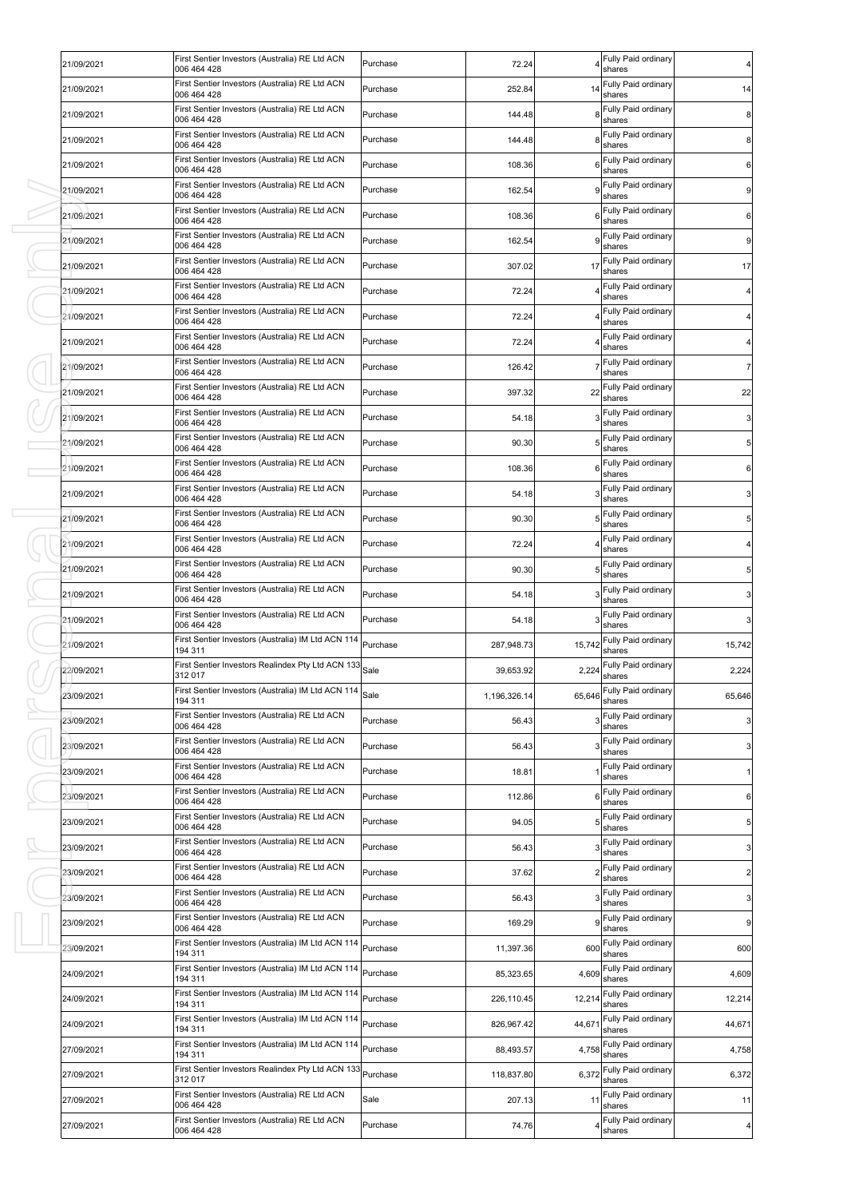| | | | | | | |
|---|---|---|---|---|---|---|
| 21/09/2021 | First Sentier Investors (Australia) RE Ltd ACN 006 464 428 | Purchase | 72.24 | 4 | Fully Paid ordinary shares | 4 |
| 21/09/2021 | First Sentier Investors (Australia) RE Ltd ACN 006 464 428 | Purchase | 252.84 | 14 | Fully Paid ordinary shares | 14 |
| 21/09/2021 | First Sentier Investors (Australia) RE Ltd ACN 006 464 428 | Purchase | 144.48 | 8 | Fully Paid ordinary shares | 8 |
| 21/09/2021 | First Sentier Investors (Australia) RE Ltd ACN 006 464 428 | Purchase | 144.48 | 8 | Fully Paid ordinary shares | 8 |
| 21/09/2021 | First Sentier Investors (Australia) RE Ltd ACN 006 464 428 | Purchase | 108.36 | 6 | Fully Paid ordinary shares | 6 |
| 21/09/2021 | First Sentier Investors (Australia) RE Ltd ACN 006 464 428 | Purchase | 162.54 | 9 | Fully Paid ordinary shares | 9 |
| 21/09/2021 | First Sentier Investors (Australia) RE Ltd ACN 006 464 428 | Purchase | 108.36 | 6 | Fully Paid ordinary shares | 6 |
| 21/09/2021 | First Sentier Investors (Australia) RE Ltd ACN 006 464 428 | Purchase | 162.54 | 9 | Fully Paid ordinary shares | 9 |
| 21/09/2021 | First Sentier Investors (Australia) RE Ltd ACN 006 464 428 | Purchase | 307.02 | 17 | Fully Paid ordinary shares | 17 |
| 21/09/2021 | First Sentier Investors (Australia) RE Ltd ACN 006 464 428 | Purchase | 72.24 | 4 | Fully Paid ordinary shares | 4 |
| 21/09/2021 | First Sentier Investors (Australia) RE Ltd ACN 006 464 428 | Purchase | 72.24 | 4 | Fully Paid ordinary shares | 4 |
| 21/09/2021 | First Sentier Investors (Australia) RE Ltd ACN 006 464 428 | Purchase | 72.24 | 4 | Fully Paid ordinary shares | 4 |
| 21/09/2021 | First Sentier Investors (Australia) RE Ltd ACN 006 464 428 | Purchase | 126.42 | 7 | Fully Paid ordinary shares | 7 |
| 21/09/2021 | First Sentier Investors (Australia) RE Ltd ACN 006 464 428 | Purchase | 397.32 | 22 | Fully Paid ordinary shares | 22 |
| 21/09/2021 | First Sentier Investors (Australia) RE Ltd ACN 006 464 428 | Purchase | 54.18 | 3 | Fully Paid ordinary shares | 3 |
| 21/09/2021 | First Sentier Investors (Australia) RE Ltd ACN 006 464 428 | Purchase | 90.30 | 5 | Fully Paid ordinary shares | 5 |
| 21/09/2021 | First Sentier Investors (Australia) RE Ltd ACN 006 464 428 | Purchase | 108.36 | 6 | Fully Paid ordinary shares | 6 |
| 21/09/2021 | First Sentier Investors (Australia) RE Ltd ACN 006 464 428 | Purchase | 54.18 | 3 | Fully Paid ordinary shares | 3 |
| 21/09/2021 | First Sentier Investors (Australia) RE Ltd ACN 006 464 428 | Purchase | 90.30 | 5 | Fully Paid ordinary shares | 5 |
| 21/09/2021 | First Sentier Investors (Australia) RE Ltd ACN 006 464 428 | Purchase | 72.24 | 4 | Fully Paid ordinary shares | 4 |
| 21/09/2021 | First Sentier Investors (Australia) RE Ltd ACN 006 464 428 | Purchase | 90.30 | 5 | Fully Paid ordinary shares | 5 |
| 21/09/2021 | First Sentier Investors (Australia) RE Ltd ACN 006 464 428 | Purchase | 54.18 | 3 | Fully Paid ordinary shares | 3 |
| 21/09/2021 | First Sentier Investors (Australia) RE Ltd ACN 006 464 428 | Purchase | 54.18 | 3 | Fully Paid ordinary shares | 3 |
| 21/09/2021 | First Sentier Investors (Australia) IM Ltd ACN 114 194 311 | Purchase | 287,948.73 | 15,742 | Fully Paid ordinary shares | 15,742 |
| 22/09/2021 | First Sentier Investors Realindex Pty Ltd ACN 133 312 017 | Sale | 39,653.92 | 2,224 | Fully Paid ordinary shares | 2,224 |
| 23/09/2021 | First Sentier Investors (Australia) IM Ltd ACN 114 194 311 | Sale | 1,196,326.14 | 65,646 | Fully Paid ordinary shares | 65,646 |
| 23/09/2021 | First Sentier Investors (Australia) RE Ltd ACN 006 464 428 | Purchase | 56.43 | 3 | Fully Paid ordinary shares | 3 |
| 23/09/2021 | First Sentier Investors (Australia) RE Ltd ACN 006 464 428 | Purchase | 56.43 | 3 | Fully Paid ordinary shares | 3 |
| 23/09/2021 | First Sentier Investors (Australia) RE Ltd ACN 006 464 428 | Purchase | 18.81 | 1 | Fully Paid ordinary shares | 1 |
| 23/09/2021 | First Sentier Investors (Australia) RE Ltd ACN 006 464 428 | Purchase | 112.86 | 6 | Fully Paid ordinary shares | 6 |
| 23/09/2021 | First Sentier Investors (Australia) RE Ltd ACN 006 464 428 | Purchase | 94.05 | 5 | Fully Paid ordinary shares | 5 |
| 23/09/2021 | First Sentier Investors (Australia) RE Ltd ACN 006 464 428 | Purchase | 56.43 | 3 | Fully Paid ordinary shares | 3 |
| 23/09/2021 | First Sentier Investors (Australia) RE Ltd ACN 006 464 428 | Purchase | 37.62 | 2 | Fully Paid ordinary shares | 2 |
| 23/09/2021 | First Sentier Investors (Australia) RE Ltd ACN 006 464 428 | Purchase | 56.43 | 3 | Fully Paid ordinary shares | 3 |
| 23/09/2021 | First Sentier Investors (Australia) RE Ltd ACN 006 464 428 | Purchase | 169.29 | 9 | Fully Paid ordinary shares | 9 |
| 23/09/2021 | First Sentier Investors (Australia) IM Ltd ACN 114 194 311 | Purchase | 11,397.36 | 600 | Fully Paid ordinary shares | 600 |
| 24/09/2021 | First Sentier Investors (Australia) IM Ltd ACN 114 194 311 | Purchase | 85,323.65 | 4,609 | Fully Paid ordinary shares | 4,609 |
| 24/09/2021 | First Sentier Investors (Australia) IM Ltd ACN 114 194 311 | Purchase | 226,110.45 | 12,214 | Fully Paid ordinary shares | 12,214 |
| 24/09/2021 | First Sentier Investors (Australia) IM Ltd ACN 114 194 311 | Purchase | 826,967.42 | 44,671 | Fully Paid ordinary shares | 44,671 |
| 27/09/2021 | First Sentier Investors (Australia) IM Ltd ACN 114 194 311 | Purchase | 88,493.57 | 4,758 | Fully Paid ordinary shares | 4,758 |
| 27/09/2021 | First Sentier Investors Realindex Pty Ltd ACN 133 312 017 | Purchase | 118,837.80 | 6,372 | Fully Paid ordinary shares | 6,372 |
| 27/09/2021 | First Sentier Investors (Australia) RE Ltd ACN 006 464 428 | Sale | 207.13 | 11 | Fully Paid ordinary shares | 11 |
| 27/09/2021 | First Sentier Investors (Australia) RE Ltd ACN 006 464 428 | Purchase | 74.76 | 4 | Fully Paid ordinary shares | 4 |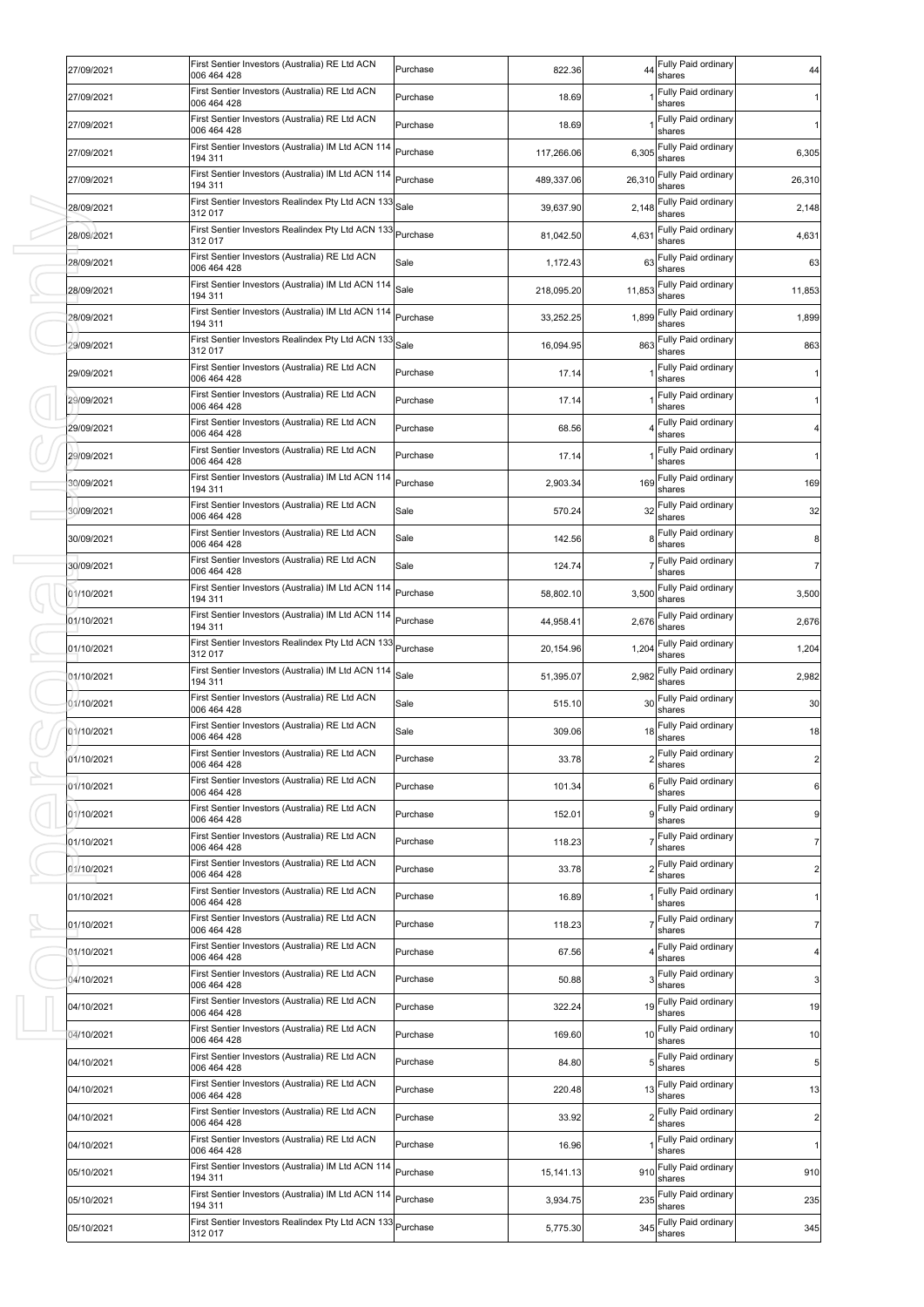| | | | | | | |
|---|---|---|---|---|---|---|
| 27/09/2021 | First Sentier Investors (Australia) RE Ltd ACN 006 464 428 | Purchase | 822.36 | 44 | Fully Paid ordinary shares | 44 |
| 27/09/2021 | First Sentier Investors (Australia) RE Ltd ACN 006 464 428 | Purchase | 18.69 | 1 | Fully Paid ordinary shares | 1 |
| 27/09/2021 | First Sentier Investors (Australia) RE Ltd ACN 006 464 428 | Purchase | 18.69 | 1 | Fully Paid ordinary shares | 1 |
| 27/09/2021 | First Sentier Investors (Australia) IM Ltd ACN 114 194 311 | Purchase | 117,266.06 | 6,305 | Fully Paid ordinary shares | 6,305 |
| 27/09/2021 | First Sentier Investors (Australia) IM Ltd ACN 114 194 311 | Purchase | 489,337.06 | 26,310 | Fully Paid ordinary shares | 26,310 |
| 28/09/2021 | First Sentier Investors Realindex Pty Ltd ACN 133 312 017 | Sale | 39,637.90 | 2,148 | Fully Paid ordinary shares | 2,148 |
| 28/09/2021 | First Sentier Investors Realindex Pty Ltd ACN 133 312 017 | Purchase | 81,042.50 | 4,631 | Fully Paid ordinary shares | 4,631 |
| 28/09/2021 | First Sentier Investors (Australia) RE Ltd ACN 006 464 428 | Sale | 1,172.43 | 63 | Fully Paid ordinary shares | 63 |
| 28/09/2021 | First Sentier Investors (Australia) IM Ltd ACN 114 194 311 | Sale | 218,095.20 | 11,853 | Fully Paid ordinary shares | 11,853 |
| 28/09/2021 | First Sentier Investors (Australia) IM Ltd ACN 114 194 311 | Purchase | 33,252.25 | 1,899 | Fully Paid ordinary shares | 1,899 |
| 29/09/2021 | First Sentier Investors Realindex Pty Ltd ACN 133 312 017 | Sale | 16,094.95 | 863 | Fully Paid ordinary shares | 863 |
| 29/09/2021 | First Sentier Investors (Australia) RE Ltd ACN 006 464 428 | Purchase | 17.14 | 1 | Fully Paid ordinary shares | 1 |
| 29/09/2021 | First Sentier Investors (Australia) RE Ltd ACN 006 464 428 | Purchase | 17.14 | 1 | Fully Paid ordinary shares | 1 |
| 29/09/2021 | First Sentier Investors (Australia) RE Ltd ACN 006 464 428 | Purchase | 68.56 | 4 | Fully Paid ordinary shares | 4 |
| 29/09/2021 | First Sentier Investors (Australia) RE Ltd ACN 006 464 428 | Purchase | 17.14 | 1 | Fully Paid ordinary shares | 1 |
| 30/09/2021 | First Sentier Investors (Australia) IM Ltd ACN 114 194 311 | Purchase | 2,903.34 | 169 | Fully Paid ordinary shares | 169 |
| 30/09/2021 | First Sentier Investors (Australia) RE Ltd ACN 006 464 428 | Sale | 570.24 | 32 | Fully Paid ordinary shares | 32 |
| 30/09/2021 | First Sentier Investors (Australia) RE Ltd ACN 006 464 428 | Sale | 142.56 | 8 | Fully Paid ordinary shares | 8 |
| 30/09/2021 | First Sentier Investors (Australia) RE Ltd ACN 006 464 428 | Sale | 124.74 | 7 | Fully Paid ordinary shares | 7 |
| 01/10/2021 | First Sentier Investors (Australia) IM Ltd ACN 114 194 311 | Purchase | 58,802.10 | 3,500 | Fully Paid ordinary shares | 3,500 |
| 01/10/2021 | First Sentier Investors (Australia) IM Ltd ACN 114 194 311 | Purchase | 44,958.41 | 2,676 | Fully Paid ordinary shares | 2,676 |
| 01/10/2021 | First Sentier Investors Realindex Pty Ltd ACN 133 312 017 | Purchase | 20,154.96 | 1,204 | Fully Paid ordinary shares | 1,204 |
| 01/10/2021 | First Sentier Investors (Australia) IM Ltd ACN 114 194 311 | Sale | 51,395.07 | 2,982 | Fully Paid ordinary shares | 2,982 |
| 01/10/2021 | First Sentier Investors (Australia) RE Ltd ACN 006 464 428 | Sale | 515.10 | 30 | Fully Paid ordinary shares | 30 |
| 01/10/2021 | First Sentier Investors (Australia) RE Ltd ACN 006 464 428 | Sale | 309.06 | 18 | Fully Paid ordinary shares | 18 |
| 01/10/2021 | First Sentier Investors (Australia) RE Ltd ACN 006 464 428 | Purchase | 33.78 | 2 | Fully Paid ordinary shares | 2 |
| 01/10/2021 | First Sentier Investors (Australia) RE Ltd ACN 006 464 428 | Purchase | 101.34 | 6 | Fully Paid ordinary shares | 6 |
| 01/10/2021 | First Sentier Investors (Australia) RE Ltd ACN 006 464 428 | Purchase | 152.01 | 9 | Fully Paid ordinary shares | 9 |
| 01/10/2021 | First Sentier Investors (Australia) RE Ltd ACN 006 464 428 | Purchase | 118.23 | 7 | Fully Paid ordinary shares | 7 |
| 01/10/2021 | First Sentier Investors (Australia) RE Ltd ACN 006 464 428 | Purchase | 33.78 | 2 | Fully Paid ordinary shares | 2 |
| 01/10/2021 | First Sentier Investors (Australia) RE Ltd ACN 006 464 428 | Purchase | 16.89 | 1 | Fully Paid ordinary shares | 1 |
| 01/10/2021 | First Sentier Investors (Australia) RE Ltd ACN 006 464 428 | Purchase | 118.23 | 7 | Fully Paid ordinary shares | 7 |
| 01/10/2021 | First Sentier Investors (Australia) RE Ltd ACN 006 464 428 | Purchase | 67.56 | 4 | Fully Paid ordinary shares | 4 |
| 04/10/2021 | First Sentier Investors (Australia) RE Ltd ACN 006 464 428 | Purchase | 50.88 | 3 | Fully Paid ordinary shares | 3 |
| 04/10/2021 | First Sentier Investors (Australia) RE Ltd ACN 006 464 428 | Purchase | 322.24 | 19 | Fully Paid ordinary shares | 19 |
| 04/10/2021 | First Sentier Investors (Australia) RE Ltd ACN 006 464 428 | Purchase | 169.60 | 10 | Fully Paid ordinary shares | 10 |
| 04/10/2021 | First Sentier Investors (Australia) RE Ltd ACN 006 464 428 | Purchase | 84.80 | 5 | Fully Paid ordinary shares | 5 |
| 04/10/2021 | First Sentier Investors (Australia) RE Ltd ACN 006 464 428 | Purchase | 220.48 | 13 | Fully Paid ordinary shares | 13 |
| 04/10/2021 | First Sentier Investors (Australia) RE Ltd ACN 006 464 428 | Purchase | 33.92 | 2 | Fully Paid ordinary shares | 2 |
| 04/10/2021 | First Sentier Investors (Australia) RE Ltd ACN 006 464 428 | Purchase | 16.96 | 1 | Fully Paid ordinary shares | 1 |
| 05/10/2021 | First Sentier Investors (Australia) IM Ltd ACN 114 194 311 | Purchase | 15,141.13 | 910 | Fully Paid ordinary shares | 910 |
| 05/10/2021 | First Sentier Investors (Australia) IM Ltd ACN 114 194 311 | Purchase | 3,934.75 | 235 | Fully Paid ordinary shares | 235 |
| 05/10/2021 | First Sentier Investors Realindex Pty Ltd ACN 133 312 017 | Purchase | 5,775.30 | 345 | Fully Paid ordinary shares | 345 |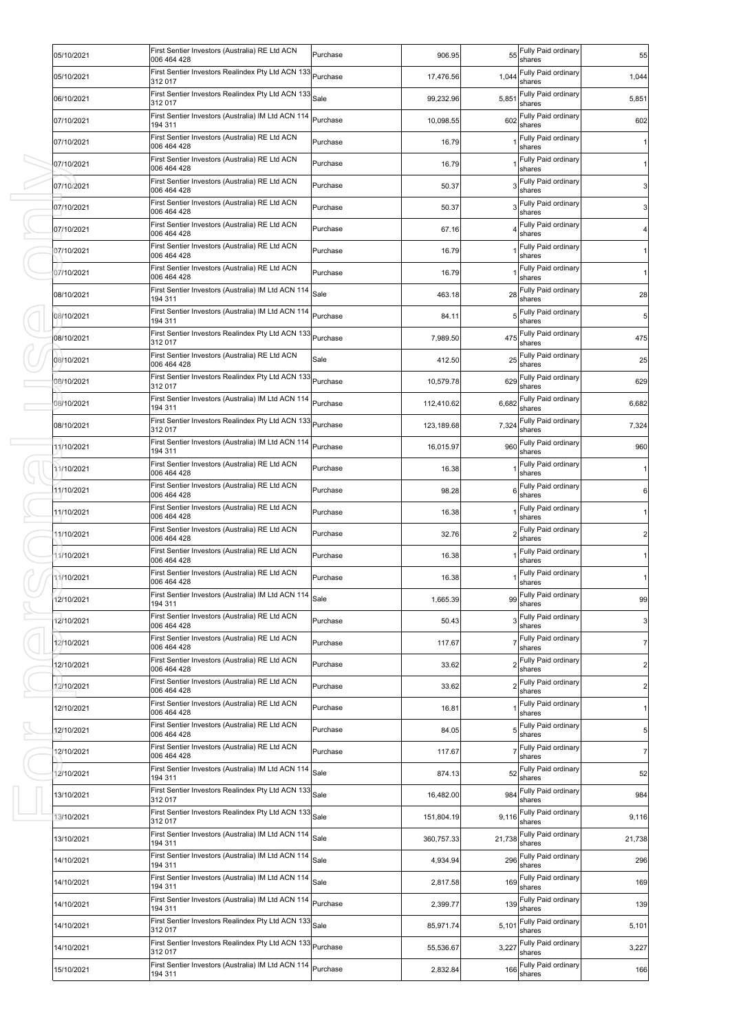| | | | | | | |
|---|---|---|---|---|---|---|
| 05/10/2021 | First Sentier Investors (Australia) RE Ltd ACN 006 464 428 | Purchase | 906.95 | 55 | Fully Paid ordinary shares | 55 |
| 05/10/2021 | First Sentier Investors Realindex Pty Ltd ACN 133 312 017 | Purchase | 17,476.56 | 1,044 | Fully Paid ordinary shares | 1,044 |
| 06/10/2021 | First Sentier Investors Realindex Pty Ltd ACN 133 312 017 | Sale | 99,232.96 | 5,851 | Fully Paid ordinary shares | 5,851 |
| 07/10/2021 | First Sentier Investors (Australia) IM Ltd ACN 114 194 311 | Purchase | 10,098.55 | 602 | Fully Paid ordinary shares | 602 |
| 07/10/2021 | First Sentier Investors (Australia) RE Ltd ACN 006 464 428 | Purchase | 16.79 | 1 | Fully Paid ordinary shares | 1 |
| 07/10/2021 | First Sentier Investors (Australia) RE Ltd ACN 006 464 428 | Purchase | 16.79 | 1 | Fully Paid ordinary shares | 1 |
| 07/10/2021 | First Sentier Investors (Australia) RE Ltd ACN 006 464 428 | Purchase | 50.37 | 3 | Fully Paid ordinary shares | 3 |
| 07/10/2021 | First Sentier Investors (Australia) RE Ltd ACN 006 464 428 | Purchase | 50.37 | 3 | Fully Paid ordinary shares | 3 |
| 07/10/2021 | First Sentier Investors (Australia) RE Ltd ACN 006 464 428 | Purchase | 67.16 | 4 | Fully Paid ordinary shares | 4 |
| 07/10/2021 | First Sentier Investors (Australia) RE Ltd ACN 006 464 428 | Purchase | 16.79 | 1 | Fully Paid ordinary shares | 1 |
| 07/10/2021 | First Sentier Investors (Australia) RE Ltd ACN 006 464 428 | Purchase | 16.79 | 1 | Fully Paid ordinary shares | 1 |
| 08/10/2021 | First Sentier Investors (Australia) IM Ltd ACN 114 194 311 | Sale | 463.18 | 28 | Fully Paid ordinary shares | 28 |
| 08/10/2021 | First Sentier Investors (Australia) IM Ltd ACN 114 194 311 | Purchase | 84.11 | 5 | Fully Paid ordinary shares | 5 |
| 08/10/2021 | First Sentier Investors Realindex Pty Ltd ACN 133 312 017 | Purchase | 7,989.50 | 475 | Fully Paid ordinary shares | 475 |
| 08/10/2021 | First Sentier Investors (Australia) RE Ltd ACN 006 464 428 | Sale | 412.50 | 25 | Fully Paid ordinary shares | 25 |
| 08/10/2021 | First Sentier Investors Realindex Pty Ltd ACN 133 312 017 | Purchase | 10,579.78 | 629 | Fully Paid ordinary shares | 629 |
| 08/10/2021 | First Sentier Investors (Australia) IM Ltd ACN 114 194 311 | Purchase | 112,410.62 | 6,682 | Fully Paid ordinary shares | 6,682 |
| 08/10/2021 | First Sentier Investors Realindex Pty Ltd ACN 133 312 017 | Purchase | 123,189.68 | 7,324 | Fully Paid ordinary shares | 7,324 |
| 11/10/2021 | First Sentier Investors (Australia) IM Ltd ACN 114 194 311 | Purchase | 16,015.97 | 960 | Fully Paid ordinary shares | 960 |
| 11/10/2021 | First Sentier Investors (Australia) RE Ltd ACN 006 464 428 | Purchase | 16.38 | 1 | Fully Paid ordinary shares | 1 |
| 11/10/2021 | First Sentier Investors (Australia) RE Ltd ACN 006 464 428 | Purchase | 98.28 | 6 | Fully Paid ordinary shares | 6 |
| 11/10/2021 | First Sentier Investors (Australia) RE Ltd ACN 006 464 428 | Purchase | 16.38 | 1 | Fully Paid ordinary shares | 1 |
| 11/10/2021 | First Sentier Investors (Australia) RE Ltd ACN 006 464 428 | Purchase | 32.76 | 2 | Fully Paid ordinary shares | 2 |
| 11/10/2021 | First Sentier Investors (Australia) RE Ltd ACN 006 464 428 | Purchase | 16.38 | 1 | Fully Paid ordinary shares | 1 |
| 11/10/2021 | First Sentier Investors (Australia) RE Ltd ACN 006 464 428 | Purchase | 16.38 | 1 | Fully Paid ordinary shares | 1 |
| 12/10/2021 | First Sentier Investors (Australia) IM Ltd ACN 114 194 311 | Sale | 1,665.39 | 99 | Fully Paid ordinary shares | 99 |
| 12/10/2021 | First Sentier Investors (Australia) RE Ltd ACN 006 464 428 | Purchase | 50.43 | 3 | Fully Paid ordinary shares | 3 |
| 12/10/2021 | First Sentier Investors (Australia) RE Ltd ACN 006 464 428 | Purchase | 117.67 | 7 | Fully Paid ordinary shares | 7 |
| 12/10/2021 | First Sentier Investors (Australia) RE Ltd ACN 006 464 428 | Purchase | 33.62 | 2 | Fully Paid ordinary shares | 2 |
| 12/10/2021 | First Sentier Investors (Australia) RE Ltd ACN 006 464 428 | Purchase | 33.62 | 2 | Fully Paid ordinary shares | 2 |
| 12/10/2021 | First Sentier Investors (Australia) RE Ltd ACN 006 464 428 | Purchase | 16.81 | 1 | Fully Paid ordinary shares | 1 |
| 12/10/2021 | First Sentier Investors (Australia) RE Ltd ACN 006 464 428 | Purchase | 84.05 | 5 | Fully Paid ordinary shares | 5 |
| 12/10/2021 | First Sentier Investors (Australia) RE Ltd ACN 006 464 428 | Purchase | 117.67 | 7 | Fully Paid ordinary shares | 7 |
| 12/10/2021 | First Sentier Investors (Australia) IM Ltd ACN 114 194 311 | Sale | 874.13 | 52 | Fully Paid ordinary shares | 52 |
| 13/10/2021 | First Sentier Investors Realindex Pty Ltd ACN 133 312 017 | Sale | 16,482.00 | 984 | Fully Paid ordinary shares | 984 |
| 13/10/2021 | First Sentier Investors Realindex Pty Ltd ACN 133 312 017 | Sale | 151,804.19 | 9,116 | Fully Paid ordinary shares | 9,116 |
| 13/10/2021 | First Sentier Investors (Australia) IM Ltd ACN 114 194 311 | Sale | 360,757.33 | 21,738 | Fully Paid ordinary shares | 21,738 |
| 14/10/2021 | First Sentier Investors (Australia) IM Ltd ACN 114 194 311 | Sale | 4,934.94 | 296 | Fully Paid ordinary shares | 296 |
| 14/10/2021 | First Sentier Investors (Australia) IM Ltd ACN 114 194 311 | Sale | 2,817.58 | 169 | Fully Paid ordinary shares | 169 |
| 14/10/2021 | First Sentier Investors (Australia) IM Ltd ACN 114 194 311 | Purchase | 2,399.77 | 139 | Fully Paid ordinary shares | 139 |
| 14/10/2021 | First Sentier Investors Realindex Pty Ltd ACN 133 312 017 | Sale | 85,971.74 | 5,101 | Fully Paid ordinary shares | 5,101 |
| 14/10/2021 | First Sentier Investors Realindex Pty Ltd ACN 133 312 017 | Purchase | 55,536.67 | 3,227 | Fully Paid ordinary shares | 3,227 |
| 15/10/2021 | First Sentier Investors (Australia) IM Ltd ACN 114 194 311 | Purchase | 2,832.84 | 166 | Fully Paid ordinary shares | 166 |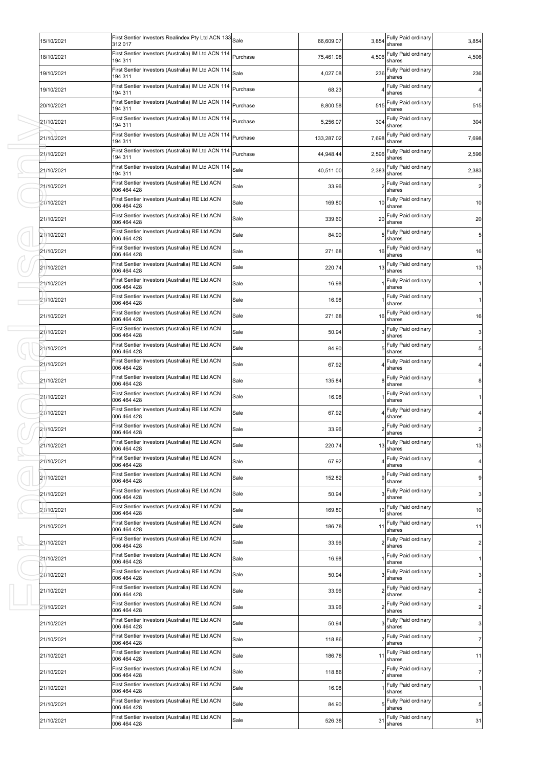| | | | | | | |
|---|---|---|---|---|---|---|
| 15/10/2021 | First Sentier Investors Realindex Pty Ltd ACN 133 312 017 | Sale | 66,609.07 | 3,854 | Fully Paid ordinary shares | 3,854 |
| 18/10/2021 | First Sentier Investors (Australia) IM Ltd ACN 114 194 311 | Purchase | 75,461.98 | 4,506 | Fully Paid ordinary shares | 4,506 |
| 19/10/2021 | First Sentier Investors (Australia) IM Ltd ACN 114 194 311 | Sale | 4,027.08 | 236 | Fully Paid ordinary shares | 236 |
| 19/10/2021 | First Sentier Investors (Australia) IM Ltd ACN 114 194 311 | Purchase | 68.23 | 4 | Fully Paid ordinary shares | 4 |
| 20/10/2021 | First Sentier Investors (Australia) IM Ltd ACN 114 194 311 | Purchase | 8,800.58 | 515 | Fully Paid ordinary shares | 515 |
| 21/10/2021 | First Sentier Investors (Australia) IM Ltd ACN 114 194 311 | Purchase | 5,256.07 | 304 | Fully Paid ordinary shares | 304 |
| 21/10/2021 | First Sentier Investors (Australia) IM Ltd ACN 114 194 311 | Purchase | 133,287.02 | 7,698 | Fully Paid ordinary shares | 7,698 |
| 21/10/2021 | First Sentier Investors (Australia) IM Ltd ACN 114 194 311 | Purchase | 44,948.44 | 2,596 | Fully Paid ordinary shares | 2,596 |
| 21/10/2021 | First Sentier Investors (Australia) IM Ltd ACN 114 194 311 | Sale | 40,511.00 | 2,383 | Fully Paid ordinary shares | 2,383 |
| 21/10/2021 | First Sentier Investors (Australia) RE Ltd ACN 006 464 428 | Sale | 33.96 | 2 | Fully Paid ordinary shares | 2 |
| 21/10/2021 | First Sentier Investors (Australia) RE Ltd ACN 006 464 428 | Sale | 169.80 | 10 | Fully Paid ordinary shares | 10 |
| 21/10/2021 | First Sentier Investors (Australia) RE Ltd ACN 006 464 428 | Sale | 339.60 | 20 | Fully Paid ordinary shares | 20 |
| 21/10/2021 | First Sentier Investors (Australia) RE Ltd ACN 006 464 428 | Sale | 84.90 | 5 | Fully Paid ordinary shares | 5 |
| 21/10/2021 | First Sentier Investors (Australia) RE Ltd ACN 006 464 428 | Sale | 271.68 | 16 | Fully Paid ordinary shares | 16 |
| 21/10/2021 | First Sentier Investors (Australia) RE Ltd ACN 006 464 428 | Sale | 220.74 | 13 | Fully Paid ordinary shares | 13 |
| 21/10/2021 | First Sentier Investors (Australia) RE Ltd ACN 006 464 428 | Sale | 16.98 | 1 | Fully Paid ordinary shares | 1 |
| 21/10/2021 | First Sentier Investors (Australia) RE Ltd ACN 006 464 428 | Sale | 16.98 | 1 | Fully Paid ordinary shares | 1 |
| 21/10/2021 | First Sentier Investors (Australia) RE Ltd ACN 006 464 428 | Sale | 271.68 | 16 | Fully Paid ordinary shares | 16 |
| 21/10/2021 | First Sentier Investors (Australia) RE Ltd ACN 006 464 428 | Sale | 50.94 | 3 | Fully Paid ordinary shares | 3 |
| 21/10/2021 | First Sentier Investors (Australia) RE Ltd ACN 006 464 428 | Sale | 84.90 | 5 | Fully Paid ordinary shares | 5 |
| 21/10/2021 | First Sentier Investors (Australia) RE Ltd ACN 006 464 428 | Sale | 67.92 | 4 | Fully Paid ordinary shares | 4 |
| 21/10/2021 | First Sentier Investors (Australia) RE Ltd ACN 006 464 428 | Sale | 135.84 | 8 | Fully Paid ordinary shares | 8 |
| 21/10/2021 | First Sentier Investors (Australia) RE Ltd ACN 006 464 428 | Sale | 16.98 | 1 | Fully Paid ordinary shares | 1 |
| 21/10/2021 | First Sentier Investors (Australia) RE Ltd ACN 006 464 428 | Sale | 67.92 | 4 | Fully Paid ordinary shares | 4 |
| 21/10/2021 | First Sentier Investors (Australia) RE Ltd ACN 006 464 428 | Sale | 33.96 | 2 | Fully Paid ordinary shares | 2 |
| 21/10/2021 | First Sentier Investors (Australia) RE Ltd ACN 006 464 428 | Sale | 220.74 | 13 | Fully Paid ordinary shares | 13 |
| 21/10/2021 | First Sentier Investors (Australia) RE Ltd ACN 006 464 428 | Sale | 67.92 | 4 | Fully Paid ordinary shares | 4 |
| 21/10/2021 | First Sentier Investors (Australia) RE Ltd ACN 006 464 428 | Sale | 152.82 | 9 | Fully Paid ordinary shares | 9 |
| 21/10/2021 | First Sentier Investors (Australia) RE Ltd ACN 006 464 428 | Sale | 50.94 | 3 | Fully Paid ordinary shares | 3 |
| 21/10/2021 | First Sentier Investors (Australia) RE Ltd ACN 006 464 428 | Sale | 169.80 | 10 | Fully Paid ordinary shares | 10 |
| 21/10/2021 | First Sentier Investors (Australia) RE Ltd ACN 006 464 428 | Sale | 186.78 | 11 | Fully Paid ordinary shares | 11 |
| 21/10/2021 | First Sentier Investors (Australia) RE Ltd ACN 006 464 428 | Sale | 33.96 | 2 | Fully Paid ordinary shares | 2 |
| 21/10/2021 | First Sentier Investors (Australia) RE Ltd ACN 006 464 428 | Sale | 16.98 | 1 | Fully Paid ordinary shares | 1 |
| 21/10/2021 | First Sentier Investors (Australia) RE Ltd ACN 006 464 428 | Sale | 50.94 | 3 | Fully Paid ordinary shares | 3 |
| 21/10/2021 | First Sentier Investors (Australia) RE Ltd ACN 006 464 428 | Sale | 33.96 | 2 | Fully Paid ordinary shares | 2 |
| 21/10/2021 | First Sentier Investors (Australia) RE Ltd ACN 006 464 428 | Sale | 33.96 | 2 | Fully Paid ordinary shares | 2 |
| 21/10/2021 | First Sentier Investors (Australia) RE Ltd ACN 006 464 428 | Sale | 50.94 | 3 | Fully Paid ordinary shares | 3 |
| 21/10/2021 | First Sentier Investors (Australia) RE Ltd ACN 006 464 428 | Sale | 118.86 | 7 | Fully Paid ordinary shares | 7 |
| 21/10/2021 | First Sentier Investors (Australia) RE Ltd ACN 006 464 428 | Sale | 186.78 | 11 | Fully Paid ordinary shares | 11 |
| 21/10/2021 | First Sentier Investors (Australia) RE Ltd ACN 006 464 428 | Sale | 118.86 | 7 | Fully Paid ordinary shares | 7 |
| 21/10/2021 | First Sentier Investors (Australia) RE Ltd ACN 006 464 428 | Sale | 16.98 | 1 | Fully Paid ordinary shares | 1 |
| 21/10/2021 | First Sentier Investors (Australia) RE Ltd ACN 006 464 428 | Sale | 84.90 | 5 | Fully Paid ordinary shares | 5 |
| 21/10/2021 | First Sentier Investors (Australia) RE Ltd ACN 006 464 428 | Sale | 526.38 | 31 | Fully Paid ordinary shares | 31 |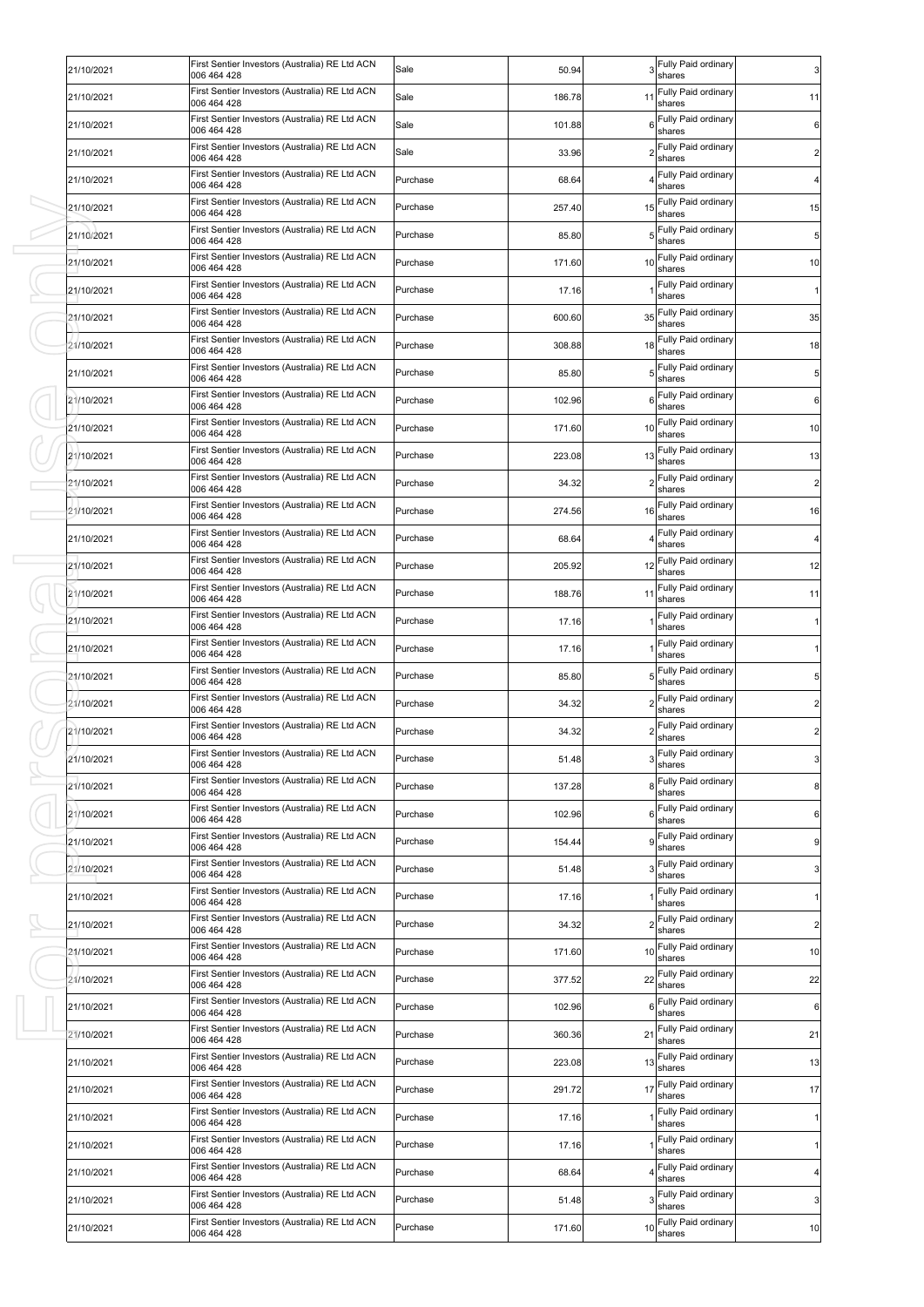| | | | | | | |
|---|---|---|---|---|---|---|
| 21/10/2021 | First Sentier Investors (Australia) RE Ltd ACN 006 464 428 | Sale | 50.94 | 3 | Fully Paid ordinary shares | 3 |
| 21/10/2021 | First Sentier Investors (Australia) RE Ltd ACN 006 464 428 | Sale | 186.78 | 11 | Fully Paid ordinary shares | 11 |
| 21/10/2021 | First Sentier Investors (Australia) RE Ltd ACN 006 464 428 | Sale | 101.88 | 6 | Fully Paid ordinary shares | 6 |
| 21/10/2021 | First Sentier Investors (Australia) RE Ltd ACN 006 464 428 | Sale | 33.96 | 2 | Fully Paid ordinary shares | 2 |
| 21/10/2021 | First Sentier Investors (Australia) RE Ltd ACN 006 464 428 | Purchase | 68.64 | 4 | Fully Paid ordinary shares | 4 |
| 21/10/2021 | First Sentier Investors (Australia) RE Ltd ACN 006 464 428 | Purchase | 257.40 | 15 | Fully Paid ordinary shares | 15 |
| 21/10/2021 | First Sentier Investors (Australia) RE Ltd ACN 006 464 428 | Purchase | 85.80 | 5 | Fully Paid ordinary shares | 5 |
| 21/10/2021 | First Sentier Investors (Australia) RE Ltd ACN 006 464 428 | Purchase | 171.60 | 10 | Fully Paid ordinary shares | 10 |
| 21/10/2021 | First Sentier Investors (Australia) RE Ltd ACN 006 464 428 | Purchase | 17.16 | 1 | Fully Paid ordinary shares | 1 |
| 21/10/2021 | First Sentier Investors (Australia) RE Ltd ACN 006 464 428 | Purchase | 600.60 | 35 | Fully Paid ordinary shares | 35 |
| 21/10/2021 | First Sentier Investors (Australia) RE Ltd ACN 006 464 428 | Purchase | 308.88 | 18 | Fully Paid ordinary shares | 18 |
| 21/10/2021 | First Sentier Investors (Australia) RE Ltd ACN 006 464 428 | Purchase | 85.80 | 5 | Fully Paid ordinary shares | 5 |
| 21/10/2021 | First Sentier Investors (Australia) RE Ltd ACN 006 464 428 | Purchase | 102.96 | 6 | Fully Paid ordinary shares | 6 |
| 21/10/2021 | First Sentier Investors (Australia) RE Ltd ACN 006 464 428 | Purchase | 171.60 | 10 | Fully Paid ordinary shares | 10 |
| 21/10/2021 | First Sentier Investors (Australia) RE Ltd ACN 006 464 428 | Purchase | 223.08 | 13 | Fully Paid ordinary shares | 13 |
| 21/10/2021 | First Sentier Investors (Australia) RE Ltd ACN 006 464 428 | Purchase | 34.32 | 2 | Fully Paid ordinary shares | 2 |
| 21/10/2021 | First Sentier Investors (Australia) RE Ltd ACN 006 464 428 | Purchase | 274.56 | 16 | Fully Paid ordinary shares | 16 |
| 21/10/2021 | First Sentier Investors (Australia) RE Ltd ACN 006 464 428 | Purchase | 68.64 | 4 | Fully Paid ordinary shares | 4 |
| 21/10/2021 | First Sentier Investors (Australia) RE Ltd ACN 006 464 428 | Purchase | 205.92 | 12 | Fully Paid ordinary shares | 12 |
| 21/10/2021 | First Sentier Investors (Australia) RE Ltd ACN 006 464 428 | Purchase | 188.76 | 11 | Fully Paid ordinary shares | 11 |
| 21/10/2021 | First Sentier Investors (Australia) RE Ltd ACN 006 464 428 | Purchase | 17.16 | 1 | Fully Paid ordinary shares | 1 |
| 21/10/2021 | First Sentier Investors (Australia) RE Ltd ACN 006 464 428 | Purchase | 17.16 | 1 | Fully Paid ordinary shares | 1 |
| 21/10/2021 | First Sentier Investors (Australia) RE Ltd ACN 006 464 428 | Purchase | 85.80 | 5 | Fully Paid ordinary shares | 5 |
| 21/10/2021 | First Sentier Investors (Australia) RE Ltd ACN 006 464 428 | Purchase | 34.32 | 2 | Fully Paid ordinary shares | 2 |
| 21/10/2021 | First Sentier Investors (Australia) RE Ltd ACN 006 464 428 | Purchase | 34.32 | 2 | Fully Paid ordinary shares | 2 |
| 21/10/2021 | First Sentier Investors (Australia) RE Ltd ACN 006 464 428 | Purchase | 51.48 | 3 | Fully Paid ordinary shares | 3 |
| 21/10/2021 | First Sentier Investors (Australia) RE Ltd ACN 006 464 428 | Purchase | 137.28 | 8 | Fully Paid ordinary shares | 8 |
| 21/10/2021 | First Sentier Investors (Australia) RE Ltd ACN 006 464 428 | Purchase | 102.96 | 6 | Fully Paid ordinary shares | 6 |
| 21/10/2021 | First Sentier Investors (Australia) RE Ltd ACN 006 464 428 | Purchase | 154.44 | 9 | Fully Paid ordinary shares | 9 |
| 21/10/2021 | First Sentier Investors (Australia) RE Ltd ACN 006 464 428 | Purchase | 51.48 | 3 | Fully Paid ordinary shares | 3 |
| 21/10/2021 | First Sentier Investors (Australia) RE Ltd ACN 006 464 428 | Purchase | 17.16 | 1 | Fully Paid ordinary shares | 1 |
| 21/10/2021 | First Sentier Investors (Australia) RE Ltd ACN 006 464 428 | Purchase | 34.32 | 2 | Fully Paid ordinary shares | 2 |
| 21/10/2021 | First Sentier Investors (Australia) RE Ltd ACN 006 464 428 | Purchase | 171.60 | 10 | Fully Paid ordinary shares | 10 |
| 21/10/2021 | First Sentier Investors (Australia) RE Ltd ACN 006 464 428 | Purchase | 377.52 | 22 | Fully Paid ordinary shares | 22 |
| 21/10/2021 | First Sentier Investors (Australia) RE Ltd ACN 006 464 428 | Purchase | 102.96 | 6 | Fully Paid ordinary shares | 6 |
| 21/10/2021 | First Sentier Investors (Australia) RE Ltd ACN 006 464 428 | Purchase | 360.36 | 21 | Fully Paid ordinary shares | 21 |
| 21/10/2021 | First Sentier Investors (Australia) RE Ltd ACN 006 464 428 | Purchase | 223.08 | 13 | Fully Paid ordinary shares | 13 |
| 21/10/2021 | First Sentier Investors (Australia) RE Ltd ACN 006 464 428 | Purchase | 291.72 | 17 | Fully Paid ordinary shares | 17 |
| 21/10/2021 | First Sentier Investors (Australia) RE Ltd ACN 006 464 428 | Purchase | 17.16 | 1 | Fully Paid ordinary shares | 1 |
| 21/10/2021 | First Sentier Investors (Australia) RE Ltd ACN 006 464 428 | Purchase | 17.16 | 1 | Fully Paid ordinary shares | 1 |
| 21/10/2021 | First Sentier Investors (Australia) RE Ltd ACN 006 464 428 | Purchase | 68.64 | 4 | Fully Paid ordinary shares | 4 |
| 21/10/2021 | First Sentier Investors (Australia) RE Ltd ACN 006 464 428 | Purchase | 51.48 | 3 | Fully Paid ordinary shares | 3 |
| 21/10/2021 | First Sentier Investors (Australia) RE Ltd ACN 006 464 428 | Purchase | 171.60 | 10 | Fully Paid ordinary shares | 10 |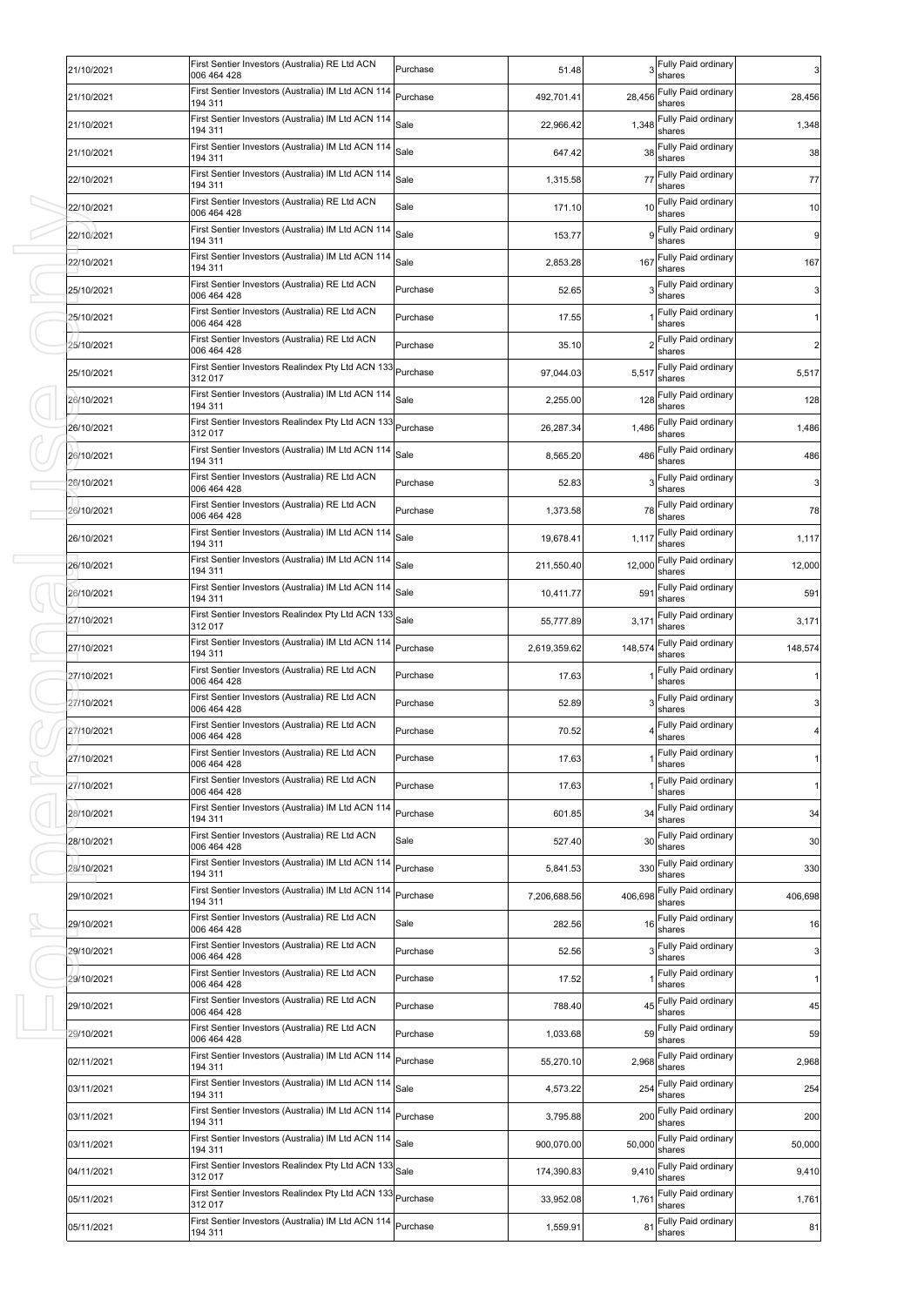| | | | | | | |
|---|---|---|---|---|---|---|
| 21/10/2021 | First Sentier Investors (Australia) RE Ltd ACN 006 464 428 | Purchase | 51.48 | 3 | Fully Paid ordinary shares | 3 |
| 21/10/2021 | First Sentier Investors (Australia) IM Ltd ACN 114 194 311 | Purchase | 492,701.41 | 28,456 | Fully Paid ordinary shares | 28,456 |
| 21/10/2021 | First Sentier Investors (Australia) IM Ltd ACN 114 194 311 | Sale | 22,966.42 | 1,348 | Fully Paid ordinary shares | 1,348 |
| 21/10/2021 | First Sentier Investors (Australia) IM Ltd ACN 114 194 311 | Sale | 647.42 | 38 | Fully Paid ordinary shares | 38 |
| 22/10/2021 | First Sentier Investors (Australia) IM Ltd ACN 114 194 311 | Sale | 1,315.58 | 77 | Fully Paid ordinary shares | 77 |
| 22/10/2021 | First Sentier Investors (Australia) RE Ltd ACN 006 464 428 | Sale | 171.10 | 10 | Fully Paid ordinary shares | 10 |
| 22/10/2021 | First Sentier Investors (Australia) IM Ltd ACN 114 194 311 | Sale | 153.77 | 9 | Fully Paid ordinary shares | 9 |
| 22/10/2021 | First Sentier Investors (Australia) IM Ltd ACN 114 194 311 | Sale | 2,853.28 | 167 | Fully Paid ordinary shares | 167 |
| 25/10/2021 | First Sentier Investors (Australia) RE Ltd ACN 006 464 428 | Purchase | 52.65 | 3 | Fully Paid ordinary shares | 3 |
| 25/10/2021 | First Sentier Investors (Australia) RE Ltd ACN 006 464 428 | Purchase | 17.55 | 1 | Fully Paid ordinary shares | 1 |
| 25/10/2021 | First Sentier Investors (Australia) RE Ltd ACN 006 464 428 | Purchase | 35.10 | 2 | Fully Paid ordinary shares | 2 |
| 25/10/2021 | First Sentier Investors Realindex Pty Ltd ACN 133 312 017 | Purchase | 97,044.03 | 5,517 | Fully Paid ordinary shares | 5,517 |
| 26/10/2021 | First Sentier Investors (Australia) IM Ltd ACN 114 194 311 | Sale | 2,255.00 | 128 | Fully Paid ordinary shares | 128 |
| 26/10/2021 | First Sentier Investors Realindex Pty Ltd ACN 133 312 017 | Purchase | 26,287.34 | 1,486 | Fully Paid ordinary shares | 1,486 |
| 26/10/2021 | First Sentier Investors (Australia) IM Ltd ACN 114 194 311 | Sale | 8,565.20 | 486 | Fully Paid ordinary shares | 486 |
| 26/10/2021 | First Sentier Investors (Australia) RE Ltd ACN 006 464 428 | Purchase | 52.83 | 3 | Fully Paid ordinary shares | 3 |
| 26/10/2021 | First Sentier Investors (Australia) RE Ltd ACN 006 464 428 | Purchase | 1,373.58 | 78 | Fully Paid ordinary shares | 78 |
| 26/10/2021 | First Sentier Investors (Australia) IM Ltd ACN 114 194 311 | Sale | 19,678.41 | 1,117 | Fully Paid ordinary shares | 1,117 |
| 26/10/2021 | First Sentier Investors (Australia) IM Ltd ACN 114 194 311 | Sale | 211,550.40 | 12,000 | Fully Paid ordinary shares | 12,000 |
| 26/10/2021 | First Sentier Investors (Australia) IM Ltd ACN 114 194 311 | Sale | 10,411.77 | 591 | Fully Paid ordinary shares | 591 |
| 27/10/2021 | First Sentier Investors Realindex Pty Ltd ACN 133 312 017 | Sale | 55,777.89 | 3,171 | Fully Paid ordinary shares | 3,171 |
| 27/10/2021 | First Sentier Investors (Australia) IM Ltd ACN 114 194 311 | Purchase | 2,619,359.62 | 148,574 | Fully Paid ordinary shares | 148,574 |
| 27/10/2021 | First Sentier Investors (Australia) RE Ltd ACN 006 464 428 | Purchase | 17.63 | 1 | Fully Paid ordinary shares | 1 |
| 27/10/2021 | First Sentier Investors (Australia) RE Ltd ACN 006 464 428 | Purchase | 52.89 | 3 | Fully Paid ordinary shares | 3 |
| 27/10/2021 | First Sentier Investors (Australia) RE Ltd ACN 006 464 428 | Purchase | 70.52 | 4 | Fully Paid ordinary shares | 4 |
| 27/10/2021 | First Sentier Investors (Australia) RE Ltd ACN 006 464 428 | Purchase | 17.63 | 1 | Fully Paid ordinary shares | 1 |
| 27/10/2021 | First Sentier Investors (Australia) RE Ltd ACN 006 464 428 | Purchase | 17.63 | 1 | Fully Paid ordinary shares | 1 |
| 28/10/2021 | First Sentier Investors (Australia) IM Ltd ACN 114 194 311 | Purchase | 601.85 | 34 | Fully Paid ordinary shares | 34 |
| 28/10/2021 | First Sentier Investors (Australia) RE Ltd ACN 006 464 428 | Sale | 527.40 | 30 | Fully Paid ordinary shares | 30 |
| 28/10/2021 | First Sentier Investors (Australia) IM Ltd ACN 114 194 311 | Purchase | 5,841.53 | 330 | Fully Paid ordinary shares | 330 |
| 29/10/2021 | First Sentier Investors (Australia) IM Ltd ACN 114 194 311 | Purchase | 7,206,688.56 | 406,698 | Fully Paid ordinary shares | 406,698 |
| 29/10/2021 | First Sentier Investors (Australia) RE Ltd ACN 006 464 428 | Sale | 282.56 | 16 | Fully Paid ordinary shares | 16 |
| 29/10/2021 | First Sentier Investors (Australia) RE Ltd ACN 006 464 428 | Purchase | 52.56 | 3 | Fully Paid ordinary shares | 3 |
| 29/10/2021 | First Sentier Investors (Australia) RE Ltd ACN 006 464 428 | Purchase | 17.52 | 1 | Fully Paid ordinary shares | 1 |
| 29/10/2021 | First Sentier Investors (Australia) RE Ltd ACN 006 464 428 | Purchase | 788.40 | 45 | Fully Paid ordinary shares | 45 |
| 29/10/2021 | First Sentier Investors (Australia) RE Ltd ACN 006 464 428 | Purchase | 1,033.68 | 59 | Fully Paid ordinary shares | 59 |
| 02/11/2021 | First Sentier Investors (Australia) IM Ltd ACN 114 194 311 | Purchase | 55,270.10 | 2,968 | Fully Paid ordinary shares | 2,968 |
| 03/11/2021 | First Sentier Investors (Australia) IM Ltd ACN 114 194 311 | Sale | 4,573.22 | 254 | Fully Paid ordinary shares | 254 |
| 03/11/2021 | First Sentier Investors (Australia) IM Ltd ACN 114 194 311 | Purchase | 3,795.88 | 200 | Fully Paid ordinary shares | 200 |
| 03/11/2021 | First Sentier Investors (Australia) IM Ltd ACN 114 194 311 | Sale | 900,070.00 | 50,000 | Fully Paid ordinary shares | 50,000 |
| 04/11/2021 | First Sentier Investors Realindex Pty Ltd ACN 133 312 017 | Sale | 174,390.83 | 9,410 | Fully Paid ordinary shares | 9,410 |
| 05/11/2021 | First Sentier Investors Realindex Pty Ltd ACN 133 312 017 | Purchase | 33,952.08 | 1,761 | Fully Paid ordinary shares | 1,761 |
| 05/11/2021 | First Sentier Investors (Australia) IM Ltd ACN 114 194 311 | Purchase | 1,559.91 | 81 | Fully Paid ordinary shares | 81 |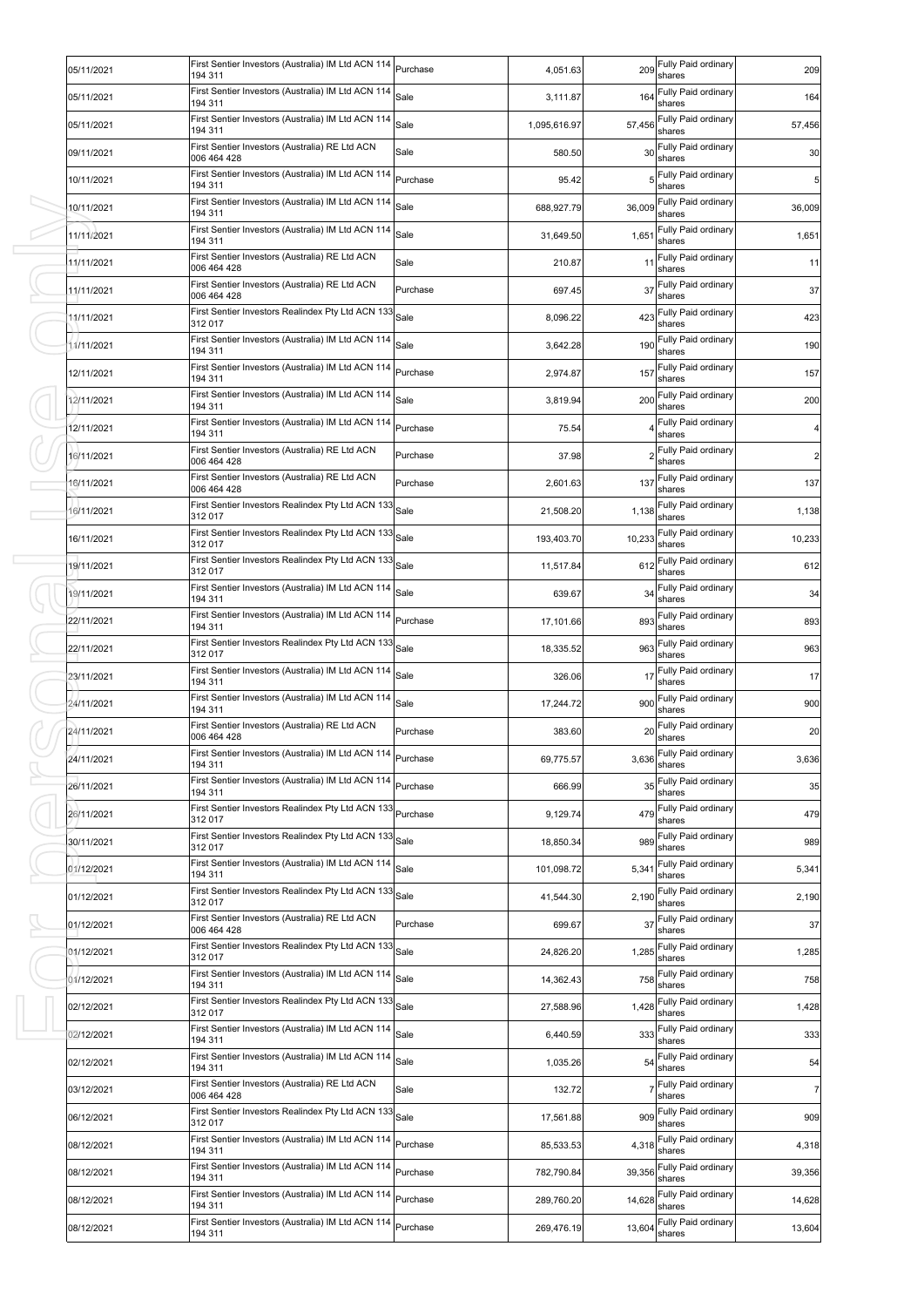| 05/11/2021 | First Sentier Investors (Australia) IM Ltd ACN 114 194 311 | Purchase | 4,051.63 | 209 | Fully Paid ordinary shares | 209 |
|---|---|---|---|---|---|---|
| 05/11/2021 | First Sentier Investors (Australia) IM Ltd ACN 114 194 311 | Sale | 3,111.87 | 164 | Fully Paid ordinary shares | 164 |
| 05/11/2021 | First Sentier Investors (Australia) IM Ltd ACN 114 194 311 | Sale | 1,095,616.97 | 57,456 | Fully Paid ordinary shares | 57,456 |
| 09/11/2021 | First Sentier Investors (Australia) RE Ltd ACN 006 464 428 | Sale | 580.50 | 30 | Fully Paid ordinary shares | 30 |
| 10/11/2021 | First Sentier Investors (Australia) IM Ltd ACN 114 194 311 | Purchase | 95.42 | 5 | Fully Paid ordinary shares | 5 |
| 10/11/2021 | First Sentier Investors (Australia) IM Ltd ACN 114 194 311 | Sale | 688,927.79 | 36,009 | Fully Paid ordinary shares | 36,009 |
| 11/11/2021 | First Sentier Investors (Australia) IM Ltd ACN 114 194 311 | Sale | 31,649.50 | 1,651 | Fully Paid ordinary shares | 1,651 |
| 11/11/2021 | First Sentier Investors (Australia) RE Ltd ACN 006 464 428 | Sale | 210.87 | 11 | Fully Paid ordinary shares | 11 |
| 11/11/2021 | First Sentier Investors (Australia) RE Ltd ACN 006 464 428 | Purchase | 697.45 | 37 | Fully Paid ordinary shares | 37 |
| 11/11/2021 | First Sentier Investors Realindex Pty Ltd ACN 133 312 017 | Sale | 8,096.22 | 423 | Fully Paid ordinary shares | 423 |
| 11/11/2021 | First Sentier Investors (Australia) IM Ltd ACN 114 194 311 | Sale | 3,642.28 | 190 | Fully Paid ordinary shares | 190 |
| 12/11/2021 | First Sentier Investors (Australia) IM Ltd ACN 114 194 311 | Purchase | 2,974.87 | 157 | Fully Paid ordinary shares | 157 |
| 12/11/2021 | First Sentier Investors (Australia) IM Ltd ACN 114 194 311 | Sale | 3,819.94 | 200 | Fully Paid ordinary shares | 200 |
| 12/11/2021 | First Sentier Investors (Australia) IM Ltd ACN 114 194 311 | Purchase | 75.54 | 4 | Fully Paid ordinary shares | 4 |
| 16/11/2021 | First Sentier Investors (Australia) RE Ltd ACN 006 464 428 | Purchase | 37.98 | 2 | Fully Paid ordinary shares | 2 |
| 16/11/2021 | First Sentier Investors (Australia) RE Ltd ACN 006 464 428 | Purchase | 2,601.63 | 137 | Fully Paid ordinary shares | 137 |
| 16/11/2021 | First Sentier Investors Realindex Pty Ltd ACN 133 312 017 | Sale | 21,508.20 | 1,138 | Fully Paid ordinary shares | 1,138 |
| 16/11/2021 | First Sentier Investors Realindex Pty Ltd ACN 133 312 017 | Sale | 193,403.70 | 10,233 | Fully Paid ordinary shares | 10,233 |
| 19/11/2021 | First Sentier Investors Realindex Pty Ltd ACN 133 312 017 | Sale | 11,517.84 | 612 | Fully Paid ordinary shares | 612 |
| 19/11/2021 | First Sentier Investors (Australia) IM Ltd ACN 114 194 311 | Sale | 639.67 | 34 | Fully Paid ordinary shares | 34 |
| 22/11/2021 | First Sentier Investors (Australia) IM Ltd ACN 114 194 311 | Purchase | 17,101.66 | 893 | Fully Paid ordinary shares | 893 |
| 22/11/2021 | First Sentier Investors Realindex Pty Ltd ACN 133 312 017 | Sale | 18,335.52 | 963 | Fully Paid ordinary shares | 963 |
| 23/11/2021 | First Sentier Investors (Australia) IM Ltd ACN 114 194 311 | Sale | 326.06 | 17 | Fully Paid ordinary shares | 17 |
| 24/11/2021 | First Sentier Investors (Australia) IM Ltd ACN 114 194 311 | Sale | 17,244.72 | 900 | Fully Paid ordinary shares | 900 |
| 24/11/2021 | First Sentier Investors (Australia) RE Ltd ACN 006 464 428 | Purchase | 383.60 | 20 | Fully Paid ordinary shares | 20 |
| 24/11/2021 | First Sentier Investors (Australia) IM Ltd ACN 114 194 311 | Purchase | 69,775.57 | 3,636 | Fully Paid ordinary shares | 3,636 |
| 26/11/2021 | First Sentier Investors (Australia) IM Ltd ACN 114 194 311 | Purchase | 666.99 | 35 | Fully Paid ordinary shares | 35 |
| 26/11/2021 | First Sentier Investors Realindex Pty Ltd ACN 133 312 017 | Purchase | 9,129.74 | 479 | Fully Paid ordinary shares | 479 |
| 30/11/2021 | First Sentier Investors Realindex Pty Ltd ACN 133 312 017 | Sale | 18,850.34 | 989 | Fully Paid ordinary shares | 989 |
| 01/12/2021 | First Sentier Investors (Australia) IM Ltd ACN 114 194 311 | Sale | 101,098.72 | 5,341 | Fully Paid ordinary shares | 5,341 |
| 01/12/2021 | First Sentier Investors Realindex Pty Ltd ACN 133 312 017 | Sale | 41,544.30 | 2,190 | Fully Paid ordinary shares | 2,190 |
| 01/12/2021 | First Sentier Investors (Australia) RE Ltd ACN 006 464 428 | Purchase | 699.67 | 37 | Fully Paid ordinary shares | 37 |
| 01/12/2021 | First Sentier Investors Realindex Pty Ltd ACN 133 312 017 | Sale | 24,826.20 | 1,285 | Fully Paid ordinary shares | 1,285 |
| 01/12/2021 | First Sentier Investors (Australia) IM Ltd ACN 114 194 311 | Sale | 14,362.43 | 758 | Fully Paid ordinary shares | 758 |
| 02/12/2021 | First Sentier Investors Realindex Pty Ltd ACN 133 312 017 | Sale | 27,588.96 | 1,428 | Fully Paid ordinary shares | 1,428 |
| 02/12/2021 | First Sentier Investors (Australia) IM Ltd ACN 114 194 311 | Sale | 6,440.59 | 333 | Fully Paid ordinary shares | 333 |
| 02/12/2021 | First Sentier Investors (Australia) IM Ltd ACN 114 194 311 | Sale | 1,035.26 | 54 | Fully Paid ordinary shares | 54 |
| 03/12/2021 | First Sentier Investors (Australia) RE Ltd ACN 006 464 428 | Sale | 132.72 | 7 | Fully Paid ordinary shares | 7 |
| 06/12/2021 | First Sentier Investors Realindex Pty Ltd ACN 133 312 017 | Sale | 17,561.88 | 909 | Fully Paid ordinary shares | 909 |
| 08/12/2021 | First Sentier Investors (Australia) IM Ltd ACN 114 194 311 | Purchase | 85,533.53 | 4,318 | Fully Paid ordinary shares | 4,318 |
| 08/12/2021 | First Sentier Investors (Australia) IM Ltd ACN 114 194 311 | Purchase | 782,790.84 | 39,356 | Fully Paid ordinary shares | 39,356 |
| 08/12/2021 | First Sentier Investors (Australia) IM Ltd ACN 114 194 311 | Purchase | 289,760.20 | 14,628 | Fully Paid ordinary shares | 14,628 |
| 08/12/2021 | First Sentier Investors (Australia) IM Ltd ACN 114 194 311 | Purchase | 269,476.19 | 13,604 | Fully Paid ordinary shares | 13,604 |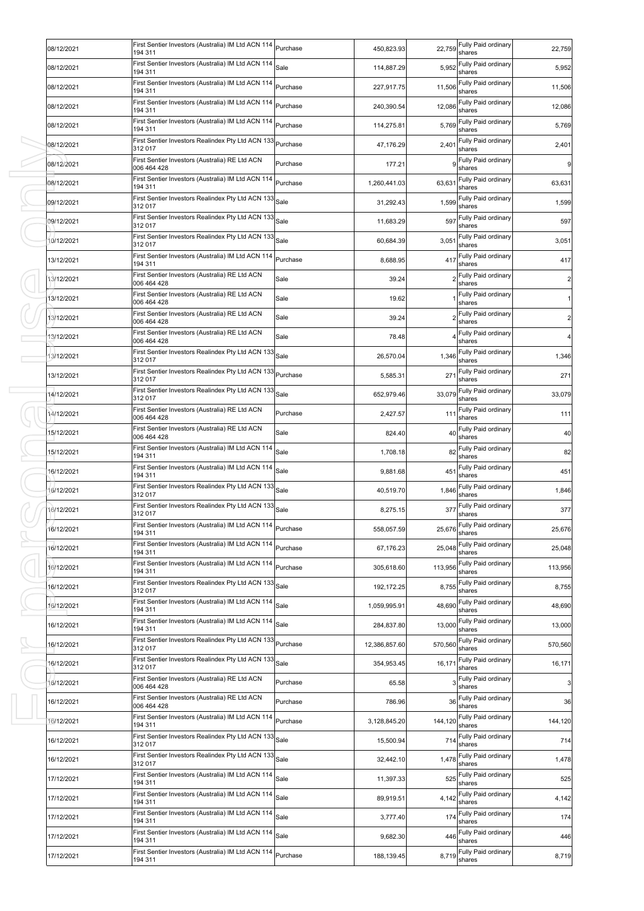| | | | | | | |
|---|---|---|---|---|---|---|
| 08/12/2021 | First Sentier Investors (Australia) IM Ltd ACN 114 194 311 | Purchase | 450,823.93 | 22,759 | Fully Paid ordinary shares | 22,759 |
| 08/12/2021 | First Sentier Investors (Australia) IM Ltd ACN 114 194 311 | Sale | 114,887.29 | 5,952 | Fully Paid ordinary shares | 5,952 |
| 08/12/2021 | First Sentier Investors (Australia) IM Ltd ACN 114 194 311 | Purchase | 227,917.75 | 11,506 | Fully Paid ordinary shares | 11,506 |
| 08/12/2021 | First Sentier Investors (Australia) IM Ltd ACN 114 194 311 | Purchase | 240,390.54 | 12,086 | Fully Paid ordinary shares | 12,086 |
| 08/12/2021 | First Sentier Investors (Australia) IM Ltd ACN 114 194 311 | Purchase | 114,275.81 | 5,769 | Fully Paid ordinary shares | 5,769 |
| 08/12/2021 | First Sentier Investors Realindex Pty Ltd ACN 133 312 017 | Purchase | 47,176.29 | 2,401 | Fully Paid ordinary shares | 2,401 |
| 08/12/2021 | First Sentier Investors (Australia) RE Ltd ACN 006 464 428 | Purchase | 177.21 | 9 | Fully Paid ordinary shares | 9 |
| 08/12/2021 | First Sentier Investors (Australia) IM Ltd ACN 114 194 311 | Purchase | 1,260,441.03 | 63,631 | Fully Paid ordinary shares | 63,631 |
| 09/12/2021 | First Sentier Investors Realindex Pty Ltd ACN 133 312 017 | Sale | 31,292.43 | 1,599 | Fully Paid ordinary shares | 1,599 |
| 09/12/2021 | First Sentier Investors Realindex Pty Ltd ACN 133 312 017 | Sale | 11,683.29 | 597 | Fully Paid ordinary shares | 597 |
| 10/12/2021 | First Sentier Investors Realindex Pty Ltd ACN 133 312 017 | Sale | 60,684.39 | 3,051 | Fully Paid ordinary shares | 3,051 |
| 13/12/2021 | First Sentier Investors (Australia) IM Ltd ACN 114 194 311 | Purchase | 8,688.95 | 417 | Fully Paid ordinary shares | 417 |
| 13/12/2021 | First Sentier Investors (Australia) RE Ltd ACN 006 464 428 | Sale | 39.24 | 2 | Fully Paid ordinary shares | 2 |
| 13/12/2021 | First Sentier Investors (Australia) RE Ltd ACN 006 464 428 | Sale | 19.62 | 1 | Fully Paid ordinary shares | 1 |
| 13/12/2021 | First Sentier Investors (Australia) RE Ltd ACN 006 464 428 | Sale | 39.24 | 2 | Fully Paid ordinary shares | 2 |
| 13/12/2021 | First Sentier Investors (Australia) RE Ltd ACN 006 464 428 | Sale | 78.48 | 4 | Fully Paid ordinary shares | 4 |
| 13/12/2021 | First Sentier Investors Realindex Pty Ltd ACN 133 312 017 | Sale | 26,570.04 | 1,346 | Fully Paid ordinary shares | 1,346 |
| 13/12/2021 | First Sentier Investors Realindex Pty Ltd ACN 133 312 017 | Purchase | 5,585.31 | 271 | Fully Paid ordinary shares | 271 |
| 14/12/2021 | First Sentier Investors Realindex Pty Ltd ACN 133 312 017 | Sale | 652,979.46 | 33,079 | Fully Paid ordinary shares | 33,079 |
| 14/12/2021 | First Sentier Investors (Australia) RE Ltd ACN 006 464 428 | Purchase | 2,427.57 | 111 | Fully Paid ordinary shares | 111 |
| 15/12/2021 | First Sentier Investors (Australia) RE Ltd ACN 006 464 428 | Sale | 824.40 | 40 | Fully Paid ordinary shares | 40 |
| 15/12/2021 | First Sentier Investors (Australia) IM Ltd ACN 114 194 311 | Sale | 1,708.18 | 82 | Fully Paid ordinary shares | 82 |
| 16/12/2021 | First Sentier Investors (Australia) IM Ltd ACN 114 194 311 | Sale | 9,881.68 | 451 | Fully Paid ordinary shares | 451 |
| 16/12/2021 | First Sentier Investors Realindex Pty Ltd ACN 133 312 017 | Sale | 40,519.70 | 1,846 | Fully Paid ordinary shares | 1,846 |
| 16/12/2021 | First Sentier Investors Realindex Pty Ltd ACN 133 312 017 | Sale | 8,275.15 | 377 | Fully Paid ordinary shares | 377 |
| 16/12/2021 | First Sentier Investors (Australia) IM Ltd ACN 114 194 311 | Purchase | 558,057.59 | 25,676 | Fully Paid ordinary shares | 25,676 |
| 16/12/2021 | First Sentier Investors (Australia) IM Ltd ACN 114 194 311 | Purchase | 67,176.23 | 25,048 | Fully Paid ordinary shares | 25,048 |
| 16/12/2021 | First Sentier Investors (Australia) IM Ltd ACN 114 194 311 | Purchase | 305,618.60 | 113,956 | Fully Paid ordinary shares | 113,956 |
| 16/12/2021 | First Sentier Investors Realindex Pty Ltd ACN 133 312 017 | Sale | 192,172.25 | 8,755 | Fully Paid ordinary shares | 8,755 |
| 16/12/2021 | First Sentier Investors (Australia) IM Ltd ACN 114 194 311 | Sale | 1,059,995.91 | 48,690 | Fully Paid ordinary shares | 48,690 |
| 16/12/2021 | First Sentier Investors (Australia) IM Ltd ACN 114 194 311 | Sale | 284,837.80 | 13,000 | Fully Paid ordinary shares | 13,000 |
| 16/12/2021 | First Sentier Investors Realindex Pty Ltd ACN 133 312 017 | Purchase | 12,386,857.60 | 570,560 | Fully Paid ordinary shares | 570,560 |
| 16/12/2021 | First Sentier Investors Realindex Pty Ltd ACN 133 312 017 | Sale | 354,953.45 | 16,171 | Fully Paid ordinary shares | 16,171 |
| 16/12/2021 | First Sentier Investors (Australia) RE Ltd ACN 006 464 428 | Purchase | 65.58 | 3 | Fully Paid ordinary shares | 3 |
| 16/12/2021 | First Sentier Investors (Australia) RE Ltd ACN 006 464 428 | Purchase | 786.96 | 36 | Fully Paid ordinary shares | 36 |
| 16/12/2021 | First Sentier Investors (Australia) IM Ltd ACN 114 194 311 | Purchase | 3,128,845.20 | 144,120 | Fully Paid ordinary shares | 144,120 |
| 16/12/2021 | First Sentier Investors Realindex Pty Ltd ACN 133 312 017 | Sale | 15,500.94 | 714 | Fully Paid ordinary shares | 714 |
| 16/12/2021 | First Sentier Investors Realindex Pty Ltd ACN 133 312 017 | Sale | 32,442.10 | 1,478 | Fully Paid ordinary shares | 1,478 |
| 17/12/2021 | First Sentier Investors (Australia) IM Ltd ACN 114 194 311 | Sale | 11,397.33 | 525 | Fully Paid ordinary shares | 525 |
| 17/12/2021 | First Sentier Investors (Australia) IM Ltd ACN 114 194 311 | Sale | 89,919.51 | 4,142 | Fully Paid ordinary shares | 4,142 |
| 17/12/2021 | First Sentier Investors (Australia) IM Ltd ACN 114 194 311 | Sale | 3,777.40 | 174 | Fully Paid ordinary shares | 174 |
| 17/12/2021 | First Sentier Investors (Australia) IM Ltd ACN 114 194 311 | Sale | 9,682.30 | 446 | Fully Paid ordinary shares | 446 |
| 17/12/2021 | First Sentier Investors (Australia) IM Ltd ACN 114 194 311 | Purchase | 188,139.45 | 8,719 | Fully Paid ordinary shares | 8,719 |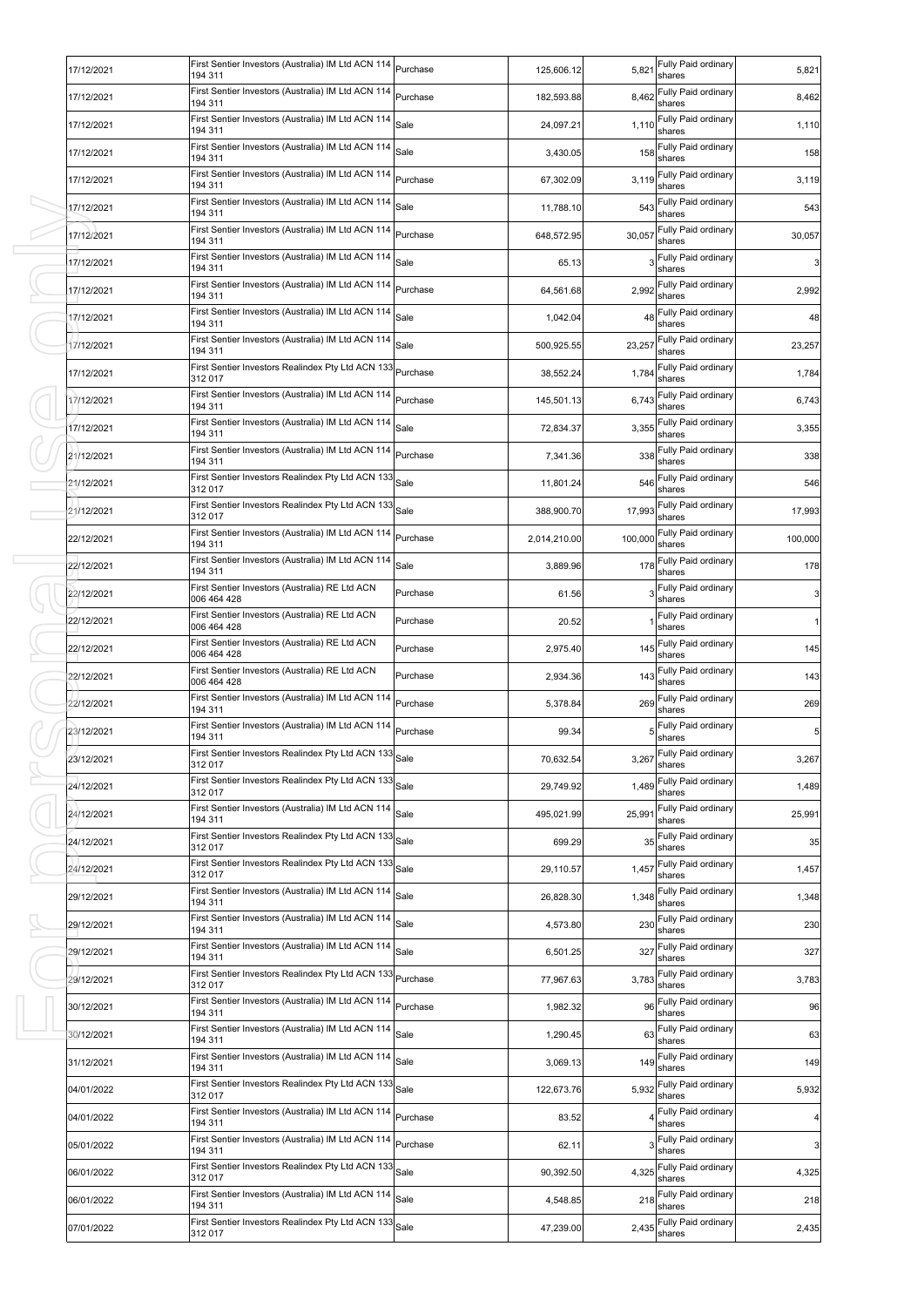| | | | | | | |
|---|---|---|---|---|---|---|
| 17/12/2021 | First Sentier Investors (Australia) IM Ltd ACN 114 194 311 | Purchase | 125,606.12 | 5,821 | Fully Paid ordinary shares | 5,821 |
| 17/12/2021 | First Sentier Investors (Australia) IM Ltd ACN 114 194 311 | Purchase | 182,593.88 | 8,462 | Fully Paid ordinary shares | 8,462 |
| 17/12/2021 | First Sentier Investors (Australia) IM Ltd ACN 114 194 311 | Sale | 24,097.21 | 1,110 | Fully Paid ordinary shares | 1,110 |
| 17/12/2021 | First Sentier Investors (Australia) IM Ltd ACN 114 194 311 | Sale | 3,430.05 | 158 | Fully Paid ordinary shares | 158 |
| 17/12/2021 | First Sentier Investors (Australia) IM Ltd ACN 114 194 311 | Purchase | 67,302.09 | 3,119 | Fully Paid ordinary shares | 3,119 |
| 17/12/2021 | First Sentier Investors (Australia) IM Ltd ACN 114 194 311 | Sale | 11,788.10 | 543 | Fully Paid ordinary shares | 543 |
| 17/12/2021 | First Sentier Investors (Australia) IM Ltd ACN 114 194 311 | Purchase | 648,572.95 | 30,057 | Fully Paid ordinary shares | 30,057 |
| 17/12/2021 | First Sentier Investors (Australia) IM Ltd ACN 114 194 311 | Sale | 65.13 | 3 | Fully Paid ordinary shares | 3 |
| 17/12/2021 | First Sentier Investors (Australia) IM Ltd ACN 114 194 311 | Purchase | 64,561.68 | 2,992 | Fully Paid ordinary shares | 2,992 |
| 17/12/2021 | First Sentier Investors (Australia) IM Ltd ACN 114 194 311 | Sale | 1,042.04 | 48 | Fully Paid ordinary shares | 48 |
| 17/12/2021 | First Sentier Investors (Australia) IM Ltd ACN 114 194 311 | Sale | 500,925.55 | 23,257 | Fully Paid ordinary shares | 23,257 |
| 17/12/2021 | First Sentier Investors Realindex Pty Ltd ACN 133 312 017 | Purchase | 38,552.24 | 1,784 | Fully Paid ordinary shares | 1,784 |
| 17/12/2021 | First Sentier Investors (Australia) IM Ltd ACN 114 194 311 | Purchase | 145,501.13 | 6,743 | Fully Paid ordinary shares | 6,743 |
| 17/12/2021 | First Sentier Investors (Australia) IM Ltd ACN 114 194 311 | Sale | 72,834.37 | 3,355 | Fully Paid ordinary shares | 3,355 |
| 21/12/2021 | First Sentier Investors (Australia) IM Ltd ACN 114 194 311 | Purchase | 7,341.36 | 338 | Fully Paid ordinary shares | 338 |
| 21/12/2021 | First Sentier Investors Realindex Pty Ltd ACN 133 312 017 | Sale | 11,801.24 | 546 | Fully Paid ordinary shares | 546 |
| 21/12/2021 | First Sentier Investors Realindex Pty Ltd ACN 133 312 017 | Sale | 388,900.70 | 17,993 | Fully Paid ordinary shares | 17,993 |
| 22/12/2021 | First Sentier Investors (Australia) IM Ltd ACN 114 194 311 | Purchase | 2,014,210.00 | 100,000 | Fully Paid ordinary shares | 100,000 |
| 22/12/2021 | First Sentier Investors (Australia) IM Ltd ACN 114 194 311 | Sale | 3,889.96 | 178 | Fully Paid ordinary shares | 178 |
| 22/12/2021 | First Sentier Investors (Australia) RE Ltd ACN 006 464 428 | Purchase | 61.56 | 3 | Fully Paid ordinary shares | 3 |
| 22/12/2021 | First Sentier Investors (Australia) RE Ltd ACN 006 464 428 | Purchase | 20.52 | 1 | Fully Paid ordinary shares | 1 |
| 22/12/2021 | First Sentier Investors (Australia) RE Ltd ACN 006 464 428 | Purchase | 2,975.40 | 145 | Fully Paid ordinary shares | 145 |
| 22/12/2021 | First Sentier Investors (Australia) RE Ltd ACN 006 464 428 | Purchase | 2,934.36 | 143 | Fully Paid ordinary shares | 143 |
| 22/12/2021 | First Sentier Investors (Australia) IM Ltd ACN 114 194 311 | Purchase | 5,378.84 | 269 | Fully Paid ordinary shares | 269 |
| 23/12/2021 | First Sentier Investors (Australia) IM Ltd ACN 114 194 311 | Purchase | 99.34 | 5 | Fully Paid ordinary shares | 5 |
| 23/12/2021 | First Sentier Investors Realindex Pty Ltd ACN 133 312 017 | Sale | 70,632.54 | 3,267 | Fully Paid ordinary shares | 3,267 |
| 24/12/2021 | First Sentier Investors Realindex Pty Ltd ACN 133 312 017 | Sale | 29,749.92 | 1,489 | Fully Paid ordinary shares | 1,489 |
| 24/12/2021 | First Sentier Investors (Australia) IM Ltd ACN 114 194 311 | Sale | 495,021.99 | 25,991 | Fully Paid ordinary shares | 25,991 |
| 24/12/2021 | First Sentier Investors Realindex Pty Ltd ACN 133 312 017 | Sale | 699.29 | 35 | Fully Paid ordinary shares | 35 |
| 24/12/2021 | First Sentier Investors Realindex Pty Ltd ACN 133 312 017 | Sale | 29,110.57 | 1,457 | Fully Paid ordinary shares | 1,457 |
| 29/12/2021 | First Sentier Investors (Australia) IM Ltd ACN 114 194 311 | Sale | 26,828.30 | 1,348 | Fully Paid ordinary shares | 1,348 |
| 29/12/2021 | First Sentier Investors (Australia) IM Ltd ACN 114 194 311 | Sale | 4,573.80 | 230 | Fully Paid ordinary shares | 230 |
| 29/12/2021 | First Sentier Investors (Australia) IM Ltd ACN 114 194 311 | Sale | 6,501.25 | 327 | Fully Paid ordinary shares | 327 |
| 29/12/2021 | First Sentier Investors Realindex Pty Ltd ACN 133 312 017 | Purchase | 77,967.63 | 3,783 | Fully Paid ordinary shares | 3,783 |
| 30/12/2021 | First Sentier Investors (Australia) IM Ltd ACN 114 194 311 | Purchase | 1,982.32 | 96 | Fully Paid ordinary shares | 96 |
| 30/12/2021 | First Sentier Investors (Australia) IM Ltd ACN 114 194 311 | Sale | 1,290.45 | 63 | Fully Paid ordinary shares | 63 |
| 31/12/2021 | First Sentier Investors (Australia) IM Ltd ACN 114 194 311 | Sale | 3,069.13 | 149 | Fully Paid ordinary shares | 149 |
| 04/01/2022 | First Sentier Investors Realindex Pty Ltd ACN 133 312 017 | Sale | 122,673.76 | 5,932 | Fully Paid ordinary shares | 5,932 |
| 04/01/2022 | First Sentier Investors (Australia) IM Ltd ACN 114 194 311 | Purchase | 83.52 | 4 | Fully Paid ordinary shares | 4 |
| 05/01/2022 | First Sentier Investors (Australia) IM Ltd ACN 114 194 311 | Purchase | 62.11 | 3 | Fully Paid ordinary shares | 3 |
| 06/01/2022 | First Sentier Investors Realindex Pty Ltd ACN 133 312 017 | Sale | 90,392.50 | 4,325 | Fully Paid ordinary shares | 4,325 |
| 06/01/2022 | First Sentier Investors (Australia) IM Ltd ACN 114 194 311 | Sale | 4,548.85 | 218 | Fully Paid ordinary shares | 218 |
| 07/01/2022 | First Sentier Investors Realindex Pty Ltd ACN 133 312 017 | Sale | 47,239.00 | 2,435 | Fully Paid ordinary shares | 2,435 |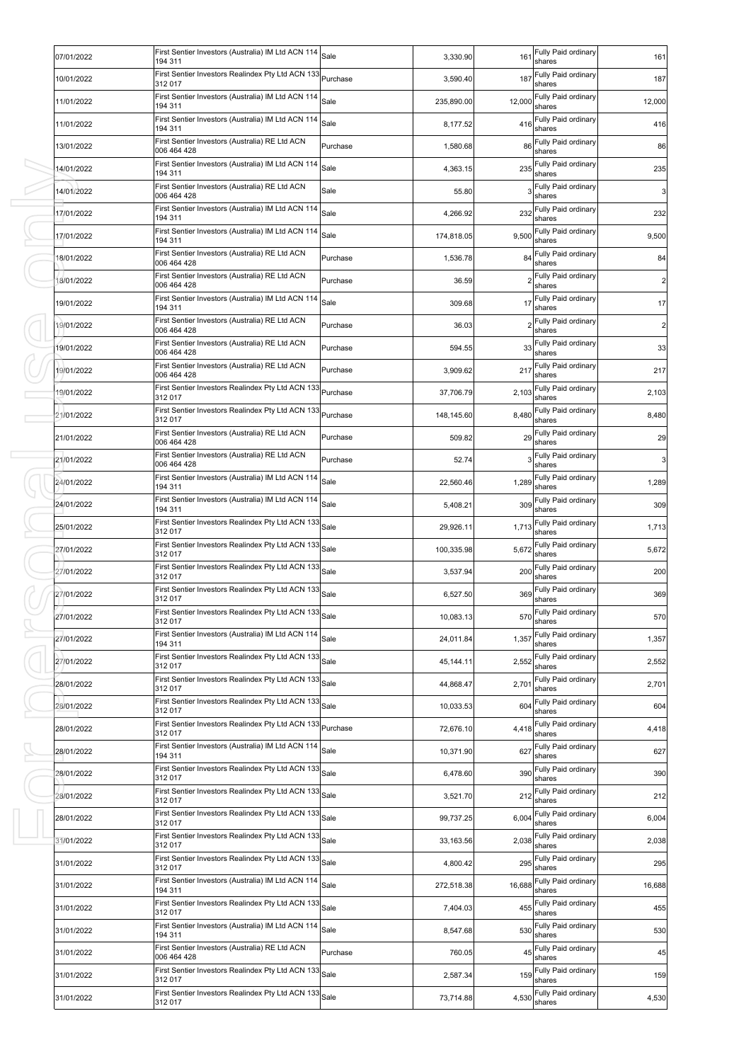| | | | | | | |
|---|---|---|---|---|---|---|
| 07/01/2022 | First Sentier Investors (Australia) IM Ltd ACN 114 194 311 | Sale | 3,330.90 | 161 | Fully Paid ordinary shares | 161 |
| 10/01/2022 | First Sentier Investors Realindex Pty Ltd ACN 133 312 017 | Purchase | 3,590.40 | 187 | Fully Paid ordinary shares | 187 |
| 11/01/2022 | First Sentier Investors (Australia) IM Ltd ACN 114 194 311 | Sale | 235,890.00 | 12,000 | Fully Paid ordinary shares | 12,000 |
| 11/01/2022 | First Sentier Investors (Australia) IM Ltd ACN 114 194 311 | Sale | 8,177.52 | 416 | Fully Paid ordinary shares | 416 |
| 13/01/2022 | First Sentier Investors (Australia) RE Ltd ACN 006 464 428 | Purchase | 1,580.68 | 86 | Fully Paid ordinary shares | 86 |
| 14/01/2022 | First Sentier Investors (Australia) IM Ltd ACN 114 194 311 | Sale | 4,363.15 | 235 | Fully Paid ordinary shares | 235 |
| 14/01/2022 | First Sentier Investors (Australia) RE Ltd ACN 006 464 428 | Sale | 55.80 | 3 | Fully Paid ordinary shares | 3 |
| 17/01/2022 | First Sentier Investors (Australia) IM Ltd ACN 114 194 311 | Sale | 4,266.92 | 232 | Fully Paid ordinary shares | 232 |
| 17/01/2022 | First Sentier Investors (Australia) IM Ltd ACN 114 194 311 | Sale | 174,818.05 | 9,500 | Fully Paid ordinary shares | 9,500 |
| 18/01/2022 | First Sentier Investors (Australia) RE Ltd ACN 006 464 428 | Purchase | 1,536.78 | 84 | Fully Paid ordinary shares | 84 |
| 18/01/2022 | First Sentier Investors (Australia) RE Ltd ACN 006 464 428 | Purchase | 36.59 | 2 | Fully Paid ordinary shares | 2 |
| 19/01/2022 | First Sentier Investors (Australia) IM Ltd ACN 114 194 311 | Sale | 309.68 | 17 | Fully Paid ordinary shares | 17 |
| 19/01/2022 | First Sentier Investors (Australia) RE Ltd ACN 006 464 428 | Purchase | 36.03 | 2 | Fully Paid ordinary shares | 2 |
| 19/01/2022 | First Sentier Investors (Australia) RE Ltd ACN 006 464 428 | Purchase | 594.55 | 33 | Fully Paid ordinary shares | 33 |
| 19/01/2022 | First Sentier Investors (Australia) RE Ltd ACN 006 464 428 | Purchase | 3,909.62 | 217 | Fully Paid ordinary shares | 217 |
| 19/01/2022 | First Sentier Investors Realindex Pty Ltd ACN 133 312 017 | Purchase | 37,706.79 | 2,103 | Fully Paid ordinary shares | 2,103 |
| 21/01/2022 | First Sentier Investors Realindex Pty Ltd ACN 133 312 017 | Purchase | 148,145.60 | 8,480 | Fully Paid ordinary shares | 8,480 |
| 21/01/2022 | First Sentier Investors (Australia) RE Ltd ACN 006 464 428 | Purchase | 509.82 | 29 | Fully Paid ordinary shares | 29 |
| 21/01/2022 | First Sentier Investors (Australia) RE Ltd ACN 006 464 428 | Purchase | 52.74 | 3 | Fully Paid ordinary shares | 3 |
| 24/01/2022 | First Sentier Investors (Australia) IM Ltd ACN 114 194 311 | Sale | 22,560.46 | 1,289 | Fully Paid ordinary shares | 1,289 |
| 24/01/2022 | First Sentier Investors (Australia) IM Ltd ACN 114 194 311 | Sale | 5,408.21 | 309 | Fully Paid ordinary shares | 309 |
| 25/01/2022 | First Sentier Investors Realindex Pty Ltd ACN 133 312 017 | Sale | 29,926.11 | 1,713 | Fully Paid ordinary shares | 1,713 |
| 27/01/2022 | First Sentier Investors Realindex Pty Ltd ACN 133 312 017 | Sale | 100,335.98 | 5,672 | Fully Paid ordinary shares | 5,672 |
| 27/01/2022 | First Sentier Investors Realindex Pty Ltd ACN 133 312 017 | Sale | 3,537.94 | 200 | Fully Paid ordinary shares | 200 |
| 27/01/2022 | First Sentier Investors Realindex Pty Ltd ACN 133 312 017 | Sale | 6,527.50 | 369 | Fully Paid ordinary shares | 369 |
| 27/01/2022 | First Sentier Investors Realindex Pty Ltd ACN 133 312 017 | Sale | 10,083.13 | 570 | Fully Paid ordinary shares | 570 |
| 27/01/2022 | First Sentier Investors (Australia) IM Ltd ACN 114 194 311 | Sale | 24,011.84 | 1,357 | Fully Paid ordinary shares | 1,357 |
| 27/01/2022 | First Sentier Investors Realindex Pty Ltd ACN 133 312 017 | Sale | 45,144.11 | 2,552 | Fully Paid ordinary shares | 2,552 |
| 28/01/2022 | First Sentier Investors Realindex Pty Ltd ACN 133 312 017 | Sale | 44,868.47 | 2,701 | Fully Paid ordinary shares | 2,701 |
| 28/01/2022 | First Sentier Investors Realindex Pty Ltd ACN 133 312 017 | Sale | 10,033.53 | 604 | Fully Paid ordinary shares | 604 |
| 28/01/2022 | First Sentier Investors Realindex Pty Ltd ACN 133 312 017 | Purchase | 72,676.10 | 4,418 | Fully Paid ordinary shares | 4,418 |
| 28/01/2022 | First Sentier Investors (Australia) IM Ltd ACN 114 194 311 | Sale | 10,371.90 | 627 | Fully Paid ordinary shares | 627 |
| 28/01/2022 | First Sentier Investors Realindex Pty Ltd ACN 133 312 017 | Sale | 6,478.60 | 390 | Fully Paid ordinary shares | 390 |
| 28/01/2022 | First Sentier Investors Realindex Pty Ltd ACN 133 312 017 | Sale | 3,521.70 | 212 | Fully Paid ordinary shares | 212 |
| 28/01/2022 | First Sentier Investors Realindex Pty Ltd ACN 133 312 017 | Sale | 99,737.25 | 6,004 | Fully Paid ordinary shares | 6,004 |
| 31/01/2022 | First Sentier Investors Realindex Pty Ltd ACN 133 312 017 | Sale | 33,163.56 | 2,038 | Fully Paid ordinary shares | 2,038 |
| 31/01/2022 | First Sentier Investors Realindex Pty Ltd ACN 133 312 017 | Sale | 4,800.42 | 295 | Fully Paid ordinary shares | 295 |
| 31/01/2022 | First Sentier Investors (Australia) IM Ltd ACN 114 194 311 | Sale | 272,518.38 | 16,688 | Fully Paid ordinary shares | 16,688 |
| 31/01/2022 | First Sentier Investors Realindex Pty Ltd ACN 133 312 017 | Sale | 7,404.03 | 455 | Fully Paid ordinary shares | 455 |
| 31/01/2022 | First Sentier Investors (Australia) IM Ltd ACN 114 194 311 | Sale | 8,547.68 | 530 | Fully Paid ordinary shares | 530 |
| 31/01/2022 | First Sentier Investors (Australia) RE Ltd ACN 006 464 428 | Purchase | 760.05 | 45 | Fully Paid ordinary shares | 45 |
| 31/01/2022 | First Sentier Investors Realindex Pty Ltd ACN 133 312 017 | Sale | 2,587.34 | 159 | Fully Paid ordinary shares | 159 |
| 31/01/2022 | First Sentier Investors Realindex Pty Ltd ACN 133 312 017 | Sale | 73,714.88 | 4,530 | Fully Paid ordinary shares | 4,530 |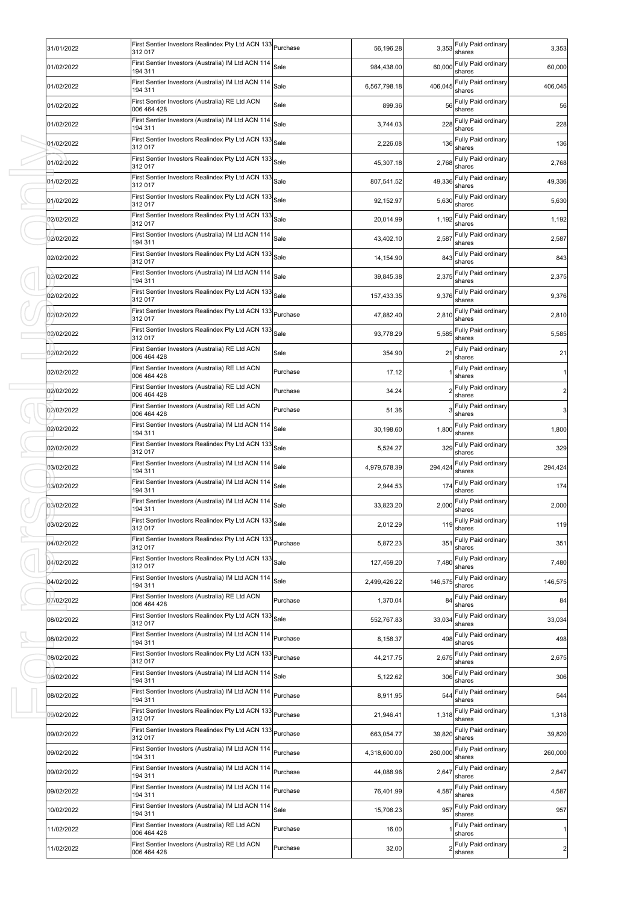| | | | | | | |
|---|---|---|---|---|---|---|
| 31/01/2022 | First Sentier Investors Realindex Pty Ltd ACN 133 312 017 | Purchase | 56,196.28 | 3,353 | Fully Paid ordinary shares | 3,353 |
| 01/02/2022 | First Sentier Investors (Australia) IM Ltd ACN 114 194 311 | Sale | 984,438.00 | 60,000 | Fully Paid ordinary shares | 60,000 |
| 01/02/2022 | First Sentier Investors (Australia) IM Ltd ACN 114 194 311 | Sale | 6,567,798.18 | 406,045 | Fully Paid ordinary shares | 406,045 |
| 01/02/2022 | First Sentier Investors (Australia) RE Ltd ACN 006 464 428 | Sale | 899.36 | 56 | Fully Paid ordinary shares | 56 |
| 01/02/2022 | First Sentier Investors (Australia) IM Ltd ACN 114 194 311 | Sale | 3,744.03 | 228 | Fully Paid ordinary shares | 228 |
| 01/02/2022 | First Sentier Investors Realindex Pty Ltd ACN 133 312 017 | Sale | 2,226.08 | 136 | Fully Paid ordinary shares | 136 |
| 01/02/2022 | First Sentier Investors Realindex Pty Ltd ACN 133 312 017 | Sale | 45,307.18 | 2,768 | Fully Paid ordinary shares | 2,768 |
| 01/02/2022 | First Sentier Investors Realindex Pty Ltd ACN 133 312 017 | Sale | 807,541.52 | 49,336 | Fully Paid ordinary shares | 49,336 |
| 01/02/2022 | First Sentier Investors Realindex Pty Ltd ACN 133 312 017 | Sale | 92,152.97 | 5,630 | Fully Paid ordinary shares | 5,630 |
| 02/02/2022 | First Sentier Investors Realindex Pty Ltd ACN 133 312 017 | Sale | 20,014.99 | 1,192 | Fully Paid ordinary shares | 1,192 |
| 02/02/2022 | First Sentier Investors (Australia) IM Ltd ACN 114 194 311 | Sale | 43,402.10 | 2,587 | Fully Paid ordinary shares | 2,587 |
| 02/02/2022 | First Sentier Investors Realindex Pty Ltd ACN 133 312 017 | Sale | 14,154.90 | 843 | Fully Paid ordinary shares | 843 |
| 02/02/2022 | First Sentier Investors (Australia) IM Ltd ACN 114 194 311 | Sale | 39,845.38 | 2,375 | Fully Paid ordinary shares | 2,375 |
| 02/02/2022 | First Sentier Investors Realindex Pty Ltd ACN 133 312 017 | Sale | 157,433.35 | 9,376 | Fully Paid ordinary shares | 9,376 |
| 02/02/2022 | First Sentier Investors Realindex Pty Ltd ACN 133 312 017 | Purchase | 47,882.40 | 2,810 | Fully Paid ordinary shares | 2,810 |
| 02/02/2022 | First Sentier Investors Realindex Pty Ltd ACN 133 312 017 | Sale | 93,778.29 | 5,585 | Fully Paid ordinary shares | 5,585 |
| 02/02/2022 | First Sentier Investors (Australia) RE Ltd ACN 006 464 428 | Sale | 354.90 | 21 | Fully Paid ordinary shares | 21 |
| 02/02/2022 | First Sentier Investors (Australia) RE Ltd ACN 006 464 428 | Purchase | 17.12 | 1 | Fully Paid ordinary shares | 1 |
| 02/02/2022 | First Sentier Investors (Australia) RE Ltd ACN 006 464 428 | Purchase | 34.24 | 2 | Fully Paid ordinary shares | 2 |
| 02/02/2022 | First Sentier Investors (Australia) RE Ltd ACN 006 464 428 | Purchase | 51.36 | 3 | Fully Paid ordinary shares | 3 |
| 02/02/2022 | First Sentier Investors (Australia) IM Ltd ACN 114 194 311 | Sale | 30,198.60 | 1,800 | Fully Paid ordinary shares | 1,800 |
| 02/02/2022 | First Sentier Investors Realindex Pty Ltd ACN 133 312 017 | Sale | 5,524.27 | 329 | Fully Paid ordinary shares | 329 |
| 03/02/2022 | First Sentier Investors (Australia) IM Ltd ACN 114 194 311 | Sale | 4,979,578.39 | 294,424 | Fully Paid ordinary shares | 294,424 |
| 03/02/2022 | First Sentier Investors (Australia) IM Ltd ACN 114 194 311 | Sale | 2,944.53 | 174 | Fully Paid ordinary shares | 174 |
| 03/02/2022 | First Sentier Investors (Australia) IM Ltd ACN 114 194 311 | Sale | 33,823.20 | 2,000 | Fully Paid ordinary shares | 2,000 |
| 03/02/2022 | First Sentier Investors Realindex Pty Ltd ACN 133 312 017 | Sale | 2,012.29 | 119 | Fully Paid ordinary shares | 119 |
| 04/02/2022 | First Sentier Investors Realindex Pty Ltd ACN 133 312 017 | Purchase | 5,872.23 | 351 | Fully Paid ordinary shares | 351 |
| 04/02/2022 | First Sentier Investors Realindex Pty Ltd ACN 133 312 017 | Sale | 127,459.20 | 7,480 | Fully Paid ordinary shares | 7,480 |
| 04/02/2022 | First Sentier Investors (Australia) IM Ltd ACN 114 194 311 | Sale | 2,499,426.22 | 146,575 | Fully Paid ordinary shares | 146,575 |
| 07/02/2022 | First Sentier Investors (Australia) RE Ltd ACN 006 464 428 | Purchase | 1,370.04 | 84 | Fully Paid ordinary shares | 84 |
| 08/02/2022 | First Sentier Investors Realindex Pty Ltd ACN 133 312 017 | Sale | 552,767.83 | 33,034 | Fully Paid ordinary shares | 33,034 |
| 08/02/2022 | First Sentier Investors (Australia) IM Ltd ACN 114 194 311 | Purchase | 8,158.37 | 498 | Fully Paid ordinary shares | 498 |
| 08/02/2022 | First Sentier Investors Realindex Pty Ltd ACN 133 312 017 | Purchase | 44,217.75 | 2,675 | Fully Paid ordinary shares | 2,675 |
| 08/02/2022 | First Sentier Investors (Australia) IM Ltd ACN 114 194 311 | Sale | 5,122.62 | 306 | Fully Paid ordinary shares | 306 |
| 08/02/2022 | First Sentier Investors (Australia) IM Ltd ACN 114 194 311 | Purchase | 8,911.95 | 544 | Fully Paid ordinary shares | 544 |
| 09/02/2022 | First Sentier Investors Realindex Pty Ltd ACN 133 312 017 | Purchase | 21,946.41 | 1,318 | Fully Paid ordinary shares | 1,318 |
| 09/02/2022 | First Sentier Investors Realindex Pty Ltd ACN 133 312 017 | Purchase | 663,054.77 | 39,820 | Fully Paid ordinary shares | 39,820 |
| 09/02/2022 | First Sentier Investors (Australia) IM Ltd ACN 114 194 311 | Purchase | 4,318,600.00 | 260,000 | Fully Paid ordinary shares | 260,000 |
| 09/02/2022 | First Sentier Investors (Australia) IM Ltd ACN 114 194 311 | Purchase | 44,088.96 | 2,647 | Fully Paid ordinary shares | 2,647 |
| 09/02/2022 | First Sentier Investors (Australia) IM Ltd ACN 114 194 311 | Purchase | 76,401.99 | 4,587 | Fully Paid ordinary shares | 4,587 |
| 10/02/2022 | First Sentier Investors (Australia) IM Ltd ACN 114 194 311 | Sale | 15,708.23 | 957 | Fully Paid ordinary shares | 957 |
| 11/02/2022 | First Sentier Investors (Australia) RE Ltd ACN 006 464 428 | Purchase | 16.00 | 1 | Fully Paid ordinary shares | 1 |
| 11/02/2022 | First Sentier Investors (Australia) RE Ltd ACN 006 464 428 | Purchase | 32.00 | 2 | Fully Paid ordinary shares | 2 |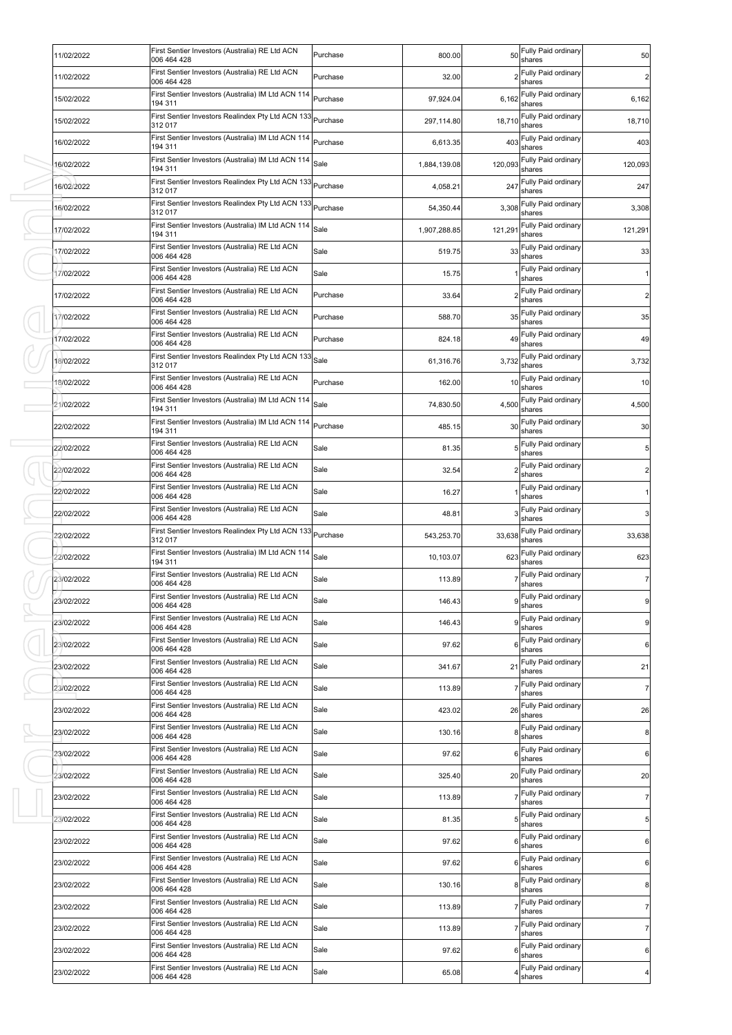| | | | | | | |
|---|---|---|---|---|---|---|
| 11/02/2022 | First Sentier Investors (Australia) RE Ltd ACN 006 464 428 | Purchase | 800.00 | 50 | Fully Paid ordinary shares | 50 |
| 11/02/2022 | First Sentier Investors (Australia) RE Ltd ACN 006 464 428 | Purchase | 32.00 | 2 | Fully Paid ordinary shares | 2 |
| 15/02/2022 | First Sentier Investors (Australia) IM Ltd ACN 114 194 311 | Purchase | 97,924.04 | 6,162 | Fully Paid ordinary shares | 6,162 |
| 15/02/2022 | First Sentier Investors Realindex Pty Ltd ACN 133 312 017 | Purchase | 297,114.80 | 18,710 | Fully Paid ordinary shares | 18,710 |
| 16/02/2022 | First Sentier Investors (Australia) IM Ltd ACN 114 194 311 | Purchase | 6,613.35 | 403 | Fully Paid ordinary shares | 403 |
| 16/02/2022 | First Sentier Investors (Australia) IM Ltd ACN 114 194 311 | Sale | 1,884,139.08 | 120,093 | Fully Paid ordinary shares | 120,093 |
| 16/02/2022 | First Sentier Investors Realindex Pty Ltd ACN 133 312 017 | Purchase | 4,058.21 | 247 | Fully Paid ordinary shares | 247 |
| 16/02/2022 | First Sentier Investors Realindex Pty Ltd ACN 133 312 017 | Purchase | 54,350.44 | 3,308 | Fully Paid ordinary shares | 3,308 |
| 17/02/2022 | First Sentier Investors (Australia) IM Ltd ACN 114 194 311 | Sale | 1,907,288.85 | 121,291 | Fully Paid ordinary shares | 121,291 |
| 17/02/2022 | First Sentier Investors (Australia) RE Ltd ACN 006 464 428 | Sale | 519.75 | 33 | Fully Paid ordinary shares | 33 |
| 17/02/2022 | First Sentier Investors (Australia) RE Ltd ACN 006 464 428 | Sale | 15.75 | 1 | Fully Paid ordinary shares | 1 |
| 17/02/2022 | First Sentier Investors (Australia) RE Ltd ACN 006 464 428 | Purchase | 33.64 | 2 | Fully Paid ordinary shares | 2 |
| 17/02/2022 | First Sentier Investors (Australia) RE Ltd ACN 006 464 428 | Purchase | 588.70 | 35 | Fully Paid ordinary shares | 35 |
| 17/02/2022 | First Sentier Investors (Australia) RE Ltd ACN 006 464 428 | Purchase | 824.18 | 49 | Fully Paid ordinary shares | 49 |
| 18/02/2022 | First Sentier Investors Realindex Pty Ltd ACN 133 312 017 | Sale | 61,316.76 | 3,732 | Fully Paid ordinary shares | 3,732 |
| 18/02/2022 | First Sentier Investors (Australia) RE Ltd ACN 006 464 428 | Purchase | 162.00 | 10 | Fully Paid ordinary shares | 10 |
| 21/02/2022 | First Sentier Investors (Australia) IM Ltd ACN 114 194 311 | Sale | 74,830.50 | 4,500 | Fully Paid ordinary shares | 4,500 |
| 22/02/2022 | First Sentier Investors (Australia) IM Ltd ACN 114 194 311 | Purchase | 485.15 | 30 | Fully Paid ordinary shares | 30 |
| 22/02/2022 | First Sentier Investors (Australia) RE Ltd ACN 006 464 428 | Sale | 81.35 | 5 | Fully Paid ordinary shares | 5 |
| 22/02/2022 | First Sentier Investors (Australia) RE Ltd ACN 006 464 428 | Sale | 32.54 | 2 | Fully Paid ordinary shares | 2 |
| 22/02/2022 | First Sentier Investors (Australia) RE Ltd ACN 006 464 428 | Sale | 16.27 | 1 | Fully Paid ordinary shares | 1 |
| 22/02/2022 | First Sentier Investors (Australia) RE Ltd ACN 006 464 428 | Sale | 48.81 | 3 | Fully Paid ordinary shares | 3 |
| 22/02/2022 | First Sentier Investors Realindex Pty Ltd ACN 133 312 017 | Purchase | 543,253.70 | 33,638 | Fully Paid ordinary shares | 33,638 |
| 22/02/2022 | First Sentier Investors (Australia) IM Ltd ACN 114 194 311 | Sale | 10,103.07 | 623 | Fully Paid ordinary shares | 623 |
| 23/02/2022 | First Sentier Investors (Australia) RE Ltd ACN 006 464 428 | Sale | 113.89 | 7 | Fully Paid ordinary shares | 7 |
| 23/02/2022 | First Sentier Investors (Australia) RE Ltd ACN 006 464 428 | Sale | 146.43 | 9 | Fully Paid ordinary shares | 9 |
| 23/02/2022 | First Sentier Investors (Australia) RE Ltd ACN 006 464 428 | Sale | 146.43 | 9 | Fully Paid ordinary shares | 9 |
| 23/02/2022 | First Sentier Investors (Australia) RE Ltd ACN 006 464 428 | Sale | 97.62 | 6 | Fully Paid ordinary shares | 6 |
| 23/02/2022 | First Sentier Investors (Australia) RE Ltd ACN 006 464 428 | Sale | 341.67 | 21 | Fully Paid ordinary shares | 21 |
| 23/02/2022 | First Sentier Investors (Australia) RE Ltd ACN 006 464 428 | Sale | 113.89 | 7 | Fully Paid ordinary shares | 7 |
| 23/02/2022 | First Sentier Investors (Australia) RE Ltd ACN 006 464 428 | Sale | 423.02 | 26 | Fully Paid ordinary shares | 26 |
| 23/02/2022 | First Sentier Investors (Australia) RE Ltd ACN 006 464 428 | Sale | 130.16 | 8 | Fully Paid ordinary shares | 8 |
| 23/02/2022 | First Sentier Investors (Australia) RE Ltd ACN 006 464 428 | Sale | 97.62 | 6 | Fully Paid ordinary shares | 6 |
| 23/02/2022 | First Sentier Investors (Australia) RE Ltd ACN 006 464 428 | Sale | 325.40 | 20 | Fully Paid ordinary shares | 20 |
| 23/02/2022 | First Sentier Investors (Australia) RE Ltd ACN 006 464 428 | Sale | 113.89 | 7 | Fully Paid ordinary shares | 7 |
| 23/02/2022 | First Sentier Investors (Australia) RE Ltd ACN 006 464 428 | Sale | 81.35 | 5 | Fully Paid ordinary shares | 5 |
| 23/02/2022 | First Sentier Investors (Australia) RE Ltd ACN 006 464 428 | Sale | 97.62 | 6 | Fully Paid ordinary shares | 6 |
| 23/02/2022 | First Sentier Investors (Australia) RE Ltd ACN 006 464 428 | Sale | 97.62 | 6 | Fully Paid ordinary shares | 6 |
| 23/02/2022 | First Sentier Investors (Australia) RE Ltd ACN 006 464 428 | Sale | 130.16 | 8 | Fully Paid ordinary shares | 8 |
| 23/02/2022 | First Sentier Investors (Australia) RE Ltd ACN 006 464 428 | Sale | 113.89 | 7 | Fully Paid ordinary shares | 7 |
| 23/02/2022 | First Sentier Investors (Australia) RE Ltd ACN 006 464 428 | Sale | 113.89 | 7 | Fully Paid ordinary shares | 7 |
| 23/02/2022 | First Sentier Investors (Australia) RE Ltd ACN 006 464 428 | Sale | 97.62 | 6 | Fully Paid ordinary shares | 6 |
| 23/02/2022 | First Sentier Investors (Australia) RE Ltd ACN 006 464 428 | Sale | 65.08 | 4 | Fully Paid ordinary shares | 4 |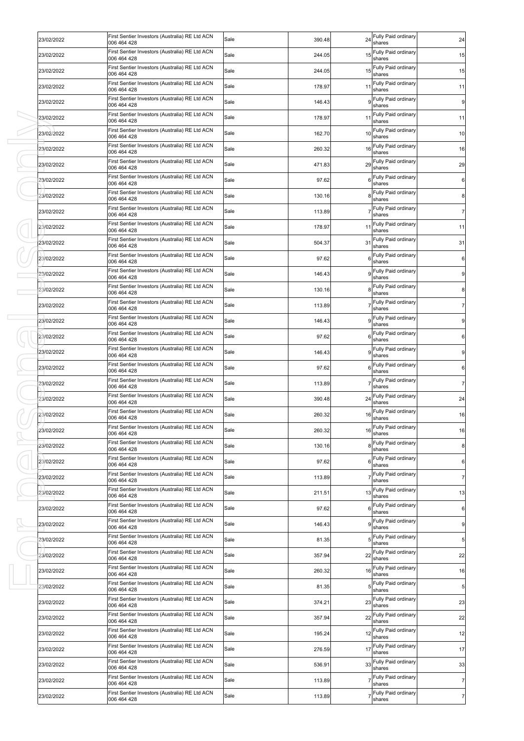| | | | | | | |
|---|---|---|---|---|---|---|
| 23/02/2022 | First Sentier Investors (Australia) RE Ltd ACN 006 464 428 | Sale | 390.48 | 24 | Fully Paid ordinary shares | 24 |
| 23/02/2022 | First Sentier Investors (Australia) RE Ltd ACN 006 464 428 | Sale | 244.05 | 15 | Fully Paid ordinary shares | 15 |
| 23/02/2022 | First Sentier Investors (Australia) RE Ltd ACN 006 464 428 | Sale | 244.05 | 15 | Fully Paid ordinary shares | 15 |
| 23/02/2022 | First Sentier Investors (Australia) RE Ltd ACN 006 464 428 | Sale | 178.97 | 11 | Fully Paid ordinary shares | 11 |
| 23/02/2022 | First Sentier Investors (Australia) RE Ltd ACN 006 464 428 | Sale | 146.43 | 9 | Fully Paid ordinary shares | 9 |
| 23/02/2022 | First Sentier Investors (Australia) RE Ltd ACN 006 464 428 | Sale | 178.97 | 11 | Fully Paid ordinary shares | 11 |
| 23/02/2022 | First Sentier Investors (Australia) RE Ltd ACN 006 464 428 | Sale | 162.70 | 10 | Fully Paid ordinary shares | 10 |
| 23/02/2022 | First Sentier Investors (Australia) RE Ltd ACN 006 464 428 | Sale | 260.32 | 16 | Fully Paid ordinary shares | 16 |
| 23/02/2022 | First Sentier Investors (Australia) RE Ltd ACN 006 464 428 | Sale | 471.83 | 29 | Fully Paid ordinary shares | 29 |
| 23/02/2022 | First Sentier Investors (Australia) RE Ltd ACN 006 464 428 | Sale | 97.62 | 6 | Fully Paid ordinary shares | 6 |
| 23/02/2022 | First Sentier Investors (Australia) RE Ltd ACN 006 464 428 | Sale | 130.16 | 8 | Fully Paid ordinary shares | 8 |
| 23/02/2022 | First Sentier Investors (Australia) RE Ltd ACN 006 464 428 | Sale | 113.89 | 7 | Fully Paid ordinary shares | 7 |
| 23/02/2022 | First Sentier Investors (Australia) RE Ltd ACN 006 464 428 | Sale | 178.97 | 11 | Fully Paid ordinary shares | 11 |
| 23/02/2022 | First Sentier Investors (Australia) RE Ltd ACN 006 464 428 | Sale | 504.37 | 31 | Fully Paid ordinary shares | 31 |
| 23/02/2022 | First Sentier Investors (Australia) RE Ltd ACN 006 464 428 | Sale | 97.62 | 6 | Fully Paid ordinary shares | 6 |
| 23/02/2022 | First Sentier Investors (Australia) RE Ltd ACN 006 464 428 | Sale | 146.43 | 9 | Fully Paid ordinary shares | 9 |
| 23/02/2022 | First Sentier Investors (Australia) RE Ltd ACN 006 464 428 | Sale | 130.16 | 8 | Fully Paid ordinary shares | 8 |
| 23/02/2022 | First Sentier Investors (Australia) RE Ltd ACN 006 464 428 | Sale | 113.89 | 7 | Fully Paid ordinary shares | 7 |
| 23/02/2022 | First Sentier Investors (Australia) RE Ltd ACN 006 464 428 | Sale | 146.43 | 9 | Fully Paid ordinary shares | 9 |
| 23/02/2022 | First Sentier Investors (Australia) RE Ltd ACN 006 464 428 | Sale | 97.62 | 6 | Fully Paid ordinary shares | 6 |
| 23/02/2022 | First Sentier Investors (Australia) RE Ltd ACN 006 464 428 | Sale | 146.43 | 9 | Fully Paid ordinary shares | 9 |
| 23/02/2022 | First Sentier Investors (Australia) RE Ltd ACN 006 464 428 | Sale | 97.62 | 6 | Fully Paid ordinary shares | 6 |
| 23/02/2022 | First Sentier Investors (Australia) RE Ltd ACN 006 464 428 | Sale | 113.89 | 7 | Fully Paid ordinary shares | 7 |
| 23/02/2022 | First Sentier Investors (Australia) RE Ltd ACN 006 464 428 | Sale | 390.48 | 24 | Fully Paid ordinary shares | 24 |
| 23/02/2022 | First Sentier Investors (Australia) RE Ltd ACN 006 464 428 | Sale | 260.32 | 16 | Fully Paid ordinary shares | 16 |
| 23/02/2022 | First Sentier Investors (Australia) RE Ltd ACN 006 464 428 | Sale | 260.32 | 16 | Fully Paid ordinary shares | 16 |
| 23/02/2022 | First Sentier Investors (Australia) RE Ltd ACN 006 464 428 | Sale | 130.16 | 8 | Fully Paid ordinary shares | 8 |
| 23/02/2022 | First Sentier Investors (Australia) RE Ltd ACN 006 464 428 | Sale | 97.62 | 6 | Fully Paid ordinary shares | 6 |
| 23/02/2022 | First Sentier Investors (Australia) RE Ltd ACN 006 464 428 | Sale | 113.89 | 7 | Fully Paid ordinary shares | 7 |
| 23/02/2022 | First Sentier Investors (Australia) RE Ltd ACN 006 464 428 | Sale | 211.51 | 13 | Fully Paid ordinary shares | 13 |
| 23/02/2022 | First Sentier Investors (Australia) RE Ltd ACN 006 464 428 | Sale | 97.62 | 6 | Fully Paid ordinary shares | 6 |
| 23/02/2022 | First Sentier Investors (Australia) RE Ltd ACN 006 464 428 | Sale | 146.43 | 9 | Fully Paid ordinary shares | 9 |
| 23/02/2022 | First Sentier Investors (Australia) RE Ltd ACN 006 464 428 | Sale | 81.35 | 5 | Fully Paid ordinary shares | 5 |
| 23/02/2022 | First Sentier Investors (Australia) RE Ltd ACN 006 464 428 | Sale | 357.94 | 22 | Fully Paid ordinary shares | 22 |
| 23/02/2022 | First Sentier Investors (Australia) RE Ltd ACN 006 464 428 | Sale | 260.32 | 16 | Fully Paid ordinary shares | 16 |
| 23/02/2022 | First Sentier Investors (Australia) RE Ltd ACN 006 464 428 | Sale | 81.35 | 5 | Fully Paid ordinary shares | 5 |
| 23/02/2022 | First Sentier Investors (Australia) RE Ltd ACN 006 464 428 | Sale | 374.21 | 23 | Fully Paid ordinary shares | 23 |
| 23/02/2022 | First Sentier Investors (Australia) RE Ltd ACN 006 464 428 | Sale | 357.94 | 22 | Fully Paid ordinary shares | 22 |
| 23/02/2022 | First Sentier Investors (Australia) RE Ltd ACN 006 464 428 | Sale | 195.24 | 12 | Fully Paid ordinary shares | 12 |
| 23/02/2022 | First Sentier Investors (Australia) RE Ltd ACN 006 464 428 | Sale | 276.59 | 17 | Fully Paid ordinary shares | 17 |
| 23/02/2022 | First Sentier Investors (Australia) RE Ltd ACN 006 464 428 | Sale | 536.91 | 33 | Fully Paid ordinary shares | 33 |
| 23/02/2022 | First Sentier Investors (Australia) RE Ltd ACN 006 464 428 | Sale | 113.89 | 7 | Fully Paid ordinary shares | 7 |
| 23/02/2022 | First Sentier Investors (Australia) RE Ltd ACN 006 464 428 | Sale | 113.89 | 7 | Fully Paid ordinary shares | 7 |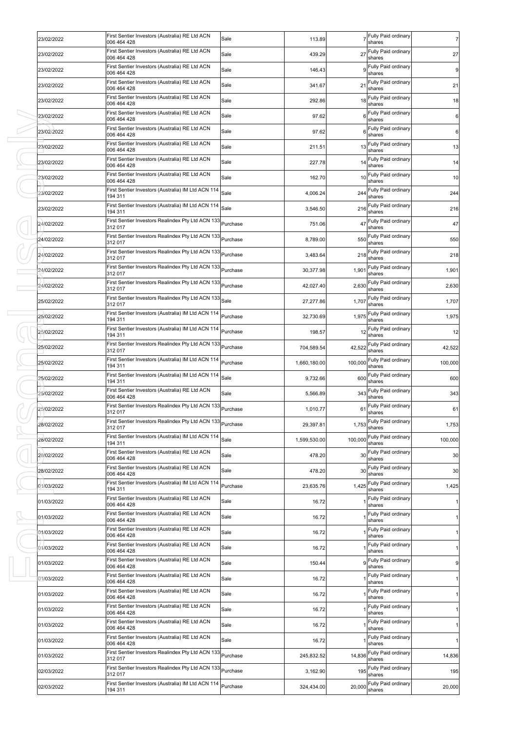| | | | | | | |
|---|---|---|---|---|---|---|
| 23/02/2022 | First Sentier Investors (Australia) RE Ltd ACN 006 464 428 | Sale | 113.89 | 7 | Fully Paid ordinary shares | 7 |
| 23/02/2022 | First Sentier Investors (Australia) RE Ltd ACN 006 464 428 | Sale | 439.29 | 27 | Fully Paid ordinary shares | 27 |
| 23/02/2022 | First Sentier Investors (Australia) RE Ltd ACN 006 464 428 | Sale | 146.43 | 9 | Fully Paid ordinary shares | 9 |
| 23/02/2022 | First Sentier Investors (Australia) RE Ltd ACN 006 464 428 | Sale | 341.67 | 21 | Fully Paid ordinary shares | 21 |
| 23/02/2022 | First Sentier Investors (Australia) RE Ltd ACN 006 464 428 | Sale | 292.86 | 18 | Fully Paid ordinary shares | 18 |
| 23/02/2022 | First Sentier Investors (Australia) RE Ltd ACN 006 464 428 | Sale | 97.62 | 6 | Fully Paid ordinary shares | 6 |
| 23/02/2022 | First Sentier Investors (Australia) RE Ltd ACN 006 464 428 | Sale | 97.62 | 6 | Fully Paid ordinary shares | 6 |
| 23/02/2022 | First Sentier Investors (Australia) RE Ltd ACN 006 464 428 | Sale | 211.51 | 13 | Fully Paid ordinary shares | 13 |
| 23/02/2022 | First Sentier Investors (Australia) RE Ltd ACN 006 464 428 | Sale | 227.78 | 14 | Fully Paid ordinary shares | 14 |
| 23/02/2022 | First Sentier Investors (Australia) RE Ltd ACN 006 464 428 | Sale | 162.70 | 10 | Fully Paid ordinary shares | 10 |
| 23/02/2022 | First Sentier Investors (Australia) IM Ltd ACN 114 194 311 | Sale | 4,006.24 | 244 | Fully Paid ordinary shares | 244 |
| 23/02/2022 | First Sentier Investors (Australia) IM Ltd ACN 114 194 311 | Sale | 3,546.50 | 216 | Fully Paid ordinary shares | 216 |
| 24/02/2022 | First Sentier Investors Realindex Pty Ltd ACN 133 312 017 | Purchase | 751.06 | 47 | Fully Paid ordinary shares | 47 |
| 24/02/2022 | First Sentier Investors Realindex Pty Ltd ACN 133 312 017 | Purchase | 8,789.00 | 550 | Fully Paid ordinary shares | 550 |
| 24/02/2022 | First Sentier Investors Realindex Pty Ltd ACN 133 312 017 | Purchase | 3,483.64 | 218 | Fully Paid ordinary shares | 218 |
| 24/02/2022 | First Sentier Investors Realindex Pty Ltd ACN 133 312 017 | Purchase | 30,377.98 | 1,901 | Fully Paid ordinary shares | 1,901 |
| 24/02/2022 | First Sentier Investors Realindex Pty Ltd ACN 133 312 017 | Purchase | 42,027.40 | 2,630 | Fully Paid ordinary shares | 2,630 |
| 25/02/2022 | First Sentier Investors Realindex Pty Ltd ACN 133 312 017 | Sale | 27,277.86 | 1,707 | Fully Paid ordinary shares | 1,707 |
| 25/02/2022 | First Sentier Investors (Australia) IM Ltd ACN 114 194 311 | Purchase | 32,730.69 | 1,975 | Fully Paid ordinary shares | 1,975 |
| 25/02/2022 | First Sentier Investors (Australia) IM Ltd ACN 114 194 311 | Purchase | 198.57 | 12 | Fully Paid ordinary shares | 12 |
| 25/02/2022 | First Sentier Investors Realindex Pty Ltd ACN 133 312 017 | Purchase | 704,589.54 | 42,522 | Fully Paid ordinary shares | 42,522 |
| 25/02/2022 | First Sentier Investors (Australia) IM Ltd ACN 114 194 311 | Purchase | 1,660,180.00 | 100,000 | Fully Paid ordinary shares | 100,000 |
| 25/02/2022 | First Sentier Investors (Australia) IM Ltd ACN 114 194 311 | Sale | 9,732.66 | 600 | Fully Paid ordinary shares | 600 |
| 25/02/2022 | First Sentier Investors (Australia) RE Ltd ACN 006 464 428 | Sale | 5,566.89 | 343 | Fully Paid ordinary shares | 343 |
| 25/02/2022 | First Sentier Investors Realindex Pty Ltd ACN 133 312 017 | Purchase | 1,010.77 | 61 | Fully Paid ordinary shares | 61 |
| 28/02/2022 | First Sentier Investors Realindex Pty Ltd ACN 133 312 017 | Purchase | 29,397.81 | 1,753 | Fully Paid ordinary shares | 1,753 |
| 28/02/2022 | First Sentier Investors (Australia) IM Ltd ACN 114 194 311 | Sale | 1,599,530.00 | 100,000 | Fully Paid ordinary shares | 100,000 |
| 28/02/2022 | First Sentier Investors (Australia) RE Ltd ACN 006 464 428 | Sale | 478.20 | 30 | Fully Paid ordinary shares | 30 |
| 28/02/2022 | First Sentier Investors (Australia) RE Ltd ACN 006 464 428 | Sale | 478.20 | 30 | Fully Paid ordinary shares | 30 |
| 01/03/2022 | First Sentier Investors (Australia) IM Ltd ACN 114 194 311 | Purchase | 23,635.76 | 1,425 | Fully Paid ordinary shares | 1,425 |
| 01/03/2022 | First Sentier Investors (Australia) RE Ltd ACN 006 464 428 | Sale | 16.72 | 1 | Fully Paid ordinary shares | 1 |
| 01/03/2022 | First Sentier Investors (Australia) RE Ltd ACN 006 464 428 | Sale | 16.72 | 1 | Fully Paid ordinary shares | 1 |
| 01/03/2022 | First Sentier Investors (Australia) RE Ltd ACN 006 464 428 | Sale | 16.72 | 1 | Fully Paid ordinary shares | 1 |
| 01/03/2022 | First Sentier Investors (Australia) RE Ltd ACN 006 464 428 | Sale | 16.72 | 1 | Fully Paid ordinary shares | 1 |
| 01/03/2022 | First Sentier Investors (Australia) RE Ltd ACN 006 464 428 | Sale | 150.44 | 9 | Fully Paid ordinary shares | 9 |
| 01/03/2022 | First Sentier Investors (Australia) RE Ltd ACN 006 464 428 | Sale | 16.72 | 1 | Fully Paid ordinary shares | 1 |
| 01/03/2022 | First Sentier Investors (Australia) RE Ltd ACN 006 464 428 | Sale | 16.72 | 1 | Fully Paid ordinary shares | 1 |
| 01/03/2022 | First Sentier Investors (Australia) RE Ltd ACN 006 464 428 | Sale | 16.72 | 1 | Fully Paid ordinary shares | 1 |
| 01/03/2022 | First Sentier Investors (Australia) RE Ltd ACN 006 464 428 | Sale | 16.72 | 1 | Fully Paid ordinary shares | 1 |
| 01/03/2022 | First Sentier Investors (Australia) RE Ltd ACN 006 464 428 | Sale | 16.72 | 1 | Fully Paid ordinary shares | 1 |
| 01/03/2022 | First Sentier Investors Realindex Pty Ltd ACN 133 312 017 | Purchase | 245,832.52 | 14,836 | Fully Paid ordinary shares | 14,836 |
| 02/03/2022 | First Sentier Investors Realindex Pty Ltd ACN 133 312 017 | Purchase | 3,162.90 | 195 | Fully Paid ordinary shares | 195 |
| 02/03/2022 | First Sentier Investors (Australia) IM Ltd ACN 114 194 311 | Purchase | 324,434.00 | 20,000 | Fully Paid ordinary shares | 20,000 |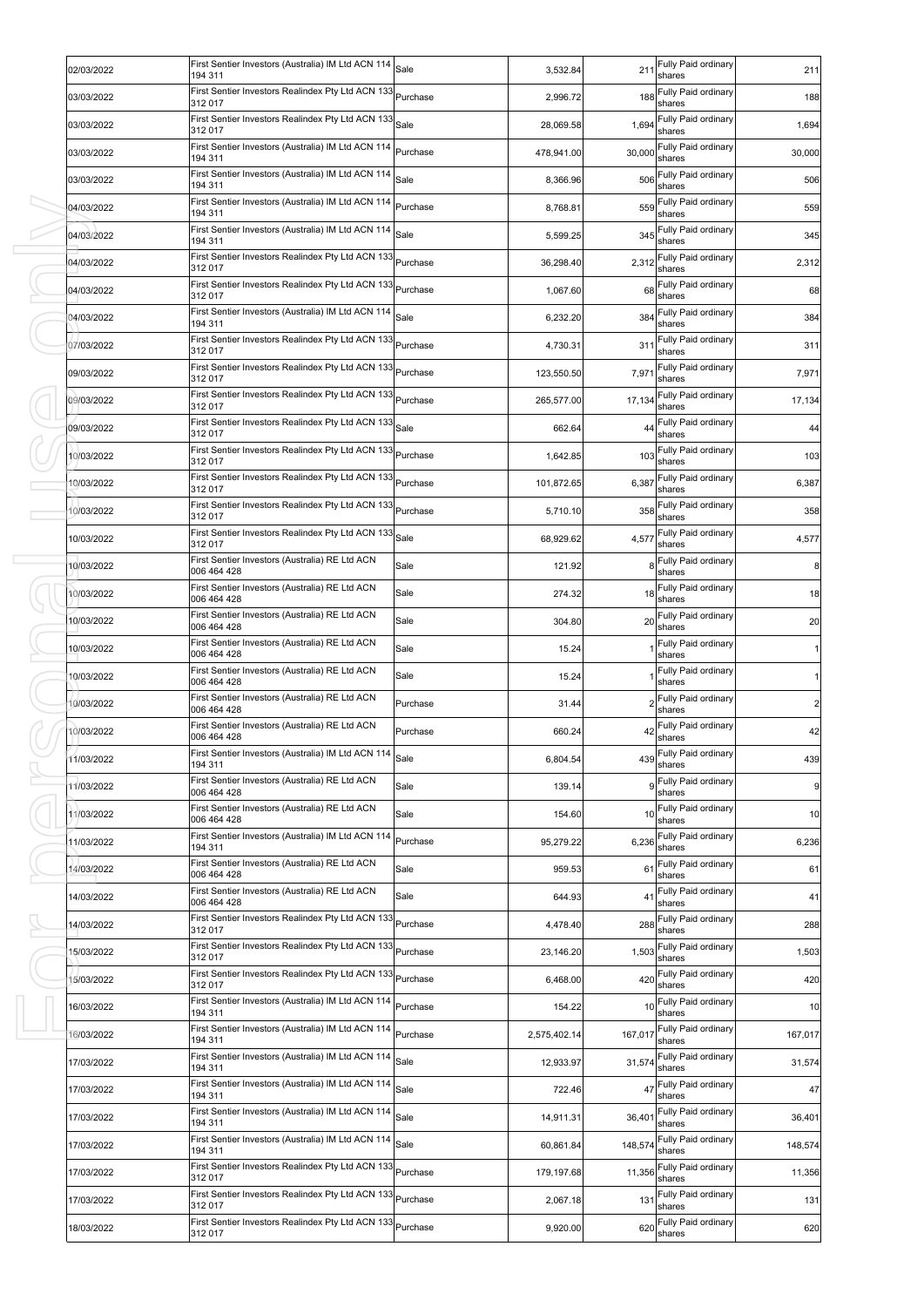| | | | | | | |
|---|---|---|---|---|---|---|
| 02/03/2022 | First Sentier Investors (Australia) IM Ltd ACN 114 194 311 | Sale | 3,532.84 | 211 | Fully Paid ordinary shares | 211 |
| 03/03/2022 | First Sentier Investors Realindex Pty Ltd ACN 133 312 017 | Purchase | 2,996.72 | 188 | Fully Paid ordinary shares | 188 |
| 03/03/2022 | First Sentier Investors Realindex Pty Ltd ACN 133 312 017 | Sale | 28,069.58 | 1,694 | Fully Paid ordinary shares | 1,694 |
| 03/03/2022 | First Sentier Investors (Australia) IM Ltd ACN 114 194 311 | Purchase | 478,941.00 | 30,000 | Fully Paid ordinary shares | 30,000 |
| 03/03/2022 | First Sentier Investors (Australia) IM Ltd ACN 114 194 311 | Sale | 8,366.96 | 506 | Fully Paid ordinary shares | 506 |
| 04/03/2022 | First Sentier Investors (Australia) IM Ltd ACN 114 194 311 | Purchase | 8,768.81 | 559 | Fully Paid ordinary shares | 559 |
| 04/03/2022 | First Sentier Investors (Australia) IM Ltd ACN 114 194 311 | Sale | 5,599.25 | 345 | Fully Paid ordinary shares | 345 |
| 04/03/2022 | First Sentier Investors Realindex Pty Ltd ACN 133 312 017 | Purchase | 36,298.40 | 2,312 | Fully Paid ordinary shares | 2,312 |
| 04/03/2022 | First Sentier Investors Realindex Pty Ltd ACN 133 312 017 | Purchase | 1,067.60 | 68 | Fully Paid ordinary shares | 68 |
| 04/03/2022 | First Sentier Investors (Australia) IM Ltd ACN 114 194 311 | Sale | 6,232.20 | 384 | Fully Paid ordinary shares | 384 |
| 07/03/2022 | First Sentier Investors Realindex Pty Ltd ACN 133 312 017 | Purchase | 4,730.31 | 311 | Fully Paid ordinary shares | 311 |
| 09/03/2022 | First Sentier Investors Realindex Pty Ltd ACN 133 312 017 | Purchase | 123,550.50 | 7,971 | Fully Paid ordinary shares | 7,971 |
| 09/03/2022 | First Sentier Investors Realindex Pty Ltd ACN 133 312 017 | Purchase | 265,577.00 | 17,134 | Fully Paid ordinary shares | 17,134 |
| 09/03/2022 | First Sentier Investors Realindex Pty Ltd ACN 133 312 017 | Sale | 662.64 | 44 | Fully Paid ordinary shares | 44 |
| 10/03/2022 | First Sentier Investors Realindex Pty Ltd ACN 133 312 017 | Purchase | 1,642.85 | 103 | Fully Paid ordinary shares | 103 |
| 10/03/2022 | First Sentier Investors Realindex Pty Ltd ACN 133 312 017 | Purchase | 101,872.65 | 6,387 | Fully Paid ordinary shares | 6,387 |
| 10/03/2022 | First Sentier Investors Realindex Pty Ltd ACN 133 312 017 | Purchase | 5,710.10 | 358 | Fully Paid ordinary shares | 358 |
| 10/03/2022 | First Sentier Investors Realindex Pty Ltd ACN 133 312 017 | Sale | 68,929.62 | 4,577 | Fully Paid ordinary shares | 4,577 |
| 10/03/2022 | First Sentier Investors (Australia) RE Ltd ACN 006 464 428 | Sale | 121.92 | 8 | Fully Paid ordinary shares | 8 |
| 10/03/2022 | First Sentier Investors (Australia) RE Ltd ACN 006 464 428 | Sale | 274.32 | 18 | Fully Paid ordinary shares | 18 |
| 10/03/2022 | First Sentier Investors (Australia) RE Ltd ACN 006 464 428 | Sale | 304.80 | 20 | Fully Paid ordinary shares | 20 |
| 10/03/2022 | First Sentier Investors (Australia) RE Ltd ACN 006 464 428 | Sale | 15.24 | 1 | Fully Paid ordinary shares | 1 |
| 10/03/2022 | First Sentier Investors (Australia) RE Ltd ACN 006 464 428 | Sale | 15.24 | 1 | Fully Paid ordinary shares | 1 |
| 10/03/2022 | First Sentier Investors (Australia) RE Ltd ACN 006 464 428 | Purchase | 31.44 | 2 | Fully Paid ordinary shares | 2 |
| 10/03/2022 | First Sentier Investors (Australia) RE Ltd ACN 006 464 428 | Purchase | 660.24 | 42 | Fully Paid ordinary shares | 42 |
| 11/03/2022 | First Sentier Investors (Australia) IM Ltd ACN 114 194 311 | Sale | 6,804.54 | 439 | Fully Paid ordinary shares | 439 |
| 11/03/2022 | First Sentier Investors (Australia) RE Ltd ACN 006 464 428 | Sale | 139.14 | 9 | Fully Paid ordinary shares | 9 |
| 11/03/2022 | First Sentier Investors (Australia) RE Ltd ACN 006 464 428 | Sale | 154.60 | 10 | Fully Paid ordinary shares | 10 |
| 11/03/2022 | First Sentier Investors (Australia) IM Ltd ACN 114 194 311 | Purchase | 95,279.22 | 6,236 | Fully Paid ordinary shares | 6,236 |
| 14/03/2022 | First Sentier Investors (Australia) RE Ltd ACN 006 464 428 | Sale | 959.53 | 61 | Fully Paid ordinary shares | 61 |
| 14/03/2022 | First Sentier Investors (Australia) RE Ltd ACN 006 464 428 | Sale | 644.93 | 41 | Fully Paid ordinary shares | 41 |
| 14/03/2022 | First Sentier Investors Realindex Pty Ltd ACN 133 312 017 | Purchase | 4,478.40 | 288 | Fully Paid ordinary shares | 288 |
| 15/03/2022 | First Sentier Investors Realindex Pty Ltd ACN 133 312 017 | Purchase | 23,146.20 | 1,503 | Fully Paid ordinary shares | 1,503 |
| 15/03/2022 | First Sentier Investors Realindex Pty Ltd ACN 133 312 017 | Purchase | 6,468.00 | 420 | Fully Paid ordinary shares | 420 |
| 16/03/2022 | First Sentier Investors (Australia) IM Ltd ACN 114 194 311 | Purchase | 154.22 | 10 | Fully Paid ordinary shares | 10 |
| 16/03/2022 | First Sentier Investors (Australia) IM Ltd ACN 114 194 311 | Purchase | 2,575,402.14 | 167,017 | Fully Paid ordinary shares | 167,017 |
| 17/03/2022 | First Sentier Investors (Australia) IM Ltd ACN 114 194 311 | Sale | 12,933.97 | 31,574 | Fully Paid ordinary shares | 31,574 |
| 17/03/2022 | First Sentier Investors (Australia) IM Ltd ACN 114 194 311 | Sale | 722.46 | 47 | Fully Paid ordinary shares | 47 |
| 17/03/2022 | First Sentier Investors (Australia) IM Ltd ACN 114 194 311 | Sale | 14,911.31 | 36,401 | Fully Paid ordinary shares | 36,401 |
| 17/03/2022 | First Sentier Investors (Australia) IM Ltd ACN 114 194 311 | Sale | 60,861.84 | 148,574 | Fully Paid ordinary shares | 148,574 |
| 17/03/2022 | First Sentier Investors Realindex Pty Ltd ACN 133 312 017 | Purchase | 179,197.68 | 11,356 | Fully Paid ordinary shares | 11,356 |
| 17/03/2022 | First Sentier Investors Realindex Pty Ltd ACN 133 312 017 | Purchase | 2,067.18 | 131 | Fully Paid ordinary shares | 131 |
| 18/03/2022 | First Sentier Investors Realindex Pty Ltd ACN 133 312 017 | Purchase | 9,920.00 | 620 | Fully Paid ordinary shares | 620 |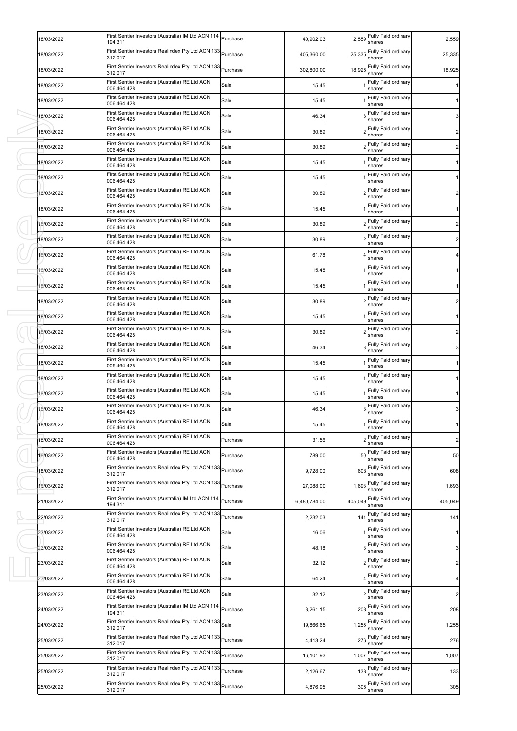| | | | | | | |
|---|---|---|---|---|---|---|
| 18/03/2022 | First Sentier Investors (Australia) IM Ltd ACN 114 194 311 | Purchase | 40,902.03 | 2,559 | Fully Paid ordinary shares | 2,559 |
| 18/03/2022 | First Sentier Investors Realindex Pty Ltd ACN 133 312 017 | Purchase | 405,360.00 | 25,335 | Fully Paid ordinary shares | 25,335 |
| 18/03/2022 | First Sentier Investors Realindex Pty Ltd ACN 133 312 017 | Purchase | 302,800.00 | 18,925 | Fully Paid ordinary shares | 18,925 |
| 18/03/2022 | First Sentier Investors (Australia) RE Ltd ACN 006 464 428 | Sale | 15.45 | 1 | Fully Paid ordinary shares | 1 |
| 18/03/2022 | First Sentier Investors (Australia) RE Ltd ACN 006 464 428 | Sale | 15.45 | 1 | Fully Paid ordinary shares | 1 |
| 18/03/2022 | First Sentier Investors (Australia) RE Ltd ACN 006 464 428 | Sale | 46.34 | 3 | Fully Paid ordinary shares | 3 |
| 18/03/2022 | First Sentier Investors (Australia) RE Ltd ACN 006 464 428 | Sale | 30.89 | 2 | Fully Paid ordinary shares | 2 |
| 18/03/2022 | First Sentier Investors (Australia) RE Ltd ACN 006 464 428 | Sale | 30.89 | 2 | Fully Paid ordinary shares | 2 |
| 18/03/2022 | First Sentier Investors (Australia) RE Ltd ACN 006 464 428 | Sale | 15.45 | 1 | Fully Paid ordinary shares | 1 |
| 18/03/2022 | First Sentier Investors (Australia) RE Ltd ACN 006 464 428 | Sale | 15.45 | 1 | Fully Paid ordinary shares | 1 |
| 18/03/2022 | First Sentier Investors (Australia) RE Ltd ACN 006 464 428 | Sale | 30.89 | 2 | Fully Paid ordinary shares | 2 |
| 18/03/2022 | First Sentier Investors (Australia) RE Ltd ACN 006 464 428 | Sale | 15.45 | 1 | Fully Paid ordinary shares | 1 |
| 18/03/2022 | First Sentier Investors (Australia) RE Ltd ACN 006 464 428 | Sale | 30.89 | 2 | Fully Paid ordinary shares | 2 |
| 18/03/2022 | First Sentier Investors (Australia) RE Ltd ACN 006 464 428 | Sale | 30.89 | 2 | Fully Paid ordinary shares | 2 |
| 18/03/2022 | First Sentier Investors (Australia) RE Ltd ACN 006 464 428 | Sale | 61.78 | 4 | Fully Paid ordinary shares | 4 |
| 18/03/2022 | First Sentier Investors (Australia) RE Ltd ACN 006 464 428 | Sale | 15.45 | 1 | Fully Paid ordinary shares | 1 |
| 18/03/2022 | First Sentier Investors (Australia) RE Ltd ACN 006 464 428 | Sale | 15.45 | 1 | Fully Paid ordinary shares | 1 |
| 18/03/2022 | First Sentier Investors (Australia) RE Ltd ACN 006 464 428 | Sale | 30.89 | 2 | Fully Paid ordinary shares | 2 |
| 18/03/2022 | First Sentier Investors (Australia) RE Ltd ACN 006 464 428 | Sale | 15.45 | 1 | Fully Paid ordinary shares | 1 |
| 18/03/2022 | First Sentier Investors (Australia) RE Ltd ACN 006 464 428 | Sale | 30.89 | 2 | Fully Paid ordinary shares | 2 |
| 18/03/2022 | First Sentier Investors (Australia) RE Ltd ACN 006 464 428 | Sale | 46.34 | 3 | Fully Paid ordinary shares | 3 |
| 18/03/2022 | First Sentier Investors (Australia) RE Ltd ACN 006 464 428 | Sale | 15.45 | 1 | Fully Paid ordinary shares | 1 |
| 18/03/2022 | First Sentier Investors (Australia) RE Ltd ACN 006 464 428 | Sale | 15.45 | 1 | Fully Paid ordinary shares | 1 |
| 18/03/2022 | First Sentier Investors (Australia) RE Ltd ACN 006 464 428 | Sale | 15.45 | 1 | Fully Paid ordinary shares | 1 |
| 18/03/2022 | First Sentier Investors (Australia) RE Ltd ACN 006 464 428 | Sale | 46.34 | 3 | Fully Paid ordinary shares | 3 |
| 18/03/2022 | First Sentier Investors (Australia) RE Ltd ACN 006 464 428 | Sale | 15.45 | 1 | Fully Paid ordinary shares | 1 |
| 18/03/2022 | First Sentier Investors (Australia) RE Ltd ACN 006 464 428 | Purchase | 31.56 | 2 | Fully Paid ordinary shares | 2 |
| 18/03/2022 | First Sentier Investors (Australia) RE Ltd ACN 006 464 428 | Purchase | 789.00 | 50 | Fully Paid ordinary shares | 50 |
| 18/03/2022 | First Sentier Investors Realindex Pty Ltd ACN 133 312 017 | Purchase | 9,728.00 | 608 | Fully Paid ordinary shares | 608 |
| 18/03/2022 | First Sentier Investors Realindex Pty Ltd ACN 133 312 017 | Purchase | 27,088.00 | 1,693 | Fully Paid ordinary shares | 1,693 |
| 21/03/2022 | First Sentier Investors (Australia) IM Ltd ACN 114 194 311 | Purchase | 6,480,784.00 | 405,049 | Fully Paid ordinary shares | 405,049 |
| 22/03/2022 | First Sentier Investors Realindex Pty Ltd ACN 133 312 017 | Purchase | 2,232.03 | 141 | Fully Paid ordinary shares | 141 |
| 23/03/2022 | First Sentier Investors (Australia) RE Ltd ACN 006 464 428 | Sale | 16.06 | 1 | Fully Paid ordinary shares | 1 |
| 23/03/2022 | First Sentier Investors (Australia) RE Ltd ACN 006 464 428 | Sale | 48.18 | 3 | Fully Paid ordinary shares | 3 |
| 23/03/2022 | First Sentier Investors (Australia) RE Ltd ACN 006 464 428 | Sale | 32.12 | 2 | Fully Paid ordinary shares | 2 |
| 23/03/2022 | First Sentier Investors (Australia) RE Ltd ACN 006 464 428 | Sale | 64.24 | 4 | Fully Paid ordinary shares | 4 |
| 23/03/2022 | First Sentier Investors (Australia) RE Ltd ACN 006 464 428 | Sale | 32.12 | 2 | Fully Paid ordinary shares | 2 |
| 24/03/2022 | First Sentier Investors (Australia) IM Ltd ACN 114 194 311 | Purchase | 3,261.15 | 208 | Fully Paid ordinary shares | 208 |
| 24/03/2022 | First Sentier Investors Realindex Pty Ltd ACN 133 312 017 | Sale | 19,866.65 | 1,255 | Fully Paid ordinary shares | 1,255 |
| 25/03/2022 | First Sentier Investors Realindex Pty Ltd ACN 133 312 017 | Purchase | 4,413.24 | 276 | Fully Paid ordinary shares | 276 |
| 25/03/2022 | First Sentier Investors Realindex Pty Ltd ACN 133 312 017 | Purchase | 16,101.93 | 1,007 | Fully Paid ordinary shares | 1,007 |
| 25/03/2022 | First Sentier Investors Realindex Pty Ltd ACN 133 312 017 | Purchase | 2,126.67 | 133 | Fully Paid ordinary shares | 133 |
| 25/03/2022 | First Sentier Investors Realindex Pty Ltd ACN 133 312 017 | Purchase | 4,876.95 | 305 | Fully Paid ordinary shares | 305 |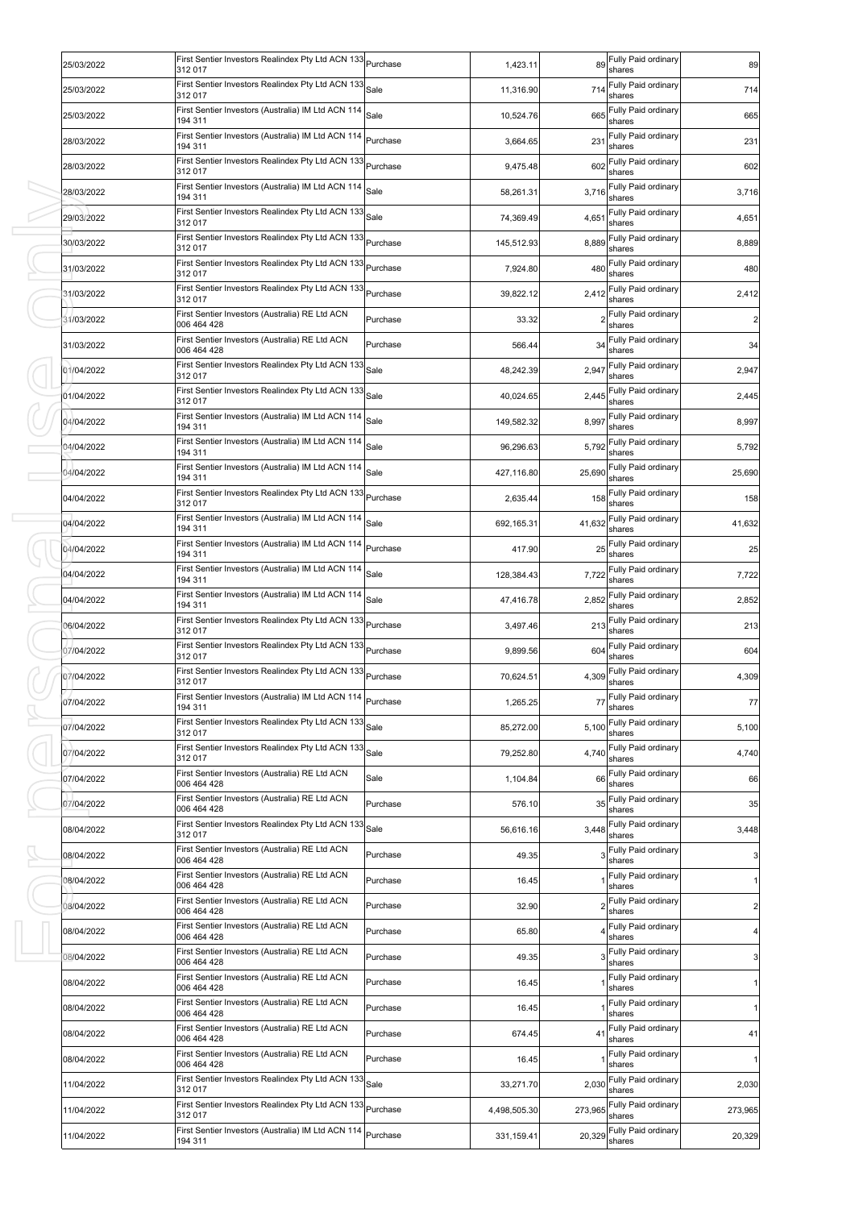| | | | | | | |
|---|---|---|---|---|---|---|
| 25/03/2022 | First Sentier Investors Realindex Pty Ltd ACN 133 312 017 | Purchase | 1,423.11 | 89 | Fully Paid ordinary shares | 89 |
| 25/03/2022 | First Sentier Investors Realindex Pty Ltd ACN 133 312 017 | Sale | 11,316.90 | 714 | Fully Paid ordinary shares | 714 |
| 25/03/2022 | First Sentier Investors (Australia) IM Ltd ACN 114 194 311 | Sale | 10,524.76 | 665 | Fully Paid ordinary shares | 665 |
| 28/03/2022 | First Sentier Investors (Australia) IM Ltd ACN 114 194 311 | Purchase | 3,664.65 | 231 | Fully Paid ordinary shares | 231 |
| 28/03/2022 | First Sentier Investors Realindex Pty Ltd ACN 133 312 017 | Purchase | 9,475.48 | 602 | Fully Paid ordinary shares | 602 |
| 28/03/2022 | First Sentier Investors (Australia) IM Ltd ACN 114 194 311 | Sale | 58,261.31 | 3,716 | Fully Paid ordinary shares | 3,716 |
| 29/03/2022 | First Sentier Investors Realindex Pty Ltd ACN 133 312 017 | Sale | 74,369.49 | 4,651 | Fully Paid ordinary shares | 4,651 |
| 30/03/2022 | First Sentier Investors Realindex Pty Ltd ACN 133 312 017 | Purchase | 145,512.93 | 8,889 | Fully Paid ordinary shares | 8,889 |
| 31/03/2022 | First Sentier Investors Realindex Pty Ltd ACN 133 312 017 | Purchase | 7,924.80 | 480 | Fully Paid ordinary shares | 480 |
| 31/03/2022 | First Sentier Investors Realindex Pty Ltd ACN 133 312 017 | Purchase | 39,822.12 | 2,412 | Fully Paid ordinary shares | 2,412 |
| 31/03/2022 | First Sentier Investors (Australia) RE Ltd ACN 006 464 428 | Purchase | 33.32 | 2 | Fully Paid ordinary shares | 2 |
| 31/03/2022 | First Sentier Investors (Australia) RE Ltd ACN 006 464 428 | Purchase | 566.44 | 34 | Fully Paid ordinary shares | 34 |
| 01/04/2022 | First Sentier Investors Realindex Pty Ltd ACN 133 312 017 | Sale | 48,242.39 | 2,947 | Fully Paid ordinary shares | 2,947 |
| 01/04/2022 | First Sentier Investors Realindex Pty Ltd ACN 133 312 017 | Sale | 40,024.65 | 2,445 | Fully Paid ordinary shares | 2,445 |
| 04/04/2022 | First Sentier Investors (Australia) IM Ltd ACN 114 194 311 | Sale | 149,582.32 | 8,997 | Fully Paid ordinary shares | 8,997 |
| 04/04/2022 | First Sentier Investors (Australia) IM Ltd ACN 114 194 311 | Sale | 96,296.63 | 5,792 | Fully Paid ordinary shares | 5,792 |
| 04/04/2022 | First Sentier Investors (Australia) IM Ltd ACN 114 194 311 | Sale | 427,116.80 | 25,690 | Fully Paid ordinary shares | 25,690 |
| 04/04/2022 | First Sentier Investors Realindex Pty Ltd ACN 133 312 017 | Purchase | 2,635.44 | 158 | Fully Paid ordinary shares | 158 |
| 04/04/2022 | First Sentier Investors (Australia) IM Ltd ACN 114 194 311 | Sale | 692,165.31 | 41,632 | Fully Paid ordinary shares | 41,632 |
| 04/04/2022 | First Sentier Investors (Australia) IM Ltd ACN 114 194 311 | Purchase | 417.90 | 25 | Fully Paid ordinary shares | 25 |
| 04/04/2022 | First Sentier Investors (Australia) IM Ltd ACN 114 194 311 | Sale | 128,384.43 | 7,722 | Fully Paid ordinary shares | 7,722 |
| 04/04/2022 | First Sentier Investors (Australia) IM Ltd ACN 114 194 311 | Sale | 47,416.78 | 2,852 | Fully Paid ordinary shares | 2,852 |
| 06/04/2022 | First Sentier Investors Realindex Pty Ltd ACN 133 312 017 | Purchase | 3,497.46 | 213 | Fully Paid ordinary shares | 213 |
| 07/04/2022 | First Sentier Investors Realindex Pty Ltd ACN 133 312 017 | Purchase | 9,899.56 | 604 | Fully Paid ordinary shares | 604 |
| 07/04/2022 | First Sentier Investors Realindex Pty Ltd ACN 133 312 017 | Purchase | 70,624.51 | 4,309 | Fully Paid ordinary shares | 4,309 |
| 07/04/2022 | First Sentier Investors (Australia) IM Ltd ACN 114 194 311 | Purchase | 1,265.25 | 77 | Fully Paid ordinary shares | 77 |
| 07/04/2022 | First Sentier Investors Realindex Pty Ltd ACN 133 312 017 | Sale | 85,272.00 | 5,100 | Fully Paid ordinary shares | 5,100 |
| 07/04/2022 | First Sentier Investors Realindex Pty Ltd ACN 133 312 017 | Sale | 79,252.80 | 4,740 | Fully Paid ordinary shares | 4,740 |
| 07/04/2022 | First Sentier Investors (Australia) RE Ltd ACN 006 464 428 | Sale | 1,104.84 | 66 | Fully Paid ordinary shares | 66 |
| 07/04/2022 | First Sentier Investors (Australia) RE Ltd ACN 006 464 428 | Purchase | 576.10 | 35 | Fully Paid ordinary shares | 35 |
| 08/04/2022 | First Sentier Investors Realindex Pty Ltd ACN 133 312 017 | Sale | 56,616.16 | 3,448 | Fully Paid ordinary shares | 3,448 |
| 08/04/2022 | First Sentier Investors (Australia) RE Ltd ACN 006 464 428 | Purchase | 49.35 | 3 | Fully Paid ordinary shares | 3 |
| 08/04/2022 | First Sentier Investors (Australia) RE Ltd ACN 006 464 428 | Purchase | 16.45 | 1 | Fully Paid ordinary shares | 1 |
| 08/04/2022 | First Sentier Investors (Australia) RE Ltd ACN 006 464 428 | Purchase | 32.90 | 2 | Fully Paid ordinary shares | 2 |
| 08/04/2022 | First Sentier Investors (Australia) RE Ltd ACN 006 464 428 | Purchase | 65.80 | 4 | Fully Paid ordinary shares | 4 |
| 08/04/2022 | First Sentier Investors (Australia) RE Ltd ACN 006 464 428 | Purchase | 49.35 | 3 | Fully Paid ordinary shares | 3 |
| 08/04/2022 | First Sentier Investors (Australia) RE Ltd ACN 006 464 428 | Purchase | 16.45 | 1 | Fully Paid ordinary shares | 1 |
| 08/04/2022 | First Sentier Investors (Australia) RE Ltd ACN 006 464 428 | Purchase | 16.45 | 1 | Fully Paid ordinary shares | 1 |
| 08/04/2022 | First Sentier Investors (Australia) RE Ltd ACN 006 464 428 | Purchase | 674.45 | 41 | Fully Paid ordinary shares | 41 |
| 08/04/2022 | First Sentier Investors (Australia) RE Ltd ACN 006 464 428 | Purchase | 16.45 | 1 | Fully Paid ordinary shares | 1 |
| 11/04/2022 | First Sentier Investors Realindex Pty Ltd ACN 133 312 017 | Sale | 33,271.70 | 2,030 | Fully Paid ordinary shares | 2,030 |
| 11/04/2022 | First Sentier Investors Realindex Pty Ltd ACN 133 312 017 | Purchase | 4,498,505.30 | 273,965 | Fully Paid ordinary shares | 273,965 |
| 11/04/2022 | First Sentier Investors (Australia) IM Ltd ACN 114 194 311 | Purchase | 331,159.41 | 20,329 | Fully Paid ordinary shares | 20,329 |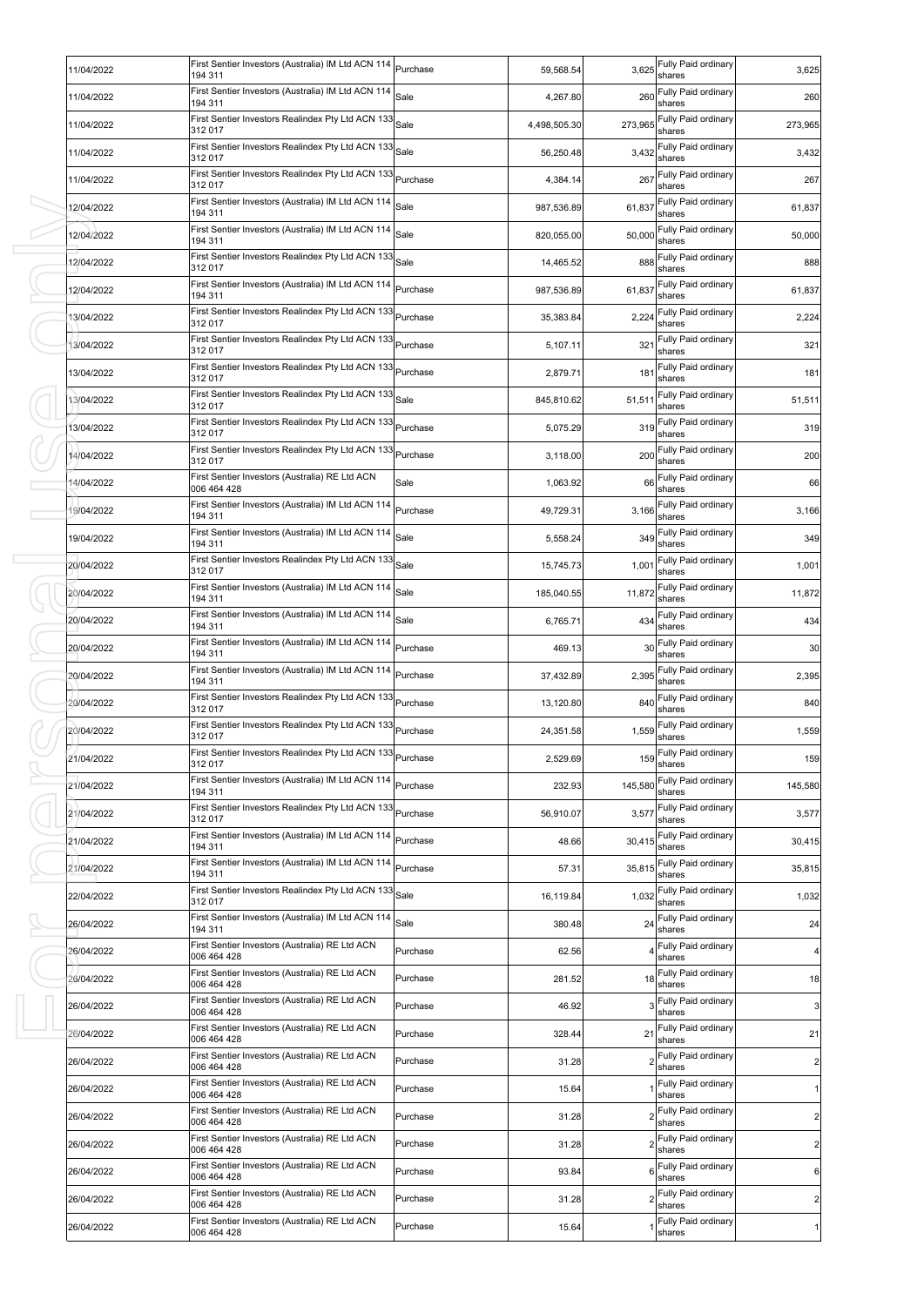| | | | | | | |
|---|---|---|---|---|---|---|
| 11/04/2022 | First Sentier Investors (Australia) IM Ltd ACN 114 194 311 | Purchase | 59,568.54 | 3,625 | Fully Paid ordinary shares | 3,625 |
| 11/04/2022 | First Sentier Investors (Australia) IM Ltd ACN 114 194 311 | Sale | 4,267.80 | 260 | Fully Paid ordinary shares | 260 |
| 11/04/2022 | First Sentier Investors Realindex Pty Ltd ACN 133 312 017 | Sale | 4,498,505.30 | 273,965 | Fully Paid ordinary shares | 273,965 |
| 11/04/2022 | First Sentier Investors Realindex Pty Ltd ACN 133 312 017 | Sale | 56,250.48 | 3,432 | Fully Paid ordinary shares | 3,432 |
| 11/04/2022 | First Sentier Investors Realindex Pty Ltd ACN 133 312 017 | Purchase | 4,384.14 | 267 | Fully Paid ordinary shares | 267 |
| 12/04/2022 | First Sentier Investors (Australia) IM Ltd ACN 114 194 311 | Sale | 987,536.89 | 61,837 | Fully Paid ordinary shares | 61,837 |
| 12/04/2022 | First Sentier Investors (Australia) IM Ltd ACN 114 194 311 | Sale | 820,055.00 | 50,000 | Fully Paid ordinary shares | 50,000 |
| 12/04/2022 | First Sentier Investors Realindex Pty Ltd ACN 133 312 017 | Sale | 14,465.52 | 888 | Fully Paid ordinary shares | 888 |
| 12/04/2022 | First Sentier Investors (Australia) IM Ltd ACN 114 194 311 | Purchase | 987,536.89 | 61,837 | Fully Paid ordinary shares | 61,837 |
| 13/04/2022 | First Sentier Investors Realindex Pty Ltd ACN 133 312 017 | Purchase | 35,383.84 | 2,224 | Fully Paid ordinary shares | 2,224 |
| 13/04/2022 | First Sentier Investors Realindex Pty Ltd ACN 133 312 017 | Purchase | 5,107.11 | 321 | Fully Paid ordinary shares | 321 |
| 13/04/2022 | First Sentier Investors Realindex Pty Ltd ACN 133 312 017 | Purchase | 2,879.71 | 181 | Fully Paid ordinary shares | 181 |
| 13/04/2022 | First Sentier Investors Realindex Pty Ltd ACN 133 312 017 | Sale | 845,810.62 | 51,511 | Fully Paid ordinary shares | 51,511 |
| 13/04/2022 | First Sentier Investors Realindex Pty Ltd ACN 133 312 017 | Purchase | 5,075.29 | 319 | Fully Paid ordinary shares | 319 |
| 14/04/2022 | First Sentier Investors Realindex Pty Ltd ACN 133 312 017 | Purchase | 3,118.00 | 200 | Fully Paid ordinary shares | 200 |
| 14/04/2022 | First Sentier Investors (Australia) RE Ltd ACN 006 464 428 | Sale | 1,063.92 | 66 | Fully Paid ordinary shares | 66 |
| 19/04/2022 | First Sentier Investors (Australia) IM Ltd ACN 114 194 311 | Purchase | 49,729.31 | 3,166 | Fully Paid ordinary shares | 3,166 |
| 19/04/2022 | First Sentier Investors (Australia) IM Ltd ACN 114 194 311 | Sale | 5,558.24 | 349 | Fully Paid ordinary shares | 349 |
| 20/04/2022 | First Sentier Investors Realindex Pty Ltd ACN 133 312 017 | Sale | 15,745.73 | 1,001 | Fully Paid ordinary shares | 1,001 |
| 20/04/2022 | First Sentier Investors (Australia) IM Ltd ACN 114 194 311 | Sale | 185,040.55 | 11,872 | Fully Paid ordinary shares | 11,872 |
| 20/04/2022 | First Sentier Investors (Australia) IM Ltd ACN 114 194 311 | Sale | 6,765.71 | 434 | Fully Paid ordinary shares | 434 |
| 20/04/2022 | First Sentier Investors (Australia) IM Ltd ACN 114 194 311 | Purchase | 469.13 | 30 | Fully Paid ordinary shares | 30 |
| 20/04/2022 | First Sentier Investors (Australia) IM Ltd ACN 114 194 311 | Purchase | 37,432.89 | 2,395 | Fully Paid ordinary shares | 2,395 |
| 20/04/2022 | First Sentier Investors Realindex Pty Ltd ACN 133 312 017 | Purchase | 13,120.80 | 840 | Fully Paid ordinary shares | 840 |
| 20/04/2022 | First Sentier Investors Realindex Pty Ltd ACN 133 312 017 | Purchase | 24,351.58 | 1,559 | Fully Paid ordinary shares | 1,559 |
| 21/04/2022 | First Sentier Investors Realindex Pty Ltd ACN 133 312 017 | Purchase | 2,529.69 | 159 | Fully Paid ordinary shares | 159 |
| 21/04/2022 | First Sentier Investors (Australia) IM Ltd ACN 114 194 311 | Purchase | 232.93 | 145,580 | Fully Paid ordinary shares | 145,580 |
| 21/04/2022 | First Sentier Investors Realindex Pty Ltd ACN 133 312 017 | Purchase | 56,910.07 | 3,577 | Fully Paid ordinary shares | 3,577 |
| 21/04/2022 | First Sentier Investors (Australia) IM Ltd ACN 114 194 311 | Purchase | 48.66 | 30,415 | Fully Paid ordinary shares | 30,415 |
| 21/04/2022 | First Sentier Investors (Australia) IM Ltd ACN 114 194 311 | Purchase | 57.31 | 35,815 | Fully Paid ordinary shares | 35,815 |
| 22/04/2022 | First Sentier Investors Realindex Pty Ltd ACN 133 312 017 | Sale | 16,119.84 | 1,032 | Fully Paid ordinary shares | 1,032 |
| 26/04/2022 | First Sentier Investors (Australia) IM Ltd ACN 114 194 311 | Sale | 380.48 | 24 | Fully Paid ordinary shares | 24 |
| 26/04/2022 | First Sentier Investors (Australia) RE Ltd ACN 006 464 428 | Purchase | 62.56 | 4 | Fully Paid ordinary shares | 4 |
| 26/04/2022 | First Sentier Investors (Australia) RE Ltd ACN 006 464 428 | Purchase | 281.52 | 18 | Fully Paid ordinary shares | 18 |
| 26/04/2022 | First Sentier Investors (Australia) RE Ltd ACN 006 464 428 | Purchase | 46.92 | 3 | Fully Paid ordinary shares | 3 |
| 26/04/2022 | First Sentier Investors (Australia) RE Ltd ACN 006 464 428 | Purchase | 328.44 | 21 | Fully Paid ordinary shares | 21 |
| 26/04/2022 | First Sentier Investors (Australia) RE Ltd ACN 006 464 428 | Purchase | 31.28 | 2 | Fully Paid ordinary shares | 2 |
| 26/04/2022 | First Sentier Investors (Australia) RE Ltd ACN 006 464 428 | Purchase | 15.64 | 1 | Fully Paid ordinary shares | 1 |
| 26/04/2022 | First Sentier Investors (Australia) RE Ltd ACN 006 464 428 | Purchase | 31.28 | 2 | Fully Paid ordinary shares | 2 |
| 26/04/2022 | First Sentier Investors (Australia) RE Ltd ACN 006 464 428 | Purchase | 31.28 | 2 | Fully Paid ordinary shares | 2 |
| 26/04/2022 | First Sentier Investors (Australia) RE Ltd ACN 006 464 428 | Purchase | 93.84 | 6 | Fully Paid ordinary shares | 6 |
| 26/04/2022 | First Sentier Investors (Australia) RE Ltd ACN 006 464 428 | Purchase | 31.28 | 2 | Fully Paid ordinary shares | 2 |
| 26/04/2022 | First Sentier Investors (Australia) RE Ltd ACN 006 464 428 | Purchase | 15.64 | 1 | Fully Paid ordinary shares | 1 |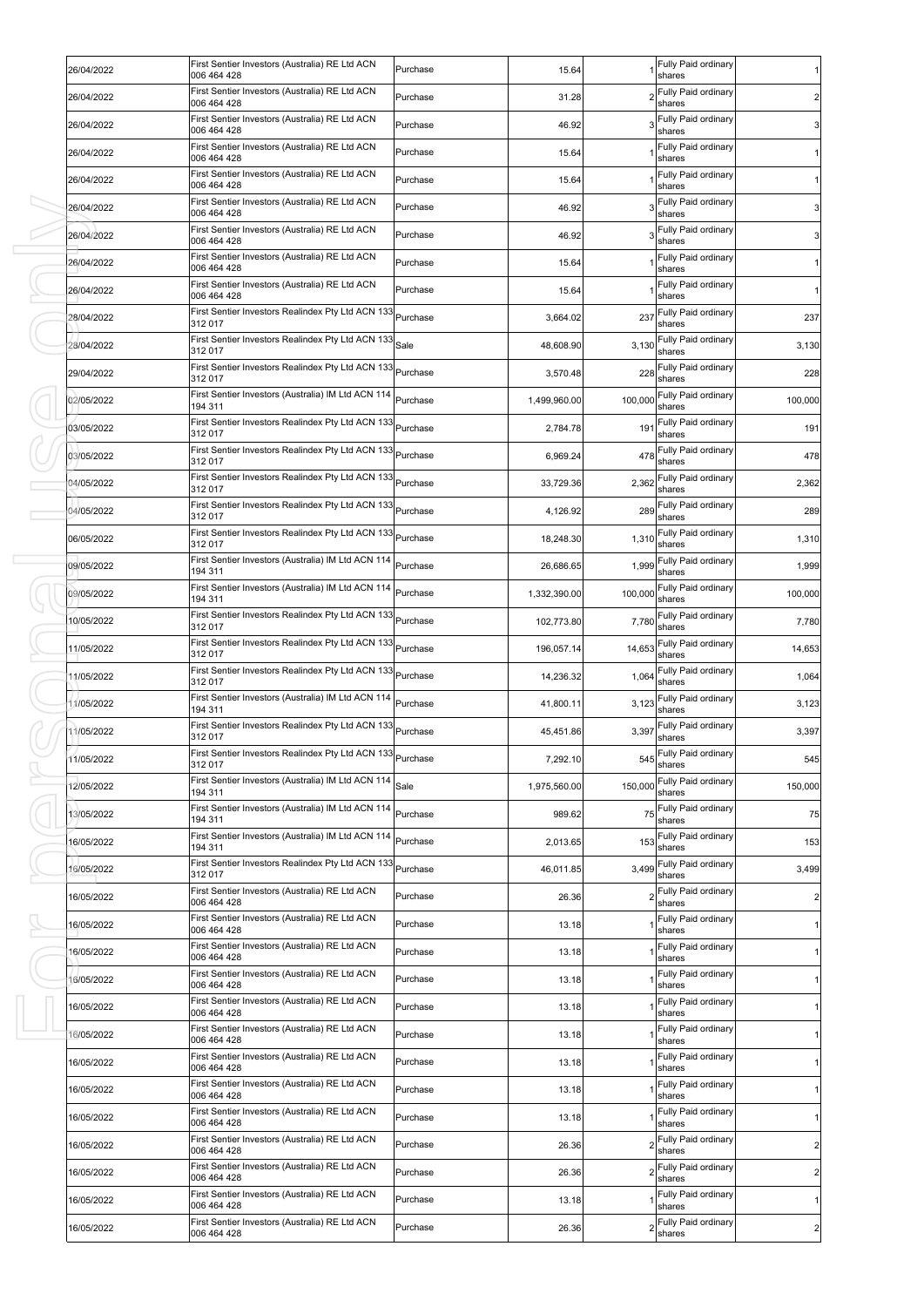| | | | | | | |
|---|---|---|---|---|---|---|
| 26/04/2022 | First Sentier Investors (Australia) RE Ltd ACN 006 464 428 | Purchase | 15.64 | 1 | Fully Paid ordinary shares | 1 |
| 26/04/2022 | First Sentier Investors (Australia) RE Ltd ACN 006 464 428 | Purchase | 31.28 | 2 | Fully Paid ordinary shares | 2 |
| 26/04/2022 | First Sentier Investors (Australia) RE Ltd ACN 006 464 428 | Purchase | 46.92 | 3 | Fully Paid ordinary shares | 3 |
| 26/04/2022 | First Sentier Investors (Australia) RE Ltd ACN 006 464 428 | Purchase | 15.64 | 1 | Fully Paid ordinary shares | 1 |
| 26/04/2022 | First Sentier Investors (Australia) RE Ltd ACN 006 464 428 | Purchase | 15.64 | 1 | Fully Paid ordinary shares | 1 |
| 26/04/2022 | First Sentier Investors (Australia) RE Ltd ACN 006 464 428 | Purchase | 46.92 | 3 | Fully Paid ordinary shares | 3 |
| 26/04/2022 | First Sentier Investors (Australia) RE Ltd ACN 006 464 428 | Purchase | 46.92 | 3 | Fully Paid ordinary shares | 3 |
| 26/04/2022 | First Sentier Investors (Australia) RE Ltd ACN 006 464 428 | Purchase | 15.64 | 1 | Fully Paid ordinary shares | 1 |
| 26/04/2022 | First Sentier Investors (Australia) RE Ltd ACN 006 464 428 | Purchase | 15.64 | 1 | Fully Paid ordinary shares | 1 |
| 28/04/2022 | First Sentier Investors Realindex Pty Ltd ACN 133 312 017 | Purchase | 3,664.02 | 237 | Fully Paid ordinary shares | 237 |
| 28/04/2022 | First Sentier Investors Realindex Pty Ltd ACN 133 312 017 | Sale | 48,608.90 | 3,130 | Fully Paid ordinary shares | 3,130 |
| 29/04/2022 | First Sentier Investors Realindex Pty Ltd ACN 133 312 017 | Purchase | 3,570.48 | 228 | Fully Paid ordinary shares | 228 |
| 02/05/2022 | First Sentier Investors (Australia) IM Ltd ACN 114 194 311 | Purchase | 1,499,960.00 | 100,000 | Fully Paid ordinary shares | 100,000 |
| 03/05/2022 | First Sentier Investors Realindex Pty Ltd ACN 133 312 017 | Purchase | 2,784.78 | 191 | Fully Paid ordinary shares | 191 |
| 03/05/2022 | First Sentier Investors Realindex Pty Ltd ACN 133 312 017 | Purchase | 6,969.24 | 478 | Fully Paid ordinary shares | 478 |
| 04/05/2022 | First Sentier Investors Realindex Pty Ltd ACN 133 312 017 | Purchase | 33,729.36 | 2,362 | Fully Paid ordinary shares | 2,362 |
| 04/05/2022 | First Sentier Investors Realindex Pty Ltd ACN 133 312 017 | Purchase | 4,126.92 | 289 | Fully Paid ordinary shares | 289 |
| 06/05/2022 | First Sentier Investors Realindex Pty Ltd ACN 133 312 017 | Purchase | 18,248.30 | 1,310 | Fully Paid ordinary shares | 1,310 |
| 09/05/2022 | First Sentier Investors (Australia) IM Ltd ACN 114 194 311 | Purchase | 26,686.65 | 1,999 | Fully Paid ordinary shares | 1,999 |
| 09/05/2022 | First Sentier Investors (Australia) IM Ltd ACN 114 194 311 | Purchase | 1,332,390.00 | 100,000 | Fully Paid ordinary shares | 100,000 |
| 10/05/2022 | First Sentier Investors Realindex Pty Ltd ACN 133 312 017 | Purchase | 102,773.80 | 7,780 | Fully Paid ordinary shares | 7,780 |
| 11/05/2022 | First Sentier Investors Realindex Pty Ltd ACN 133 312 017 | Purchase | 196,057.14 | 14,653 | Fully Paid ordinary shares | 14,653 |
| 11/05/2022 | First Sentier Investors Realindex Pty Ltd ACN 133 312 017 | Purchase | 14,236.32 | 1,064 | Fully Paid ordinary shares | 1,064 |
| 11/05/2022 | First Sentier Investors (Australia) IM Ltd ACN 114 194 311 | Purchase | 41,800.11 | 3,123 | Fully Paid ordinary shares | 3,123 |
| 11/05/2022 | First Sentier Investors Realindex Pty Ltd ACN 133 312 017 | Purchase | 45,451.86 | 3,397 | Fully Paid ordinary shares | 3,397 |
| 11/05/2022 | First Sentier Investors Realindex Pty Ltd ACN 133 312 017 | Purchase | 7,292.10 | 545 | Fully Paid ordinary shares | 545 |
| 12/05/2022 | First Sentier Investors (Australia) IM Ltd ACN 114 194 311 | Sale | 1,975,560.00 | 150,000 | Fully Paid ordinary shares | 150,000 |
| 13/05/2022 | First Sentier Investors (Australia) IM Ltd ACN 114 194 311 | Purchase | 989.62 | 75 | Fully Paid ordinary shares | 75 |
| 16/05/2022 | First Sentier Investors (Australia) IM Ltd ACN 114 194 311 | Purchase | 2,013.65 | 153 | Fully Paid ordinary shares | 153 |
| 16/05/2022 | First Sentier Investors Realindex Pty Ltd ACN 133 312 017 | Purchase | 46,011.85 | 3,499 | Fully Paid ordinary shares | 3,499 |
| 16/05/2022 | First Sentier Investors (Australia) RE Ltd ACN 006 464 428 | Purchase | 26.36 | 2 | Fully Paid ordinary shares | 2 |
| 16/05/2022 | First Sentier Investors (Australia) RE Ltd ACN 006 464 428 | Purchase | 13.18 | 1 | Fully Paid ordinary shares | 1 |
| 16/05/2022 | First Sentier Investors (Australia) RE Ltd ACN 006 464 428 | Purchase | 13.18 | 1 | Fully Paid ordinary shares | 1 |
| 16/05/2022 | First Sentier Investors (Australia) RE Ltd ACN 006 464 428 | Purchase | 13.18 | 1 | Fully Paid ordinary shares | 1 |
| 16/05/2022 | First Sentier Investors (Australia) RE Ltd ACN 006 464 428 | Purchase | 13.18 | 1 | Fully Paid ordinary shares | 1 |
| 16/05/2022 | First Sentier Investors (Australia) RE Ltd ACN 006 464 428 | Purchase | 13.18 | 1 | Fully Paid ordinary shares | 1 |
| 16/05/2022 | First Sentier Investors (Australia) RE Ltd ACN 006 464 428 | Purchase | 13.18 | 1 | Fully Paid ordinary shares | 1 |
| 16/05/2022 | First Sentier Investors (Australia) RE Ltd ACN 006 464 428 | Purchase | 13.18 | 1 | Fully Paid ordinary shares | 1 |
| 16/05/2022 | First Sentier Investors (Australia) RE Ltd ACN 006 464 428 | Purchase | 13.18 | 1 | Fully Paid ordinary shares | 1 |
| 16/05/2022 | First Sentier Investors (Australia) RE Ltd ACN 006 464 428 | Purchase | 26.36 | 2 | Fully Paid ordinary shares | 2 |
| 16/05/2022 | First Sentier Investors (Australia) RE Ltd ACN 006 464 428 | Purchase | 26.36 | 2 | Fully Paid ordinary shares | 2 |
| 16/05/2022 | First Sentier Investors (Australia) RE Ltd ACN 006 464 428 | Purchase | 13.18 | 1 | Fully Paid ordinary shares | 1 |
| 16/05/2022 | First Sentier Investors (Australia) RE Ltd ACN 006 464 428 | Purchase | 26.36 | 2 | Fully Paid ordinary shares | 2 |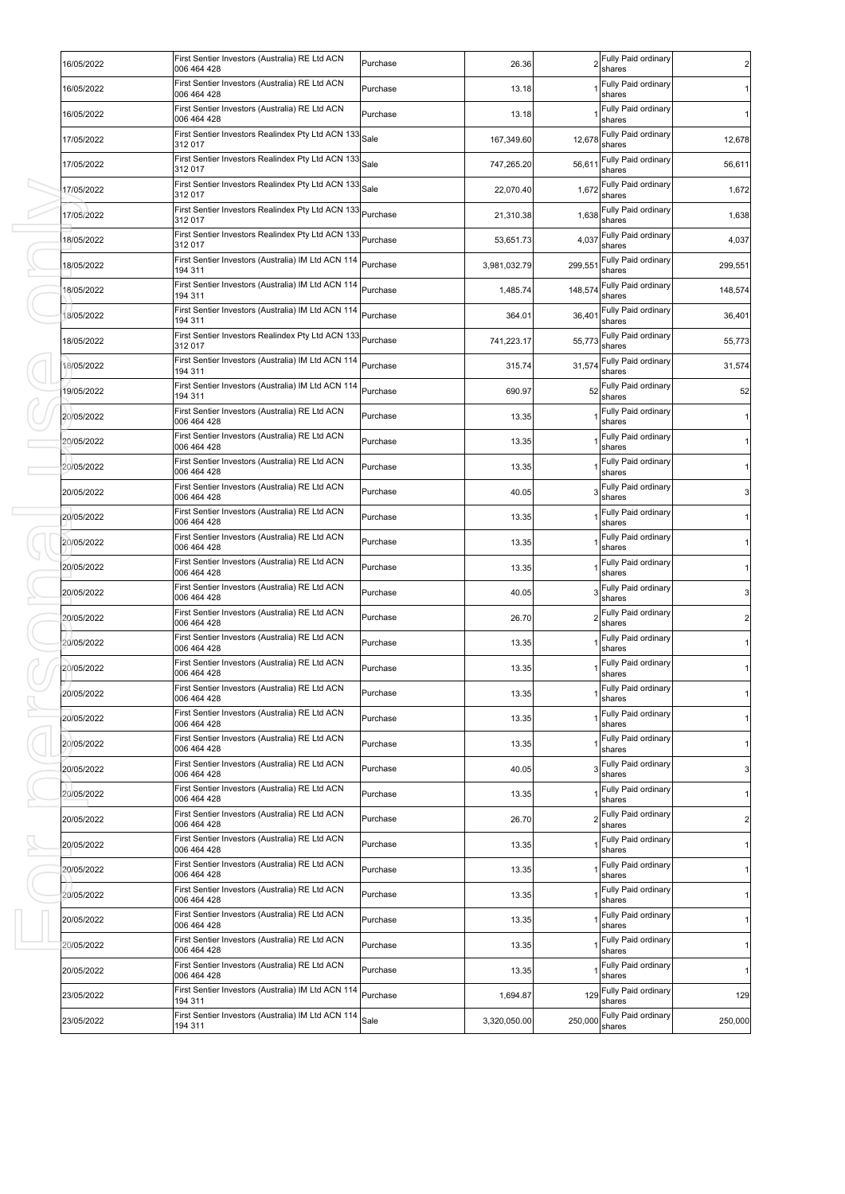| | | | | | | |
|---|---|---|---|---|---|---|
| 16/05/2022 | First Sentier Investors (Australia) RE Ltd ACN 006 464 428 | Purchase | 26.36 | 2 | Fully Paid ordinary shares | 2 |
| 16/05/2022 | First Sentier Investors (Australia) RE Ltd ACN 006 464 428 | Purchase | 13.18 | 1 | Fully Paid ordinary shares | 1 |
| 16/05/2022 | First Sentier Investors (Australia) RE Ltd ACN 006 464 428 | Purchase | 13.18 | 1 | Fully Paid ordinary shares | 1 |
| 17/05/2022 | First Sentier Investors Realindex Pty Ltd ACN 133 312 017 | Sale | 167,349.60 | 12,678 | Fully Paid ordinary shares | 12,678 |
| 17/05/2022 | First Sentier Investors Realindex Pty Ltd ACN 133 312 017 | Sale | 747,265.20 | 56,611 | Fully Paid ordinary shares | 56,611 |
| 17/05/2022 | First Sentier Investors Realindex Pty Ltd ACN 133 312 017 | Sale | 22,070.40 | 1,672 | Fully Paid ordinary shares | 1,672 |
| 17/05/2022 | First Sentier Investors Realindex Pty Ltd ACN 133 312 017 | Purchase | 21,310.38 | 1,638 | Fully Paid ordinary shares | 1,638 |
| 18/05/2022 | First Sentier Investors Realindex Pty Ltd ACN 133 312 017 | Purchase | 53,651.73 | 4,037 | Fully Paid ordinary shares | 4,037 |
| 18/05/2022 | First Sentier Investors (Australia) IM Ltd ACN 114 194 311 | Purchase | 3,981,032.79 | 299,551 | Fully Paid ordinary shares | 299,551 |
| 18/05/2022 | First Sentier Investors (Australia) IM Ltd ACN 114 194 311 | Purchase | 1,485.74 | 148,574 | Fully Paid ordinary shares | 148,574 |
| 18/05/2022 | First Sentier Investors (Australia) IM Ltd ACN 114 194 311 | Purchase | 364.01 | 36,401 | Fully Paid ordinary shares | 36,401 |
| 18/05/2022 | First Sentier Investors Realindex Pty Ltd ACN 133 312 017 | Purchase | 741,223.17 | 55,773 | Fully Paid ordinary shares | 55,773 |
| 18/05/2022 | First Sentier Investors (Australia) IM Ltd ACN 114 194 311 | Purchase | 315.74 | 31,574 | Fully Paid ordinary shares | 31,574 |
| 19/05/2022 | First Sentier Investors (Australia) IM Ltd ACN 114 194 311 | Purchase | 690.97 | 52 | Fully Paid ordinary shares | 52 |
| 20/05/2022 | First Sentier Investors (Australia) RE Ltd ACN 006 464 428 | Purchase | 13.35 | 1 | Fully Paid ordinary shares | 1 |
| 20/05/2022 | First Sentier Investors (Australia) RE Ltd ACN 006 464 428 | Purchase | 13.35 | 1 | Fully Paid ordinary shares | 1 |
| 20/05/2022 | First Sentier Investors (Australia) RE Ltd ACN 006 464 428 | Purchase | 13.35 | 1 | Fully Paid ordinary shares | 1 |
| 20/05/2022 | First Sentier Investors (Australia) RE Ltd ACN 006 464 428 | Purchase | 40.05 | 3 | Fully Paid ordinary shares | 3 |
| 20/05/2022 | First Sentier Investors (Australia) RE Ltd ACN 006 464 428 | Purchase | 13.35 | 1 | Fully Paid ordinary shares | 1 |
| 20/05/2022 | First Sentier Investors (Australia) RE Ltd ACN 006 464 428 | Purchase | 13.35 | 1 | Fully Paid ordinary shares | 1 |
| 20/05/2022 | First Sentier Investors (Australia) RE Ltd ACN 006 464 428 | Purchase | 13.35 | 1 | Fully Paid ordinary shares | 1 |
| 20/05/2022 | First Sentier Investors (Australia) RE Ltd ACN 006 464 428 | Purchase | 40.05 | 3 | Fully Paid ordinary shares | 3 |
| 20/05/2022 | First Sentier Investors (Australia) RE Ltd ACN 006 464 428 | Purchase | 26.70 | 2 | Fully Paid ordinary shares | 2 |
| 20/05/2022 | First Sentier Investors (Australia) RE Ltd ACN 006 464 428 | Purchase | 13.35 | 1 | Fully Paid ordinary shares | 1 |
| 20/05/2022 | First Sentier Investors (Australia) RE Ltd ACN 006 464 428 | Purchase | 13.35 | 1 | Fully Paid ordinary shares | 1 |
| 20/05/2022 | First Sentier Investors (Australia) RE Ltd ACN 006 464 428 | Purchase | 13.35 | 1 | Fully Paid ordinary shares | 1 |
| 20/05/2022 | First Sentier Investors (Australia) RE Ltd ACN 006 464 428 | Purchase | 13.35 | 1 | Fully Paid ordinary shares | 1 |
| 20/05/2022 | First Sentier Investors (Australia) RE Ltd ACN 006 464 428 | Purchase | 13.35 | 1 | Fully Paid ordinary shares | 1 |
| 20/05/2022 | First Sentier Investors (Australia) RE Ltd ACN 006 464 428 | Purchase | 40.05 | 3 | Fully Paid ordinary shares | 3 |
| 20/05/2022 | First Sentier Investors (Australia) RE Ltd ACN 006 464 428 | Purchase | 13.35 | 1 | Fully Paid ordinary shares | 1 |
| 20/05/2022 | First Sentier Investors (Australia) RE Ltd ACN 006 464 428 | Purchase | 26.70 | 2 | Fully Paid ordinary shares | 2 |
| 20/05/2022 | First Sentier Investors (Australia) RE Ltd ACN 006 464 428 | Purchase | 13.35 | 1 | Fully Paid ordinary shares | 1 |
| 20/05/2022 | First Sentier Investors (Australia) RE Ltd ACN 006 464 428 | Purchase | 13.35 | 1 | Fully Paid ordinary shares | 1 |
| 20/05/2022 | First Sentier Investors (Australia) RE Ltd ACN 006 464 428 | Purchase | 13.35 | 1 | Fully Paid ordinary shares | 1 |
| 20/05/2022 | First Sentier Investors (Australia) RE Ltd ACN 006 464 428 | Purchase | 13.35 | 1 | Fully Paid ordinary shares | 1 |
| 20/05/2022 | First Sentier Investors (Australia) RE Ltd ACN 006 464 428 | Purchase | 13.35 | 1 | Fully Paid ordinary shares | 1 |
| 20/05/2022 | First Sentier Investors (Australia) RE Ltd ACN 006 464 428 | Purchase | 13.35 | 1 | Fully Paid ordinary shares | 1 |
| 23/05/2022 | First Sentier Investors (Australia) IM Ltd ACN 114 194 311 | Purchase | 1,694.87 | 129 | Fully Paid ordinary shares | 129 |
| 23/05/2022 | First Sentier Investors (Australia) IM Ltd ACN 114 194 311 | Sale | 3,320,050.00 | 250,000 | Fully Paid ordinary shares | 250,000 |